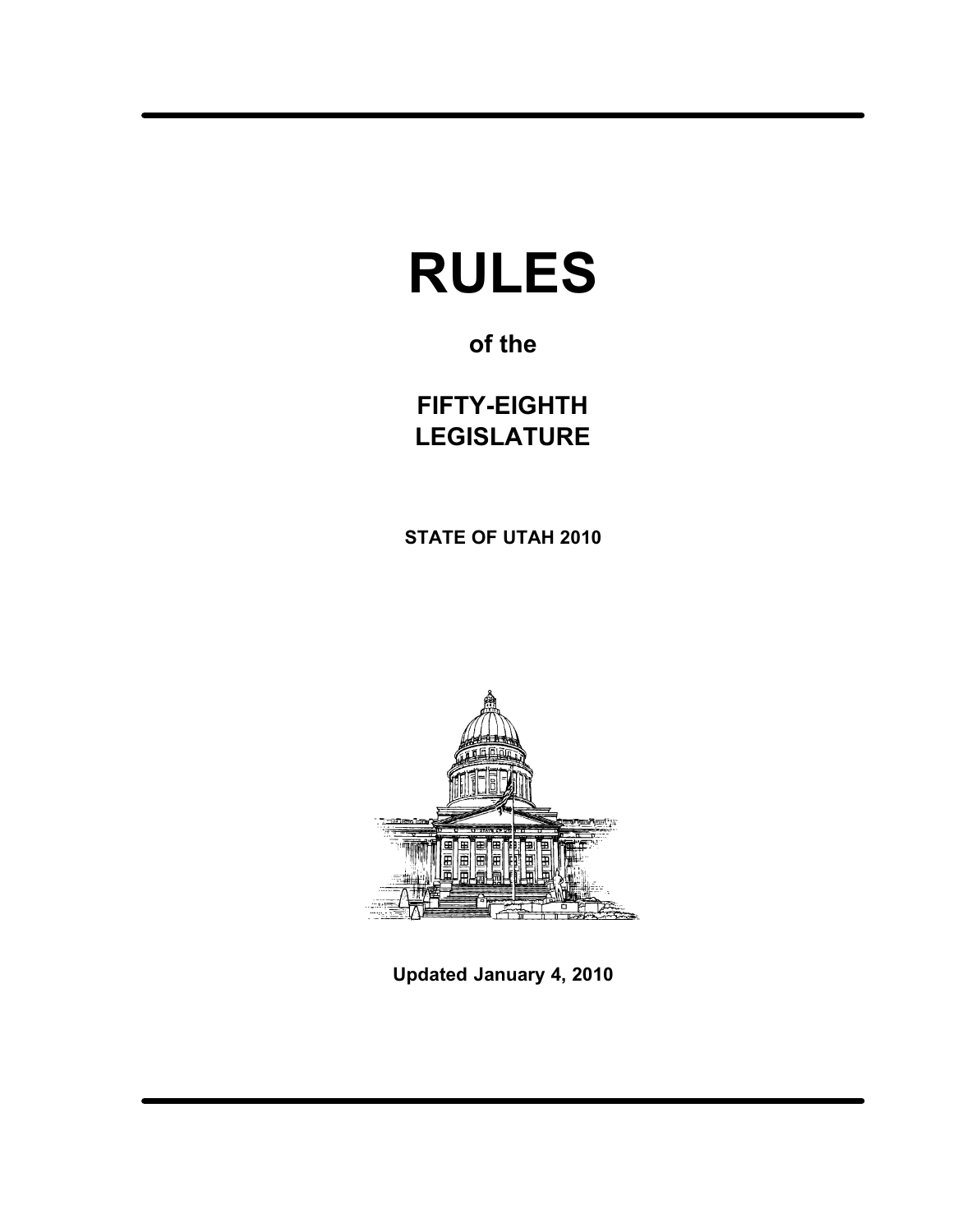# RULES

**of the**

## FIFTY-EIGHTH LEGISLATURE

**STATE OF UTAH 2010**

**Updated January 4, 2010**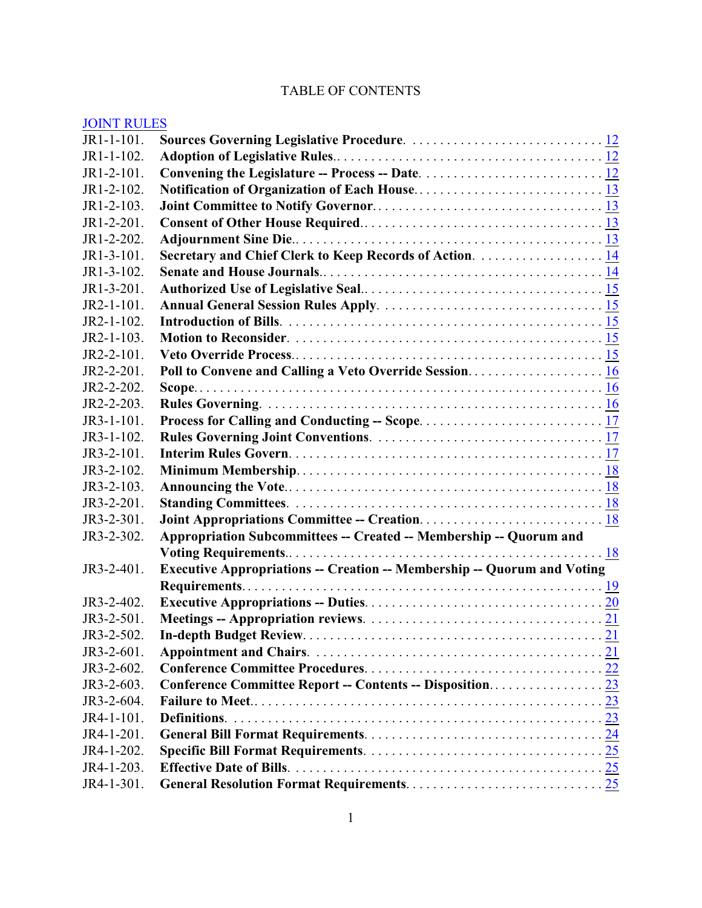# TABLE OF CONTENTS

[JOINT RULES]

| | | |
|---|---|---|
| JR1-1-101. | **Sources Governing Legislative Procedure.** | 12 |
| JR1-1-102. | **Adoption of Legislative Rules.** | 12 |
| JR1-2-101. | **Convening the Legislature -- Process -- Date.** | 12 |
| JR1-2-102. | **Notification of Organization of Each House.** | 13 |
| JR1-2-103. | **Joint Committee to Notify Governor.** | 13 |
| JR1-2-201. | **Consent of Other House Required.** | 13 |
| JR1-2-202. | **Adjournment Sine Die.** | 13 |
| JR1-3-101. | **Secretary and Chief Clerk to Keep Records of Action.** | 14 |
| JR1-3-102. | **Senate and House Journals.** | 14 |
| JR1-3-201. | **Authorized Use of Legislative Seal.** | 15 |
| JR2-1-101. | **Annual General Session Rules Apply.** | 15 |
| JR2-1-102. | **Introduction of Bills.** | 15 |
| JR2-1-103. | **Motion to Reconsider.** | 15 |
| JR2-2-101. | **Veto Override Process.** | 15 |
| JR2-2-201. | **Poll to Convene and Calling a Veto Override Session.** | 16 |
| JR2-2-202. | **Scope.** | 16 |
| JR2-2-203. | **Rules Governing.** | 16 |
| JR3-1-101. | **Process for Calling and Conducting -- Scope.** | 17 |
| JR3-1-102. | **Rules Governing Joint Conventions.** | 17 |
| JR3-2-101. | **Interim Rules Govern.** | 17 |
| JR3-2-102. | **Minimum Membership.** | 18 |
| JR3-2-103. | **Announcing the Vote.** | 18 |
| JR3-2-201. | **Standing Committees.** | 18 |
| JR3-2-301. | **Joint Appropriations Committee -- Creation.** | 18 |
| JR3-2-302. | **Appropriation Subcommittees -- Created -- Membership -- Quorum and Voting Requirements.** | 18 |
| JR3-2-401. | **Executive Appropriations -- Creation -- Membership -- Quorum and Voting Requirements.** | 19 |
| JR3-2-402. | **Executive Appropriations -- Duties.** | 20 |
| JR3-2-501. | **Meetings -- Appropriation reviews.** | 21 |
| JR3-2-502. | **In-depth Budget Review.** | 21 |
| JR3-2-601. | **Appointment and Chairs.** | 21 |
| JR3-2-602. | **Conference Committee Procedures.** | 22 |
| JR3-2-603. | **Conference Committee Report -- Contents -- Disposition.** | 23 |
| JR3-2-604. | **Failure to Meet.** | 23 |
| JR4-1-101. | **Definitions.** | 23 |
| JR4-1-201. | **General Bill Format Requirements.** | 24 |
| JR4-1-202. | **Specific Bill Format Requirements.** | 25 |
| JR4-1-203. | **Effective Date of Bills.** | 25 |
| JR4-1-301. | **General Resolution Format Requirements.** | 25 |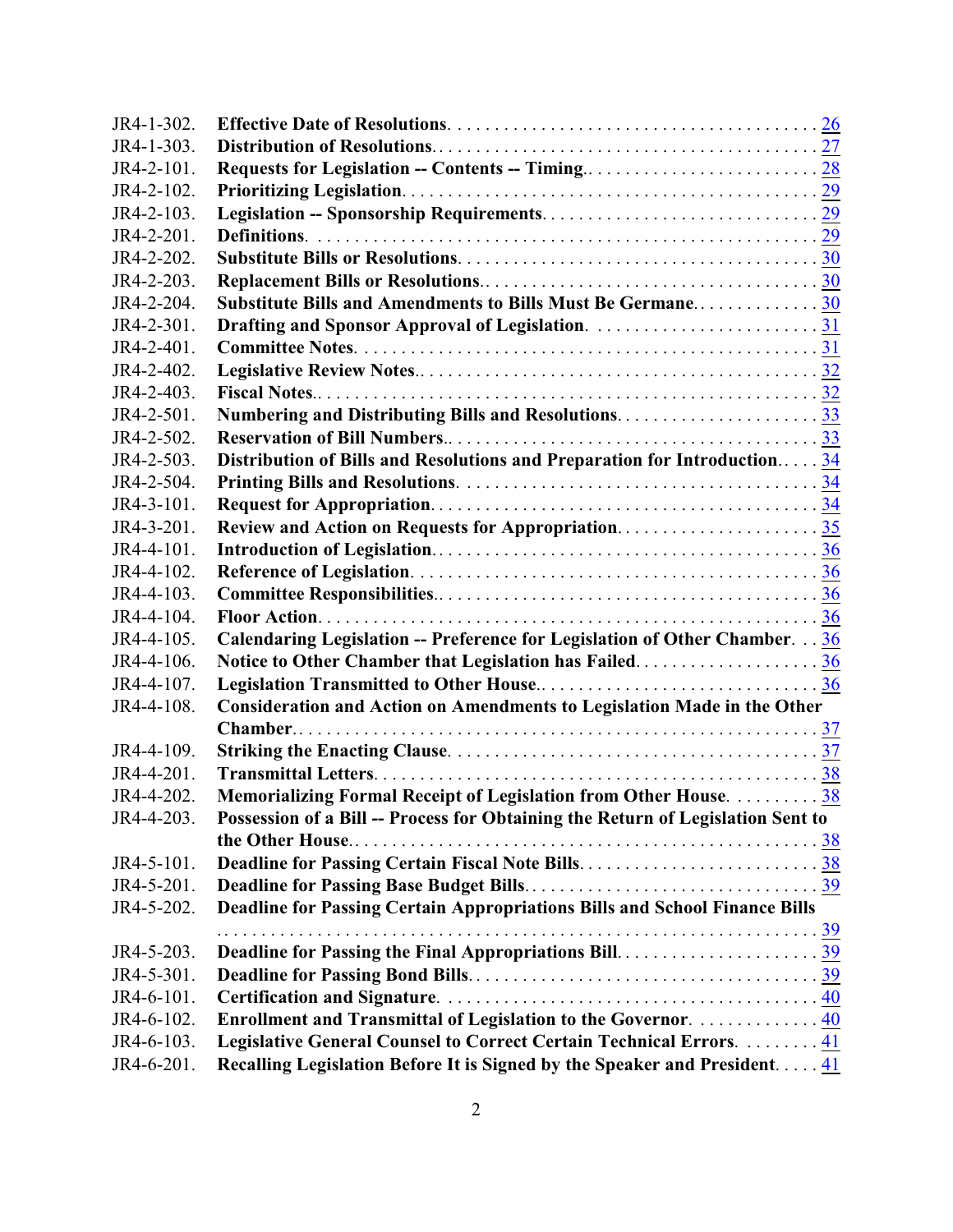| | | |
|---|---|---|
| JR4-1-302. | **Effective Date of Resolutions.** | 26 |
| JR4-1-303. | **Distribution of Resolutions.** | 27 |
| JR4-2-101. | **Requests for Legislation -- Contents -- Timing.** | 28 |
| JR4-2-102. | **Prioritizing Legislation.** | 29 |
| JR4-2-103. | **Legislation -- Sponsorship Requirements.** | 29 |
| JR4-2-201. | **Definitions.** | 29 |
| JR4-2-202. | **Substitute Bills or Resolutions.** | 30 |
| JR4-2-203. | **Replacement Bills or Resolutions.** | 30 |
| JR4-2-204. | **Substitute Bills and Amendments to Bills Must Be Germane.** | 30 |
| JR4-2-301. | **Drafting and Sponsor Approval of Legislation.** | 31 |
| JR4-2-401. | **Committee Notes.** | 31 |
| JR4-2-402. | **Legislative Review Notes.** | 32 |
| JR4-2-403. | **Fiscal Notes.** | 32 |
| JR4-2-501. | **Numbering and Distributing Bills and Resolutions.** | 33 |
| JR4-2-502. | **Reservation of Bill Numbers.** | 33 |
| JR4-2-503. | **Distribution of Bills and Resolutions and Preparation for Introduction.** | 34 |
| JR4-2-504. | **Printing Bills and Resolutions.** | 34 |
| JR4-3-101. | **Request for Appropriation.** | 34 |
| JR4-3-201. | **Review and Action on Requests for Appropriation.** | 35 |
| JR4-4-101. | **Introduction of Legislation.** | 36 |
| JR4-4-102. | **Reference of Legislation.** | 36 |
| JR4-4-103. | **Committee Responsibilities.** | 36 |
| JR4-4-104. | **Floor Action.** | 36 |
| JR4-4-105. | **Calendaring Legislation -- Preference for Legislation of Other Chamber.** | 36 |
| JR4-4-106. | **Notice to Other Chamber that Legislation has Failed.** | 36 |
| JR4-4-107. | **Legislation Transmitted to Other House.** | 36 |
| JR4-4-108. | **Consideration and Action on Amendments to Legislation Made in the Other Chamber.** | 37 |
| JR4-4-109. | **Striking the Enacting Clause.** | 37 |
| JR4-4-201. | **Transmittal Letters.** | 38 |
| JR4-4-202. | **Memorializing Formal Receipt of Legislation from Other House.** | 38 |
| JR4-4-203. | **Possession of a Bill -- Process for Obtaining the Return of Legislation Sent to the Other House.** | 38 |
| JR4-5-101. | **Deadline for Passing Certain Fiscal Note Bills.** | 38 |
| JR4-5-201. | **Deadline for Passing Base Budget Bills.** | 39 |
| JR4-5-202. | **Deadline for Passing Certain Appropriations Bills and School Finance Bills** | 39 |
| JR4-5-203. | **Deadline for Passing the Final Appropriations Bill.** | 39 |
| JR4-5-301. | **Deadline for Passing Bond Bills.** | 39 |
| JR4-6-101. | **Certification and Signature.** | 40 |
| JR4-6-102. | **Enrollment and Transmittal of Legislation to the Governor.** | 40 |
| JR4-6-103. | **Legislative General Counsel to Correct Certain Technical Errors.** | 41 |
| JR4-6-201. | **Recalling Legislation Before It is Signed by the Speaker and President.** | 41 |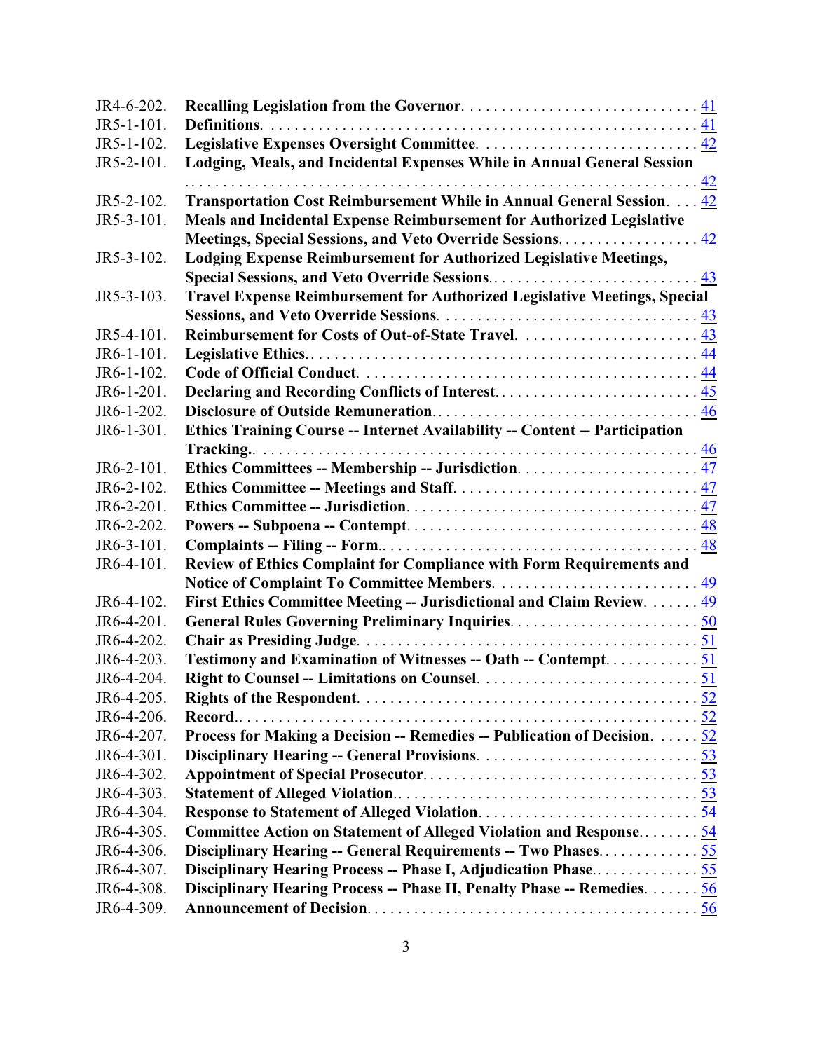| | | |
|---|---|---|
| JR4-6-202. | **Recalling Legislation from the Governor** | 41 |
| JR5-1-101. | **Definitions** | 41 |
| JR5-1-102. | **Legislative Expenses Oversight Committee** | 42 |
| JR5-2-101. | **Lodging, Meals, and Incidental Expenses While in Annual General Session** | 42 |
| JR5-2-102. | **Transportation Cost Reimbursement While in Annual General Session** | 42 |
| JR5-3-101. | **Meals and Incidental Expense Reimbursement for Authorized Legislative Meetings, Special Sessions, and Veto Override Sessions** | 42 |
| JR5-3-102. | **Lodging Expense Reimbursement for Authorized Legislative Meetings, Special Sessions, and Veto Override Sessions.** | 43 |
| JR5-3-103. | **Travel Expense Reimbursement for Authorized Legislative Meetings, Special Sessions, and Veto Override Sessions** | 43 |
| JR5-4-101. | **Reimbursement for Costs of Out-of-State Travel** | 43 |
| JR6-1-101. | **Legislative Ethics.** | 44 |
| JR6-1-102. | **Code of Official Conduct** | 44 |
| JR6-1-201. | **Declaring and Recording Conflicts of Interest.** | 45 |
| JR6-1-202. | **Disclosure of Outside Remuneration.** | 46 |
| JR6-1-301. | **Ethics Training Course -- Internet Availability -- Content -- Participation Tracking.** | 46 |
| JR6-2-101. | **Ethics Committees -- Membership -- Jurisdiction** | 47 |
| JR6-2-102. | **Ethics Committee -- Meetings and Staff** | 47 |
| JR6-2-201. | **Ethics Committee -- Jurisdiction** | 47 |
| JR6-2-202. | **Powers -- Subpoena -- Contempt** | 48 |
| JR6-3-101. | **Complaints -- Filing -- Form.** | 48 |
| JR6-4-101. | **Review of Ethics Complaint for Compliance with Form Requirements and Notice of Complaint To Committee Members** | 49 |
| JR6-4-102. | **First Ethics Committee Meeting -- Jurisdictional and Claim Review** | 49 |
| JR6-4-201. | **General Rules Governing Preliminary Inquiries** | 50 |
| JR6-4-202. | **Chair as Presiding Judge** | 51 |
| JR6-4-203. | **Testimony and Examination of Witnesses -- Oath -- Contempt** | 51 |
| JR6-4-204. | **Right to Counsel -- Limitations on Counsel** | 51 |
| JR6-4-205. | **Rights of the Respondent** | 52 |
| JR6-4-206. | **Record.** | 52 |
| JR6-4-207. | **Process for Making a Decision -- Remedies -- Publication of Decision** | 52 |
| JR6-4-301. | **Disciplinary Hearing -- General Provisions** | 53 |
| JR6-4-302. | **Appointment of Special Prosecutor** | 53 |
| JR6-4-303. | **Statement of Alleged Violation.** | 53 |
| JR6-4-304. | **Response to Statement of Alleged Violation** | 54 |
| JR6-4-305. | **Committee Action on Statement of Alleged Violation and Response.** | 54 |
| JR6-4-306. | **Disciplinary Hearing -- General Requirements -- Two Phases.** | 55 |
| JR6-4-307. | **Disciplinary Hearing Process -- Phase I, Adjudication Phase.** | 55 |
| JR6-4-308. | **Disciplinary Hearing Process -- Phase II, Penalty Phase -- Remedies** | 56 |
| JR6-4-309. | **Announcement of Decision** | 56 |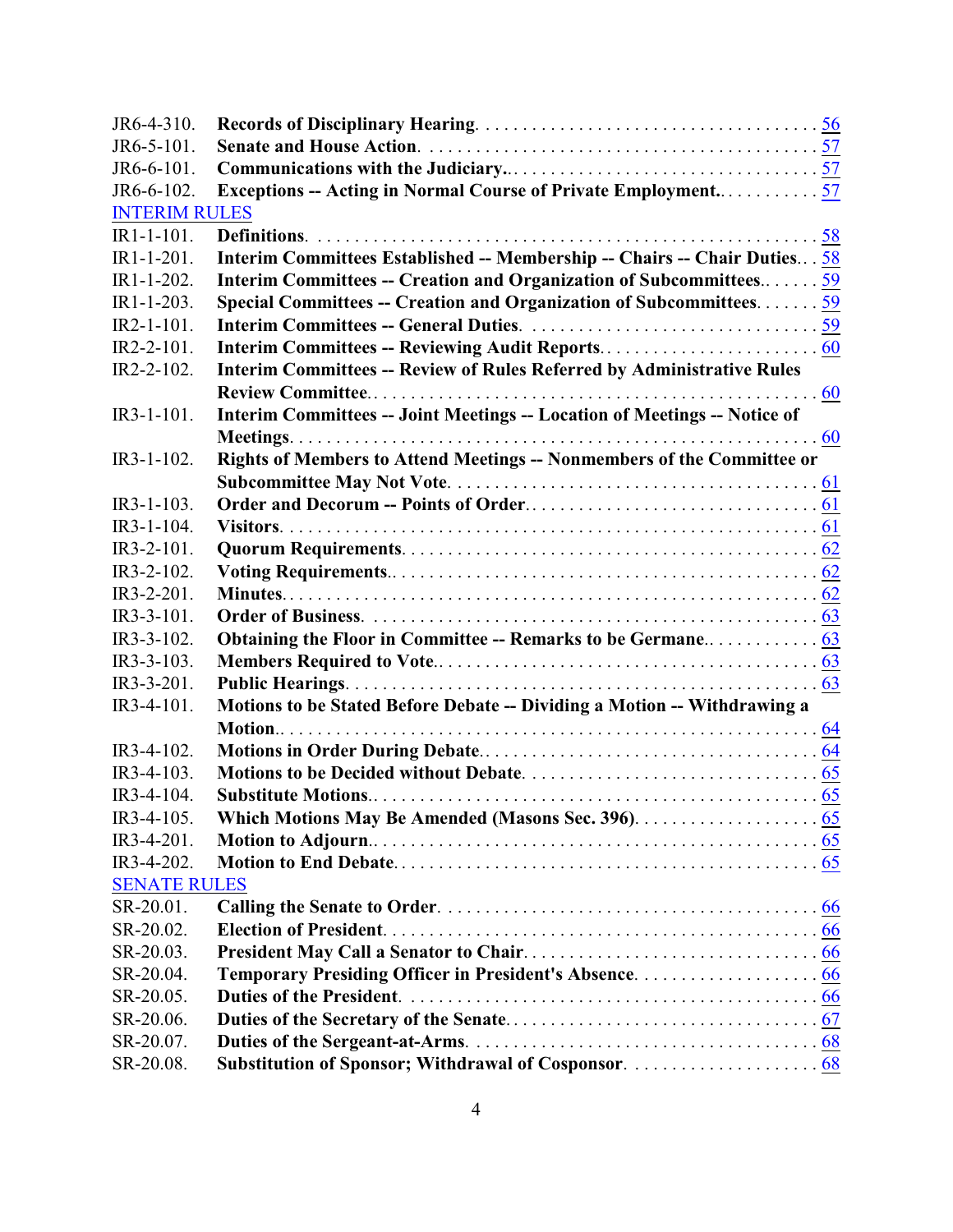| | | |
|---|---|---|
| JR6-4-310. | **Records of Disciplinary Hearing.** | 56 |
| JR6-5-101. | **Senate and House Action.** | 57 |
| JR6-6-101. | **Communications with the Judiciary.** | 57 |
| JR6-6-102. | **Exceptions -- Acting in Normal Course of Private Employment.** | 57 |

INTERIM RULES

| | | |
|---|---|---|
| IR1-1-101. | **Definitions.** | 58 |
| IR1-1-201. | **Interim Committees Established -- Membership -- Chairs -- Chair Duties.** | 58 |
| IR1-1-202. | **Interim Committees -- Creation and Organization of Subcommittees.** | 59 |
| IR1-1-203. | **Special Committees -- Creation and Organization of Subcommittees.** | 59 |
| IR2-1-101. | **Interim Committees -- General Duties.** | 59 |
| IR2-2-101. | **Interim Committees -- Reviewing Audit Reports.** | 60 |
| IR2-2-102. | **Interim Committees -- Review of Rules Referred by Administrative Rules Review Committee.** | 60 |
| IR3-1-101. | **Interim Committees -- Joint Meetings -- Location of Meetings -- Notice of Meetings.** | 60 |
| IR3-1-102. | **Rights of Members to Attend Meetings -- Nonmembers of the Committee or Subcommittee May Not Vote.** | 61 |
| IR3-1-103. | **Order and Decorum -- Points of Order.** | 61 |
| IR3-1-104. | **Visitors.** | 61 |
| IR3-2-101. | **Quorum Requirements.** | 62 |
| IR3-2-102. | **Voting Requirements.** | 62 |
| IR3-2-201. | **Minutes.** | 62 |
| IR3-3-101. | **Order of Business.** | 63 |
| IR3-3-102. | **Obtaining the Floor in Committee -- Remarks to be Germane.** | 63 |
| IR3-3-103. | **Members Required to Vote.** | 63 |
| IR3-3-201. | **Public Hearings.** | 63 |
| IR3-4-101. | **Motions to be Stated Before Debate -- Dividing a Motion -- Withdrawing a Motion.** | 64 |
| IR3-4-102. | **Motions in Order During Debate.** | 64 |
| IR3-4-103. | **Motions to be Decided without Debate.** | 65 |
| IR3-4-104. | **Substitute Motions.** | 65 |
| IR3-4-105. | **Which Motions May Be Amended (Masons Sec. 396).** | 65 |
| IR3-4-201. | **Motion to Adjourn.** | 65 |
| IR3-4-202. | **Motion to End Debate.** | 65 |

SENATE RULES

| | | |
|---|---|---|
| SR-20.01. | **Calling the Senate to Order.** | 66 |
| SR-20.02. | **Election of President.** | 66 |
| SR-20.03. | **President May Call a Senator to Chair.** | 66 |
| SR-20.04. | **Temporary Presiding Officer in President's Absence.** | 66 |
| SR-20.05. | **Duties of the President.** | 66 |
| SR-20.06. | **Duties of the Secretary of the Senate.** | 67 |
| SR-20.07. | **Duties of the Sergeant-at-Arms.** | 68 |
| SR-20.08. | **Substitution of Sponsor; Withdrawal of Cosponsor.** | 68 |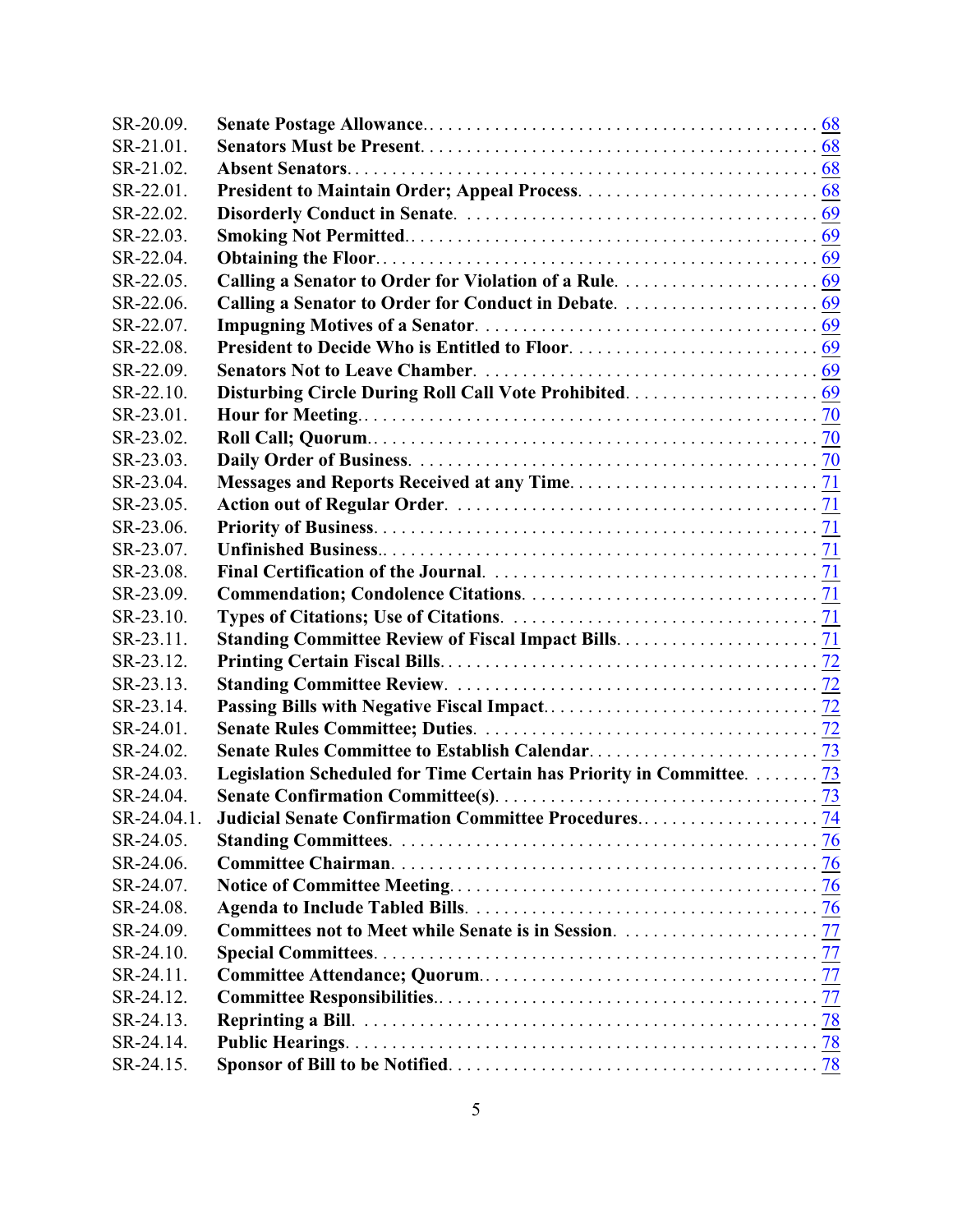| | | |
|---|---|---|
| SR-20.09. | **Senate Postage Allowance.** | 68 |
| SR-21.01. | **Senators Must be Present.** | 68 |
| SR-21.02. | **Absent Senators.** | 68 |
| SR-22.01. | **President to Maintain Order; Appeal Process.** | 68 |
| SR-22.02. | **Disorderly Conduct in Senate.** | 69 |
| SR-22.03. | **Smoking Not Permitted.** | 69 |
| SR-22.04. | **Obtaining the Floor.** | 69 |
| SR-22.05. | **Calling a Senator to Order for Violation of a Rule.** | 69 |
| SR-22.06. | **Calling a Senator to Order for Conduct in Debate.** | 69 |
| SR-22.07. | **Impugning Motives of a Senator.** | 69 |
| SR-22.08. | **President to Decide Who is Entitled to Floor.** | 69 |
| SR-22.09. | **Senators Not to Leave Chamber.** | 69 |
| SR-22.10. | **Disturbing Circle During Roll Call Vote Prohibited.** | 69 |
| SR-23.01. | **Hour for Meeting.** | 70 |
| SR-23.02. | **Roll Call; Quorum.** | 70 |
| SR-23.03. | **Daily Order of Business.** | 70 |
| SR-23.04. | **Messages and Reports Received at any Time.** | 71 |
| SR-23.05. | **Action out of Regular Order.** | 71 |
| SR-23.06. | **Priority of Business.** | 71 |
| SR-23.07. | **Unfinished Business.** | 71 |
| SR-23.08. | **Final Certification of the Journal.** | 71 |
| SR-23.09. | **Commendation; Condolence Citations.** | 71 |
| SR-23.10. | **Types of Citations; Use of Citations.** | 71 |
| SR-23.11. | **Standing Committee Review of Fiscal Impact Bills.** | 71 |
| SR-23.12. | **Printing Certain Fiscal Bills.** | 72 |
| SR-23.13. | **Standing Committee Review.** | 72 |
| SR-23.14. | **Passing Bills with Negative Fiscal Impact.** | 72 |
| SR-24.01. | **Senate Rules Committee; Duties.** | 72 |
| SR-24.02. | **Senate Rules Committee to Establish Calendar.** | 73 |
| SR-24.03. | **Legislation Scheduled for Time Certain has Priority in Committee.** | 73 |
| SR-24.04. | **Senate Confirmation Committee(s).** | 73 |
| SR-24.04.1. | **Judicial Senate Confirmation Committee Procedures.** | 74 |
| SR-24.05. | **Standing Committees.** | 76 |
| SR-24.06. | **Committee Chairman.** | 76 |
| SR-24.07. | **Notice of Committee Meeting.** | 76 |
| SR-24.08. | **Agenda to Include Tabled Bills.** | 76 |
| SR-24.09. | **Committees not to Meet while Senate is in Session.** | 77 |
| SR-24.10. | **Special Committees.** | 77 |
| SR-24.11. | **Committee Attendance; Quorum.** | 77 |
| SR-24.12. | **Committee Responsibilities.** | 77 |
| SR-24.13. | **Reprinting a Bill.** | 78 |
| SR-24.14. | **Public Hearings.** | 78 |
| SR-24.15. | **Sponsor of Bill to be Notified.** | 78 |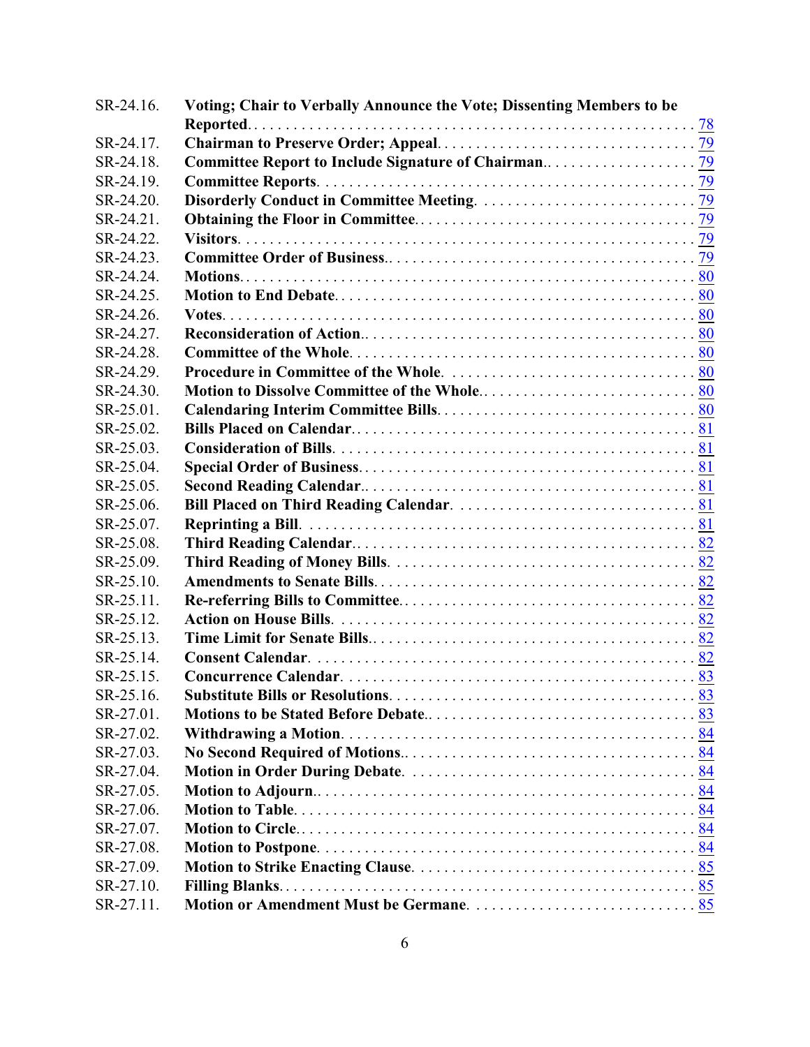| | | |
|---|---|---|
| SR-24.16. | **Voting; Chair to Verbally Announce the Vote; Dissenting Members to be Reported.** | 78 |
| SR-24.17. | **Chairman to Preserve Order; Appeal.** | 79 |
| SR-24.18. | **Committee Report to Include Signature of Chairman.** | 79 |
| SR-24.19. | **Committee Reports.** | 79 |
| SR-24.20. | **Disorderly Conduct in Committee Meeting.** | 79 |
| SR-24.21. | **Obtaining the Floor in Committee.** | 79 |
| SR-24.22. | **Visitors.** | 79 |
| SR-24.23. | **Committee Order of Business.** | 79 |
| SR-24.24. | **Motions.** | 80 |
| SR-24.25. | **Motion to End Debate.** | 80 |
| SR-24.26. | **Votes.** | 80 |
| SR-24.27. | **Reconsideration of Action.** | 80 |
| SR-24.28. | **Committee of the Whole.** | 80 |
| SR-24.29. | **Procedure in Committee of the Whole.** | 80 |
| SR-24.30. | **Motion to Dissolve Committee of the Whole.** | 80 |
| SR-25.01. | **Calendaring Interim Committee Bills.** | 80 |
| SR-25.02. | **Bills Placed on Calendar.** | 81 |
| SR-25.03. | **Consideration of Bills.** | 81 |
| SR-25.04. | **Special Order of Business.** | 81 |
| SR-25.05. | **Second Reading Calendar.** | 81 |
| SR-25.06. | **Bill Placed on Third Reading Calendar.** | 81 |
| SR-25.07. | **Reprinting a Bill.** | 81 |
| SR-25.08. | **Third Reading Calendar.** | 82 |
| SR-25.09. | **Third Reading of Money Bills.** | 82 |
| SR-25.10. | **Amendments to Senate Bills.** | 82 |
| SR-25.11. | **Re-referring Bills to Committee.** | 82 |
| SR-25.12. | **Action on House Bills.** | 82 |
| SR-25.13. | **Time Limit for Senate Bills.** | 82 |
| SR-25.14. | **Consent Calendar.** | 82 |
| SR-25.15. | **Concurrence Calendar.** | 83 |
| SR-25.16. | **Substitute Bills or Resolutions.** | 83 |
| SR-27.01. | **Motions to be Stated Before Debate.** | 83 |
| SR-27.02. | **Withdrawing a Motion.** | 84 |
| SR-27.03. | **No Second Required of Motions.** | 84 |
| SR-27.04. | **Motion in Order During Debate.** | 84 |
| SR-27.05. | **Motion to Adjourn.** | 84 |
| SR-27.06. | **Motion to Table.** | 84 |
| SR-27.07. | **Motion to Circle.** | 84 |
| SR-27.08. | **Motion to Postpone.** | 84 |
| SR-27.09. | **Motion to Strike Enacting Clause.** | 85 |
| SR-27.10. | **Filling Blanks.** | 85 |
| SR-27.11. | **Motion or Amendment Must be Germane.** | 85 |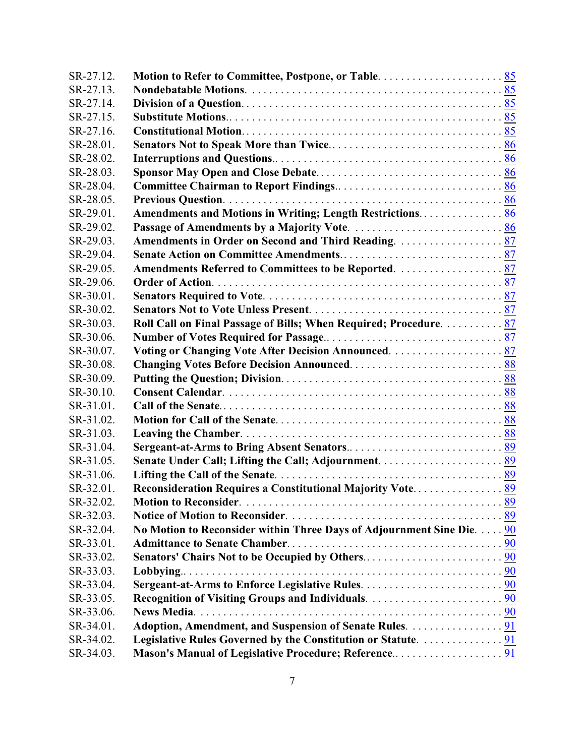| | | |
|---|---|---|
| SR-27.12. | **Motion to Refer to Committee, Postpone, or Table** | 85 |
| SR-27.13. | **Nondebatable Motions** | 85 |
| SR-27.14. | **Division of a Question** | 85 |
| SR-27.15. | **Substitute Motions.** | 85 |
| SR-27.16. | **Constitutional Motion** | 85 |
| SR-28.01. | **Senators Not to Speak More than Twice.** | 86 |
| SR-28.02. | **Interruptions and Questions.** | 86 |
| SR-28.03. | **Sponsor May Open and Close Debate** | 86 |
| SR-28.04. | **Committee Chairman to Report Findings.** | 86 |
| SR-28.05. | **Previous Question** | 86 |
| SR-29.01. | **Amendments and Motions in Writing; Length Restrictions** | 86 |
| SR-29.02. | **Passage of Amendments by a Majority Vote** | 86 |
| SR-29.03. | **Amendments in Order on Second and Third Reading** | 87 |
| SR-29.04. | **Senate Action on Committee Amendments.** | 87 |
| SR-29.05. | **Amendments Referred to Committees to be Reported** | 87 |
| SR-29.06. | **Order of Action** | 87 |
| SR-30.01. | **Senators Required to Vote** | 87 |
| SR-30.02. | **Senators Not to Vote Unless Present** | 87 |
| SR-30.03. | **Roll Call on Final Passage of Bills; When Required; Procedure** | 87 |
| SR-30.06. | **Number of Votes Required for Passage.** | 87 |
| SR-30.07. | **Voting or Changing Vote After Decision Announced** | 87 |
| SR-30.08. | **Changing Votes Before Decision Announced** | 88 |
| SR-30.09. | **Putting the Question; Division** | 88 |
| SR-30.10. | **Consent Calendar** | 88 |
| SR-31.01. | **Call of the Senate.** | 88 |
| SR-31.02. | **Motion for Call of the Senate** | 88 |
| SR-31.03. | **Leaving the Chamber** | 88 |
| SR-31.04. | **Sergeant-at-Arms to Bring Absent Senators.** | 89 |
| SR-31.05. | **Senate Under Call; Lifting the Call; Adjournment** | 89 |
| SR-31.06. | **Lifting the Call of the Senate** | 89 |
| SR-32.01. | **Reconsideration Requires a Constitutional Majority Vote** | 89 |
| SR-32.02. | **Motion to Reconsider** | 89 |
| SR-32.03. | **Notice of Motion to Reconsider** | 89 |
| SR-32.04. | **No Motion to Reconsider within Three Days of Adjournment Sine Die** | 90 |
| SR-33.01. | **Admittance to Senate Chamber** | 90 |
| SR-33.02. | **Senators' Chairs Not to be Occupied by Others.** | 90 |
| SR-33.03. | **Lobbying.** | 90 |
| SR-33.04. | **Sergeant-at-Arms to Enforce Legislative Rules** | 90 |
| SR-33.05. | **Recognition of Visiting Groups and Individuals** | 90 |
| SR-33.06. | **News Media** | 90 |
| SR-34.01. | **Adoption, Amendment, and Suspension of Senate Rules** | 91 |
| SR-34.02. | **Legislative Rules Governed by the Constitution or Statute** | 91 |
| SR-34.03. | **Mason's Manual of Legislative Procedure; Reference.** | 91 |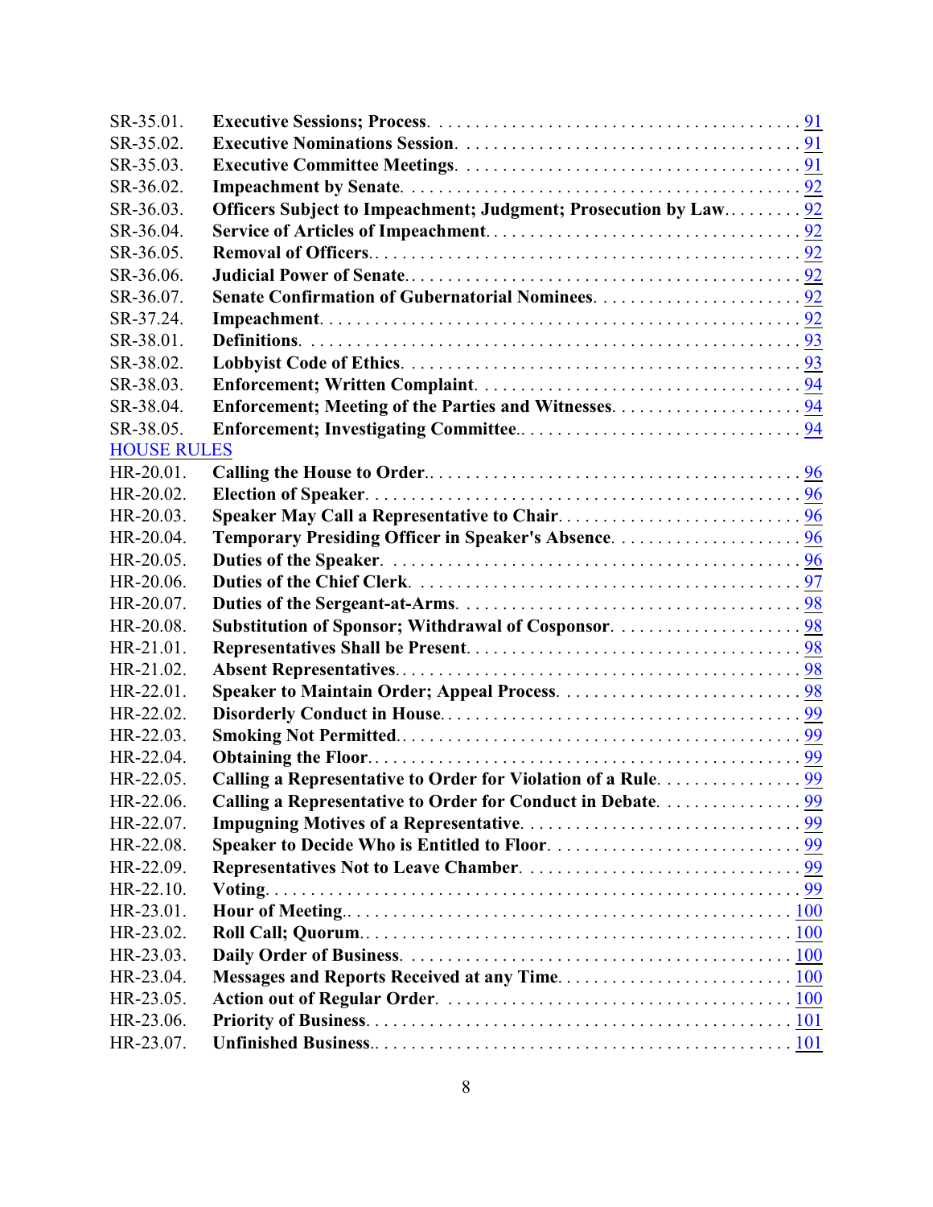| | | |
|---|---|---|
| SR-35.01. | **Executive Sessions; Process**. | 91 |
| SR-35.02. | **Executive Nominations Session**. | 91 |
| SR-35.03. | **Executive Committee Meetings**. | 91 |
| SR-36.02. | **Impeachment by Senate**. | 92 |
| SR-36.03. | **Officers Subject to Impeachment; Judgment; Prosecution by Law**. | 92 |
| SR-36.04. | **Service of Articles of Impeachment**. | 92 |
| SR-36.05. | **Removal of Officers**. | 92 |
| SR-36.06. | **Judicial Power of Senate**. | 92 |
| SR-36.07. | **Senate Confirmation of Gubernatorial Nominees**. | 92 |
| SR-37.24. | **Impeachment**. | 92 |
| SR-38.01. | **Definitions**. | 93 |
| SR-38.02. | **Lobbyist Code of Ethics**. | 93 |
| SR-38.03. | **Enforcement; Written Complaint**. | 94 |
| SR-38.04. | **Enforcement; Meeting of the Parties and Witnesses**. | 94 |
| SR-38.05. | **Enforcement; Investigating Committee**. | 94 |

HOUSE RULES

| | | |
|---|---|---|
| HR-20.01. | **Calling the House to Order**. | 96 |
| HR-20.02. | **Election of Speaker**. | 96 |
| HR-20.03. | **Speaker May Call a Representative to Chair**. | 96 |
| HR-20.04. | **Temporary Presiding Officer in Speaker's Absence**. | 96 |
| HR-20.05. | **Duties of the Speaker**. | 96 |
| HR-20.06. | **Duties of the Chief Clerk**. | 97 |
| HR-20.07. | **Duties of the Sergeant-at-Arms**. | 98 |
| HR-20.08. | **Substitution of Sponsor; Withdrawal of Cosponsor**. | 98 |
| HR-21.01. | **Representatives Shall be Present**. | 98 |
| HR-21.02. | **Absent Representatives**. | 98 |
| HR-22.01. | **Speaker to Maintain Order; Appeal Process**. | 98 |
| HR-22.02. | **Disorderly Conduct in House**. | 99 |
| HR-22.03. | **Smoking Not Permitted**. | 99 |
| HR-22.04. | **Obtaining the Floor**. | 99 |
| HR-22.05. | **Calling a Representative to Order for Violation of a Rule**. | 99 |
| HR-22.06. | **Calling a Representative to Order for Conduct in Debate**. | 99 |
| HR-22.07. | **Impugning Motives of a Representative**. | 99 |
| HR-22.08. | **Speaker to Decide Who is Entitled to Floor**. | 99 |
| HR-22.09. | **Representatives Not to Leave Chamber**. | 99 |
| HR-22.10. | **Voting**. | 99 |
| HR-23.01. | **Hour of Meeting**. | 100 |
| HR-23.02. | **Roll Call; Quorum**. | 100 |
| HR-23.03. | **Daily Order of Business**. | 100 |
| HR-23.04. | **Messages and Reports Received at any Time**. | 100 |
| HR-23.05. | **Action out of Regular Order**. | 100 |
| HR-23.06. | **Priority of Business**. | 101 |
| HR-23.07. | **Unfinished Business**. | 101 |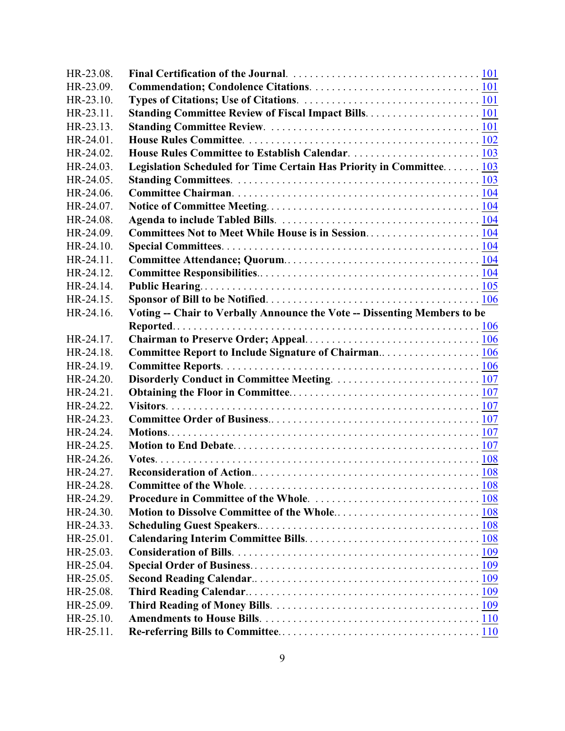| | | |
|---|---|---|
| HR-23.08. | **Final Certification of the Journal.** | 101 |
| HR-23.09. | **Commendation; Condolence Citations.** | 101 |
| HR-23.10. | **Types of Citations; Use of Citations.** | 101 |
| HR-23.11. | **Standing Committee Review of Fiscal Impact Bills.** | 101 |
| HR-23.13. | **Standing Committee Review.** | 101 |
| HR-24.01. | **House Rules Committee.** | 102 |
| HR-24.02. | **House Rules Committee to Establish Calendar.** | 103 |
| HR-24.03. | **Legislation Scheduled for Time Certain Has Priority in Committee.** | 103 |
| HR-24.05. | **Standing Committees.** | 103 |
| HR-24.06. | **Committee Chairman.** | 104 |
| HR-24.07. | **Notice of Committee Meeting.** | 104 |
| HR-24.08. | **Agenda to include Tabled Bills.** | 104 |
| HR-24.09. | **Committees Not to Meet While House is in Session.** | 104 |
| HR-24.10. | **Special Committees.** | 104 |
| HR-24.11. | **Committee Attendance; Quorum.** | 104 |
| HR-24.12. | **Committee Responsibilities.** | 104 |
| HR-24.14. | **Public Hearing.** | 105 |
| HR-24.15. | **Sponsor of Bill to be Notified.** | 106 |
| HR-24.16. | **Voting -- Chair to Verbally Announce the Vote -- Dissenting Members to be Reported.** | 106 |
| HR-24.17. | **Chairman to Preserve Order; Appeal.** | 106 |
| HR-24.18. | **Committee Report to Include Signature of Chairman.** | 106 |
| HR-24.19. | **Committee Reports.** | 106 |
| HR-24.20. | **Disorderly Conduct in Committee Meeting.** | 107 |
| HR-24.21. | **Obtaining the Floor in Committee.** | 107 |
| HR-24.22. | **Visitors.** | 107 |
| HR-24.23. | **Committee Order of Business.** | 107 |
| HR-24.24. | **Motions.** | 107 |
| HR-24.25. | **Motion to End Debate.** | 107 |
| HR-24.26. | **Votes.** | 108 |
| HR-24.27. | **Reconsideration of Action.** | 108 |
| HR-24.28. | **Committee of the Whole.** | 108 |
| HR-24.29. | **Procedure in Committee of the Whole.** | 108 |
| HR-24.30. | **Motion to Dissolve Committee of the Whole.** | 108 |
| HR-24.33. | **Scheduling Guest Speakers.** | 108 |
| HR-25.01. | **Calendaring Interim Committee Bills.** | 108 |
| HR-25.03. | **Consideration of Bills.** | 109 |
| HR-25.04. | **Special Order of Business.** | 109 |
| HR-25.05. | **Second Reading Calendar.** | 109 |
| HR-25.08. | **Third Reading Calendar.** | 109 |
| HR-25.09. | **Third Reading of Money Bills.** | 109 |
| HR-25.10. | **Amendments to House Bills.** | 110 |
| HR-25.11. | **Re-referring Bills to Committee.** | 110 |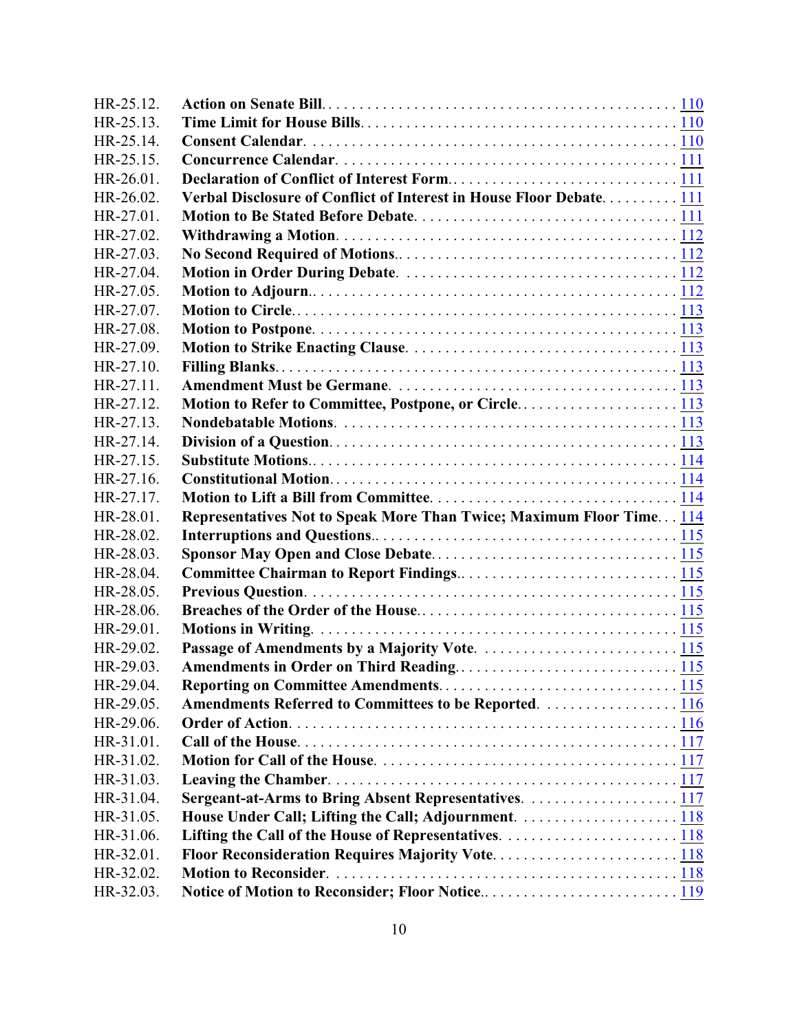| | | |
|---|---|---|
| HR-25.12. | **Action on Senate Bill** | 110 |
| HR-25.13. | **Time Limit for House Bills** | 110 |
| HR-25.14. | **Consent Calendar** | 110 |
| HR-25.15. | **Concurrence Calendar** | 111 |
| HR-26.01. | **Declaration of Conflict of Interest Form** | 111 |
| HR-26.02. | **Verbal Disclosure of Conflict of Interest in House Floor Debate** | 111 |
| HR-27.01. | **Motion to Be Stated Before Debate** | 111 |
| HR-27.02. | **Withdrawing a Motion** | 112 |
| HR-27.03. | **No Second Required of Motions** | 112 |
| HR-27.04. | **Motion in Order During Debate** | 112 |
| HR-27.05. | **Motion to Adjourn** | 112 |
| HR-27.07. | **Motion to Circle** | 113 |
| HR-27.08. | **Motion to Postpone** | 113 |
| HR-27.09. | **Motion to Strike Enacting Clause** | 113 |
| HR-27.10. | **Filling Blanks** | 113 |
| HR-27.11. | **Amendment Must be Germane** | 113 |
| HR-27.12. | **Motion to Refer to Committee, Postpone, or Circle** | 113 |
| HR-27.13. | **Nondebatable Motions** | 113 |
| HR-27.14. | **Division of a Question** | 113 |
| HR-27.15. | **Substitute Motions** | 114 |
| HR-27.16. | **Constitutional Motion** | 114 |
| HR-27.17. | **Motion to Lift a Bill from Committee** | 114 |
| HR-28.01. | **Representatives Not to Speak More Than Twice; Maximum Floor Time** | 114 |
| HR-28.02. | **Interruptions and Questions** | 115 |
| HR-28.03. | **Sponsor May Open and Close Debate** | 115 |
| HR-28.04. | **Committee Chairman to Report Findings** | 115 |
| HR-28.05. | **Previous Question** | 115 |
| HR-28.06. | **Breaches of the Order of the House** | 115 |
| HR-29.01. | **Motions in Writing** | 115 |
| HR-29.02. | **Passage of Amendments by a Majority Vote** | 115 |
| HR-29.03. | **Amendments in Order on Third Reading** | 115 |
| HR-29.04. | **Reporting on Committee Amendments** | 115 |
| HR-29.05. | **Amendments Referred to Committees to be Reported** | 116 |
| HR-29.06. | **Order of Action** | 116 |
| HR-31.01. | **Call of the House** | 117 |
| HR-31.02. | **Motion for Call of the House** | 117 |
| HR-31.03. | **Leaving the Chamber** | 117 |
| HR-31.04. | **Sergeant-at-Arms to Bring Absent Representatives** | 117 |
| HR-31.05. | **House Under Call; Lifting the Call; Adjournment** | 118 |
| HR-31.06. | **Lifting the Call of the House of Representatives** | 118 |
| HR-32.01. | **Floor Reconsideration Requires Majority Vote** | 118 |
| HR-32.02. | **Motion to Reconsider** | 118 |
| HR-32.03. | **Notice of Motion to Reconsider; Floor Notice** | 119 |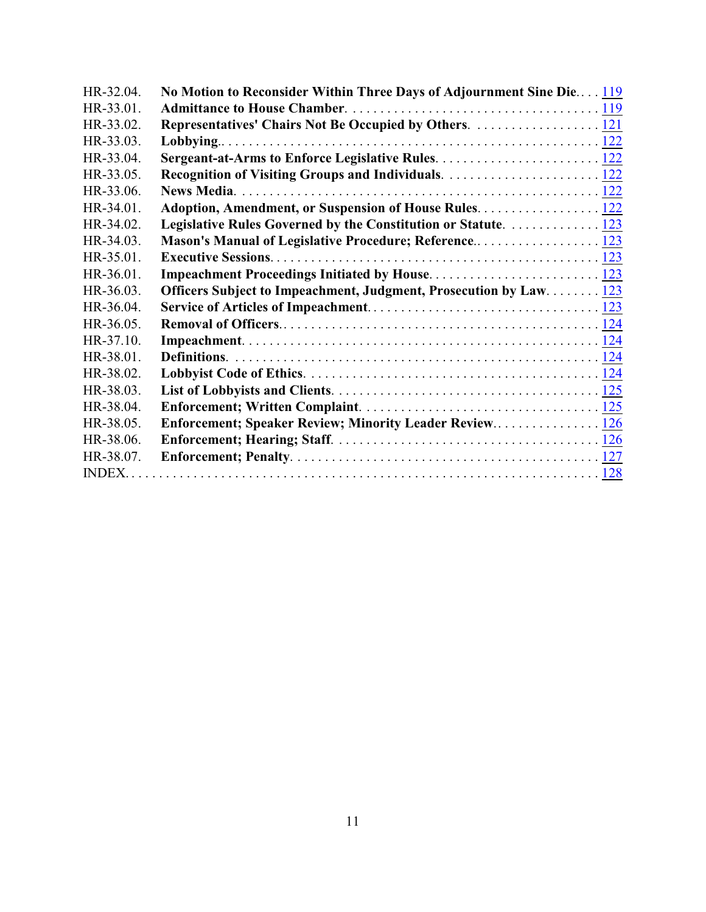| | | |
|---|---|---|
| HR-32.04. | **No Motion to Reconsider Within Three Days of Adjournment Sine Die** | 119 |
| HR-33.01. | **Admittance to House Chamber** | 119 |
| HR-33.02. | **Representatives' Chairs Not Be Occupied by Others** | 121 |
| HR-33.03. | **Lobbying** | 122 |
| HR-33.04. | **Sergeant-at-Arms to Enforce Legislative Rules** | 122 |
| HR-33.05. | **Recognition of Visiting Groups and Individuals** | 122 |
| HR-33.06. | **News Media** | 122 |
| HR-34.01. | **Adoption, Amendment, or Suspension of House Rules** | 122 |
| HR-34.02. | **Legislative Rules Governed by the Constitution or Statute** | 123 |
| HR-34.03. | **Mason's Manual of Legislative Procedure; Reference** | 123 |
| HR-35.01. | **Executive Sessions** | 123 |
| HR-36.01. | **Impeachment Proceedings Initiated by House** | 123 |
| HR-36.03. | **Officers Subject to Impeachment, Judgment, Prosecution by Law** | 123 |
| HR-36.04. | **Service of Articles of Impeachment** | 123 |
| HR-36.05. | **Removal of Officers** | 124 |
| HR-37.10. | **Impeachment** | 124 |
| HR-38.01. | **Definitions** | 124 |
| HR-38.02. | **Lobbyist Code of Ethics** | 124 |
| HR-38.03. | **List of Lobbyists and Clients** | 125 |
| HR-38.04. | **Enforcement; Written Complaint** | 125 |
| HR-38.05. | **Enforcement; Speaker Review; Minority Leader Review** | 126 |
| HR-38.06. | **Enforcement; Hearing; Staff** | 126 |
| HR-38.07. | **Enforcement; Penalty** | 127 |
| INDEX | | 128 |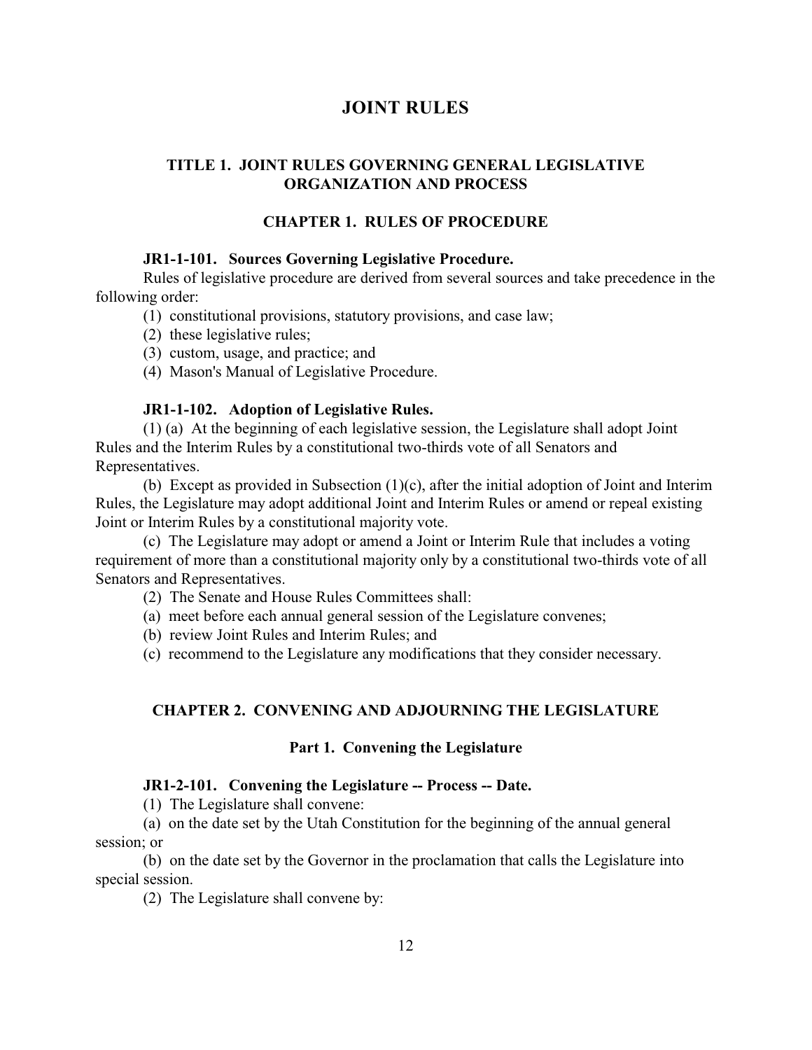# JOINT RULES

## TITLE 1. JOINT RULES GOVERNING GENERAL LEGISLATIVE ORGANIZATION AND PROCESS

### CHAPTER 1. RULES OF PROCEDURE

**JR1-1-101. Sources Governing Legislative Procedure.**

Rules of legislative procedure are derived from several sources and take precedence in the following order:

(1) constitutional provisions, statutory provisions, and case law;

(2) these legislative rules;

(3) custom, usage, and practice; and

(4) Mason's Manual of Legislative Procedure.

**JR1-1-102. Adoption of Legislative Rules.**

(1) (a) At the beginning of each legislative session, the Legislature shall adopt Joint Rules and the Interim Rules by a constitutional two-thirds vote of all Senators and Representatives.

(b) Except as provided in Subsection (1)(c), after the initial adoption of Joint and Interim Rules, the Legislature may adopt additional Joint and Interim Rules or amend or repeal existing Joint or Interim Rules by a constitutional majority vote.

(c) The Legislature may adopt or amend a Joint or Interim Rule that includes a voting requirement of more than a constitutional majority only by a constitutional two-thirds vote of all Senators and Representatives.

(2) The Senate and House Rules Committees shall:

(a) meet before each annual general session of the Legislature convenes;

(b) review Joint Rules and Interim Rules; and

(c) recommend to the Legislature any modifications that they consider necessary.

### CHAPTER 2. CONVENING AND ADJOURNING THE LEGISLATURE

#### Part 1. Convening the Legislature

**JR1-2-101. Convening the Legislature -- Process -- Date.**

(1) The Legislature shall convene:

(a) on the date set by the Utah Constitution for the beginning of the annual general session; or

(b) on the date set by the Governor in the proclamation that calls the Legislature into special session.

(2) The Legislature shall convene by: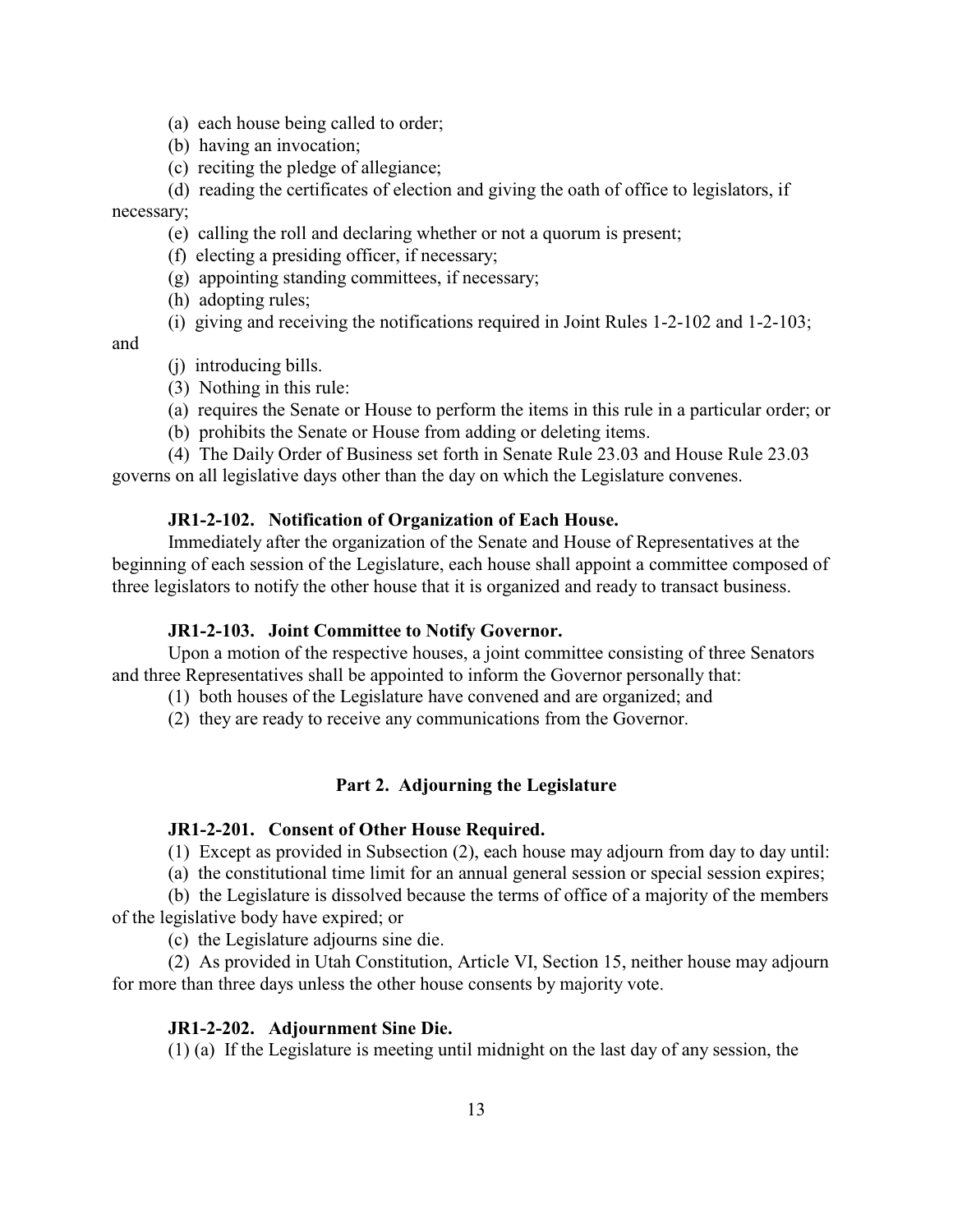(a) each house being called to order;

(b) having an invocation;

(c) reciting the pledge of allegiance;

(d) reading the certificates of election and giving the oath of office to legislators, if necessary;

(e) calling the roll and declaring whether or not a quorum is present;

(f) electing a presiding officer, if necessary;

(g) appointing standing committees, if necessary;

(h) adopting rules;

(i) giving and receiving the notifications required in Joint Rules 1-2-102 and 1-2-103; and

(j) introducing bills.

(3) Nothing in this rule:

(a) requires the Senate or House to perform the items in this rule in a particular order; or

(b) prohibits the Senate or House from adding or deleting items.

(4) The Daily Order of Business set forth in Senate Rule 23.03 and House Rule 23.03 governs on all legislative days other than the day on which the Legislature convenes.

#### JR1-2-102. Notification of Organization of Each House.

Immediately after the organization of the Senate and House of Representatives at the beginning of each session of the Legislature, each house shall appoint a committee composed of three legislators to notify the other house that it is organized and ready to transact business.

#### JR1-2-103. Joint Committee to Notify Governor.

Upon a motion of the respective houses, a joint committee consisting of three Senators and three Representatives shall be appointed to inform the Governor personally that:

(1) both houses of the Legislature have convened and are organized; and

(2) they are ready to receive any communications from the Governor.

### Part 2. Adjourning the Legislature

#### JR1-2-201. Consent of Other House Required.

(1) Except as provided in Subsection (2), each house may adjourn from day to day until:

(a) the constitutional time limit for an annual general session or special session expires;

(b) the Legislature is dissolved because the terms of office of a majority of the members of the legislative body have expired; or

(c) the Legislature adjourns sine die.

(2) As provided in Utah Constitution, Article VI, Section 15, neither house may adjourn for more than three days unless the other house consents by majority vote.

#### JR1-2-202. Adjournment Sine Die.

(1) (a) If the Legislature is meeting until midnight on the last day of any session, the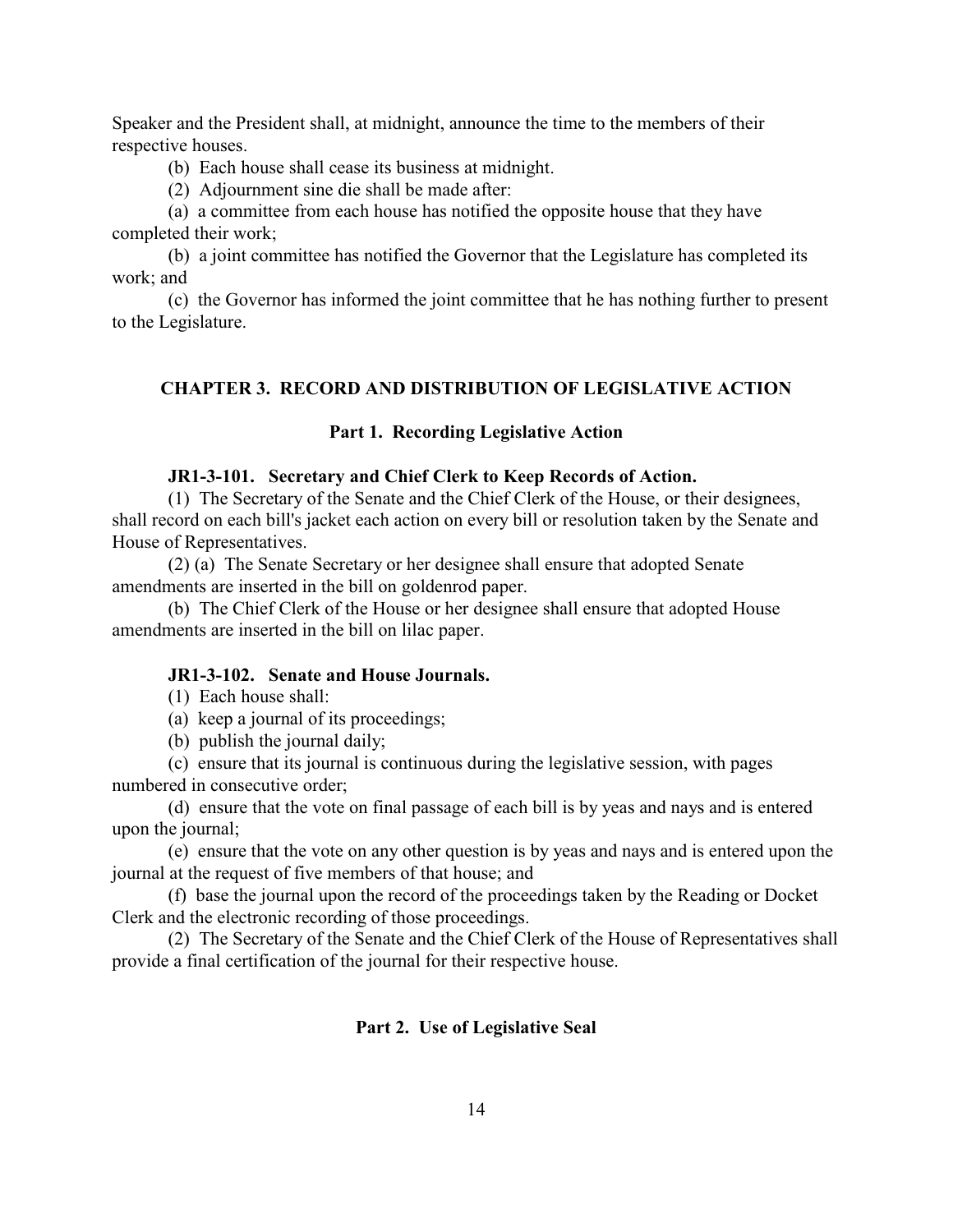Speaker and the President shall, at midnight, announce the time to the members of their respective houses.

(b) Each house shall cease its business at midnight.

(2) Adjournment sine die shall be made after:

(a) a committee from each house has notified the opposite house that they have completed their work;

(b) a joint committee has notified the Governor that the Legislature has completed its work; and

(c) the Governor has informed the joint committee that he has nothing further to present to the Legislature.

## CHAPTER 3. RECORD AND DISTRIBUTION OF LEGISLATIVE ACTION

### Part 1. Recording Legislative Action

#### JR1-3-101. Secretary and Chief Clerk to Keep Records of Action.

(1) The Secretary of the Senate and the Chief Clerk of the House, or their designees, shall record on each bill's jacket each action on every bill or resolution taken by the Senate and House of Representatives.

(2) (a) The Senate Secretary or her designee shall ensure that adopted Senate amendments are inserted in the bill on goldenrod paper.

(b) The Chief Clerk of the House or her designee shall ensure that adopted House amendments are inserted in the bill on lilac paper.

#### JR1-3-102. Senate and House Journals.

(1) Each house shall:

(a) keep a journal of its proceedings;

(b) publish the journal daily;

(c) ensure that its journal is continuous during the legislative session, with pages numbered in consecutive order;

(d) ensure that the vote on final passage of each bill is by yeas and nays and is entered upon the journal;

(e) ensure that the vote on any other question is by yeas and nays and is entered upon the journal at the request of five members of that house; and

(f) base the journal upon the record of the proceedings taken by the Reading or Docket Clerk and the electronic recording of those proceedings.

(2) The Secretary of the Senate and the Chief Clerk of the House of Representatives shall provide a final certification of the journal for their respective house.

### Part 2. Use of Legislative Seal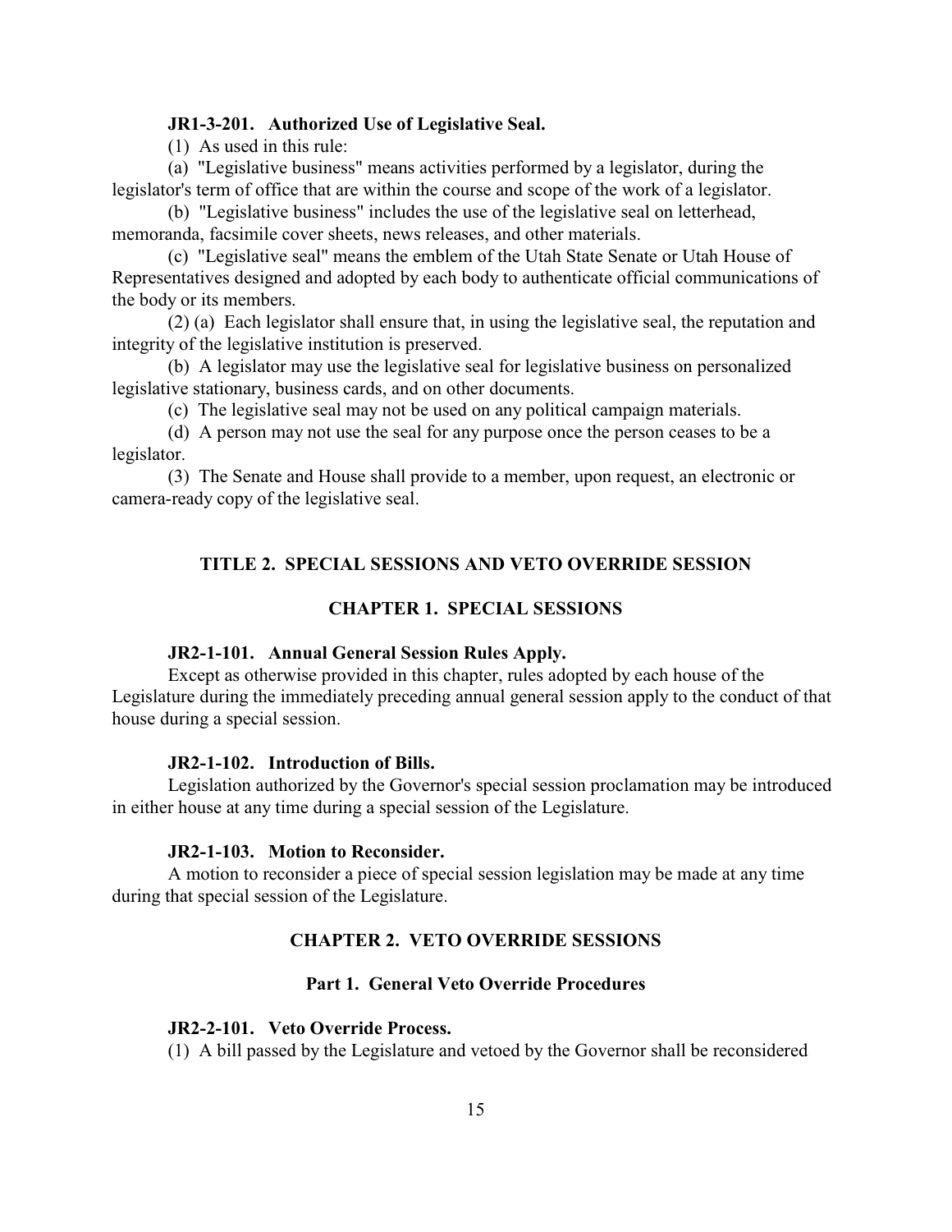**JR1-3-201. Authorized Use of Legislative Seal.**

(1) As used in this rule:

(a) "Legislative business" means activities performed by a legislator, during the legislator's term of office that are within the course and scope of the work of a legislator.

(b) "Legislative business" includes the use of the legislative seal on letterhead, memoranda, facsimile cover sheets, news releases, and other materials.

(c) "Legislative seal" means the emblem of the Utah State Senate or Utah House of Representatives designed and adopted by each body to authenticate official communications of the body or its members.

(2) (a) Each legislator shall ensure that, in using the legislative seal, the reputation and integrity of the legislative institution is preserved.

(b) A legislator may use the legislative seal for legislative business on personalized legislative stationary, business cards, and on other documents.

(c) The legislative seal may not be used on any political campaign materials.

(d) A person may not use the seal for any purpose once the person ceases to be a legislator.

(3) The Senate and House shall provide to a member, upon request, an electronic or camera-ready copy of the legislative seal.

## TITLE 2. SPECIAL SESSIONS AND VETO OVERRIDE SESSION

### CHAPTER 1. SPECIAL SESSIONS

**JR2-1-101. Annual General Session Rules Apply.**

Except as otherwise provided in this chapter, rules adopted by each house of the Legislature during the immediately preceding annual general session apply to the conduct of that house during a special session.

**JR2-1-102. Introduction of Bills.**

Legislation authorized by the Governor's special session proclamation may be introduced in either house at any time during a special session of the Legislature.

**JR2-1-103. Motion to Reconsider.**

A motion to reconsider a piece of special session legislation may be made at any time during that special session of the Legislature.

### CHAPTER 2. VETO OVERRIDE SESSIONS

#### Part 1. General Veto Override Procedures

**JR2-2-101. Veto Override Process.**

(1) A bill passed by the Legislature and vetoed by the Governor shall be reconsidered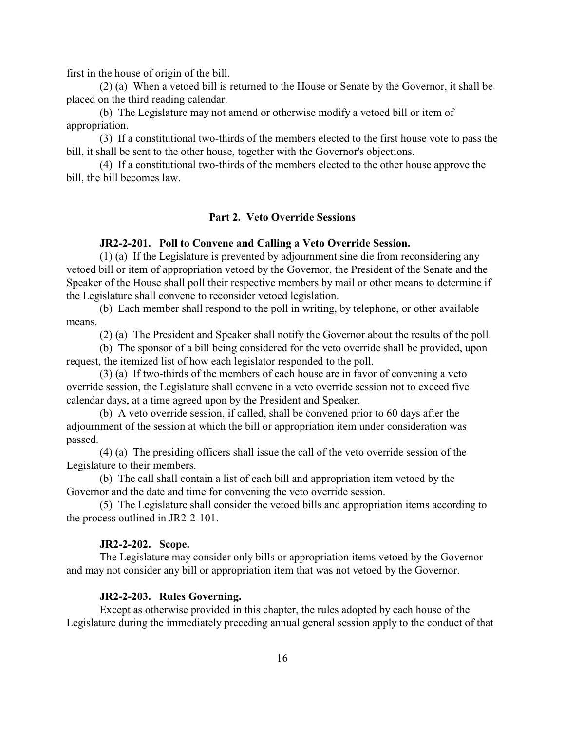first in the house of origin of the bill.

(2) (a) When a vetoed bill is returned to the House or Senate by the Governor, it shall be placed on the third reading calendar.

(b) The Legislature may not amend or otherwise modify a vetoed bill or item of appropriation.

(3) If a constitutional two-thirds of the members elected to the first house vote to pass the bill, it shall be sent to the other house, together with the Governor's objections.

(4) If a constitutional two-thirds of the members elected to the other house approve the bill, the bill becomes law.

## Part 2. Veto Override Sessions

### JR2-2-201. Poll to Convene and Calling a Veto Override Session.

(1) (a) If the Legislature is prevented by adjournment sine die from reconsidering any vetoed bill or item of appropriation vetoed by the Governor, the President of the Senate and the Speaker of the House shall poll their respective members by mail or other means to determine if the Legislature shall convene to reconsider vetoed legislation.

(b) Each member shall respond to the poll in writing, by telephone, or other available means.

(2) (a) The President and Speaker shall notify the Governor about the results of the poll.

(b) The sponsor of a bill being considered for the veto override shall be provided, upon request, the itemized list of how each legislator responded to the poll.

(3) (a) If two-thirds of the members of each house are in favor of convening a veto override session, the Legislature shall convene in a veto override session not to exceed five calendar days, at a time agreed upon by the President and Speaker.

(b) A veto override session, if called, shall be convened prior to 60 days after the adjournment of the session at which the bill or appropriation item under consideration was passed.

(4) (a) The presiding officers shall issue the call of the veto override session of the Legislature to their members.

(b) The call shall contain a list of each bill and appropriation item vetoed by the Governor and the date and time for convening the veto override session.

(5) The Legislature shall consider the vetoed bills and appropriation items according to the process outlined in JR2-2-101.

### JR2-2-202. Scope.

The Legislature may consider only bills or appropriation items vetoed by the Governor and may not consider any bill or appropriation item that was not vetoed by the Governor.

### JR2-2-203. Rules Governing.

Except as otherwise provided in this chapter, the rules adopted by each house of the Legislature during the immediately preceding annual general session apply to the conduct of that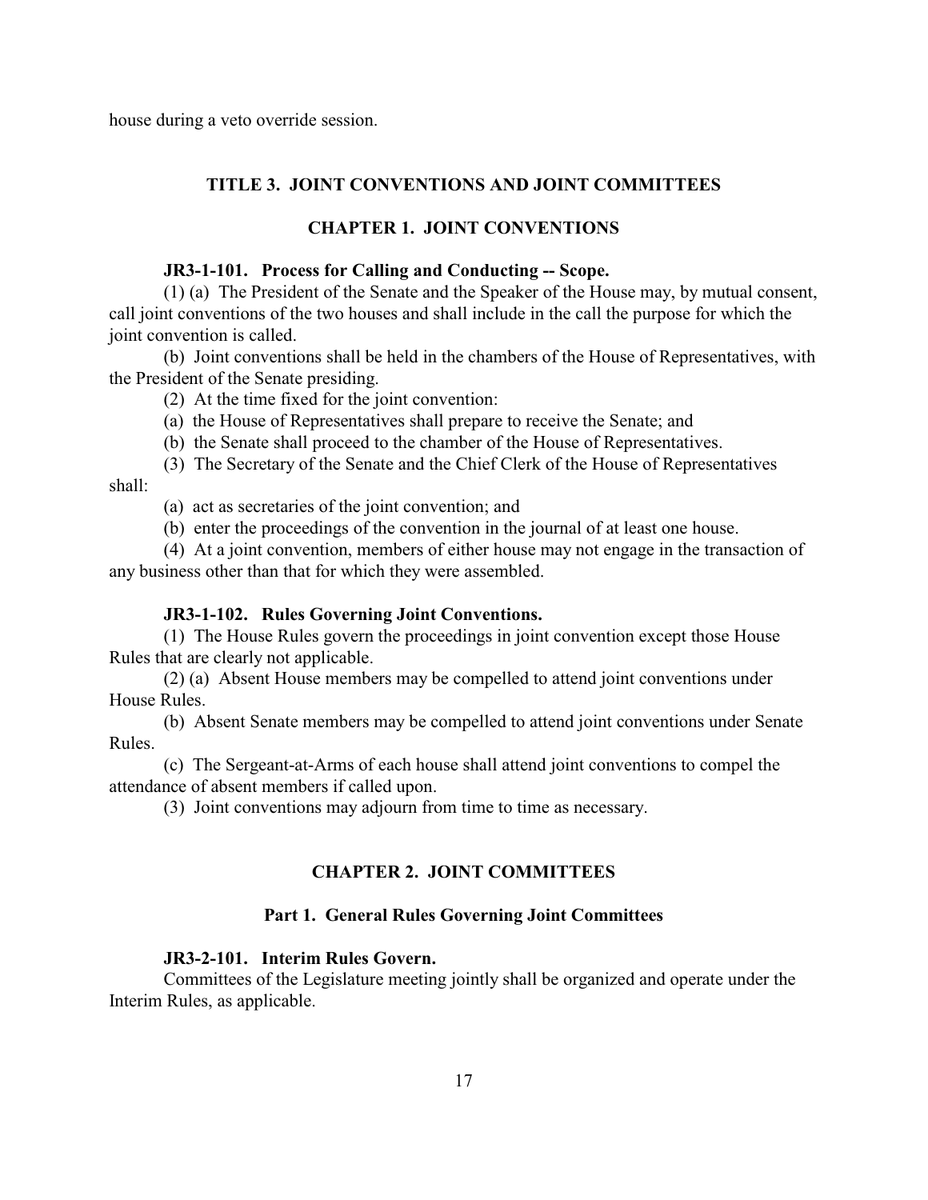house during a veto override session.

## TITLE 3. JOINT CONVENTIONS AND JOINT COMMITTEES

### CHAPTER 1. JOINT CONVENTIONS

**JR3-1-101. Process for Calling and Conducting -- Scope.**

(1) (a) The President of the Senate and the Speaker of the House may, by mutual consent, call joint conventions of the two houses and shall include in the call the purpose for which the joint convention is called.

(b) Joint conventions shall be held in the chambers of the House of Representatives, with the President of the Senate presiding.

(2) At the time fixed for the joint convention:

(a) the House of Representatives shall prepare to receive the Senate; and

(b) the Senate shall proceed to the chamber of the House of Representatives.

(3) The Secretary of the Senate and the Chief Clerk of the House of Representatives shall:

(a) act as secretaries of the joint convention; and

(b) enter the proceedings of the convention in the journal of at least one house.

(4) At a joint convention, members of either house may not engage in the transaction of any business other than that for which they were assembled.

**JR3-1-102. Rules Governing Joint Conventions.**

(1) The House Rules govern the proceedings in joint convention except those House Rules that are clearly not applicable.

(2) (a) Absent House members may be compelled to attend joint conventions under House Rules.

(b) Absent Senate members may be compelled to attend joint conventions under Senate Rules.

(c) The Sergeant-at-Arms of each house shall attend joint conventions to compel the attendance of absent members if called upon.

(3) Joint conventions may adjourn from time to time as necessary.

### CHAPTER 2. JOINT COMMITTEES

#### Part 1. General Rules Governing Joint Committees

**JR3-2-101. Interim Rules Govern.**

Committees of the Legislature meeting jointly shall be organized and operate under the Interim Rules, as applicable.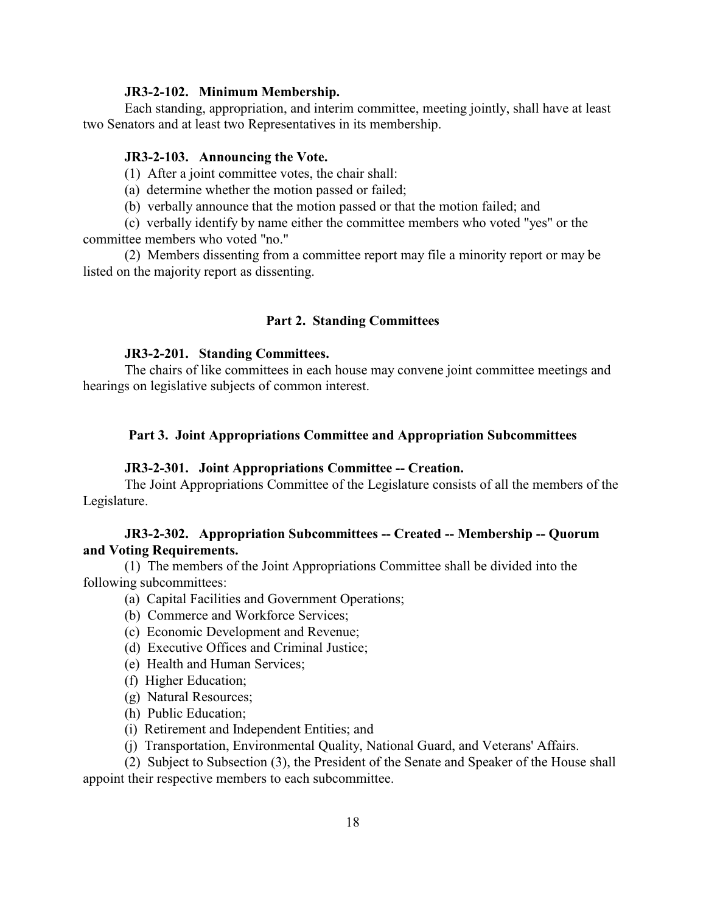**JR3-2-102. Minimum Membership.**

Each standing, appropriation, and interim committee, meeting jointly, shall have at least two Senators and at least two Representatives in its membership.

**JR3-2-103. Announcing the Vote.**

(1) After a joint committee votes, the chair shall:

(a) determine whether the motion passed or failed;

(b) verbally announce that the motion passed or that the motion failed; and

(c) verbally identify by name either the committee members who voted "yes" or the committee members who voted "no."

(2) Members dissenting from a committee report may file a minority report or may be listed on the majority report as dissenting.

## Part 2. Standing Committees

**JR3-2-201. Standing Committees.**

The chairs of like committees in each house may convene joint committee meetings and hearings on legislative subjects of common interest.

## Part 3. Joint Appropriations Committee and Appropriation Subcommittees

**JR3-2-301. Joint Appropriations Committee -- Creation.**

The Joint Appropriations Committee of the Legislature consists of all the members of the Legislature.

**JR3-2-302. Appropriation Subcommittees -- Created -- Membership -- Quorum and Voting Requirements.**

(1) The members of the Joint Appropriations Committee shall be divided into the following subcommittees:

(a) Capital Facilities and Government Operations;

(b) Commerce and Workforce Services;

(c) Economic Development and Revenue;

(d) Executive Offices and Criminal Justice;

(e) Health and Human Services;

(f) Higher Education;

(g) Natural Resources;

(h) Public Education;

(i) Retirement and Independent Entities; and

(j) Transportation, Environmental Quality, National Guard, and Veterans' Affairs.

(2) Subject to Subsection (3), the President of the Senate and Speaker of the House shall appoint their respective members to each subcommittee.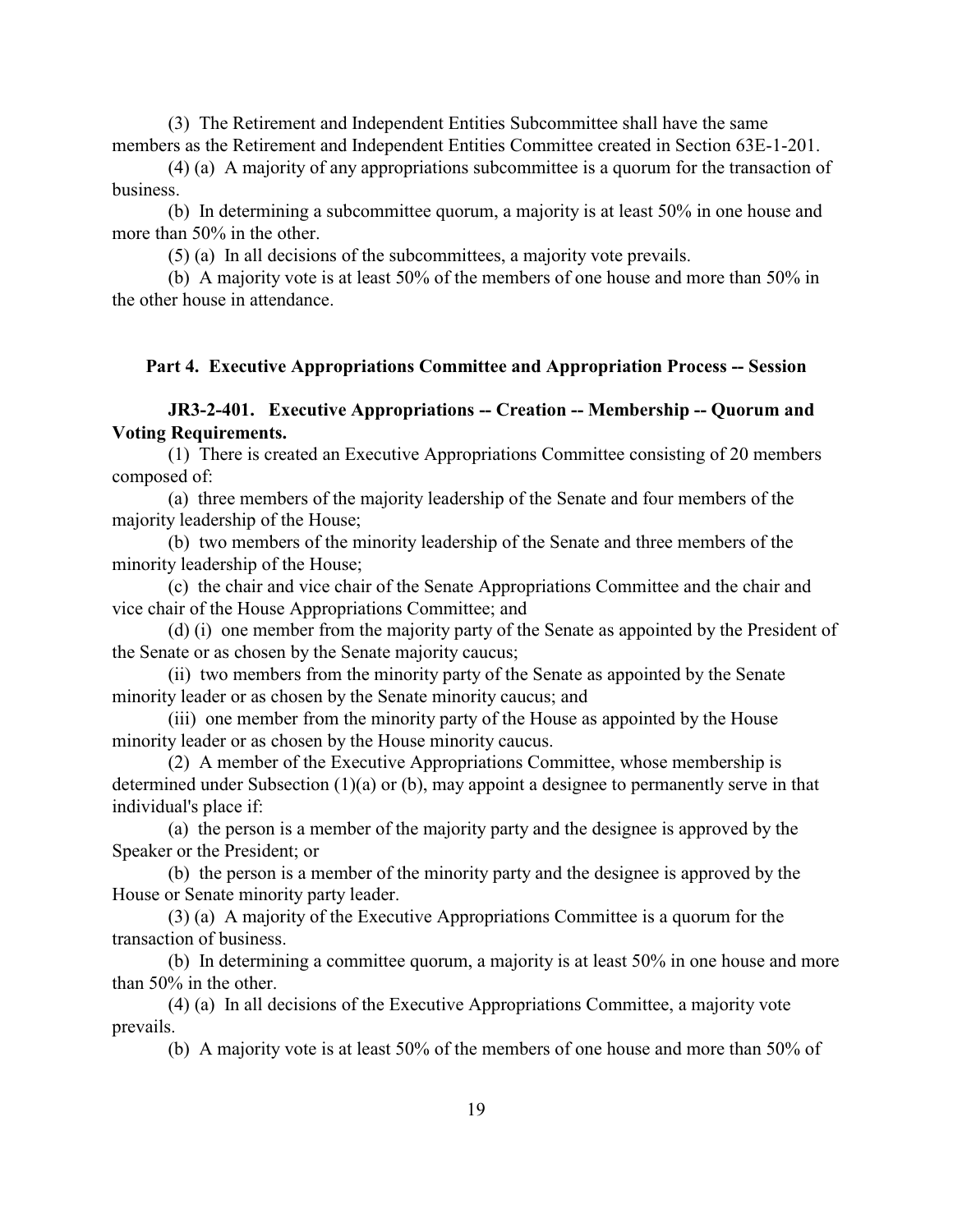(3) The Retirement and Independent Entities Subcommittee shall have the same members as the Retirement and Independent Entities Committee created in Section 63E-1-201.

(4) (a) A majority of any appropriations subcommittee is a quorum for the transaction of business.

(b) In determining a subcommittee quorum, a majority is at least 50% in one house and more than 50% in the other.

(5) (a) In all decisions of the subcommittees, a majority vote prevails.

(b) A majority vote is at least 50% of the members of one house and more than 50% in the other house in attendance.

## Part 4. Executive Appropriations Committee and Appropriation Process -- Session

### JR3-2-401. Executive Appropriations -- Creation -- Membership -- Quorum and Voting Requirements.

(1) There is created an Executive Appropriations Committee consisting of 20 members composed of:

(a) three members of the majority leadership of the Senate and four members of the majority leadership of the House;

(b) two members of the minority leadership of the Senate and three members of the minority leadership of the House;

(c) the chair and vice chair of the Senate Appropriations Committee and the chair and vice chair of the House Appropriations Committee; and

(d) (i) one member from the majority party of the Senate as appointed by the President of the Senate or as chosen by the Senate majority caucus;

(ii) two members from the minority party of the Senate as appointed by the Senate minority leader or as chosen by the Senate minority caucus; and

(iii) one member from the minority party of the House as appointed by the House minority leader or as chosen by the House minority caucus.

(2) A member of the Executive Appropriations Committee, whose membership is determined under Subsection (1)(a) or (b), may appoint a designee to permanently serve in that individual's place if:

(a) the person is a member of the majority party and the designee is approved by the Speaker or the President; or

(b) the person is a member of the minority party and the designee is approved by the House or Senate minority party leader.

(3) (a) A majority of the Executive Appropriations Committee is a quorum for the transaction of business.

(b) In determining a committee quorum, a majority is at least 50% in one house and more than 50% in the other.

(4) (a) In all decisions of the Executive Appropriations Committee, a majority vote prevails.

(b) A majority vote is at least 50% of the members of one house and more than 50% of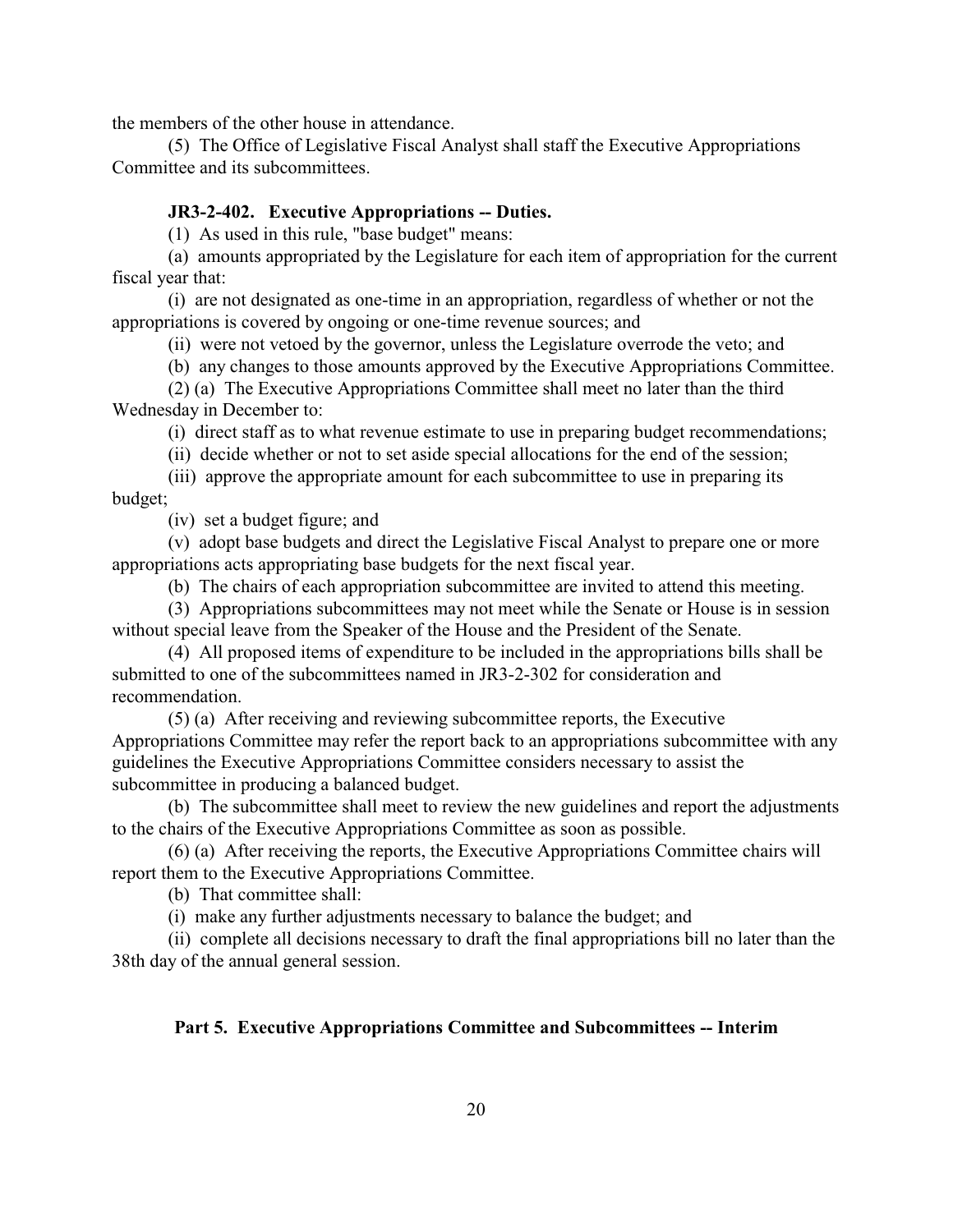the members of the other house in attendance.

(5) The Office of Legislative Fiscal Analyst shall staff the Executive Appropriations Committee and its subcommittees.

**JR3-2-402. Executive Appropriations -- Duties.**

(1) As used in this rule, "base budget" means:

(a) amounts appropriated by the Legislature for each item of appropriation for the current fiscal year that:

(i) are not designated as one-time in an appropriation, regardless of whether or not the appropriations is covered by ongoing or one-time revenue sources; and

(ii) were not vetoed by the governor, unless the Legislature overrode the veto; and

(b) any changes to those amounts approved by the Executive Appropriations Committee.

(2) (a) The Executive Appropriations Committee shall meet no later than the third Wednesday in December to:

(i) direct staff as to what revenue estimate to use in preparing budget recommendations;

(ii) decide whether or not to set aside special allocations for the end of the session;

(iii) approve the appropriate amount for each subcommittee to use in preparing its budget;

(iv) set a budget figure; and

(v) adopt base budgets and direct the Legislative Fiscal Analyst to prepare one or more appropriations acts appropriating base budgets for the next fiscal year.

(b) The chairs of each appropriation subcommittee are invited to attend this meeting.

(3) Appropriations subcommittees may not meet while the Senate or House is in session without special leave from the Speaker of the House and the President of the Senate.

(4) All proposed items of expenditure to be included in the appropriations bills shall be submitted to one of the subcommittees named in JR3-2-302 for consideration and recommendation.

(5) (a) After receiving and reviewing subcommittee reports, the Executive Appropriations Committee may refer the report back to an appropriations subcommittee with any guidelines the Executive Appropriations Committee considers necessary to assist the subcommittee in producing a balanced budget.

(b) The subcommittee shall meet to review the new guidelines and report the adjustments to the chairs of the Executive Appropriations Committee as soon as possible.

(6) (a) After receiving the reports, the Executive Appropriations Committee chairs will report them to the Executive Appropriations Committee.

(b) That committee shall:

(i) make any further adjustments necessary to balance the budget; and

(ii) complete all decisions necessary to draft the final appropriations bill no later than the 38th day of the annual general session.

## Part 5. Executive Appropriations Committee and Subcommittees -- Interim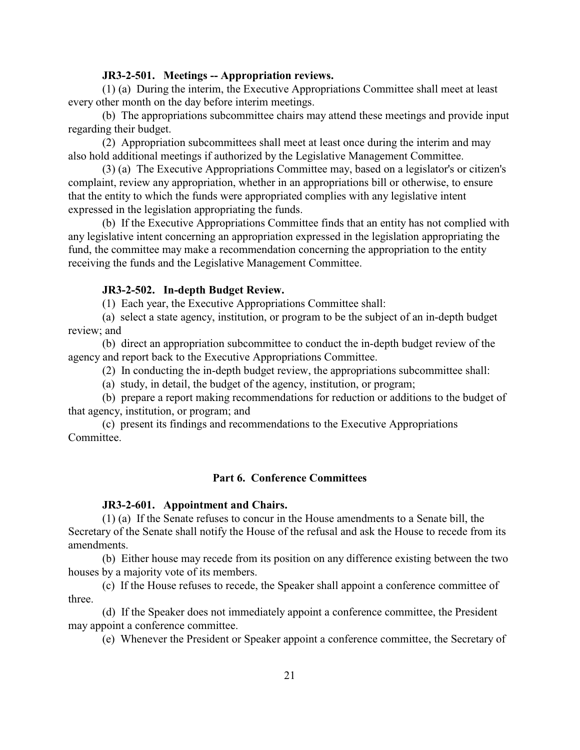**JR3-2-501. Meetings -- Appropriation reviews.**

(1) (a) During the interim, the Executive Appropriations Committee shall meet at least every other month on the day before interim meetings.

(b) The appropriations subcommittee chairs may attend these meetings and provide input regarding their budget.

(2) Appropriation subcommittees shall meet at least once during the interim and may also hold additional meetings if authorized by the Legislative Management Committee.

(3) (a) The Executive Appropriations Committee may, based on a legislator's or citizen's complaint, review any appropriation, whether in an appropriations bill or otherwise, to ensure that the entity to which the funds were appropriated complies with any legislative intent expressed in the legislation appropriating the funds.

(b) If the Executive Appropriations Committee finds that an entity has not complied with any legislative intent concerning an appropriation expressed in the legislation appropriating the fund, the committee may make a recommendation concerning the appropriation to the entity receiving the funds and the Legislative Management Committee.

**JR3-2-502. In-depth Budget Review.**

(1) Each year, the Executive Appropriations Committee shall:

(a) select a state agency, institution, or program to be the subject of an in-depth budget review; and

(b) direct an appropriation subcommittee to conduct the in-depth budget review of the agency and report back to the Executive Appropriations Committee.

(2) In conducting the in-depth budget review, the appropriations subcommittee shall:

(a) study, in detail, the budget of the agency, institution, or program;

(b) prepare a report making recommendations for reduction or additions to the budget of that agency, institution, or program; and

(c) present its findings and recommendations to the Executive Appropriations Committee.

## Part 6. Conference Committees

**JR3-2-601. Appointment and Chairs.**

(1) (a) If the Senate refuses to concur in the House amendments to a Senate bill, the Secretary of the Senate shall notify the House of the refusal and ask the House to recede from its amendments.

(b) Either house may recede from its position on any difference existing between the two houses by a majority vote of its members.

(c) If the House refuses to recede, the Speaker shall appoint a conference committee of three.

(d) If the Speaker does not immediately appoint a conference committee, the President may appoint a conference committee.

(e) Whenever the President or Speaker appoint a conference committee, the Secretary of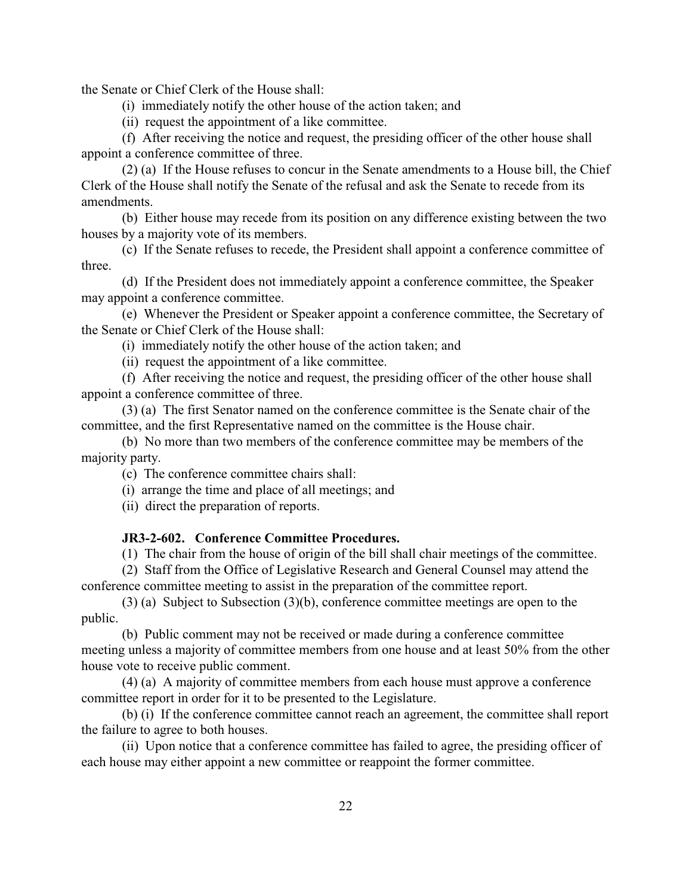the Senate or Chief Clerk of the House shall:

(i) immediately notify the other house of the action taken; and

(ii) request the appointment of a like committee.

(f) After receiving the notice and request, the presiding officer of the other house shall appoint a conference committee of three.

(2) (a) If the House refuses to concur in the Senate amendments to a House bill, the Chief Clerk of the House shall notify the Senate of the refusal and ask the Senate to recede from its amendments.

(b) Either house may recede from its position on any difference existing between the two houses by a majority vote of its members.

(c) If the Senate refuses to recede, the President shall appoint a conference committee of three.

(d) If the President does not immediately appoint a conference committee, the Speaker may appoint a conference committee.

(e) Whenever the President or Speaker appoint a conference committee, the Secretary of the Senate or Chief Clerk of the House shall:

(i) immediately notify the other house of the action taken; and

(ii) request the appointment of a like committee.

(f) After receiving the notice and request, the presiding officer of the other house shall appoint a conference committee of three.

(3) (a) The first Senator named on the conference committee is the Senate chair of the committee, and the first Representative named on the committee is the House chair.

(b) No more than two members of the conference committee may be members of the majority party.

(c) The conference committee chairs shall:

(i) arrange the time and place of all meetings; and

(ii) direct the preparation of reports.

**JR3-2-602. Conference Committee Procedures.**

(1) The chair from the house of origin of the bill shall chair meetings of the committee.

(2) Staff from the Office of Legislative Research and General Counsel may attend the conference committee meeting to assist in the preparation of the committee report.

(3) (a) Subject to Subsection (3)(b), conference committee meetings are open to the public.

(b) Public comment may not be received or made during a conference committee meeting unless a majority of committee members from one house and at least 50% from the other house vote to receive public comment.

(4) (a) A majority of committee members from each house must approve a conference committee report in order for it to be presented to the Legislature.

(b) (i) If the conference committee cannot reach an agreement, the committee shall report the failure to agree to both houses.

(ii) Upon notice that a conference committee has failed to agree, the presiding officer of each house may either appoint a new committee or reappoint the former committee.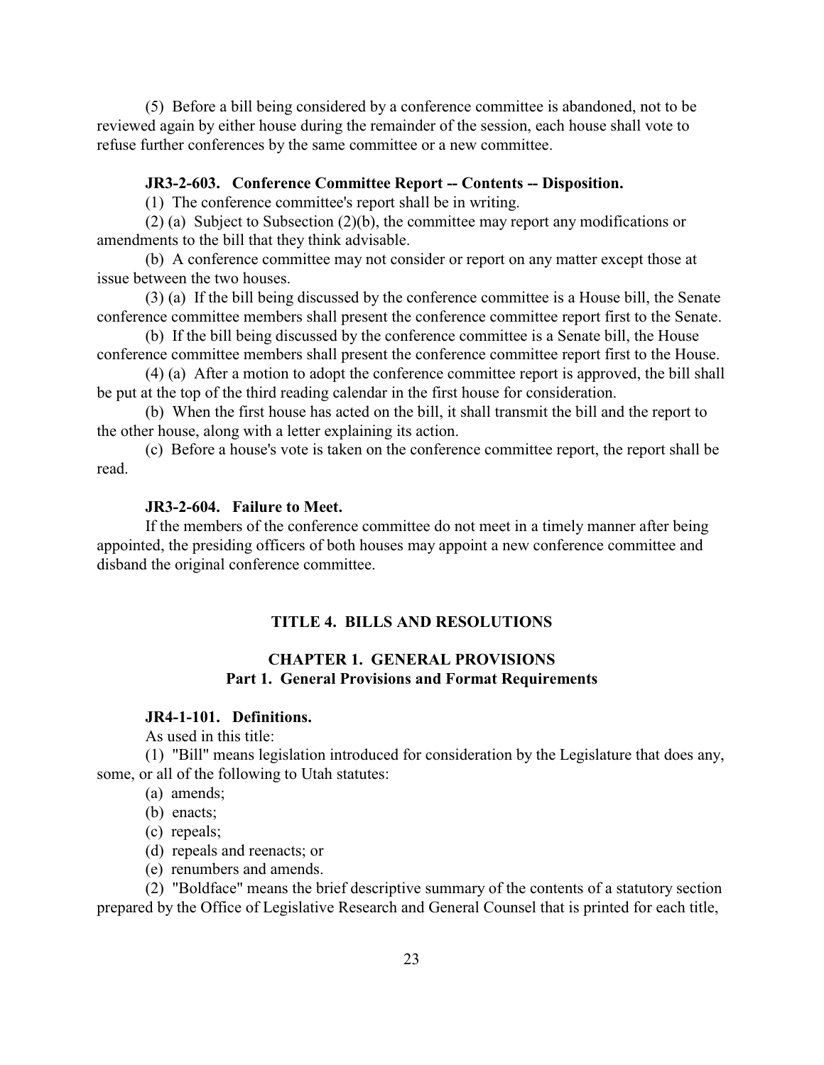(5) Before a bill being considered by a conference committee is abandoned, not to be reviewed again by either house during the remainder of the session, each house shall vote to refuse further conferences by the same committee or a new committee.

**JR3-2-603. Conference Committee Report -- Contents -- Disposition.**

(1) The conference committee's report shall be in writing.

(2) (a) Subject to Subsection (2)(b), the committee may report any modifications or amendments to the bill that they think advisable.

(b) A conference committee may not consider or report on any matter except those at issue between the two houses.

(3) (a) If the bill being discussed by the conference committee is a House bill, the Senate conference committee members shall present the conference committee report first to the Senate.

(b) If the bill being discussed by the conference committee is a Senate bill, the House conference committee members shall present the conference committee report first to the House.

(4) (a) After a motion to adopt the conference committee report is approved, the bill shall be put at the top of the third reading calendar in the first house for consideration.

(b) When the first house has acted on the bill, it shall transmit the bill and the report to the other house, along with a letter explaining its action.

(c) Before a house's vote is taken on the conference committee report, the report shall be read.

**JR3-2-604. Failure to Meet.**

If the members of the conference committee do not meet in a timely manner after being appointed, the presiding officers of both houses may appoint a new conference committee and disband the original conference committee.

## TITLE 4. BILLS AND RESOLUTIONS

### CHAPTER 1. GENERAL PROVISIONS
### Part 1. General Provisions and Format Requirements

**JR4-1-101. Definitions.**

As used in this title:

(1) "Bill" means legislation introduced for consideration by the Legislature that does any, some, or all of the following to Utah statutes:

(a) amends;

(b) enacts;

(c) repeals;

(d) repeals and reenacts; or

(e) renumbers and amends.

(2) "Boldface" means the brief descriptive summary of the contents of a statutory section prepared by the Office of Legislative Research and General Counsel that is printed for each title,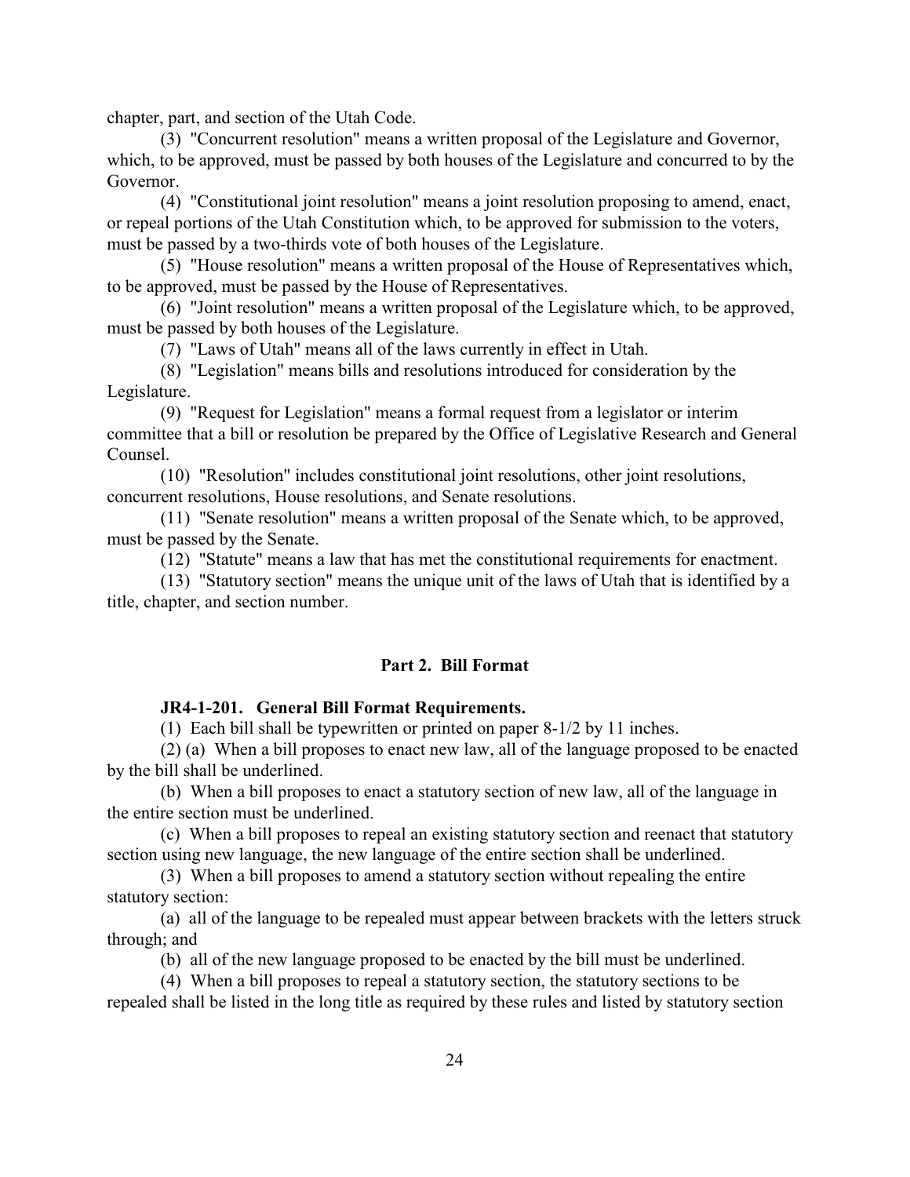chapter, part, and section of the Utah Code.

(3) "Concurrent resolution" means a written proposal of the Legislature and Governor, which, to be approved, must be passed by both houses of the Legislature and concurred to by the Governor.

(4) "Constitutional joint resolution" means a joint resolution proposing to amend, enact, or repeal portions of the Utah Constitution which, to be approved for submission to the voters, must be passed by a two-thirds vote of both houses of the Legislature.

(5) "House resolution" means a written proposal of the House of Representatives which, to be approved, must be passed by the House of Representatives.

(6) "Joint resolution" means a written proposal of the Legislature which, to be approved, must be passed by both houses of the Legislature.

(7) "Laws of Utah" means all of the laws currently in effect in Utah.

(8) "Legislation" means bills and resolutions introduced for consideration by the Legislature.

(9) "Request for Legislation" means a formal request from a legislator or interim committee that a bill or resolution be prepared by the Office of Legislative Research and General Counsel.

(10) "Resolution" includes constitutional joint resolutions, other joint resolutions, concurrent resolutions, House resolutions, and Senate resolutions.

(11) "Senate resolution" means a written proposal of the Senate which, to be approved, must be passed by the Senate.

(12) "Statute" means a law that has met the constitutional requirements for enactment.

(13) "Statutory section" means the unique unit of the laws of Utah that is identified by a title, chapter, and section number.

## Part 2. Bill Format

### JR4-1-201. General Bill Format Requirements.

(1) Each bill shall be typewritten or printed on paper 8-1/2 by 11 inches.

(2) (a) When a bill proposes to enact new law, all of the language proposed to be enacted by the bill shall be underlined.

(b) When a bill proposes to enact a statutory section of new law, all of the language in the entire section must be underlined.

(c) When a bill proposes to repeal an existing statutory section and reenact that statutory section using new language, the new language of the entire section shall be underlined.

(3) When a bill proposes to amend a statutory section without repealing the entire statutory section:

(a) all of the language to be repealed must appear between brackets with the letters struck through; and

(b) all of the new language proposed to be enacted by the bill must be underlined.

(4) When a bill proposes to repeal a statutory section, the statutory sections to be repealed shall be listed in the long title as required by these rules and listed by statutory section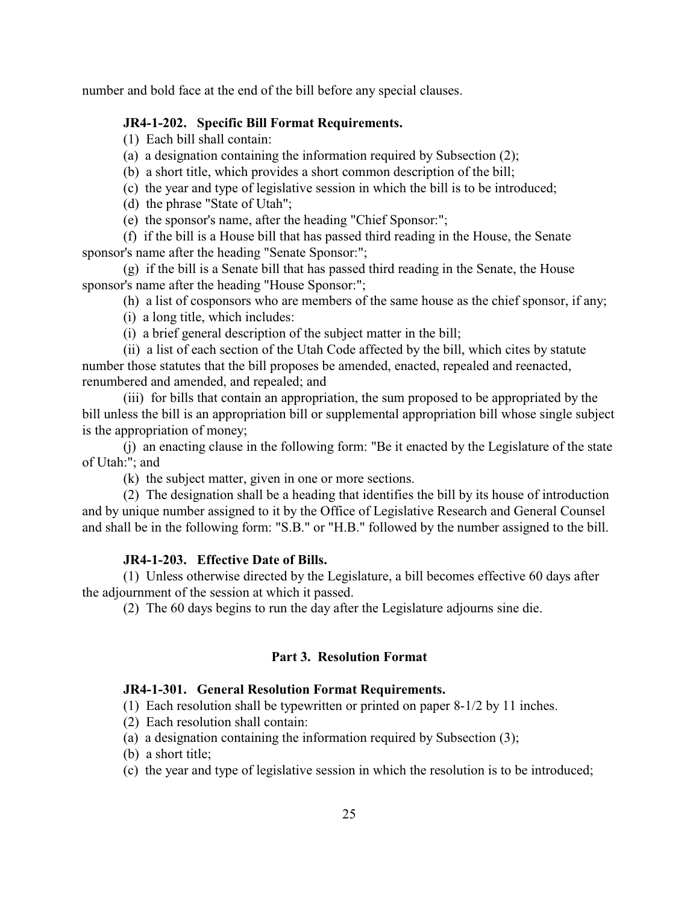number and bold face at the end of the bill before any special clauses.

**JR4-1-202. Specific Bill Format Requirements.**

(1) Each bill shall contain:

(a) a designation containing the information required by Subsection (2);

(b) a short title, which provides a short common description of the bill;

(c) the year and type of legislative session in which the bill is to be introduced;

(d) the phrase "State of Utah";

(e) the sponsor's name, after the heading "Chief Sponsor:";

(f) if the bill is a House bill that has passed third reading in the House, the Senate sponsor's name after the heading "Senate Sponsor:";

(g) if the bill is a Senate bill that has passed third reading in the Senate, the House sponsor's name after the heading "House Sponsor:";

(h) a list of cosponsors who are members of the same house as the chief sponsor, if any;

(i) a long title, which includes:

(i) a brief general description of the subject matter in the bill;

(ii) a list of each section of the Utah Code affected by the bill, which cites by statute number those statutes that the bill proposes be amended, enacted, repealed and reenacted, renumbered and amended, and repealed; and

(iii) for bills that contain an appropriation, the sum proposed to be appropriated by the bill unless the bill is an appropriation bill or supplemental appropriation bill whose single subject is the appropriation of money;

(j) an enacting clause in the following form: "Be it enacted by the Legislature of the state of Utah:"; and

(k) the subject matter, given in one or more sections.

(2) The designation shall be a heading that identifies the bill by its house of introduction and by unique number assigned to it by the Office of Legislative Research and General Counsel and shall be in the following form: "S.B." or "H.B." followed by the number assigned to the bill.

**JR4-1-203. Effective Date of Bills.**

(1) Unless otherwise directed by the Legislature, a bill becomes effective 60 days after the adjournment of the session at which it passed.

(2) The 60 days begins to run the day after the Legislature adjourns sine die.

## Part 3. Resolution Format

**JR4-1-301. General Resolution Format Requirements.**

(1) Each resolution shall be typewritten or printed on paper 8-1/2 by 11 inches.

(2) Each resolution shall contain:

(a) a designation containing the information required by Subsection (3);

(b) a short title;

(c) the year and type of legislative session in which the resolution is to be introduced;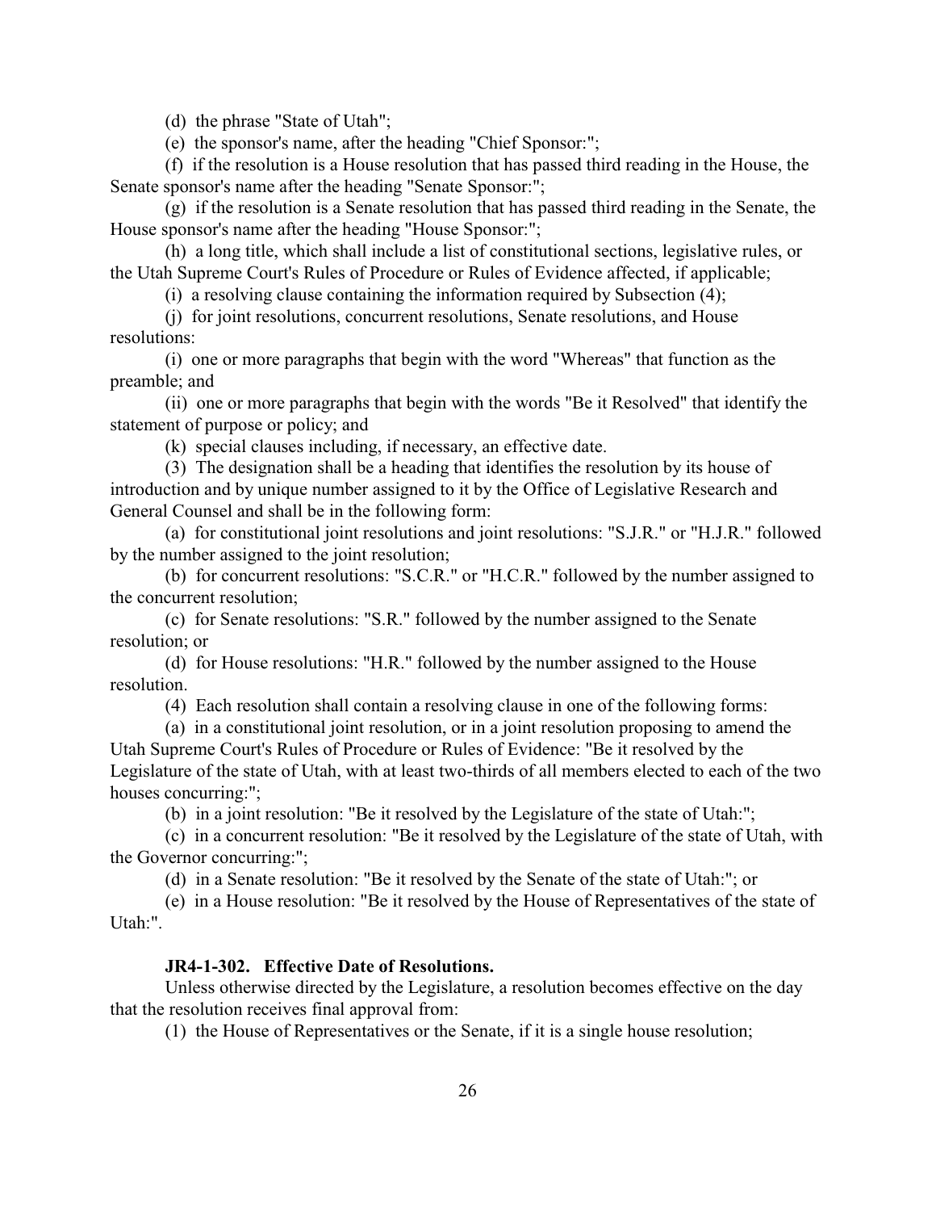(d) the phrase "State of Utah";

(e) the sponsor's name, after the heading "Chief Sponsor:";

(f) if the resolution is a House resolution that has passed third reading in the House, the Senate sponsor's name after the heading "Senate Sponsor:";

(g) if the resolution is a Senate resolution that has passed third reading in the Senate, the House sponsor's name after the heading "House Sponsor:";

(h) a long title, which shall include a list of constitutional sections, legislative rules, or the Utah Supreme Court's Rules of Procedure or Rules of Evidence affected, if applicable;

(i) a resolving clause containing the information required by Subsection (4);

(j) for joint resolutions, concurrent resolutions, Senate resolutions, and House resolutions:

(i) one or more paragraphs that begin with the word "Whereas" that function as the preamble; and

(ii) one or more paragraphs that begin with the words "Be it Resolved" that identify the statement of purpose or policy; and

(k) special clauses including, if necessary, an effective date.

(3) The designation shall be a heading that identifies the resolution by its house of introduction and by unique number assigned to it by the Office of Legislative Research and General Counsel and shall be in the following form:

(a) for constitutional joint resolutions and joint resolutions: "S.J.R." or "H.J.R." followed by the number assigned to the joint resolution;

(b) for concurrent resolutions: "S.C.R." or "H.C.R." followed by the number assigned to the concurrent resolution;

(c) for Senate resolutions: "S.R." followed by the number assigned to the Senate resolution; or

(d) for House resolutions: "H.R." followed by the number assigned to the House resolution.

(4) Each resolution shall contain a resolving clause in one of the following forms:

(a) in a constitutional joint resolution, or in a joint resolution proposing to amend the Utah Supreme Court's Rules of Procedure or Rules of Evidence: "Be it resolved by the Legislature of the state of Utah, with at least two-thirds of all members elected to each of the two houses concurring:";

(b) in a joint resolution: "Be it resolved by the Legislature of the state of Utah:";

(c) in a concurrent resolution: "Be it resolved by the Legislature of the state of Utah, with the Governor concurring:";

(d) in a Senate resolution: "Be it resolved by the Senate of the state of Utah:"; or

(e) in a House resolution: "Be it resolved by the House of Representatives of the state of Utah:".

**JR4-1-302. Effective Date of Resolutions.**

Unless otherwise directed by the Legislature, a resolution becomes effective on the day that the resolution receives final approval from:

(1) the House of Representatives or the Senate, if it is a single house resolution;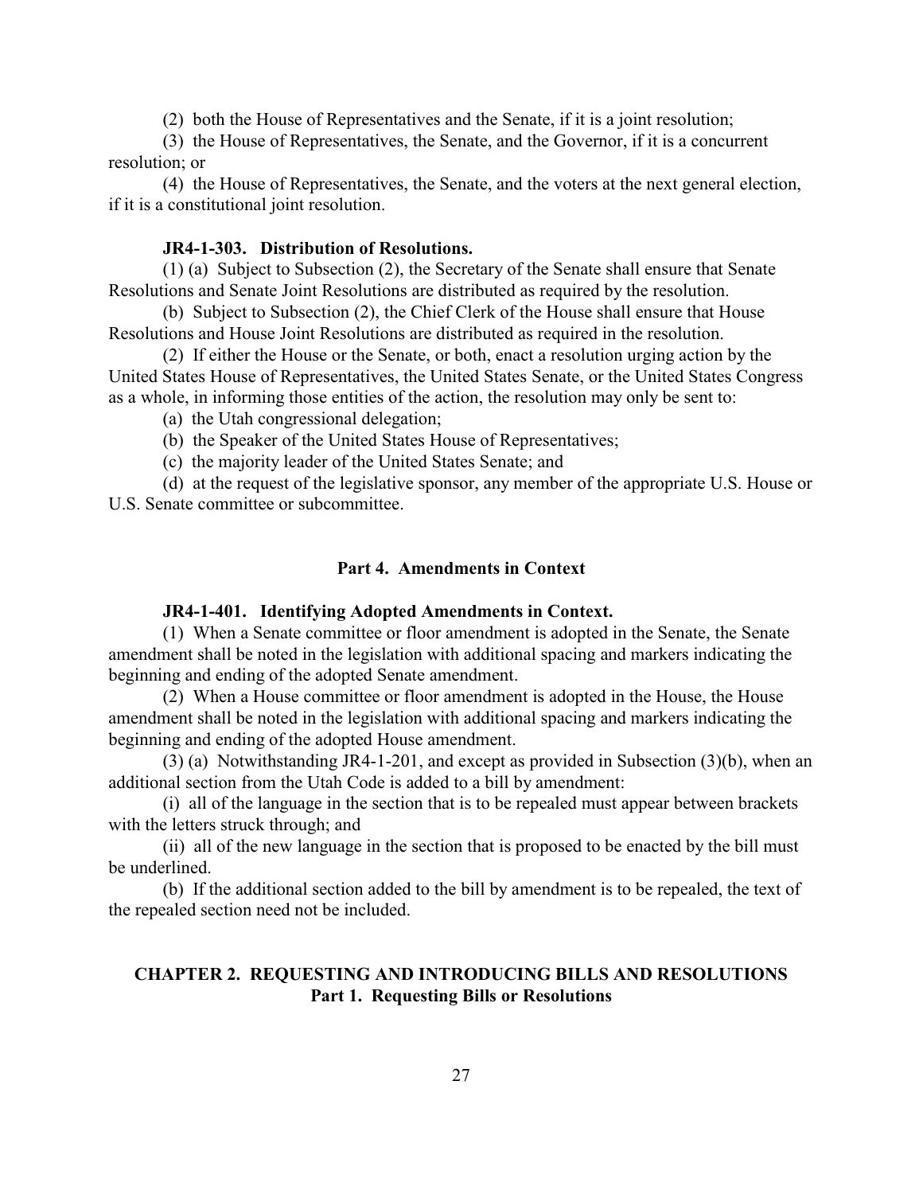(2) both the House of Representatives and the Senate, if it is a joint resolution;

(3) the House of Representatives, the Senate, and the Governor, if it is a concurrent resolution; or

(4) the House of Representatives, the Senate, and the voters at the next general election, if it is a constitutional joint resolution.

**JR4-1-303. Distribution of Resolutions.**

(1) (a) Subject to Subsection (2), the Secretary of the Senate shall ensure that Senate Resolutions and Senate Joint Resolutions are distributed as required by the resolution.

(b) Subject to Subsection (2), the Chief Clerk of the House shall ensure that House Resolutions and House Joint Resolutions are distributed as required in the resolution.

(2) If either the House or the Senate, or both, enact a resolution urging action by the United States House of Representatives, the United States Senate, or the United States Congress as a whole, in informing those entities of the action, the resolution may only be sent to:

(a) the Utah congressional delegation;

(b) the Speaker of the United States House of Representatives;

(c) the majority leader of the United States Senate; and

(d) at the request of the legislative sponsor, any member of the appropriate U.S. House or U.S. Senate committee or subcommittee.

## Part 4. Amendments in Context

**JR4-1-401. Identifying Adopted Amendments in Context.**

(1) When a Senate committee or floor amendment is adopted in the Senate, the Senate amendment shall be noted in the legislation with additional spacing and markers indicating the beginning and ending of the adopted Senate amendment.

(2) When a House committee or floor amendment is adopted in the House, the House amendment shall be noted in the legislation with additional spacing and markers indicating the beginning and ending of the adopted House amendment.

(3) (a) Notwithstanding JR4-1-201, and except as provided in Subsection (3)(b), when an additional section from the Utah Code is added to a bill by amendment:

(i) all of the language in the section that is to be repealed must appear between brackets with the letters struck through; and

(ii) all of the new language in the section that is proposed to be enacted by the bill must be underlined.

(b) If the additional section added to the bill by amendment is to be repealed, the text of the repealed section need not be included.

# CHAPTER 2. REQUESTING AND INTRODUCING BILLS AND RESOLUTIONS

## Part 1. Requesting Bills or Resolutions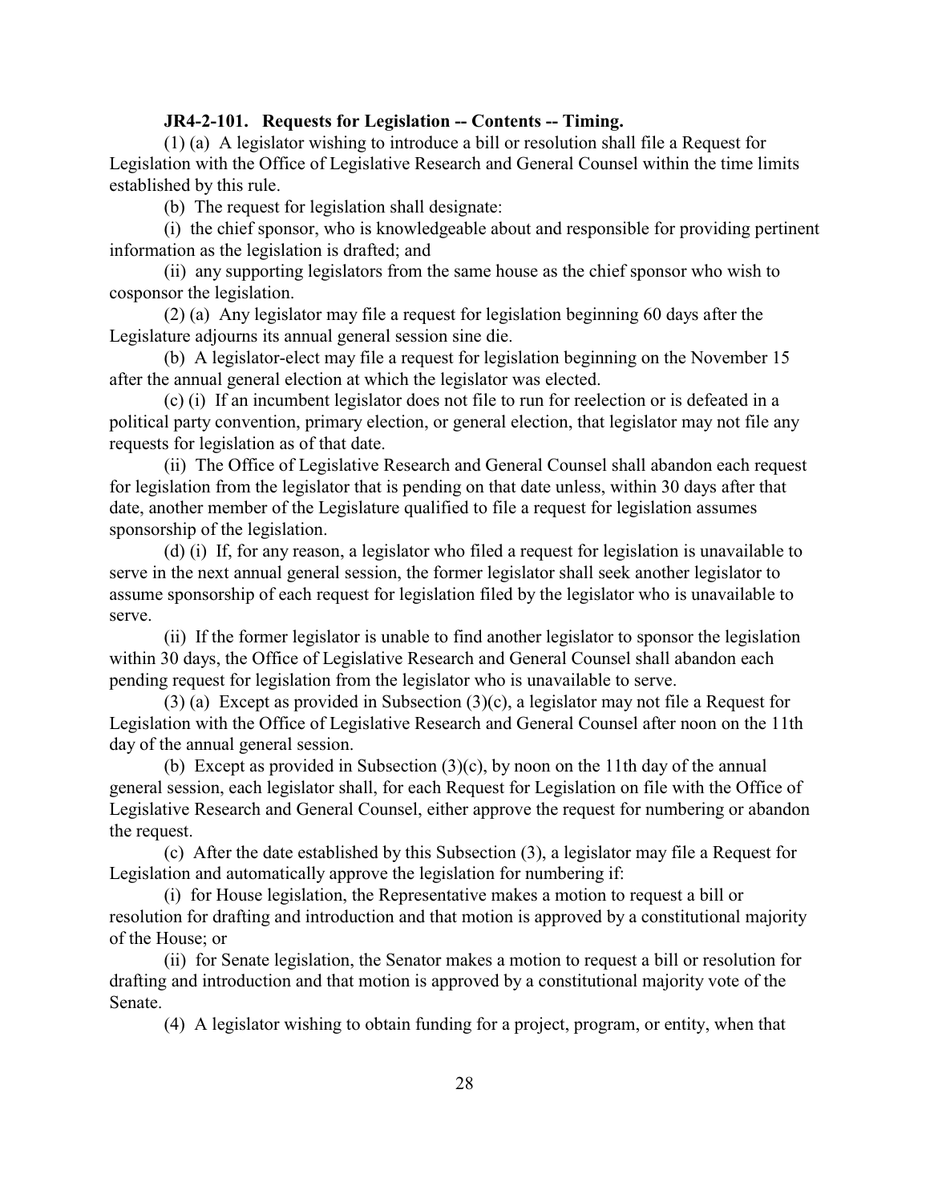**JR4-2-101. Requests for Legislation -- Contents -- Timing.**

(1) (a) A legislator wishing to introduce a bill or resolution shall file a Request for Legislation with the Office of Legislative Research and General Counsel within the time limits established by this rule.

(b) The request for legislation shall designate:

(i) the chief sponsor, who is knowledgeable about and responsible for providing pertinent information as the legislation is drafted; and

(ii) any supporting legislators from the same house as the chief sponsor who wish to cosponsor the legislation.

(2) (a) Any legislator may file a request for legislation beginning 60 days after the Legislature adjourns its annual general session sine die.

(b) A legislator-elect may file a request for legislation beginning on the November 15 after the annual general election at which the legislator was elected.

(c) (i) If an incumbent legislator does not file to run for reelection or is defeated in a political party convention, primary election, or general election, that legislator may not file any requests for legislation as of that date.

(ii) The Office of Legislative Research and General Counsel shall abandon each request for legislation from the legislator that is pending on that date unless, within 30 days after that date, another member of the Legislature qualified to file a request for legislation assumes sponsorship of the legislation.

(d) (i) If, for any reason, a legislator who filed a request for legislation is unavailable to serve in the next annual general session, the former legislator shall seek another legislator to assume sponsorship of each request for legislation filed by the legislator who is unavailable to serve.

(ii) If the former legislator is unable to find another legislator to sponsor the legislation within 30 days, the Office of Legislative Research and General Counsel shall abandon each pending request for legislation from the legislator who is unavailable to serve.

(3) (a) Except as provided in Subsection (3)(c), a legislator may not file a Request for Legislation with the Office of Legislative Research and General Counsel after noon on the 11th day of the annual general session.

(b) Except as provided in Subsection (3)(c), by noon on the 11th day of the annual general session, each legislator shall, for each Request for Legislation on file with the Office of Legislative Research and General Counsel, either approve the request for numbering or abandon the request.

(c) After the date established by this Subsection (3), a legislator may file a Request for Legislation and automatically approve the legislation for numbering if:

(i) for House legislation, the Representative makes a motion to request a bill or resolution for drafting and introduction and that motion is approved by a constitutional majority of the House; or

(ii) for Senate legislation, the Senator makes a motion to request a bill or resolution for drafting and introduction and that motion is approved by a constitutional majority vote of the Senate.

(4) A legislator wishing to obtain funding for a project, program, or entity, when that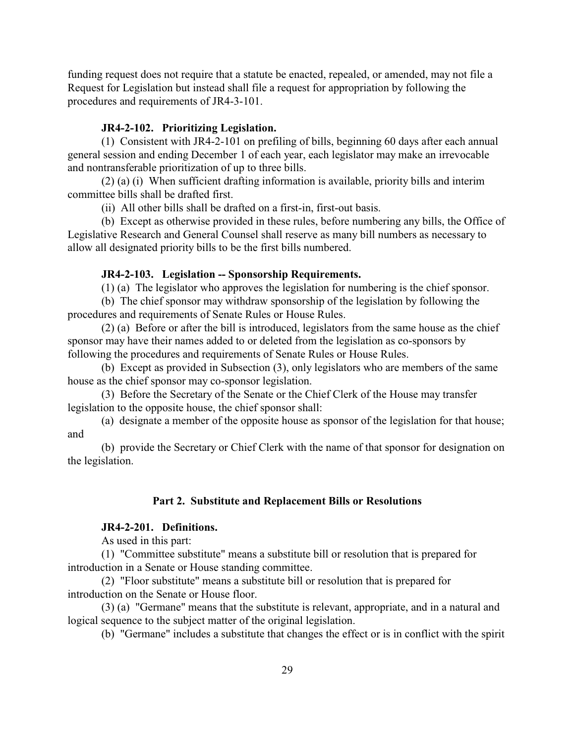funding request does not require that a statute be enacted, repealed, or amended, may not file a Request for Legislation but instead shall file a request for appropriation by following the procedures and requirements of JR4-3-101.

**JR4-2-102. Prioritizing Legislation.**

(1) Consistent with JR4-2-101 on prefiling of bills, beginning 60 days after each annual general session and ending December 1 of each year, each legislator may make an irrevocable and nontransferable prioritization of up to three bills.

(2) (a) (i) When sufficient drafting information is available, priority bills and interim committee bills shall be drafted first.

(ii) All other bills shall be drafted on a first-in, first-out basis.

(b) Except as otherwise provided in these rules, before numbering any bills, the Office of Legislative Research and General Counsel shall reserve as many bill numbers as necessary to allow all designated priority bills to be the first bills numbered.

**JR4-2-103. Legislation -- Sponsorship Requirements.**

(1) (a) The legislator who approves the legislation for numbering is the chief sponsor.

(b) The chief sponsor may withdraw sponsorship of the legislation by following the procedures and requirements of Senate Rules or House Rules.

(2) (a) Before or after the bill is introduced, legislators from the same house as the chief sponsor may have their names added to or deleted from the legislation as co-sponsors by following the procedures and requirements of Senate Rules or House Rules.

(b) Except as provided in Subsection (3), only legislators who are members of the same house as the chief sponsor may co-sponsor legislation.

(3) Before the Secretary of the Senate or the Chief Clerk of the House may transfer legislation to the opposite house, the chief sponsor shall:

(a) designate a member of the opposite house as sponsor of the legislation for that house; and

(b) provide the Secretary or Chief Clerk with the name of that sponsor for designation on the legislation.

## Part 2. Substitute and Replacement Bills or Resolutions

**JR4-2-201. Definitions.**

As used in this part:

(1) "Committee substitute" means a substitute bill or resolution that is prepared for introduction in a Senate or House standing committee.

(2) "Floor substitute" means a substitute bill or resolution that is prepared for introduction on the Senate or House floor.

(3) (a) "Germane" means that the substitute is relevant, appropriate, and in a natural and logical sequence to the subject matter of the original legislation.

(b) "Germane" includes a substitute that changes the effect or is in conflict with the spirit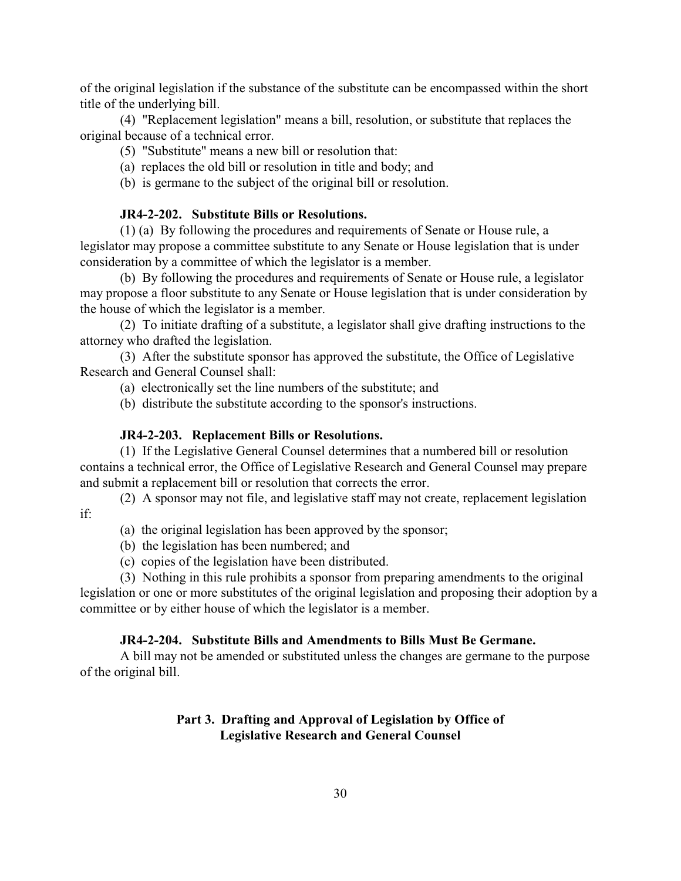of the original legislation if the substance of the substitute can be encompassed within the short title of the underlying bill.

(4) "Replacement legislation" means a bill, resolution, or substitute that replaces the original because of a technical error.

(5) "Substitute" means a new bill or resolution that:

(a) replaces the old bill or resolution in title and body; and

(b) is germane to the subject of the original bill or resolution.

### JR4-2-202. Substitute Bills or Resolutions.

(1) (a) By following the procedures and requirements of Senate or House rule, a legislator may propose a committee substitute to any Senate or House legislation that is under consideration by a committee of which the legislator is a member.

(b) By following the procedures and requirements of Senate or House rule, a legislator may propose a floor substitute to any Senate or House legislation that is under consideration by the house of which the legislator is a member.

(2) To initiate drafting of a substitute, a legislator shall give drafting instructions to the attorney who drafted the legislation.

(3) After the substitute sponsor has approved the substitute, the Office of Legislative Research and General Counsel shall:

(a) electronically set the line numbers of the substitute; and

(b) distribute the substitute according to the sponsor's instructions.

### JR4-2-203. Replacement Bills or Resolutions.

(1) If the Legislative General Counsel determines that a numbered bill or resolution contains a technical error, the Office of Legislative Research and General Counsel may prepare and submit a replacement bill or resolution that corrects the error.

(2) A sponsor may not file, and legislative staff may not create, replacement legislation if:

(a) the original legislation has been approved by the sponsor;

(b) the legislation has been numbered; and

(c) copies of the legislation have been distributed.

(3) Nothing in this rule prohibits a sponsor from preparing amendments to the original legislation or one or more substitutes of the original legislation and proposing their adoption by a committee or by either house of which the legislator is a member.

### JR4-2-204. Substitute Bills and Amendments to Bills Must Be Germane.

A bill may not be amended or substituted unless the changes are germane to the purpose of the original bill.

## Part 3. Drafting and Approval of Legislation by Office of Legislative Research and General Counsel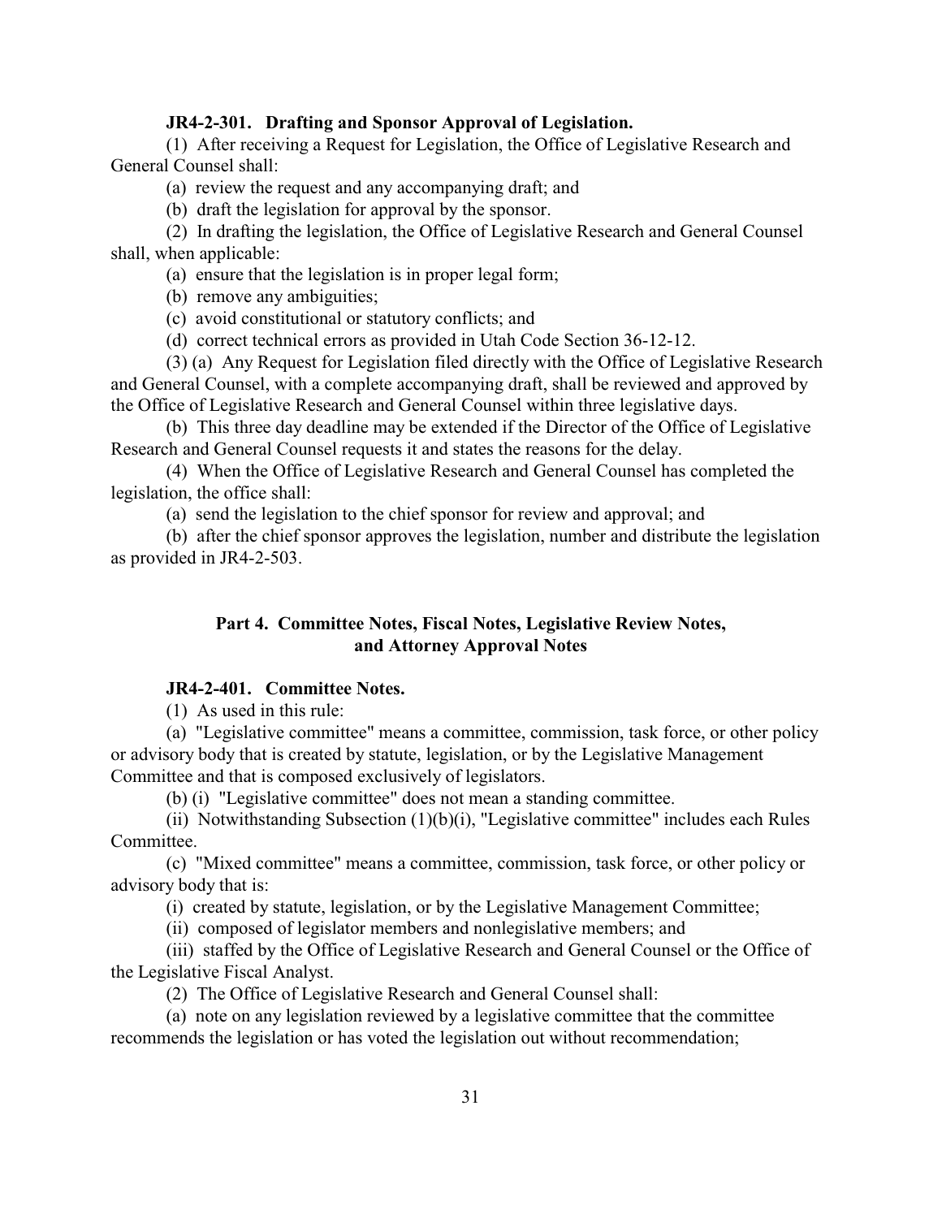**JR4-2-301. Drafting and Sponsor Approval of Legislation.**

(1) After receiving a Request for Legislation, the Office of Legislative Research and General Counsel shall:

(a) review the request and any accompanying draft; and

(b) draft the legislation for approval by the sponsor.

(2) In drafting the legislation, the Office of Legislative Research and General Counsel shall, when applicable:

(a) ensure that the legislation is in proper legal form;

(b) remove any ambiguities;

(c) avoid constitutional or statutory conflicts; and

(d) correct technical errors as provided in Utah Code Section 36-12-12.

(3) (a) Any Request for Legislation filed directly with the Office of Legislative Research and General Counsel, with a complete accompanying draft, shall be reviewed and approved by the Office of Legislative Research and General Counsel within three legislative days.

(b) This three day deadline may be extended if the Director of the Office of Legislative Research and General Counsel requests it and states the reasons for the delay.

(4) When the Office of Legislative Research and General Counsel has completed the legislation, the office shall:

(a) send the legislation to the chief sponsor for review and approval; and

(b) after the chief sponsor approves the legislation, number and distribute the legislation as provided in JR4-2-503.

## Part 4. Committee Notes, Fiscal Notes, Legislative Review Notes, and Attorney Approval Notes

**JR4-2-401. Committee Notes.**

(1) As used in this rule:

(a) "Legislative committee" means a committee, commission, task force, or other policy or advisory body that is created by statute, legislation, or by the Legislative Management Committee and that is composed exclusively of legislators.

(b) (i) "Legislative committee" does not mean a standing committee.

(ii) Notwithstanding Subsection (1)(b)(i), "Legislative committee" includes each Rules Committee.

(c) "Mixed committee" means a committee, commission, task force, or other policy or advisory body that is:

(i) created by statute, legislation, or by the Legislative Management Committee;

(ii) composed of legislator members and nonlegislative members; and

(iii) staffed by the Office of Legislative Research and General Counsel or the Office of the Legislative Fiscal Analyst.

(2) The Office of Legislative Research and General Counsel shall:

(a) note on any legislation reviewed by a legislative committee that the committee recommends the legislation or has voted the legislation out without recommendation;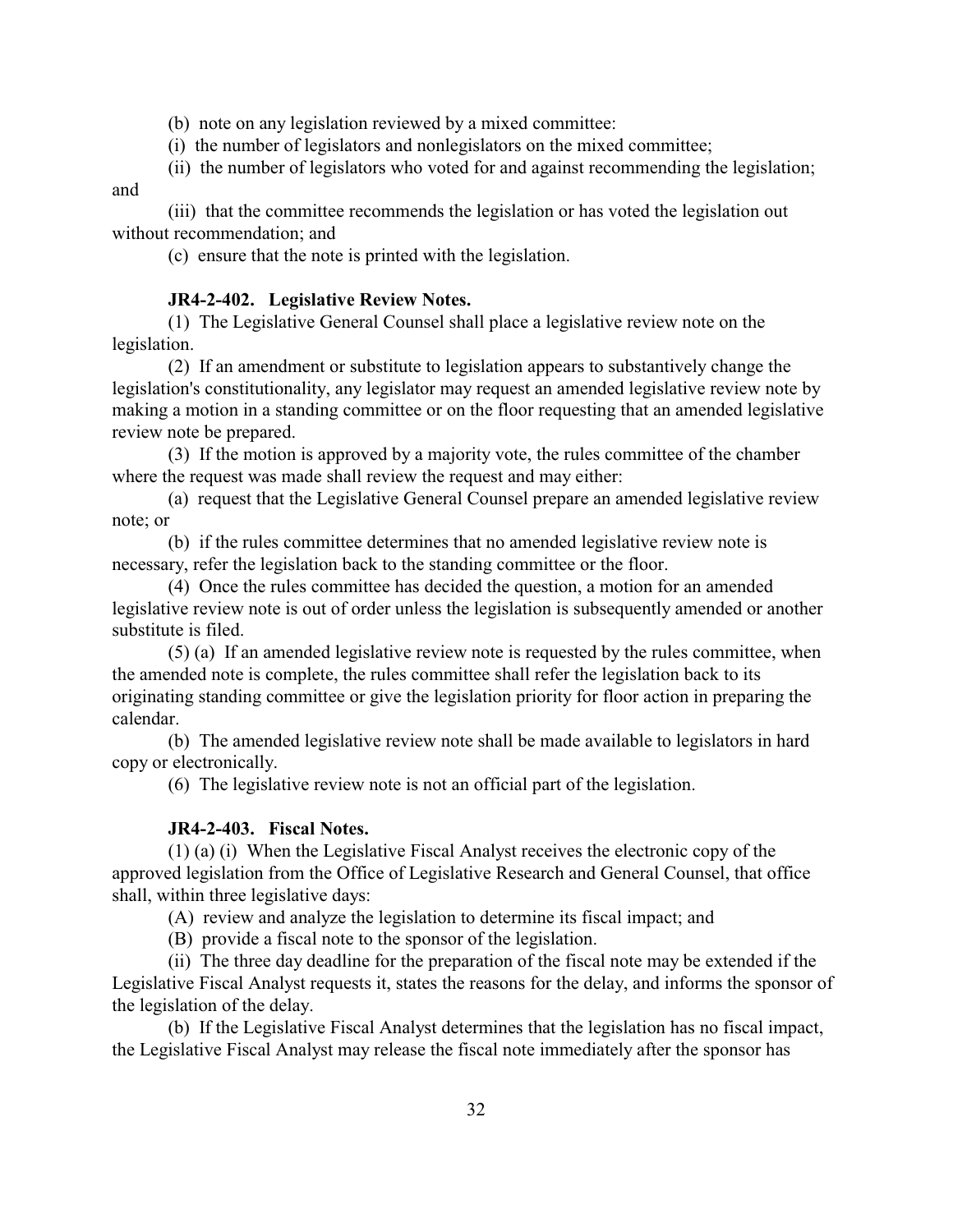(b) note on any legislation reviewed by a mixed committee:

(i) the number of legislators and nonlegislators on the mixed committee;

(ii) the number of legislators who voted for and against recommending the legislation; and

(iii) that the committee recommends the legislation or has voted the legislation out without recommendation; and

(c) ensure that the note is printed with the legislation.

**JR4-2-402. Legislative Review Notes.**

(1) The Legislative General Counsel shall place a legislative review note on the legislation.

(2) If an amendment or substitute to legislation appears to substantively change the legislation's constitutionality, any legislator may request an amended legislative review note by making a motion in a standing committee or on the floor requesting that an amended legislative review note be prepared.

(3) If the motion is approved by a majority vote, the rules committee of the chamber where the request was made shall review the request and may either:

(a) request that the Legislative General Counsel prepare an amended legislative review note; or

(b) if the rules committee determines that no amended legislative review note is necessary, refer the legislation back to the standing committee or the floor.

(4) Once the rules committee has decided the question, a motion for an amended legislative review note is out of order unless the legislation is subsequently amended or another substitute is filed.

(5) (a) If an amended legislative review note is requested by the rules committee, when the amended note is complete, the rules committee shall refer the legislation back to its originating standing committee or give the legislation priority for floor action in preparing the calendar.

(b) The amended legislative review note shall be made available to legislators in hard copy or electronically.

(6) The legislative review note is not an official part of the legislation.

**JR4-2-403. Fiscal Notes.**

(1) (a) (i) When the Legislative Fiscal Analyst receives the electronic copy of the approved legislation from the Office of Legislative Research and General Counsel, that office shall, within three legislative days:

(A) review and analyze the legislation to determine its fiscal impact; and

(B) provide a fiscal note to the sponsor of the legislation.

(ii) The three day deadline for the preparation of the fiscal note may be extended if the Legislative Fiscal Analyst requests it, states the reasons for the delay, and informs the sponsor of the legislation of the delay.

(b) If the Legislative Fiscal Analyst determines that the legislation has no fiscal impact, the Legislative Fiscal Analyst may release the fiscal note immediately after the sponsor has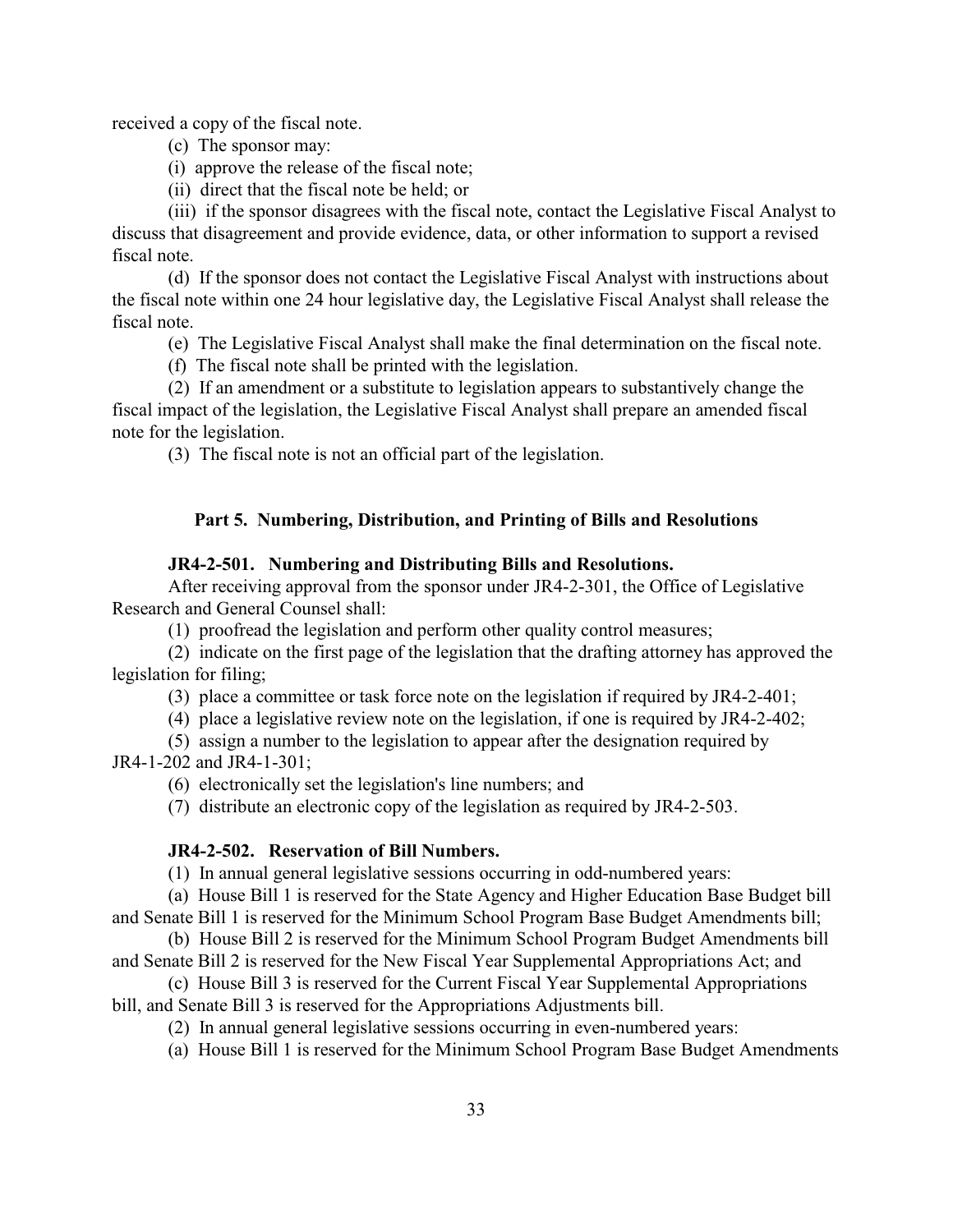received a copy of the fiscal note.

(c) The sponsor may:

(i) approve the release of the fiscal note;

(ii) direct that the fiscal note be held; or

(iii) if the sponsor disagrees with the fiscal note, contact the Legislative Fiscal Analyst to discuss that disagreement and provide evidence, data, or other information to support a revised fiscal note.

(d) If the sponsor does not contact the Legislative Fiscal Analyst with instructions about the fiscal note within one 24 hour legislative day, the Legislative Fiscal Analyst shall release the fiscal note.

(e) The Legislative Fiscal Analyst shall make the final determination on the fiscal note.

(f) The fiscal note shall be printed with the legislation.

(2) If an amendment or a substitute to legislation appears to substantively change the fiscal impact of the legislation, the Legislative Fiscal Analyst shall prepare an amended fiscal note for the legislation.

(3) The fiscal note is not an official part of the legislation.

## Part 5. Numbering, Distribution, and Printing of Bills and Resolutions

### JR4-2-501. Numbering and Distributing Bills and Resolutions.

After receiving approval from the sponsor under JR4-2-301, the Office of Legislative Research and General Counsel shall:

(1) proofread the legislation and perform other quality control measures;

(2) indicate on the first page of the legislation that the drafting attorney has approved the legislation for filing;

(3) place a committee or task force note on the legislation if required by JR4-2-401;

(4) place a legislative review note on the legislation, if one is required by JR4-2-402;

(5) assign a number to the legislation to appear after the designation required by JR4-1-202 and JR4-1-301;

(6) electronically set the legislation's line numbers; and

(7) distribute an electronic copy of the legislation as required by JR4-2-503.

### JR4-2-502. Reservation of Bill Numbers.

(1) In annual general legislative sessions occurring in odd-numbered years:

(a) House Bill 1 is reserved for the State Agency and Higher Education Base Budget bill and Senate Bill 1 is reserved for the Minimum School Program Base Budget Amendments bill;

(b) House Bill 2 is reserved for the Minimum School Program Budget Amendments bill and Senate Bill 2 is reserved for the New Fiscal Year Supplemental Appropriations Act; and

(c) House Bill 3 is reserved for the Current Fiscal Year Supplemental Appropriations bill, and Senate Bill 3 is reserved for the Appropriations Adjustments bill.

(2) In annual general legislative sessions occurring in even-numbered years:

(a) House Bill 1 is reserved for the Minimum School Program Base Budget Amendments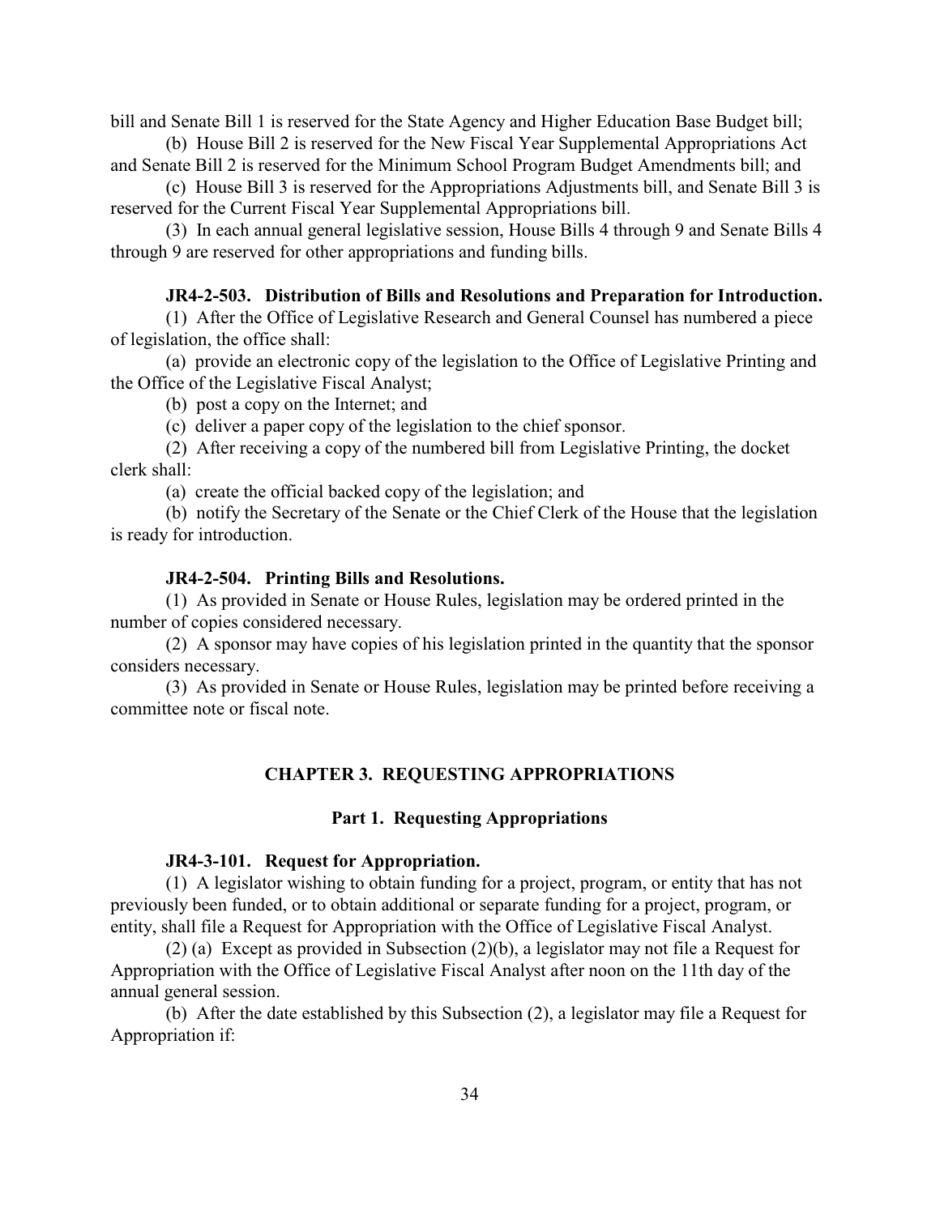bill and Senate Bill 1 is reserved for the State Agency and Higher Education Base Budget bill;

(b) House Bill 2 is reserved for the New Fiscal Year Supplemental Appropriations Act and Senate Bill 2 is reserved for the Minimum School Program Budget Amendments bill; and

(c) House Bill 3 is reserved for the Appropriations Adjustments bill, and Senate Bill 3 is reserved for the Current Fiscal Year Supplemental Appropriations bill.

(3) In each annual general legislative session, House Bills 4 through 9 and Senate Bills 4 through 9 are reserved for other appropriations and funding bills.

**JR4-2-503. Distribution of Bills and Resolutions and Preparation for Introduction.**

(1) After the Office of Legislative Research and General Counsel has numbered a piece of legislation, the office shall:

(a) provide an electronic copy of the legislation to the Office of Legislative Printing and the Office of the Legislative Fiscal Analyst;

(b) post a copy on the Internet; and

(c) deliver a paper copy of the legislation to the chief sponsor.

(2) After receiving a copy of the numbered bill from Legislative Printing, the docket clerk shall:

(a) create the official backed copy of the legislation; and

(b) notify the Secretary of the Senate or the Chief Clerk of the House that the legislation is ready for introduction.

**JR4-2-504. Printing Bills and Resolutions.**

(1) As provided in Senate or House Rules, legislation may be ordered printed in the number of copies considered necessary.

(2) A sponsor may have copies of his legislation printed in the quantity that the sponsor considers necessary.

(3) As provided in Senate or House Rules, legislation may be printed before receiving a committee note or fiscal note.

## CHAPTER 3. REQUESTING APPROPRIATIONS

### Part 1. Requesting Appropriations

**JR4-3-101. Request for Appropriation.**

(1) A legislator wishing to obtain funding for a project, program, or entity that has not previously been funded, or to obtain additional or separate funding for a project, program, or entity, shall file a Request for Appropriation with the Office of Legislative Fiscal Analyst.

(2) (a) Except as provided in Subsection (2)(b), a legislator may not file a Request for Appropriation with the Office of Legislative Fiscal Analyst after noon on the 11th day of the annual general session.

(b) After the date established by this Subsection (2), a legislator may file a Request for Appropriation if: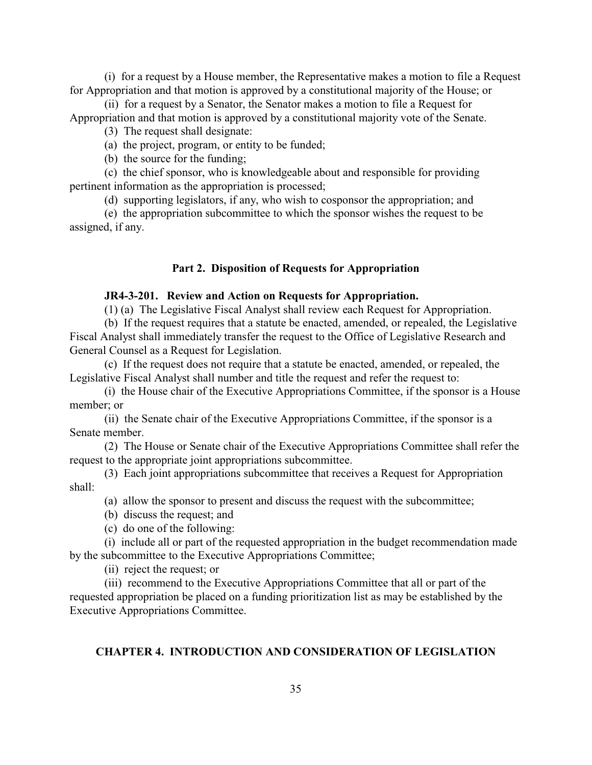(i) for a request by a House member, the Representative makes a motion to file a Request for Appropriation and that motion is approved by a constitutional majority of the House; or

(ii) for a request by a Senator, the Senator makes a motion to file a Request for Appropriation and that motion is approved by a constitutional majority vote of the Senate.

(3) The request shall designate:

(a) the project, program, or entity to be funded;

(b) the source for the funding;

(c) the chief sponsor, who is knowledgeable about and responsible for providing pertinent information as the appropriation is processed;

(d) supporting legislators, if any, who wish to cosponsor the appropriation; and

(e) the appropriation subcommittee to which the sponsor wishes the request to be assigned, if any.

## Part 2. Disposition of Requests for Appropriation

### JR4-3-201. Review and Action on Requests for Appropriation.

(1) (a) The Legislative Fiscal Analyst shall review each Request for Appropriation.

(b) If the request requires that a statute be enacted, amended, or repealed, the Legislative Fiscal Analyst shall immediately transfer the request to the Office of Legislative Research and General Counsel as a Request for Legislation.

(c) If the request does not require that a statute be enacted, amended, or repealed, the Legislative Fiscal Analyst shall number and title the request and refer the request to:

(i) the House chair of the Executive Appropriations Committee, if the sponsor is a House member; or

(ii) the Senate chair of the Executive Appropriations Committee, if the sponsor is a Senate member.

(2) The House or Senate chair of the Executive Appropriations Committee shall refer the request to the appropriate joint appropriations subcommittee.

(3) Each joint appropriations subcommittee that receives a Request for Appropriation shall:

(a) allow the sponsor to present and discuss the request with the subcommittee;

(b) discuss the request; and

(c) do one of the following:

(i) include all or part of the requested appropriation in the budget recommendation made by the subcommittee to the Executive Appropriations Committee;

(ii) reject the request; or

(iii) recommend to the Executive Appropriations Committee that all or part of the requested appropriation be placed on a funding prioritization list as may be established by the Executive Appropriations Committee.

## CHAPTER 4. INTRODUCTION AND CONSIDERATION OF LEGISLATION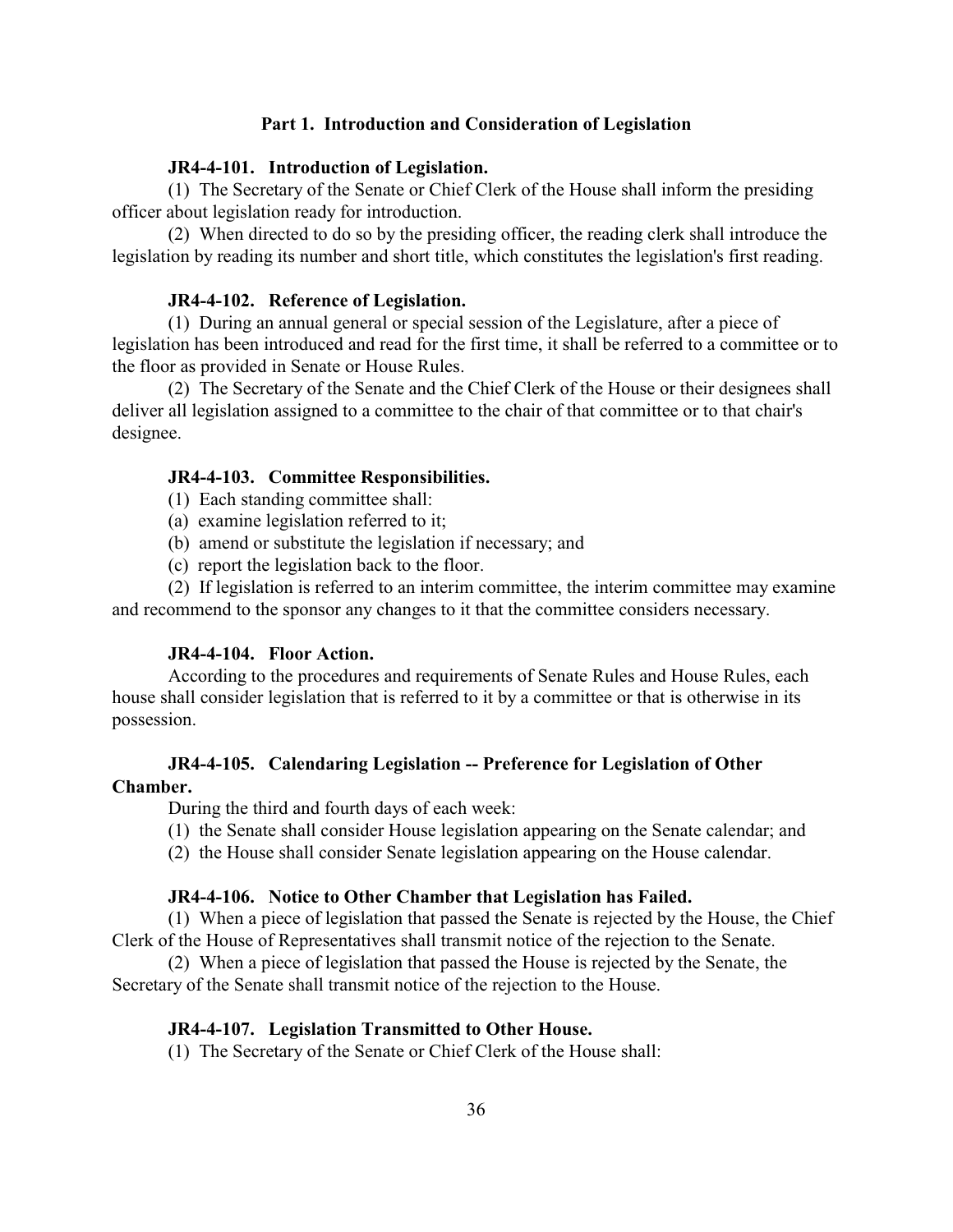## Part 1. Introduction and Consideration of Legislation

### JR4-4-101. Introduction of Legislation.

(1) The Secretary of the Senate or Chief Clerk of the House shall inform the presiding officer about legislation ready for introduction.

(2) When directed to do so by the presiding officer, the reading clerk shall introduce the legislation by reading its number and short title, which constitutes the legislation's first reading.

### JR4-4-102. Reference of Legislation.

(1) During an annual general or special session of the Legislature, after a piece of legislation has been introduced and read for the first time, it shall be referred to a committee or to the floor as provided in Senate or House Rules.

(2) The Secretary of the Senate and the Chief Clerk of the House or their designees shall deliver all legislation assigned to a committee to the chair of that committee or to that chair's designee.

### JR4-4-103. Committee Responsibilities.

(1) Each standing committee shall:

(a) examine legislation referred to it;

(b) amend or substitute the legislation if necessary; and

(c) report the legislation back to the floor.

(2) If legislation is referred to an interim committee, the interim committee may examine and recommend to the sponsor any changes to it that the committee considers necessary.

### JR4-4-104. Floor Action.

According to the procedures and requirements of Senate Rules and House Rules, each house shall consider legislation that is referred to it by a committee or that is otherwise in its possession.

### JR4-4-105. Calendaring Legislation -- Preference for Legislation of Other Chamber.

During the third and fourth days of each week:

(1) the Senate shall consider House legislation appearing on the Senate calendar; and

(2) the House shall consider Senate legislation appearing on the House calendar.

### JR4-4-106. Notice to Other Chamber that Legislation has Failed.

(1) When a piece of legislation that passed the Senate is rejected by the House, the Chief Clerk of the House of Representatives shall transmit notice of the rejection to the Senate.

(2) When a piece of legislation that passed the House is rejected by the Senate, the Secretary of the Senate shall transmit notice of the rejection to the House.

### JR4-4-107. Legislation Transmitted to Other House.

(1) The Secretary of the Senate or Chief Clerk of the House shall: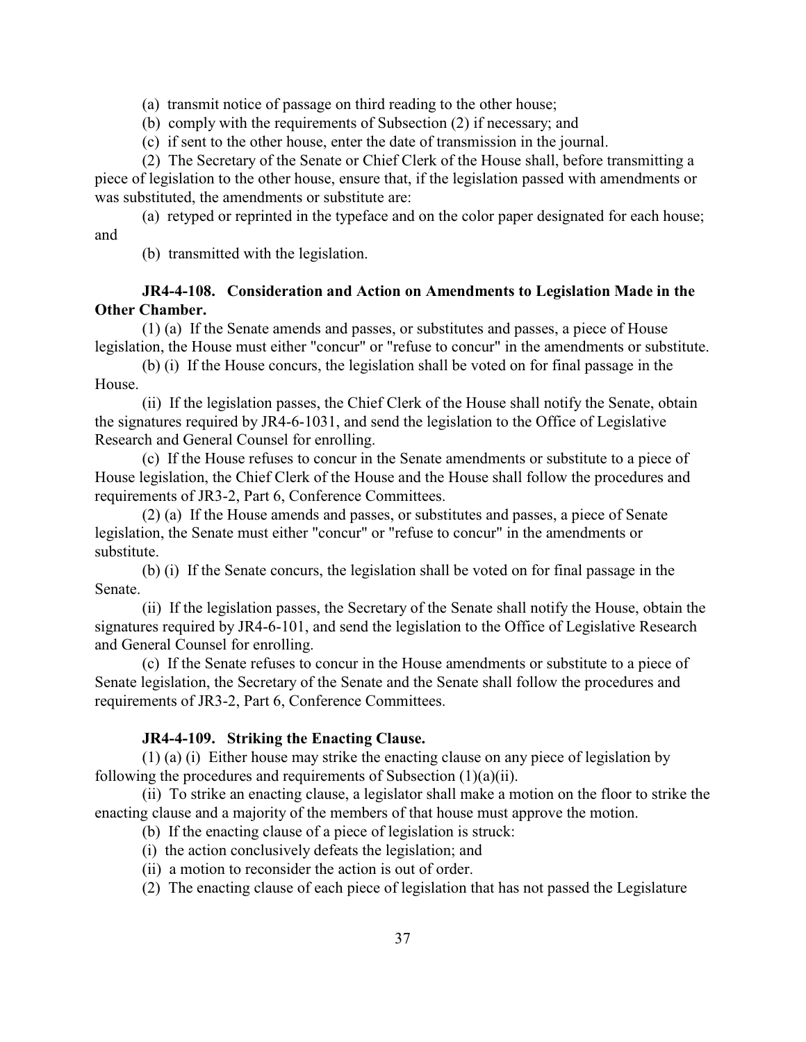(a) transmit notice of passage on third reading to the other house;

(b) comply with the requirements of Subsection (2) if necessary; and

(c) if sent to the other house, enter the date of transmission in the journal.

(2) The Secretary of the Senate or Chief Clerk of the House shall, before transmitting a piece of legislation to the other house, ensure that, if the legislation passed with amendments or was substituted, the amendments or substitute are:

(a) retyped or reprinted in the typeface and on the color paper designated for each house; and

(b) transmitted with the legislation.

**JR4-4-108. Consideration and Action on Amendments to Legislation Made in the Other Chamber.**

(1) (a) If the Senate amends and passes, or substitutes and passes, a piece of House legislation, the House must either "concur" or "refuse to concur" in the amendments or substitute.

(b) (i) If the House concurs, the legislation shall be voted on for final passage in the House.

(ii) If the legislation passes, the Chief Clerk of the House shall notify the Senate, obtain the signatures required by JR4-6-1031, and send the legislation to the Office of Legislative Research and General Counsel for enrolling.

(c) If the House refuses to concur in the Senate amendments or substitute to a piece of House legislation, the Chief Clerk of the House and the House shall follow the procedures and requirements of JR3-2, Part 6, Conference Committees.

(2) (a) If the House amends and passes, or substitutes and passes, a piece of Senate legislation, the Senate must either "concur" or "refuse to concur" in the amendments or substitute.

(b) (i) If the Senate concurs, the legislation shall be voted on for final passage in the Senate.

(ii) If the legislation passes, the Secretary of the Senate shall notify the House, obtain the signatures required by JR4-6-101, and send the legislation to the Office of Legislative Research and General Counsel for enrolling.

(c) If the Senate refuses to concur in the House amendments or substitute to a piece of Senate legislation, the Secretary of the Senate and the Senate shall follow the procedures and requirements of JR3-2, Part 6, Conference Committees.

**JR4-4-109. Striking the Enacting Clause.**

(1) (a) (i) Either house may strike the enacting clause on any piece of legislation by following the procedures and requirements of Subsection (1)(a)(ii).

(ii) To strike an enacting clause, a legislator shall make a motion on the floor to strike the enacting clause and a majority of the members of that house must approve the motion.

(b) If the enacting clause of a piece of legislation is struck:

(i) the action conclusively defeats the legislation; and

(ii) a motion to reconsider the action is out of order.

(2) The enacting clause of each piece of legislation that has not passed the Legislature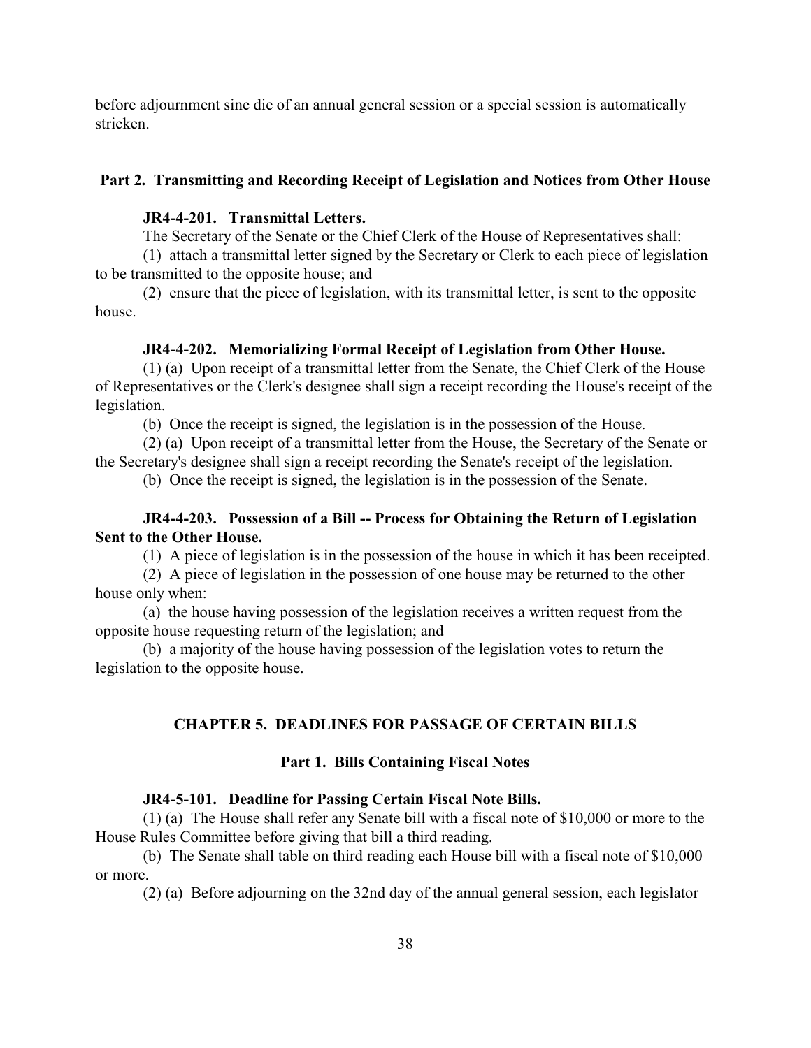before adjournment sine die of an annual general session or a special session is automatically stricken.

## Part 2. Transmitting and Recording Receipt of Legislation and Notices from Other House

### JR4-4-201. Transmittal Letters.

The Secretary of the Senate or the Chief Clerk of the House of Representatives shall:

(1) attach a transmittal letter signed by the Secretary or Clerk to each piece of legislation to be transmitted to the opposite house; and

(2) ensure that the piece of legislation, with its transmittal letter, is sent to the opposite house.

### JR4-4-202. Memorializing Formal Receipt of Legislation from Other House.

(1) (a) Upon receipt of a transmittal letter from the Senate, the Chief Clerk of the House of Representatives or the Clerk's designee shall sign a receipt recording the House's receipt of the legislation.

(b) Once the receipt is signed, the legislation is in the possession of the House.

(2) (a) Upon receipt of a transmittal letter from the House, the Secretary of the Senate or the Secretary's designee shall sign a receipt recording the Senate's receipt of the legislation.

(b) Once the receipt is signed, the legislation is in the possession of the Senate.

### JR4-4-203. Possession of a Bill -- Process for Obtaining the Return of Legislation Sent to the Other House.

(1) A piece of legislation is in the possession of the house in which it has been receipted.

(2) A piece of legislation in the possession of one house may be returned to the other house only when:

(a) the house having possession of the legislation receives a written request from the opposite house requesting return of the legislation; and

(b) a majority of the house having possession of the legislation votes to return the legislation to the opposite house.

# CHAPTER 5. DEADLINES FOR PASSAGE OF CERTAIN BILLS

## Part 1. Bills Containing Fiscal Notes

### JR4-5-101. Deadline for Passing Certain Fiscal Note Bills.

(1) (a) The House shall refer any Senate bill with a fiscal note of $10,000 or more to the House Rules Committee before giving that bill a third reading.

(b) The Senate shall table on third reading each House bill with a fiscal note of $10,000 or more.

(2) (a) Before adjourning on the 32nd day of the annual general session, each legislator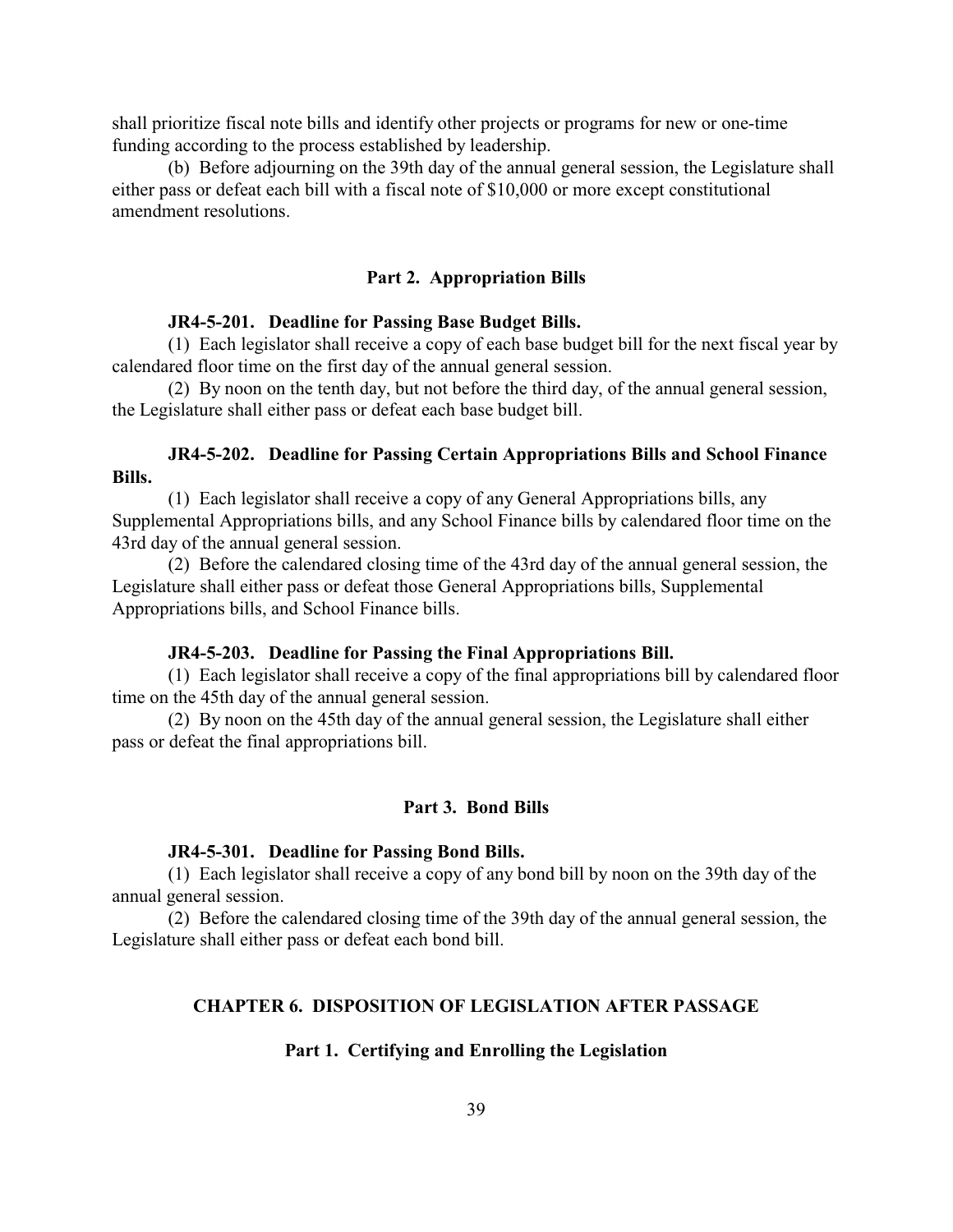shall prioritize fiscal note bills and identify other projects or programs for new or one-time funding according to the process established by leadership.

(b) Before adjourning on the 39th day of the annual general session, the Legislature shall either pass or defeat each bill with a fiscal note of $10,000 or more except constitutional amendment resolutions.

## Part 2. Appropriation Bills

### JR4-5-201. Deadline for Passing Base Budget Bills.

(1) Each legislator shall receive a copy of each base budget bill for the next fiscal year by calendared floor time on the first day of the annual general session.

(2) By noon on the tenth day, but not before the third day, of the annual general session, the Legislature shall either pass or defeat each base budget bill.

### JR4-5-202. Deadline for Passing Certain Appropriations Bills and School Finance Bills.

(1) Each legislator shall receive a copy of any General Appropriations bills, any Supplemental Appropriations bills, and any School Finance bills by calendared floor time on the 43rd day of the annual general session.

(2) Before the calendared closing time of the 43rd day of the annual general session, the Legislature shall either pass or defeat those General Appropriations bills, Supplemental Appropriations bills, and School Finance bills.

### JR4-5-203. Deadline for Passing the Final Appropriations Bill.

(1) Each legislator shall receive a copy of the final appropriations bill by calendared floor time on the 45th day of the annual general session.

(2) By noon on the 45th day of the annual general session, the Legislature shall either pass or defeat the final appropriations bill.

## Part 3. Bond Bills

### JR4-5-301. Deadline for Passing Bond Bills.

(1) Each legislator shall receive a copy of any bond bill by noon on the 39th day of the annual general session.

(2) Before the calendared closing time of the 39th day of the annual general session, the Legislature shall either pass or defeat each bond bill.

# CHAPTER 6. DISPOSITION OF LEGISLATION AFTER PASSAGE

## Part 1. Certifying and Enrolling the Legislation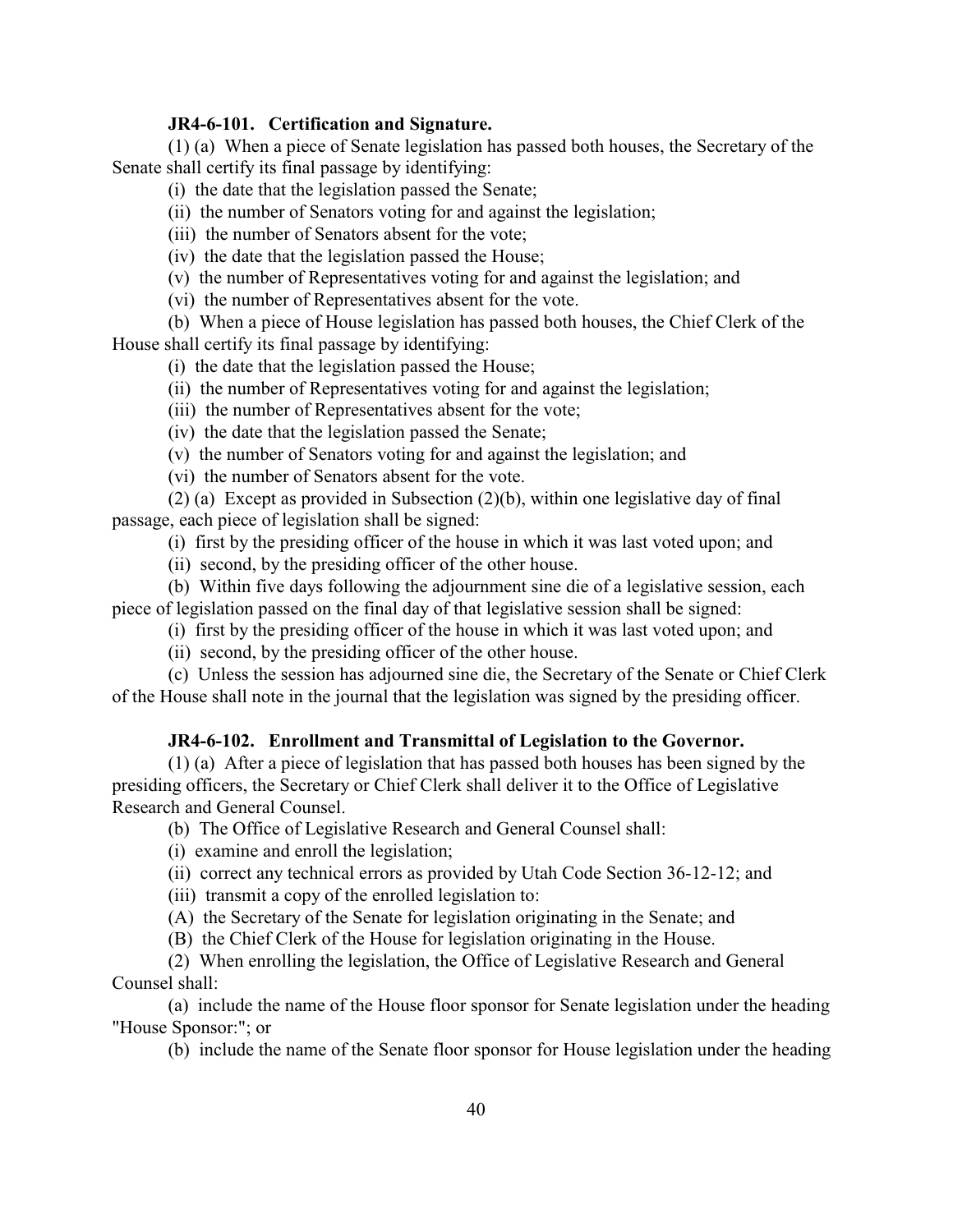### JR4-6-101. Certification and Signature.

(1) (a) When a piece of Senate legislation has passed both houses, the Secretary of the Senate shall certify its final passage by identifying:

(i) the date that the legislation passed the Senate;

(ii) the number of Senators voting for and against the legislation;

(iii) the number of Senators absent for the vote;

(iv) the date that the legislation passed the House;

(v) the number of Representatives voting for and against the legislation; and

(vi) the number of Representatives absent for the vote.

(b) When a piece of House legislation has passed both houses, the Chief Clerk of the House shall certify its final passage by identifying:

(i) the date that the legislation passed the House;

(ii) the number of Representatives voting for and against the legislation;

(iii) the number of Representatives absent for the vote;

(iv) the date that the legislation passed the Senate;

(v) the number of Senators voting for and against the legislation; and

(vi) the number of Senators absent for the vote.

(2) (a) Except as provided in Subsection (2)(b), within one legislative day of final passage, each piece of legislation shall be signed:

(i) first by the presiding officer of the house in which it was last voted upon; and

(ii) second, by the presiding officer of the other house.

(b) Within five days following the adjournment sine die of a legislative session, each piece of legislation passed on the final day of that legislative session shall be signed:

(i) first by the presiding officer of the house in which it was last voted upon; and

(ii) second, by the presiding officer of the other house.

(c) Unless the session has adjourned sine die, the Secretary of the Senate or Chief Clerk of the House shall note in the journal that the legislation was signed by the presiding officer.

### JR4-6-102. Enrollment and Transmittal of Legislation to the Governor.

(1) (a) After a piece of legislation that has passed both houses has been signed by the presiding officers, the Secretary or Chief Clerk shall deliver it to the Office of Legislative Research and General Counsel.

(b) The Office of Legislative Research and General Counsel shall:

(i) examine and enroll the legislation;

(ii) correct any technical errors as provided by Utah Code Section 36-12-12; and

(iii) transmit a copy of the enrolled legislation to:

(A) the Secretary of the Senate for legislation originating in the Senate; and

(B) the Chief Clerk of the House for legislation originating in the House.

(2) When enrolling the legislation, the Office of Legislative Research and General Counsel shall:

(a) include the name of the House floor sponsor for Senate legislation under the heading "House Sponsor:"; or

(b) include the name of the Senate floor sponsor for House legislation under the heading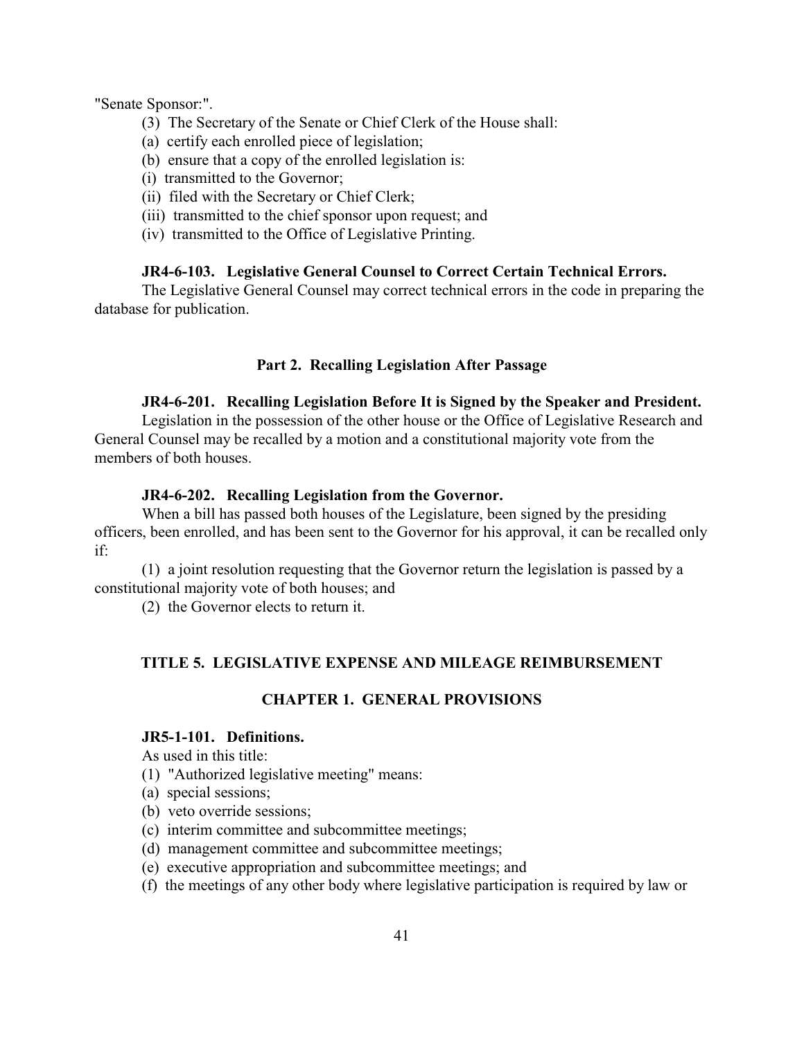"Senate Sponsor:".

(3) The Secretary of the Senate or Chief Clerk of the House shall:

(a) certify each enrolled piece of legislation;

(b) ensure that a copy of the enrolled legislation is:

(i) transmitted to the Governor;

(ii) filed with the Secretary or Chief Clerk;

(iii) transmitted to the chief sponsor upon request; and

(iv) transmitted to the Office of Legislative Printing.

**JR4-6-103. Legislative General Counsel to Correct Certain Technical Errors.**

The Legislative General Counsel may correct technical errors in the code in preparing the database for publication.

## Part 2. Recalling Legislation After Passage

**JR4-6-201. Recalling Legislation Before It is Signed by the Speaker and President.**

Legislation in the possession of the other house or the Office of Legislative Research and General Counsel may be recalled by a motion and a constitutional majority vote from the members of both houses.

**JR4-6-202. Recalling Legislation from the Governor.**

When a bill has passed both houses of the Legislature, been signed by the presiding officers, been enrolled, and has been sent to the Governor for his approval, it can be recalled only if:

(1) a joint resolution requesting that the Governor return the legislation is passed by a constitutional majority vote of both houses; and

(2) the Governor elects to return it.

# TITLE 5. LEGISLATIVE EXPENSE AND MILEAGE REIMBURSEMENT

## CHAPTER 1. GENERAL PROVISIONS

**JR5-1-101. Definitions.**

As used in this title:

(1) "Authorized legislative meeting" means:

(a) special sessions;

(b) veto override sessions;

(c) interim committee and subcommittee meetings;

(d) management committee and subcommittee meetings;

(e) executive appropriation and subcommittee meetings; and

(f) the meetings of any other body where legislative participation is required by law or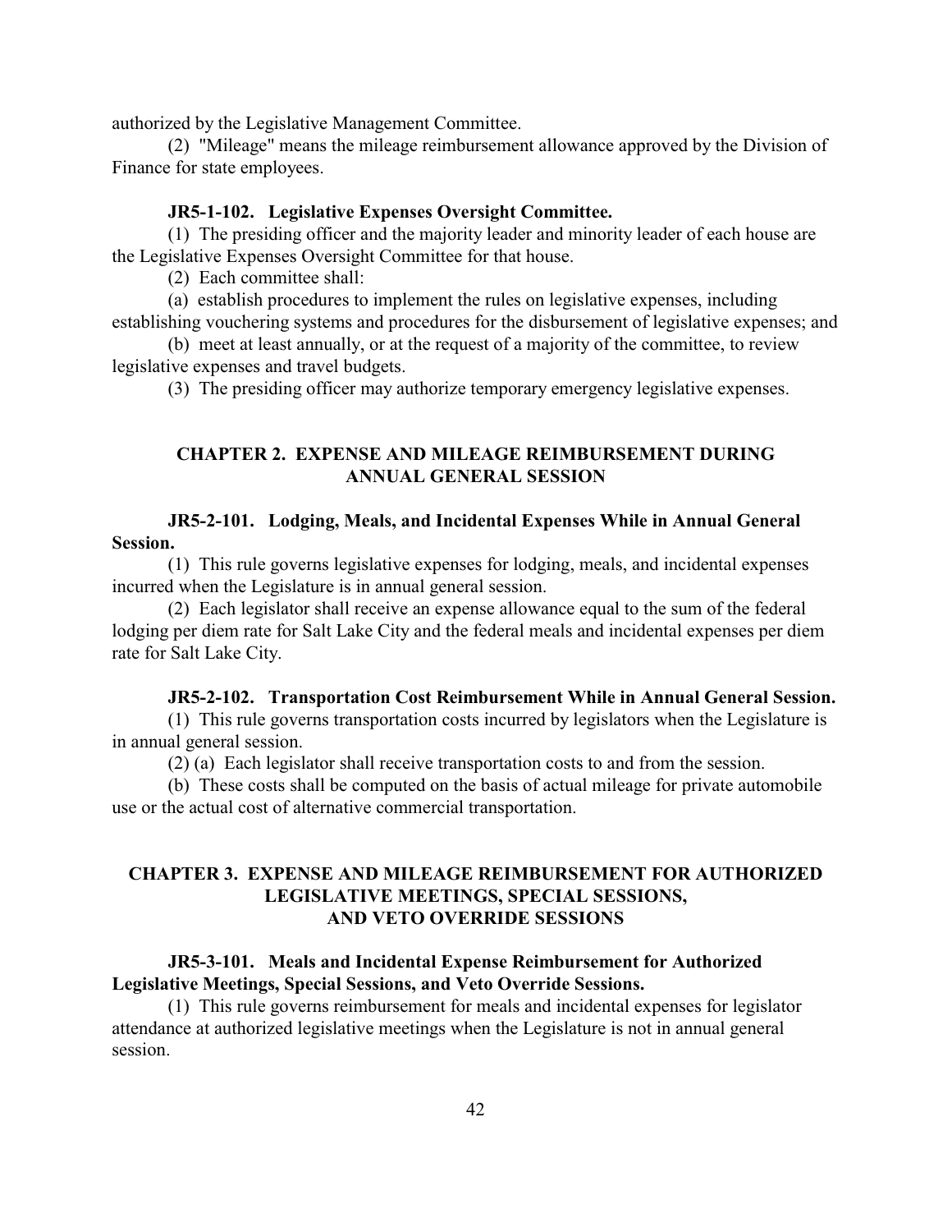authorized by the Legislative Management Committee.

(2) "Mileage" means the mileage reimbursement allowance approved by the Division of Finance for state employees.

#### JR5-1-102. Legislative Expenses Oversight Committee.

(1) The presiding officer and the majority leader and minority leader of each house are the Legislative Expenses Oversight Committee for that house.

(2) Each committee shall:

(a) establish procedures to implement the rules on legislative expenses, including establishing vouchering systems and procedures for the disbursement of legislative expenses; and

(b) meet at least annually, or at the request of a majority of the committee, to review legislative expenses and travel budgets.

(3) The presiding officer may authorize temporary emergency legislative expenses.

### CHAPTER 2. EXPENSE AND MILEAGE REIMBURSEMENT DURING ANNUAL GENERAL SESSION

#### JR5-2-101. Lodging, Meals, and Incidental Expenses While in Annual General Session.

(1) This rule governs legislative expenses for lodging, meals, and incidental expenses incurred when the Legislature is in annual general session.

(2) Each legislator shall receive an expense allowance equal to the sum of the federal lodging per diem rate for Salt Lake City and the federal meals and incidental expenses per diem rate for Salt Lake City.

#### JR5-2-102. Transportation Cost Reimbursement While in Annual General Session.

(1) This rule governs transportation costs incurred by legislators when the Legislature is in annual general session.

(2) (a) Each legislator shall receive transportation costs to and from the session.

(b) These costs shall be computed on the basis of actual mileage for private automobile use or the actual cost of alternative commercial transportation.

### CHAPTER 3. EXPENSE AND MILEAGE REIMBURSEMENT FOR AUTHORIZED LEGISLATIVE MEETINGS, SPECIAL SESSIONS, AND VETO OVERRIDE SESSIONS

#### JR5-3-101. Meals and Incidental Expense Reimbursement for Authorized Legislative Meetings, Special Sessions, and Veto Override Sessions.

(1) This rule governs reimbursement for meals and incidental expenses for legislator attendance at authorized legislative meetings when the Legislature is not in annual general session.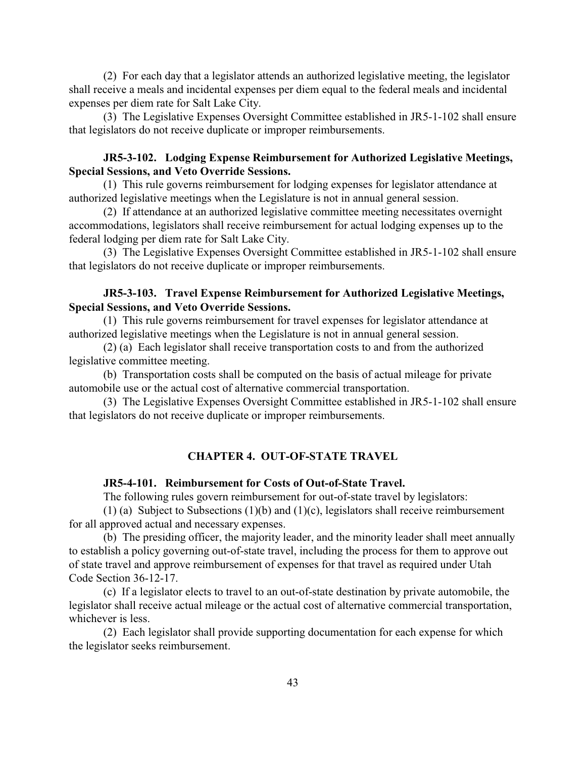(2) For each day that a legislator attends an authorized legislative meeting, the legislator shall receive a meals and incidental expenses per diem equal to the federal meals and incidental expenses per diem rate for Salt Lake City.

(3) The Legislative Expenses Oversight Committee established in JR5-1-102 shall ensure that legislators do not receive duplicate or improper reimbursements.

**JR5-3-102. Lodging Expense Reimbursement for Authorized Legislative Meetings, Special Sessions, and Veto Override Sessions.**

(1) This rule governs reimbursement for lodging expenses for legislator attendance at authorized legislative meetings when the Legislature is not in annual general session.

(2) If attendance at an authorized legislative committee meeting necessitates overnight accommodations, legislators shall receive reimbursement for actual lodging expenses up to the federal lodging per diem rate for Salt Lake City.

(3) The Legislative Expenses Oversight Committee established in JR5-1-102 shall ensure that legislators do not receive duplicate or improper reimbursements.

**JR5-3-103. Travel Expense Reimbursement for Authorized Legislative Meetings, Special Sessions, and Veto Override Sessions.**

(1) This rule governs reimbursement for travel expenses for legislator attendance at authorized legislative meetings when the Legislature is not in annual general session.

(2) (a) Each legislator shall receive transportation costs to and from the authorized legislative committee meeting.

(b) Transportation costs shall be computed on the basis of actual mileage for private automobile use or the actual cost of alternative commercial transportation.

(3) The Legislative Expenses Oversight Committee established in JR5-1-102 shall ensure that legislators do not receive duplicate or improper reimbursements.

## CHAPTER 4. OUT-OF-STATE TRAVEL

**JR5-4-101. Reimbursement for Costs of Out-of-State Travel.**

The following rules govern reimbursement for out-of-state travel by legislators:

(1) (a) Subject to Subsections (1)(b) and (1)(c), legislators shall receive reimbursement for all approved actual and necessary expenses.

(b) The presiding officer, the majority leader, and the minority leader shall meet annually to establish a policy governing out-of-state travel, including the process for them to approve out of state travel and approve reimbursement of expenses for that travel as required under Utah Code Section 36-12-17.

(c) If a legislator elects to travel to an out-of-state destination by private automobile, the legislator shall receive actual mileage or the actual cost of alternative commercial transportation, whichever is less.

(2) Each legislator shall provide supporting documentation for each expense for which the legislator seeks reimbursement.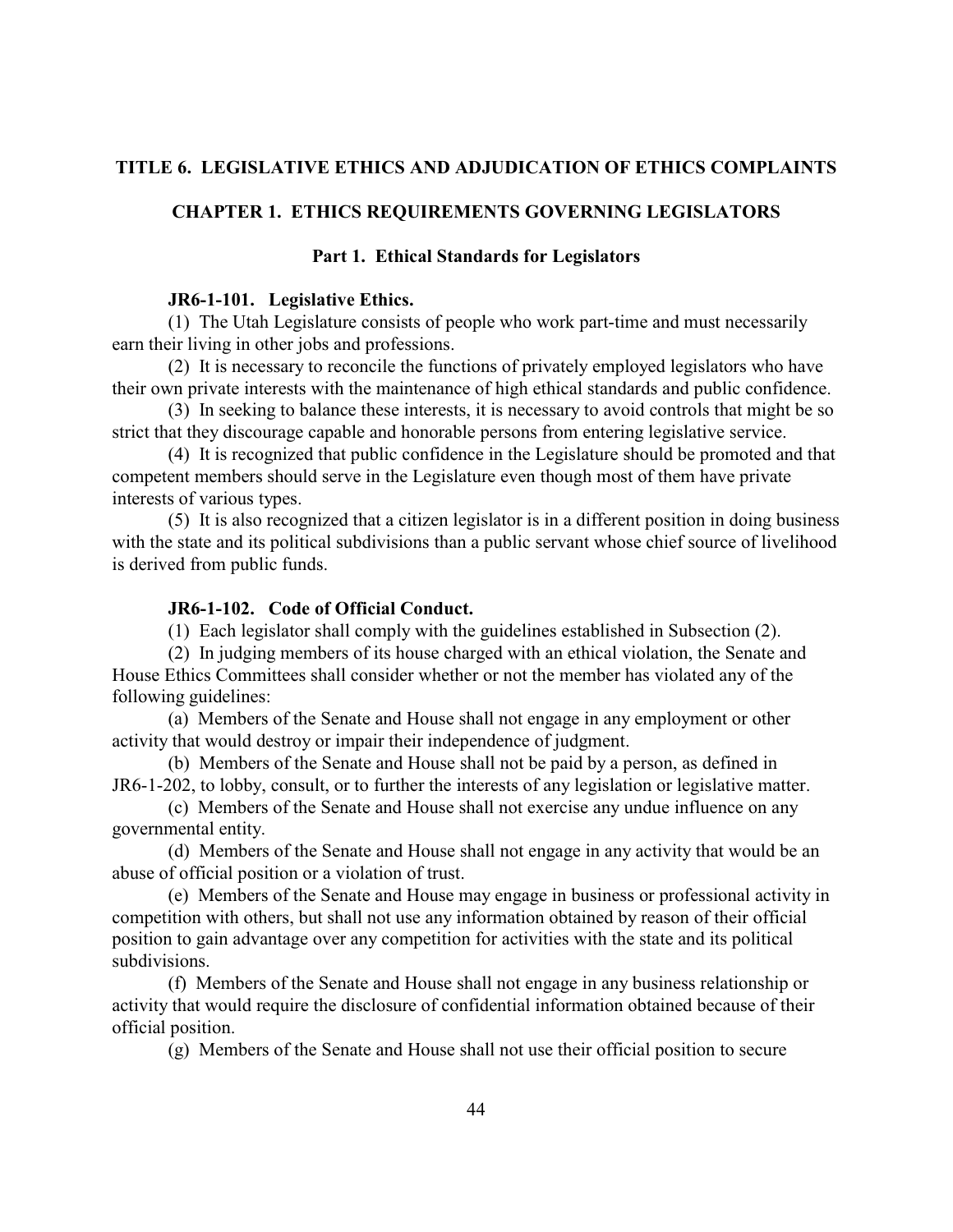# TITLE 6. LEGISLATIVE ETHICS AND ADJUDICATION OF ETHICS COMPLAINTS

## CHAPTER 1. ETHICS REQUIREMENTS GOVERNING LEGISLATORS

### Part 1. Ethical Standards for Legislators

**JR6-1-101. Legislative Ethics.**

(1) The Utah Legislature consists of people who work part-time and must necessarily earn their living in other jobs and professions.

(2) It is necessary to reconcile the functions of privately employed legislators who have their own private interests with the maintenance of high ethical standards and public confidence.

(3) In seeking to balance these interests, it is necessary to avoid controls that might be so strict that they discourage capable and honorable persons from entering legislative service.

(4) It is recognized that public confidence in the Legislature should be promoted and that competent members should serve in the Legislature even though most of them have private interests of various types.

(5) It is also recognized that a citizen legislator is in a different position in doing business with the state and its political subdivisions than a public servant whose chief source of livelihood is derived from public funds.

**JR6-1-102. Code of Official Conduct.**

(1) Each legislator shall comply with the guidelines established in Subsection (2).

(2) In judging members of its house charged with an ethical violation, the Senate and House Ethics Committees shall consider whether or not the member has violated any of the following guidelines:

(a) Members of the Senate and House shall not engage in any employment or other activity that would destroy or impair their independence of judgment.

(b) Members of the Senate and House shall not be paid by a person, as defined in JR6-1-202, to lobby, consult, or to further the interests of any legislation or legislative matter.

(c) Members of the Senate and House shall not exercise any undue influence on any governmental entity.

(d) Members of the Senate and House shall not engage in any activity that would be an abuse of official position or a violation of trust.

(e) Members of the Senate and House may engage in business or professional activity in competition with others, but shall not use any information obtained by reason of their official position to gain advantage over any competition for activities with the state and its political subdivisions.

(f) Members of the Senate and House shall not engage in any business relationship or activity that would require the disclosure of confidential information obtained because of their official position.

(g) Members of the Senate and House shall not use their official position to secure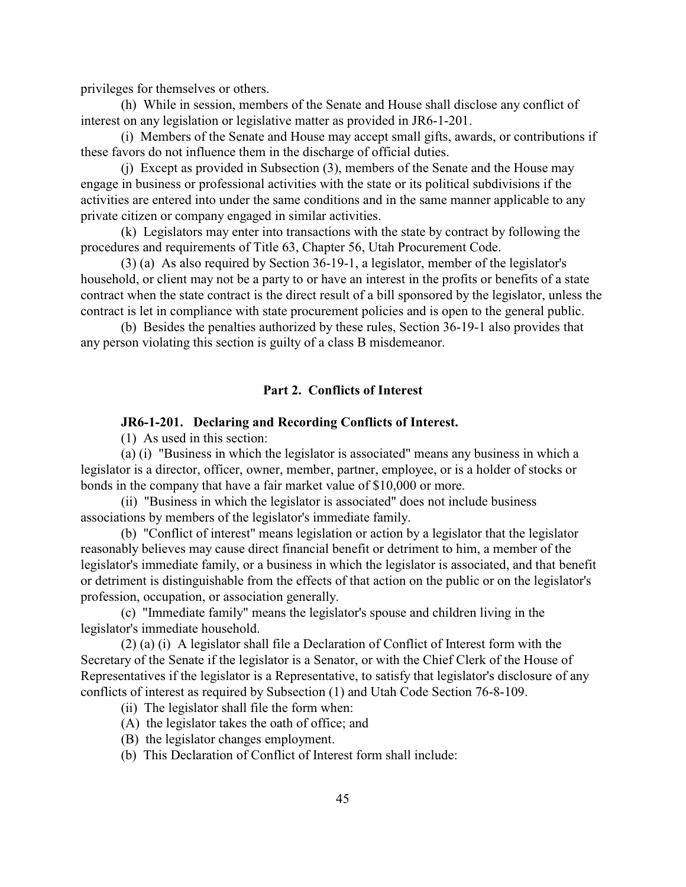privileges for themselves or others.

(h) While in session, members of the Senate and House shall disclose any conflict of interest on any legislation or legislative matter as provided in JR6-1-201.

(i) Members of the Senate and House may accept small gifts, awards, or contributions if these favors do not influence them in the discharge of official duties.

(j) Except as provided in Subsection (3), members of the Senate and the House may engage in business or professional activities with the state or its political subdivisions if the activities are entered into under the same conditions and in the same manner applicable to any private citizen or company engaged in similar activities.

(k) Legislators may enter into transactions with the state by contract by following the procedures and requirements of Title 63, Chapter 56, Utah Procurement Code.

(3) (a) As also required by Section 36-19-1, a legislator, member of the legislator's household, or client may not be a party to or have an interest in the profits or benefits of a state contract when the state contract is the direct result of a bill sponsored by the legislator, unless the contract is let in compliance with state procurement policies and is open to the general public.

(b) Besides the penalties authorized by these rules, Section 36-19-1 also provides that any person violating this section is guilty of a class B misdemeanor.

## Part 2. Conflicts of Interest

### JR6-1-201. Declaring and Recording Conflicts of Interest.

(1) As used in this section:

(a) (i) "Business in which the legislator is associated" means any business in which a legislator is a director, officer, owner, member, partner, employee, or is a holder of stocks or bonds in the company that have a fair market value of $10,000 or more.

(ii) "Business in which the legislator is associated" does not include business associations by members of the legislator's immediate family.

(b) "Conflict of interest" means legislation or action by a legislator that the legislator reasonably believes may cause direct financial benefit or detriment to him, a member of the legislator's immediate family, or a business in which the legislator is associated, and that benefit or detriment is distinguishable from the effects of that action on the public or on the legislator's profession, occupation, or association generally.

(c) "Immediate family" means the legislator's spouse and children living in the legislator's immediate household.

(2) (a) (i) A legislator shall file a Declaration of Conflict of Interest form with the Secretary of the Senate if the legislator is a Senator, or with the Chief Clerk of the House of Representatives if the legislator is a Representative, to satisfy that legislator's disclosure of any conflicts of interest as required by Subsection (1) and Utah Code Section 76-8-109.

(ii) The legislator shall file the form when:

(A) the legislator takes the oath of office; and

(B) the legislator changes employment.

(b) This Declaration of Conflict of Interest form shall include: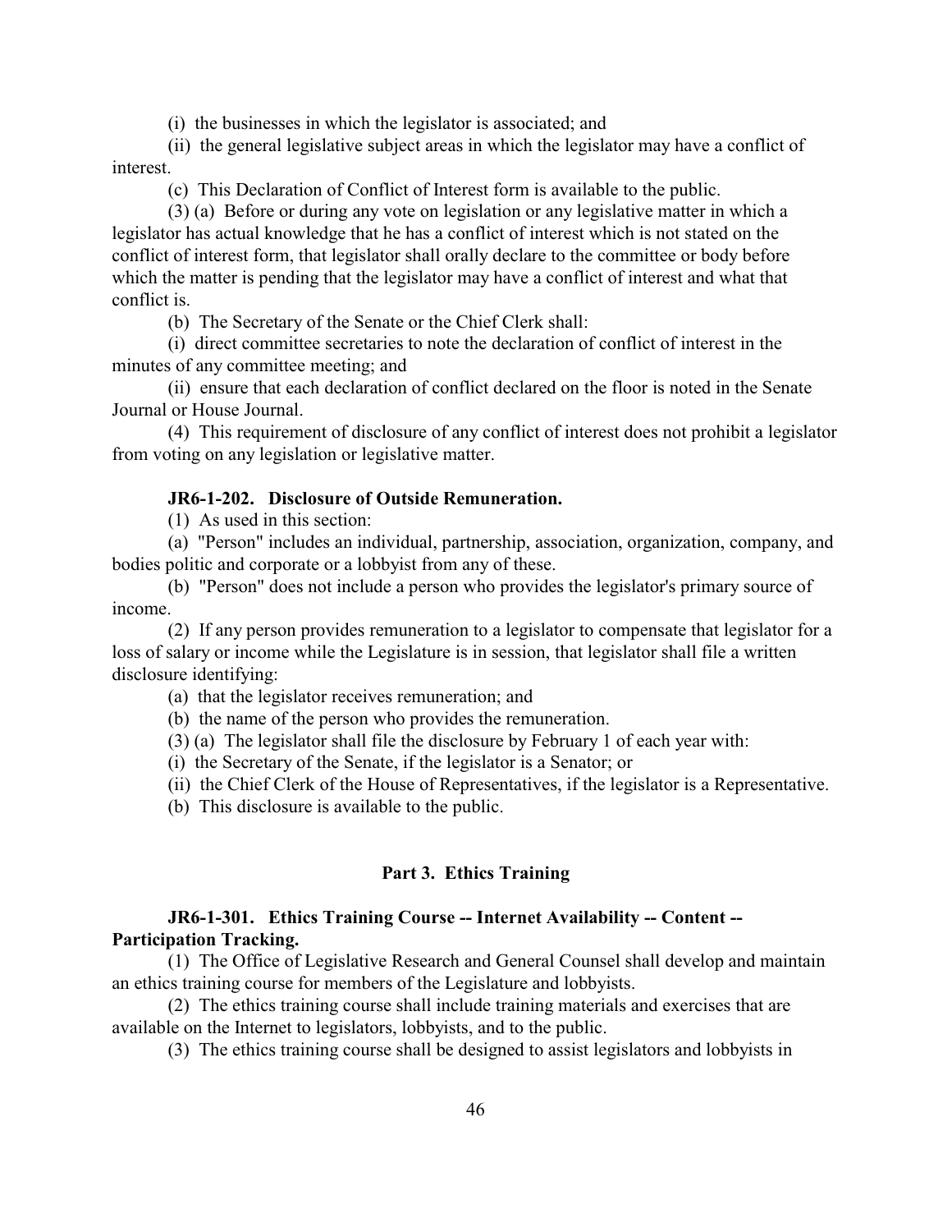(i) the businesses in which the legislator is associated; and

(ii) the general legislative subject areas in which the legislator may have a conflict of interest.

(c) This Declaration of Conflict of Interest form is available to the public.

(3) (a) Before or during any vote on legislation or any legislative matter in which a legislator has actual knowledge that he has a conflict of interest which is not stated on the conflict of interest form, that legislator shall orally declare to the committee or body before which the matter is pending that the legislator may have a conflict of interest and what that conflict is.

(b) The Secretary of the Senate or the Chief Clerk shall:

(i) direct committee secretaries to note the declaration of conflict of interest in the minutes of any committee meeting; and

(ii) ensure that each declaration of conflict declared on the floor is noted in the Senate Journal or House Journal.

(4) This requirement of disclosure of any conflict of interest does not prohibit a legislator from voting on any legislation or legislative matter.

**JR6-1-202. Disclosure of Outside Remuneration.**

(1) As used in this section:

(a) "Person" includes an individual, partnership, association, organization, company, and bodies politic and corporate or a lobbyist from any of these.

(b) "Person" does not include a person who provides the legislator's primary source of income.

(2) If any person provides remuneration to a legislator to compensate that legislator for a loss of salary or income while the Legislature is in session, that legislator shall file a written disclosure identifying:

(a) that the legislator receives remuneration; and

(b) the name of the person who provides the remuneration.

(3) (a) The legislator shall file the disclosure by February 1 of each year with:

(i) the Secretary of the Senate, if the legislator is a Senator; or

(ii) the Chief Clerk of the House of Representatives, if the legislator is a Representative.

(b) This disclosure is available to the public.

## Part 3. Ethics Training

**JR6-1-301. Ethics Training Course -- Internet Availability -- Content -- Participation Tracking.**

(1) The Office of Legislative Research and General Counsel shall develop and maintain an ethics training course for members of the Legislature and lobbyists.

(2) The ethics training course shall include training materials and exercises that are available on the Internet to legislators, lobbyists, and to the public.

(3) The ethics training course shall be designed to assist legislators and lobbyists in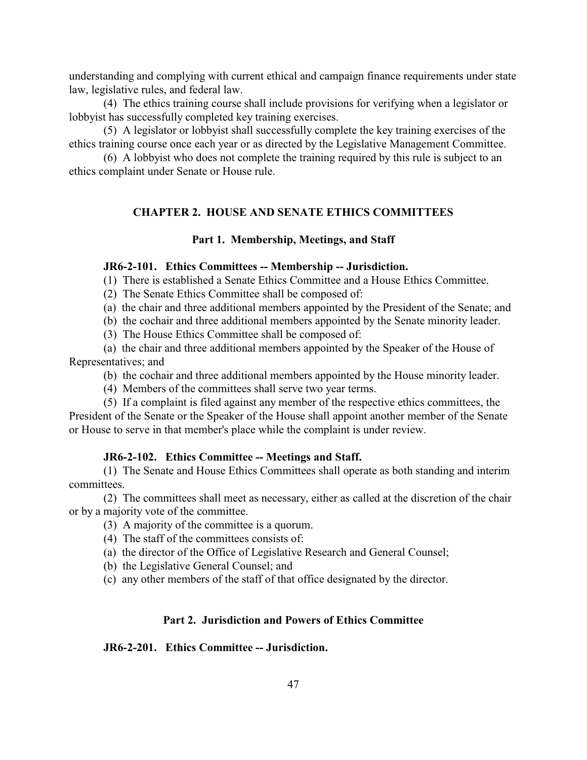understanding and complying with current ethical and campaign finance requirements under state law, legislative rules, and federal law.

(4) The ethics training course shall include provisions for verifying when a legislator or lobbyist has successfully completed key training exercises.

(5) A legislator or lobbyist shall successfully complete the key training exercises of the ethics training course once each year or as directed by the Legislative Management Committee.

(6) A lobbyist who does not complete the training required by this rule is subject to an ethics complaint under Senate or House rule.

## CHAPTER 2. HOUSE AND SENATE ETHICS COMMITTEES

### Part 1. Membership, Meetings, and Staff

**JR6-2-101. Ethics Committees -- Membership -- Jurisdiction.**

(1) There is established a Senate Ethics Committee and a House Ethics Committee.

(2) The Senate Ethics Committee shall be composed of:

(a) the chair and three additional members appointed by the President of the Senate; and

(b) the cochair and three additional members appointed by the Senate minority leader.

(3) The House Ethics Committee shall be composed of:

(a) the chair and three additional members appointed by the Speaker of the House of Representatives; and

(b) the cochair and three additional members appointed by the House minority leader.

(4) Members of the committees shall serve two year terms.

(5) If a complaint is filed against any member of the respective ethics committees, the President of the Senate or the Speaker of the House shall appoint another member of the Senate or House to serve in that member's place while the complaint is under review.

**JR6-2-102. Ethics Committee -- Meetings and Staff.**

(1) The Senate and House Ethics Committees shall operate as both standing and interim committees.

(2) The committees shall meet as necessary, either as called at the discretion of the chair or by a majority vote of the committee.

(3) A majority of the committee is a quorum.

(4) The staff of the committees consists of:

(a) the director of the Office of Legislative Research and General Counsel;

(b) the Legislative General Counsel; and

(c) any other members of the staff of that office designated by the director.

### Part 2. Jurisdiction and Powers of Ethics Committee

**JR6-2-201. Ethics Committee -- Jurisdiction.**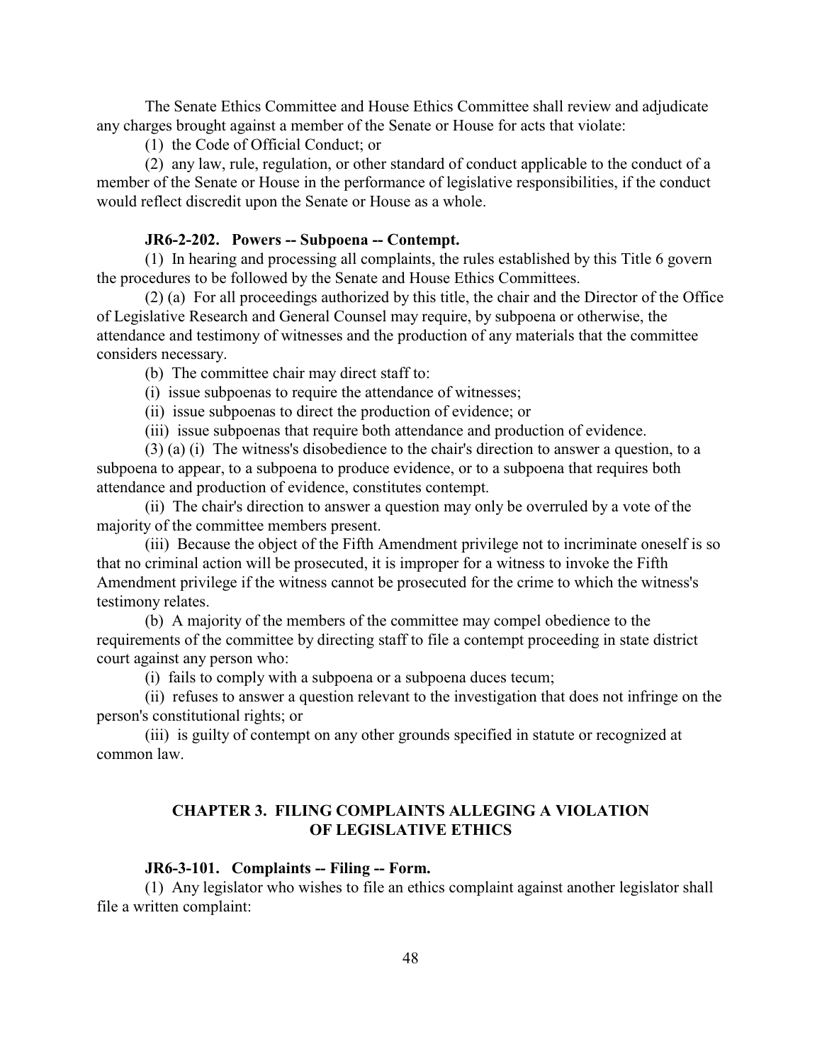The Senate Ethics Committee and House Ethics Committee shall review and adjudicate any charges brought against a member of the Senate or House for acts that violate:

(1) the Code of Official Conduct; or

(2) any law, rule, regulation, or other standard of conduct applicable to the conduct of a member of the Senate or House in the performance of legislative responsibilities, if the conduct would reflect discredit upon the Senate or House as a whole.

**JR6-2-202. Powers -- Subpoena -- Contempt.**

(1) In hearing and processing all complaints, the rules established by this Title 6 govern the procedures to be followed by the Senate and House Ethics Committees.

(2) (a) For all proceedings authorized by this title, the chair and the Director of the Office of Legislative Research and General Counsel may require, by subpoena or otherwise, the attendance and testimony of witnesses and the production of any materials that the committee considers necessary.

(b) The committee chair may direct staff to:

(i) issue subpoenas to require the attendance of witnesses;

(ii) issue subpoenas to direct the production of evidence; or

(iii) issue subpoenas that require both attendance and production of evidence.

(3) (a) (i) The witness's disobedience to the chair's direction to answer a question, to a subpoena to appear, to a subpoena to produce evidence, or to a subpoena that requires both attendance and production of evidence, constitutes contempt.

(ii) The chair's direction to answer a question may only be overruled by a vote of the majority of the committee members present.

(iii) Because the object of the Fifth Amendment privilege not to incriminate oneself is so that no criminal action will be prosecuted, it is improper for a witness to invoke the Fifth Amendment privilege if the witness cannot be prosecuted for the crime to which the witness's testimony relates.

(b) A majority of the members of the committee may compel obedience to the requirements of the committee by directing staff to file a contempt proceeding in state district court against any person who:

(i) fails to comply with a subpoena or a subpoena duces tecum;

(ii) refuses to answer a question relevant to the investigation that does not infringe on the person's constitutional rights; or

(iii) is guilty of contempt on any other grounds specified in statute or recognized at common law.

## CHAPTER 3. FILING COMPLAINTS ALLEGING A VIOLATION OF LEGISLATIVE ETHICS

**JR6-3-101. Complaints -- Filing -- Form.**

(1) Any legislator who wishes to file an ethics complaint against another legislator shall file a written complaint: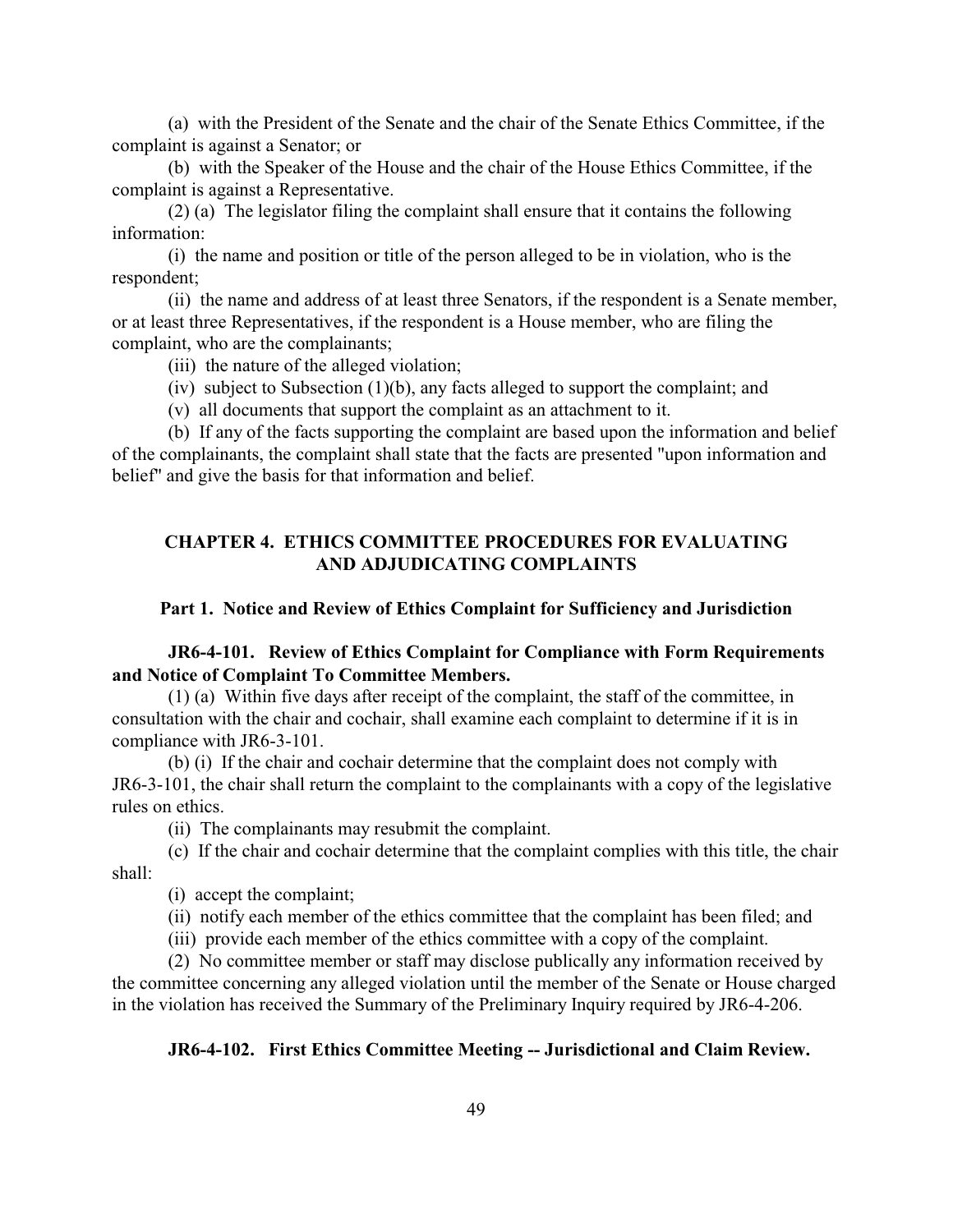(a) with the President of the Senate and the chair of the Senate Ethics Committee, if the complaint is against a Senator; or

(b) with the Speaker of the House and the chair of the House Ethics Committee, if the complaint is against a Representative.

(2) (a) The legislator filing the complaint shall ensure that it contains the following information:

(i) the name and position or title of the person alleged to be in violation, who is the respondent;

(ii) the name and address of at least three Senators, if the respondent is a Senate member, or at least three Representatives, if the respondent is a House member, who are filing the complaint, who are the complainants;

(iii) the nature of the alleged violation;

(iv) subject to Subsection (1)(b), any facts alleged to support the complaint; and

(v) all documents that support the complaint as an attachment to it.

(b) If any of the facts supporting the complaint are based upon the information and belief of the complainants, the complaint shall state that the facts are presented "upon information and belief" and give the basis for that information and belief.

## CHAPTER 4. ETHICS COMMITTEE PROCEDURES FOR EVALUATING AND ADJUDICATING COMPLAINTS

### Part 1. Notice and Review of Ethics Complaint for Sufficiency and Jurisdiction

#### JR6-4-101. Review of Ethics Complaint for Compliance with Form Requirements and Notice of Complaint To Committee Members.

(1) (a) Within five days after receipt of the complaint, the staff of the committee, in consultation with the chair and cochair, shall examine each complaint to determine if it is in compliance with JR6-3-101.

(b) (i) If the chair and cochair determine that the complaint does not comply with JR6-3-101, the chair shall return the complaint to the complainants with a copy of the legislative rules on ethics.

(ii) The complainants may resubmit the complaint.

(c) If the chair and cochair determine that the complaint complies with this title, the chair shall:

(i) accept the complaint;

(ii) notify each member of the ethics committee that the complaint has been filed; and

(iii) provide each member of the ethics committee with a copy of the complaint.

(2) No committee member or staff may disclose publically any information received by the committee concerning any alleged violation until the member of the Senate or House charged in the violation has received the Summary of the Preliminary Inquiry required by JR6-4-206.

#### JR6-4-102. First Ethics Committee Meeting -- Jurisdictional and Claim Review.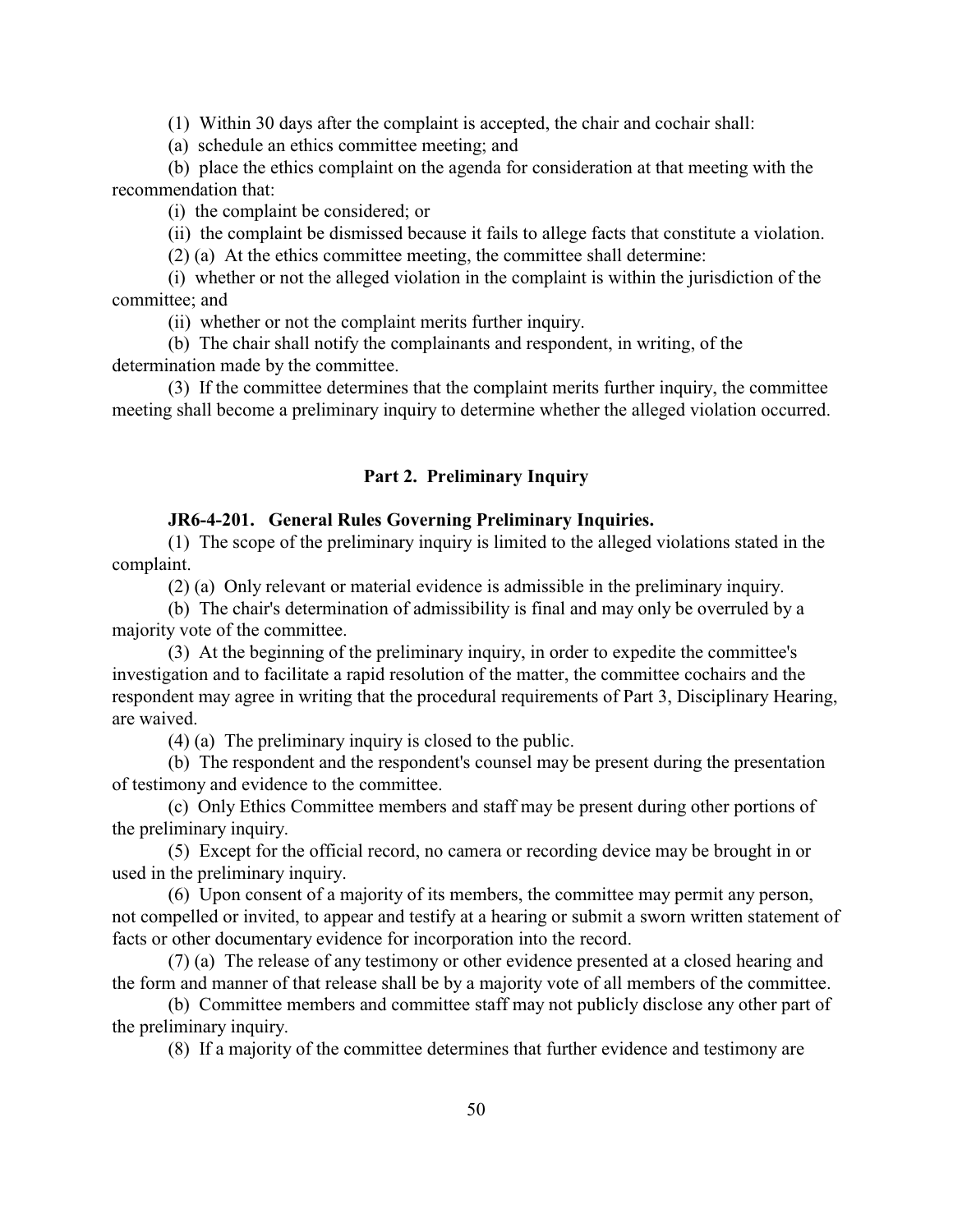(1) Within 30 days after the complaint is accepted, the chair and cochair shall:

(a) schedule an ethics committee meeting; and

(b) place the ethics complaint on the agenda for consideration at that meeting with the recommendation that:

(i) the complaint be considered; or

(ii) the complaint be dismissed because it fails to allege facts that constitute a violation.

(2) (a) At the ethics committee meeting, the committee shall determine:

(i) whether or not the alleged violation in the complaint is within the jurisdiction of the committee; and

(ii) whether or not the complaint merits further inquiry.

(b) The chair shall notify the complainants and respondent, in writing, of the determination made by the committee.

(3) If the committee determines that the complaint merits further inquiry, the committee meeting shall become a preliminary inquiry to determine whether the alleged violation occurred.

## Part 2. Preliminary Inquiry

**JR6-4-201. General Rules Governing Preliminary Inquiries.**

(1) The scope of the preliminary inquiry is limited to the alleged violations stated in the complaint.

(2) (a) Only relevant or material evidence is admissible in the preliminary inquiry.

(b) The chair's determination of admissibility is final and may only be overruled by a majority vote of the committee.

(3) At the beginning of the preliminary inquiry, in order to expedite the committee's investigation and to facilitate a rapid resolution of the matter, the committee cochairs and the respondent may agree in writing that the procedural requirements of Part 3, Disciplinary Hearing, are waived.

(4) (a) The preliminary inquiry is closed to the public.

(b) The respondent and the respondent's counsel may be present during the presentation of testimony and evidence to the committee.

(c) Only Ethics Committee members and staff may be present during other portions of the preliminary inquiry.

(5) Except for the official record, no camera or recording device may be brought in or used in the preliminary inquiry.

(6) Upon consent of a majority of its members, the committee may permit any person, not compelled or invited, to appear and testify at a hearing or submit a sworn written statement of facts or other documentary evidence for incorporation into the record.

(7) (a) The release of any testimony or other evidence presented at a closed hearing and the form and manner of that release shall be by a majority vote of all members of the committee.

(b) Committee members and committee staff may not publicly disclose any other part of the preliminary inquiry.

(8) If a majority of the committee determines that further evidence and testimony are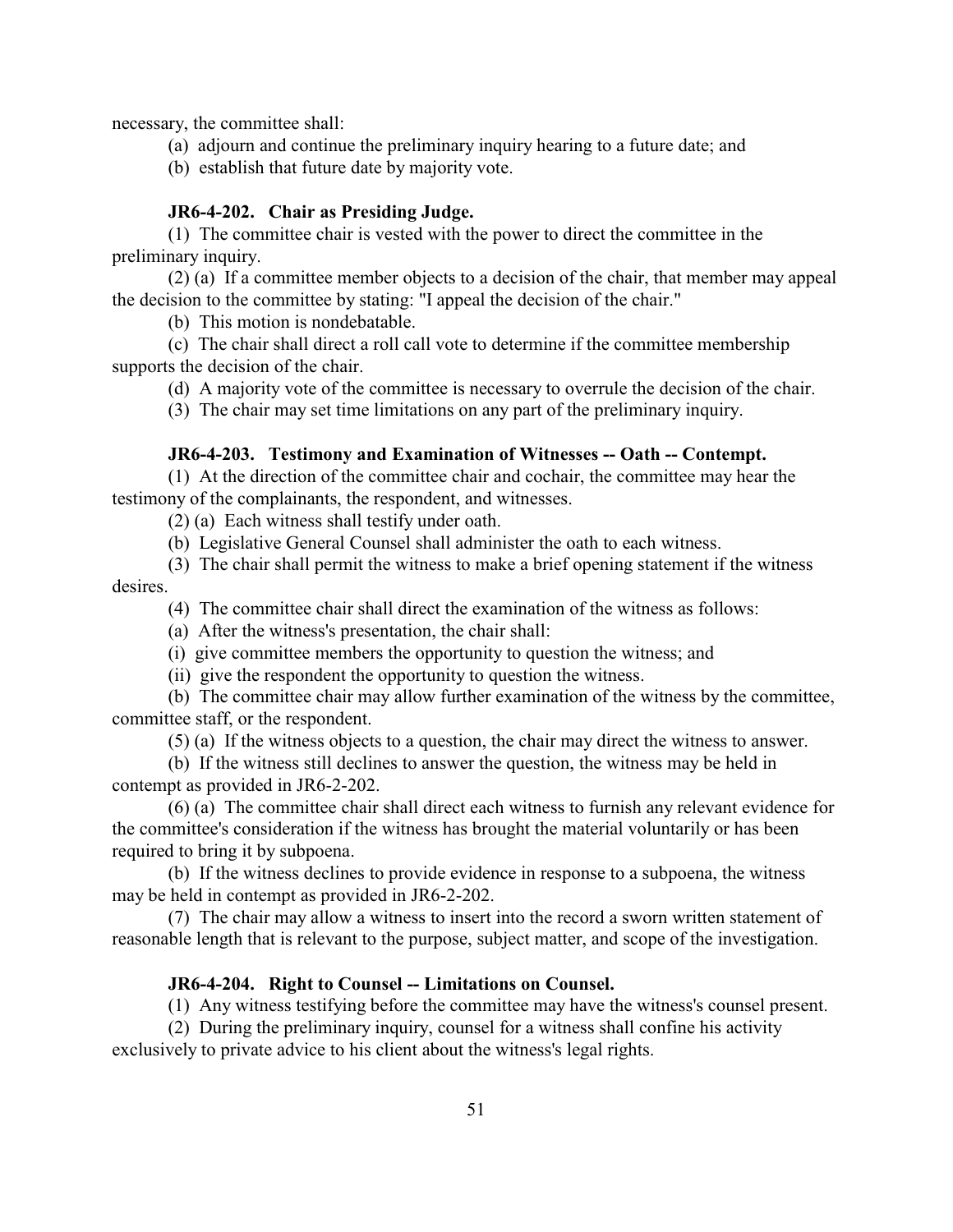necessary, the committee shall:

(a) adjourn and continue the preliminary inquiry hearing to a future date; and

(b) establish that future date by majority vote.

**JR6-4-202. Chair as Presiding Judge.**

(1) The committee chair is vested with the power to direct the committee in the preliminary inquiry.

(2) (a) If a committee member objects to a decision of the chair, that member may appeal the decision to the committee by stating: "I appeal the decision of the chair."

(b) This motion is nondebatable.

(c) The chair shall direct a roll call vote to determine if the committee membership supports the decision of the chair.

(d) A majority vote of the committee is necessary to overrule the decision of the chair.

(3) The chair may set time limitations on any part of the preliminary inquiry.

**JR6-4-203. Testimony and Examination of Witnesses -- Oath -- Contempt.**

(1) At the direction of the committee chair and cochair, the committee may hear the testimony of the complainants, the respondent, and witnesses.

(2) (a) Each witness shall testify under oath.

(b) Legislative General Counsel shall administer the oath to each witness.

(3) The chair shall permit the witness to make a brief opening statement if the witness desires.

(4) The committee chair shall direct the examination of the witness as follows:

(a) After the witness's presentation, the chair shall:

(i) give committee members the opportunity to question the witness; and

(ii) give the respondent the opportunity to question the witness.

(b) The committee chair may allow further examination of the witness by the committee, committee staff, or the respondent.

(5) (a) If the witness objects to a question, the chair may direct the witness to answer.

(b) If the witness still declines to answer the question, the witness may be held in contempt as provided in JR6-2-202.

(6) (a) The committee chair shall direct each witness to furnish any relevant evidence for the committee's consideration if the witness has brought the material voluntarily or has been required to bring it by subpoena.

(b) If the witness declines to provide evidence in response to a subpoena, the witness may be held in contempt as provided in JR6-2-202.

(7) The chair may allow a witness to insert into the record a sworn written statement of reasonable length that is relevant to the purpose, subject matter, and scope of the investigation.

**JR6-4-204. Right to Counsel -- Limitations on Counsel.**

(1) Any witness testifying before the committee may have the witness's counsel present.

(2) During the preliminary inquiry, counsel for a witness shall confine his activity exclusively to private advice to his client about the witness's legal rights.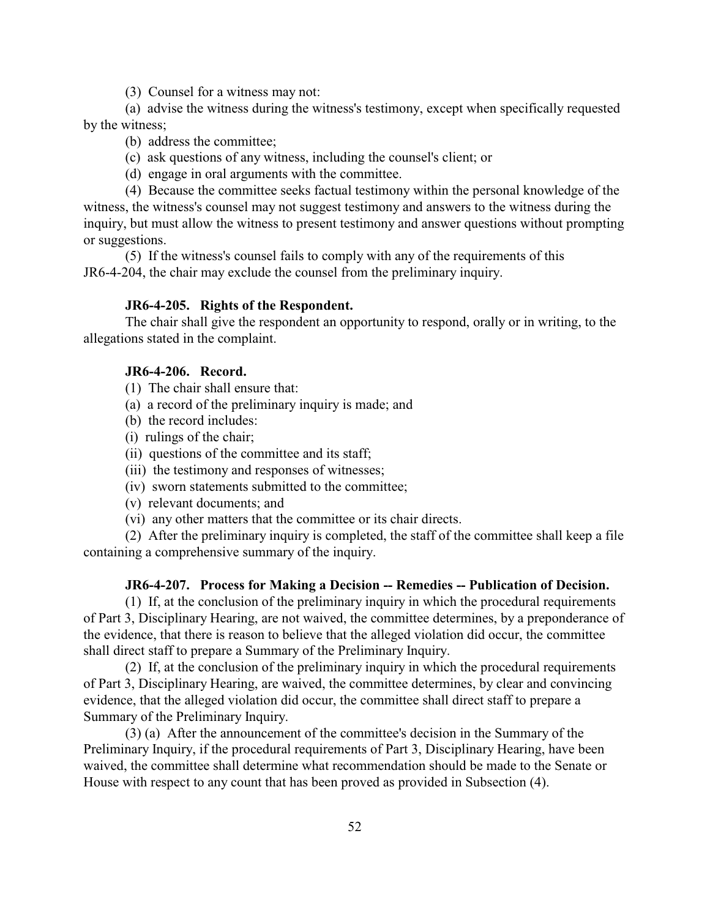(3) Counsel for a witness may not:

(a) advise the witness during the witness's testimony, except when specifically requested by the witness;

(b) address the committee;

(c) ask questions of any witness, including the counsel's client; or

(d) engage in oral arguments with the committee.

(4) Because the committee seeks factual testimony within the personal knowledge of the witness, the witness's counsel may not suggest testimony and answers to the witness during the inquiry, but must allow the witness to present testimony and answer questions without prompting or suggestions.

(5) If the witness's counsel fails to comply with any of the requirements of this JR6-4-204, the chair may exclude the counsel from the preliminary inquiry.

**JR6-4-205. Rights of the Respondent.**

The chair shall give the respondent an opportunity to respond, orally or in writing, to the allegations stated in the complaint.

**JR6-4-206. Record.**

(1) The chair shall ensure that:

(a) a record of the preliminary inquiry is made; and

(b) the record includes:

(i) rulings of the chair;

(ii) questions of the committee and its staff;

(iii) the testimony and responses of witnesses;

(iv) sworn statements submitted to the committee;

(v) relevant documents; and

(vi) any other matters that the committee or its chair directs.

(2) After the preliminary inquiry is completed, the staff of the committee shall keep a file containing a comprehensive summary of the inquiry.

**JR6-4-207. Process for Making a Decision -- Remedies -- Publication of Decision.**

(1) If, at the conclusion of the preliminary inquiry in which the procedural requirements of Part 3, Disciplinary Hearing, are not waived, the committee determines, by a preponderance of the evidence, that there is reason to believe that the alleged violation did occur, the committee shall direct staff to prepare a Summary of the Preliminary Inquiry.

(2) If, at the conclusion of the preliminary inquiry in which the procedural requirements of Part 3, Disciplinary Hearing, are waived, the committee determines, by clear and convincing evidence, that the alleged violation did occur, the committee shall direct staff to prepare a Summary of the Preliminary Inquiry.

(3) (a) After the announcement of the committee's decision in the Summary of the Preliminary Inquiry, if the procedural requirements of Part 3, Disciplinary Hearing, have been waived, the committee shall determine what recommendation should be made to the Senate or House with respect to any count that has been proved as provided in Subsection (4).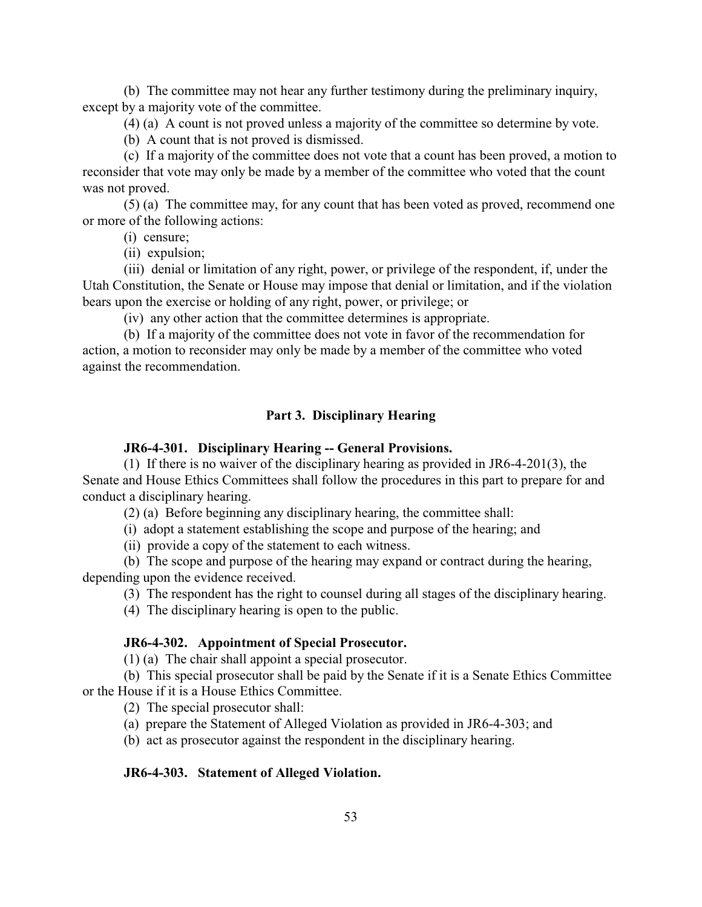(b) The committee may not hear any further testimony during the preliminary inquiry, except by a majority vote of the committee.

(4) (a) A count is not proved unless a majority of the committee so determine by vote.

(b) A count that is not proved is dismissed.

(c) If a majority of the committee does not vote that a count has been proved, a motion to reconsider that vote may only be made by a member of the committee who voted that the count was not proved.

(5) (a) The committee may, for any count that has been voted as proved, recommend one or more of the following actions:

(i) censure;

(ii) expulsion;

(iii) denial or limitation of any right, power, or privilege of the respondent, if, under the Utah Constitution, the Senate or House may impose that denial or limitation, and if the violation bears upon the exercise or holding of any right, power, or privilege; or

(iv) any other action that the committee determines is appropriate.

(b) If a majority of the committee does not vote in favor of the recommendation for action, a motion to reconsider may only be made by a member of the committee who voted against the recommendation.

## Part 3. Disciplinary Hearing

### JR6-4-301. Disciplinary Hearing -- General Provisions.

(1) If there is no waiver of the disciplinary hearing as provided in JR6-4-201(3), the Senate and House Ethics Committees shall follow the procedures in this part to prepare for and conduct a disciplinary hearing.

(2) (a) Before beginning any disciplinary hearing, the committee shall:

(i) adopt a statement establishing the scope and purpose of the hearing; and

(ii) provide a copy of the statement to each witness.

(b) The scope and purpose of the hearing may expand or contract during the hearing, depending upon the evidence received.

(3) The respondent has the right to counsel during all stages of the disciplinary hearing.

(4) The disciplinary hearing is open to the public.

### JR6-4-302. Appointment of Special Prosecutor.

(1) (a) The chair shall appoint a special prosecutor.

(b) This special prosecutor shall be paid by the Senate if it is a Senate Ethics Committee or the House if it is a House Ethics Committee.

(2) The special prosecutor shall:

(a) prepare the Statement of Alleged Violation as provided in JR6-4-303; and

(b) act as prosecutor against the respondent in the disciplinary hearing.

### JR6-4-303. Statement of Alleged Violation.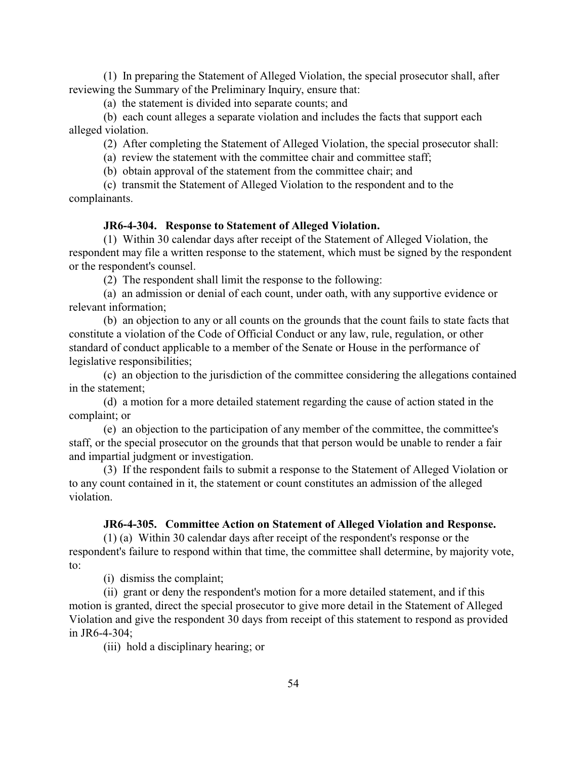(1) In preparing the Statement of Alleged Violation, the special prosecutor shall, after reviewing the Summary of the Preliminary Inquiry, ensure that:

(a) the statement is divided into separate counts; and

(b) each count alleges a separate violation and includes the facts that support each alleged violation.

(2) After completing the Statement of Alleged Violation, the special prosecutor shall:

(a) review the statement with the committee chair and committee staff;

(b) obtain approval of the statement from the committee chair; and

(c) transmit the Statement of Alleged Violation to the respondent and to the complainants.

### JR6-4-304. Response to Statement of Alleged Violation.

(1) Within 30 calendar days after receipt of the Statement of Alleged Violation, the respondent may file a written response to the statement, which must be signed by the respondent or the respondent's counsel.

(2) The respondent shall limit the response to the following:

(a) an admission or denial of each count, under oath, with any supportive evidence or relevant information;

(b) an objection to any or all counts on the grounds that the count fails to state facts that constitute a violation of the Code of Official Conduct or any law, rule, regulation, or other standard of conduct applicable to a member of the Senate or House in the performance of legislative responsibilities;

(c) an objection to the jurisdiction of the committee considering the allegations contained in the statement;

(d) a motion for a more detailed statement regarding the cause of action stated in the complaint; or

(e) an objection to the participation of any member of the committee, the committee's staff, or the special prosecutor on the grounds that that person would be unable to render a fair and impartial judgment or investigation.

(3) If the respondent fails to submit a response to the Statement of Alleged Violation or to any count contained in it, the statement or count constitutes an admission of the alleged violation.

### JR6-4-305. Committee Action on Statement of Alleged Violation and Response.

(1) (a) Within 30 calendar days after receipt of the respondent's response or the respondent's failure to respond within that time, the committee shall determine, by majority vote, to:

(i) dismiss the complaint;

(ii) grant or deny the respondent's motion for a more detailed statement, and if this motion is granted, direct the special prosecutor to give more detail in the Statement of Alleged Violation and give the respondent 30 days from receipt of this statement to respond as provided in JR6-4-304;

(iii) hold a disciplinary hearing; or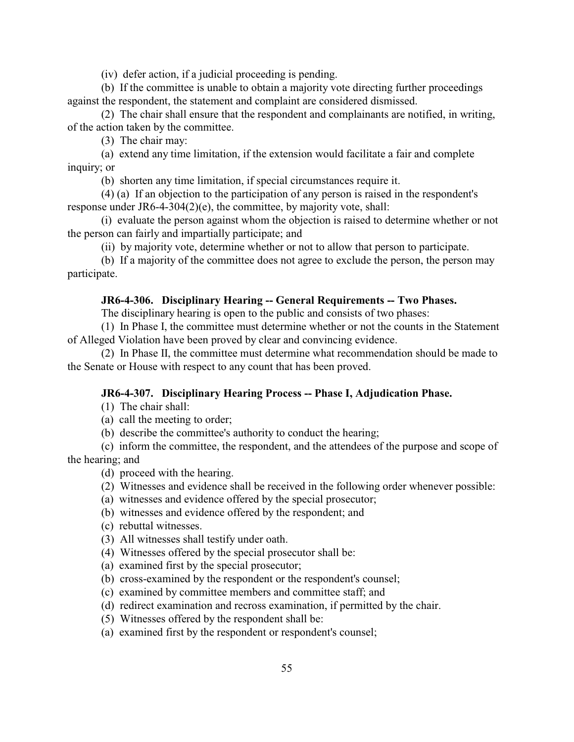(iv) defer action, if a judicial proceeding is pending.

(b) If the committee is unable to obtain a majority vote directing further proceedings against the respondent, the statement and complaint are considered dismissed.

(2) The chair shall ensure that the respondent and complainants are notified, in writing, of the action taken by the committee.

(3) The chair may:

(a) extend any time limitation, if the extension would facilitate a fair and complete inquiry; or

(b) shorten any time limitation, if special circumstances require it.

(4) (a) If an objection to the participation of any person is raised in the respondent's response under JR6-4-304(2)(e), the committee, by majority vote, shall:

(i) evaluate the person against whom the objection is raised to determine whether or not the person can fairly and impartially participate; and

(ii) by majority vote, determine whether or not to allow that person to participate.

(b) If a majority of the committee does not agree to exclude the person, the person may participate.

**JR6-4-306. Disciplinary Hearing -- General Requirements -- Two Phases.**

The disciplinary hearing is open to the public and consists of two phases:

(1) In Phase I, the committee must determine whether or not the counts in the Statement of Alleged Violation have been proved by clear and convincing evidence.

(2) In Phase II, the committee must determine what recommendation should be made to the Senate or House with respect to any count that has been proved.

**JR6-4-307. Disciplinary Hearing Process -- Phase I, Adjudication Phase.**

(1) The chair shall:

(a) call the meeting to order;

(b) describe the committee's authority to conduct the hearing;

(c) inform the committee, the respondent, and the attendees of the purpose and scope of the hearing; and

(d) proceed with the hearing.

(2) Witnesses and evidence shall be received in the following order whenever possible:

(a) witnesses and evidence offered by the special prosecutor;

(b) witnesses and evidence offered by the respondent; and

(c) rebuttal witnesses.

(3) All witnesses shall testify under oath.

(4) Witnesses offered by the special prosecutor shall be:

(a) examined first by the special prosecutor;

(b) cross-examined by the respondent or the respondent's counsel;

(c) examined by committee members and committee staff; and

(d) redirect examination and recross examination, if permitted by the chair.

(5) Witnesses offered by the respondent shall be:

(a) examined first by the respondent or respondent's counsel;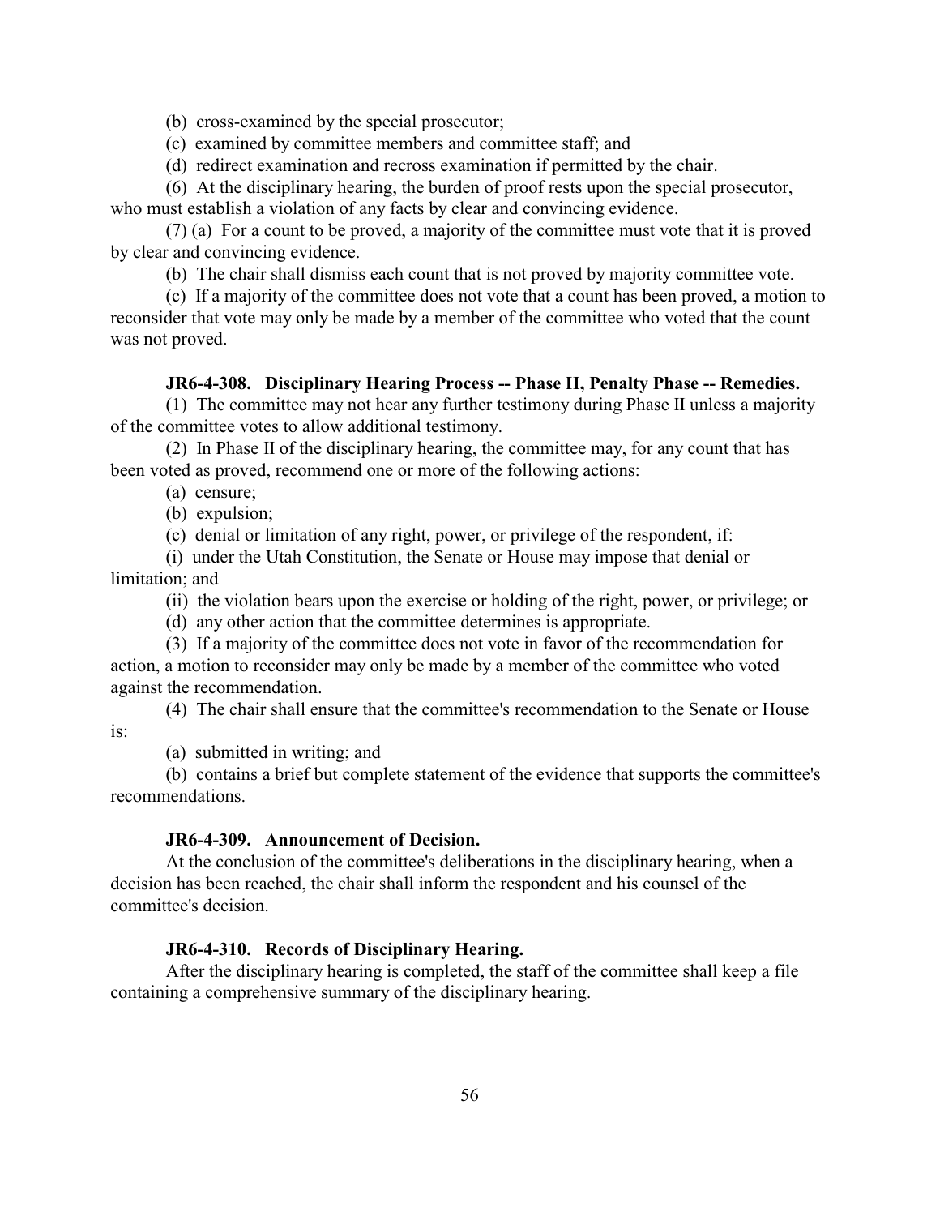(b) cross-examined by the special prosecutor;

(c) examined by committee members and committee staff; and

(d) redirect examination and recross examination if permitted by the chair.

(6) At the disciplinary hearing, the burden of proof rests upon the special prosecutor, who must establish a violation of any facts by clear and convincing evidence.

(7) (a) For a count to be proved, a majority of the committee must vote that it is proved by clear and convincing evidence.

(b) The chair shall dismiss each count that is not proved by majority committee vote.

(c) If a majority of the committee does not vote that a count has been proved, a motion to reconsider that vote may only be made by a member of the committee who voted that the count was not proved.

### JR6-4-308. Disciplinary Hearing Process -- Phase II, Penalty Phase -- Remedies.

(1) The committee may not hear any further testimony during Phase II unless a majority of the committee votes to allow additional testimony.

(2) In Phase II of the disciplinary hearing, the committee may, for any count that has been voted as proved, recommend one or more of the following actions:

(a) censure;

(b) expulsion;

(c) denial or limitation of any right, power, or privilege of the respondent, if:

(i) under the Utah Constitution, the Senate or House may impose that denial or limitation; and

(ii) the violation bears upon the exercise or holding of the right, power, or privilege; or

(d) any other action that the committee determines is appropriate.

(3) If a majority of the committee does not vote in favor of the recommendation for action, a motion to reconsider may only be made by a member of the committee who voted against the recommendation.

(4) The chair shall ensure that the committee's recommendation to the Senate or House is:

(a) submitted in writing; and

(b) contains a brief but complete statement of the evidence that supports the committee's recommendations.

### JR6-4-309. Announcement of Decision.

At the conclusion of the committee's deliberations in the disciplinary hearing, when a decision has been reached, the chair shall inform the respondent and his counsel of the committee's decision.

### JR6-4-310. Records of Disciplinary Hearing.

After the disciplinary hearing is completed, the staff of the committee shall keep a file containing a comprehensive summary of the disciplinary hearing.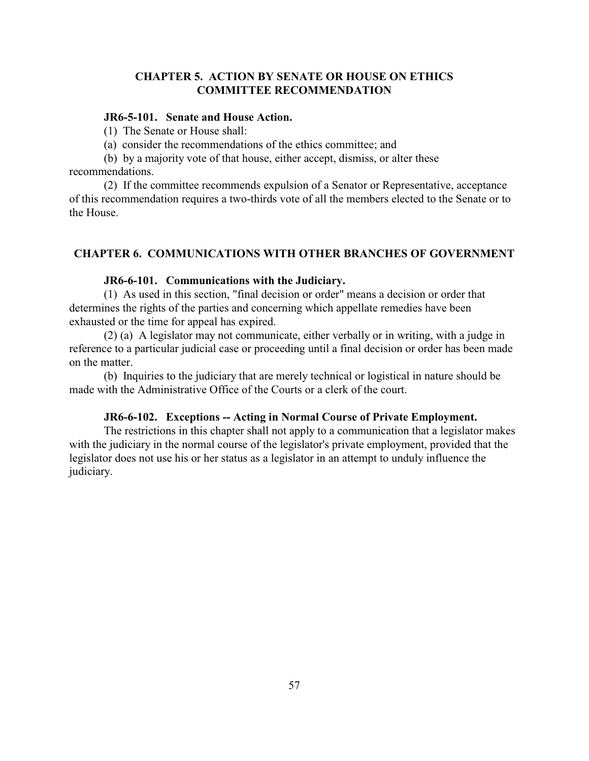## CHAPTER 5. ACTION BY SENATE OR HOUSE ON ETHICS COMMITTEE RECOMMENDATION

### JR6-5-101. Senate and House Action.

(1) The Senate or House shall:

(a) consider the recommendations of the ethics committee; and

(b) by a majority vote of that house, either accept, dismiss, or alter these recommendations.

(2) If the committee recommends expulsion of a Senator or Representative, acceptance of this recommendation requires a two-thirds vote of all the members elected to the Senate or to the House.

## CHAPTER 6. COMMUNICATIONS WITH OTHER BRANCHES OF GOVERNMENT

### JR6-6-101. Communications with the Judiciary.

(1) As used in this section, "final decision or order" means a decision or order that determines the rights of the parties and concerning which appellate remedies have been exhausted or the time for appeal has expired.

(2) (a) A legislator may not communicate, either verbally or in writing, with a judge in reference to a particular judicial case or proceeding until a final decision or order has been made on the matter.

(b) Inquiries to the judiciary that are merely technical or logistical in nature should be made with the Administrative Office of the Courts or a clerk of the court.

### JR6-6-102. Exceptions -- Acting in Normal Course of Private Employment.

The restrictions in this chapter shall not apply to a communication that a legislator makes with the judiciary in the normal course of the legislator's private employment, provided that the legislator does not use his or her status as a legislator in an attempt to unduly influence the judiciary.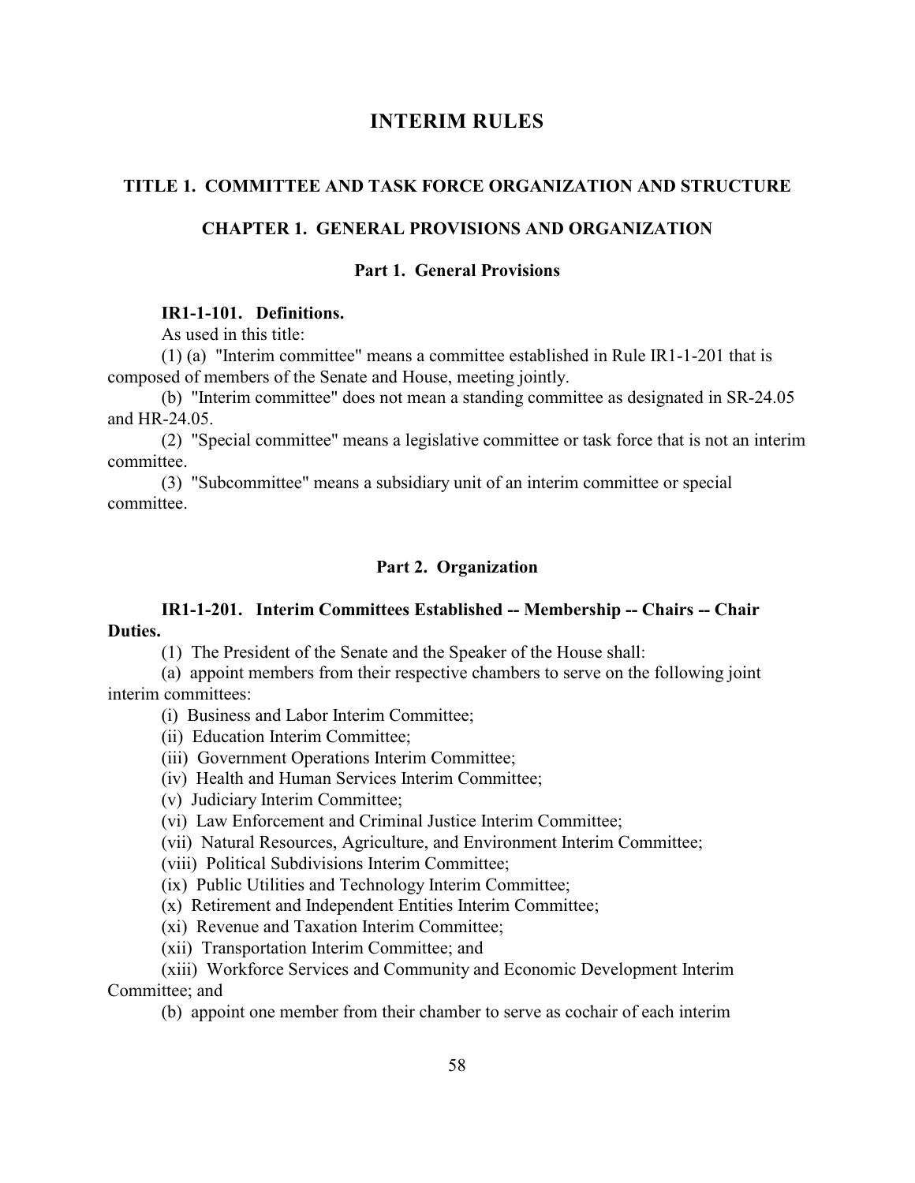# INTERIM RULES

## TITLE 1. COMMITTEE AND TASK FORCE ORGANIZATION AND STRUCTURE

### CHAPTER 1. GENERAL PROVISIONS AND ORGANIZATION

#### Part 1. General Provisions

**IR1-1-101. Definitions.**

As used in this title:

(1) (a) "Interim committee" means a committee established in Rule IR1-1-201 that is composed of members of the Senate and House, meeting jointly.

(b) "Interim committee" does not mean a standing committee as designated in SR-24.05 and HR-24.05.

(2) "Special committee" means a legislative committee or task force that is not an interim committee.

(3) "Subcommittee" means a subsidiary unit of an interim committee or special committee.

#### Part 2. Organization

**IR1-1-201. Interim Committees Established -- Membership -- Chairs -- Chair Duties.**

(1) The President of the Senate and the Speaker of the House shall:

(a) appoint members from their respective chambers to serve on the following joint interim committees:

(i) Business and Labor Interim Committee;

(ii) Education Interim Committee;

(iii) Government Operations Interim Committee;

(iv) Health and Human Services Interim Committee;

(v) Judiciary Interim Committee;

(vi) Law Enforcement and Criminal Justice Interim Committee;

(vii) Natural Resources, Agriculture, and Environment Interim Committee;

(viii) Political Subdivisions Interim Committee;

(ix) Public Utilities and Technology Interim Committee;

(x) Retirement and Independent Entities Interim Committee;

(xi) Revenue and Taxation Interim Committee;

(xii) Transportation Interim Committee; and

(xiii) Workforce Services and Community and Economic Development Interim Committee; and

(b) appoint one member from their chamber to serve as cochair of each interim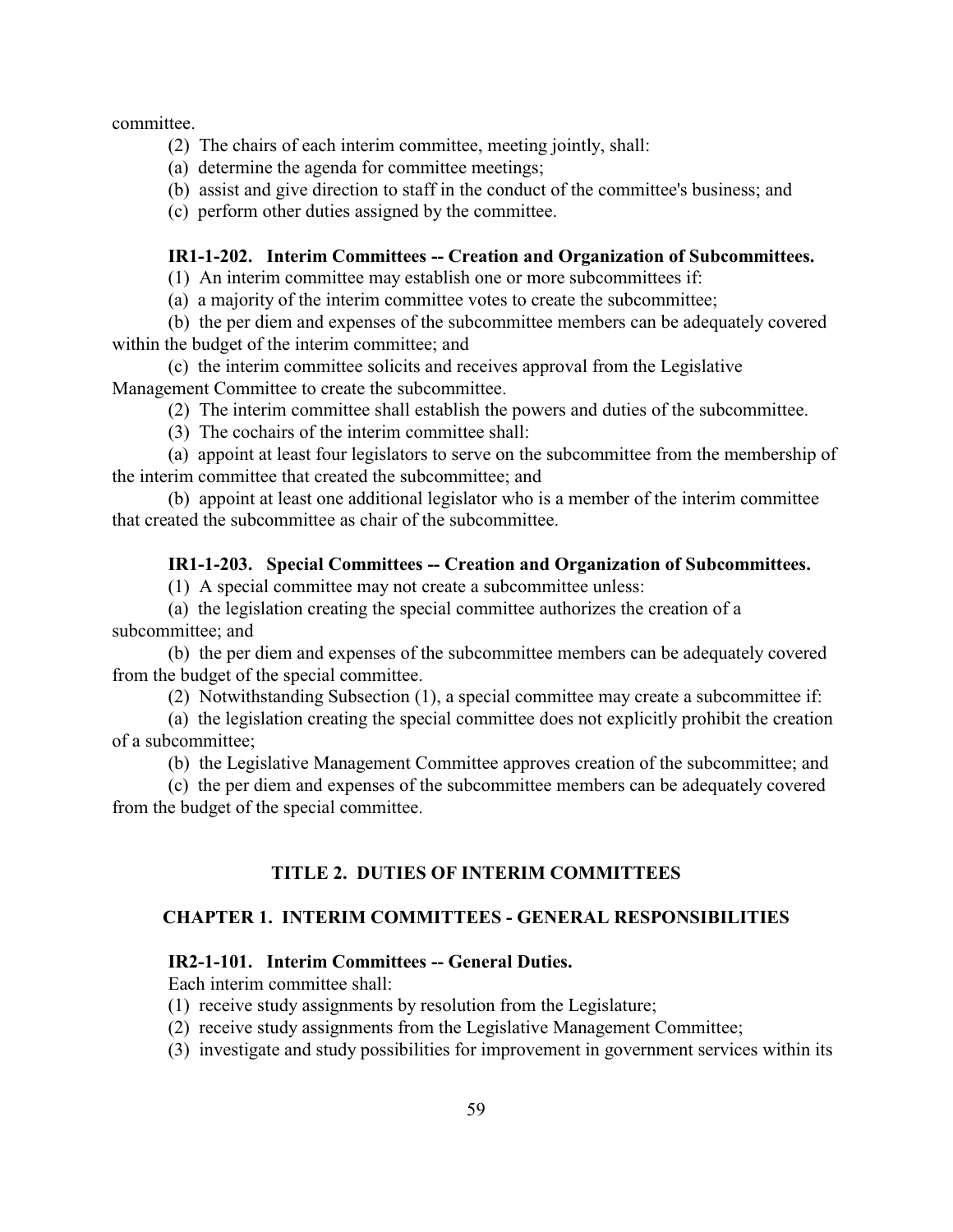committee.

(2) The chairs of each interim committee, meeting jointly, shall:

(a) determine the agenda for committee meetings;

(b) assist and give direction to staff in the conduct of the committee's business; and

(c) perform other duties assigned by the committee.

#### IR1-1-202. Interim Committees -- Creation and Organization of Subcommittees.

(1) An interim committee may establish one or more subcommittees if:

(a) a majority of the interim committee votes to create the subcommittee;

(b) the per diem and expenses of the subcommittee members can be adequately covered within the budget of the interim committee; and

(c) the interim committee solicits and receives approval from the Legislative Management Committee to create the subcommittee.

(2) The interim committee shall establish the powers and duties of the subcommittee.

(3) The cochairs of the interim committee shall:

(a) appoint at least four legislators to serve on the subcommittee from the membership of the interim committee that created the subcommittee; and

(b) appoint at least one additional legislator who is a member of the interim committee that created the subcommittee as chair of the subcommittee.

#### IR1-1-203. Special Committees -- Creation and Organization of Subcommittees.

(1) A special committee may not create a subcommittee unless:

(a) the legislation creating the special committee authorizes the creation of a subcommittee; and

(b) the per diem and expenses of the subcommittee members can be adequately covered from the budget of the special committee.

(2) Notwithstanding Subsection (1), a special committee may create a subcommittee if:

(a) the legislation creating the special committee does not explicitly prohibit the creation of a subcommittee;

(b) the Legislative Management Committee approves creation of the subcommittee; and

(c) the per diem and expenses of the subcommittee members can be adequately covered from the budget of the special committee.

## TITLE 2. DUTIES OF INTERIM COMMITTEES

### CHAPTER 1. INTERIM COMMITTEES - GENERAL RESPONSIBILITIES

#### IR2-1-101. Interim Committees -- General Duties.

Each interim committee shall:

(1) receive study assignments by resolution from the Legislature;

(2) receive study assignments from the Legislative Management Committee;

(3) investigate and study possibilities for improvement in government services within its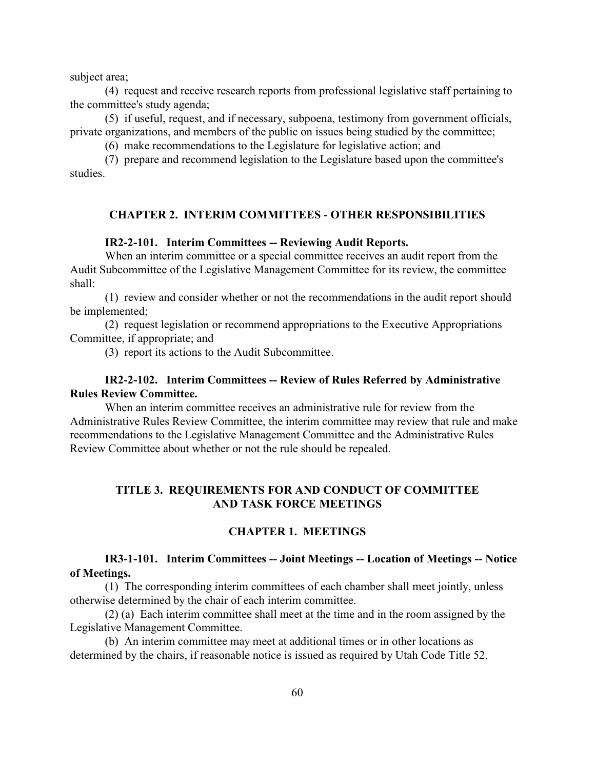subject area;

(4) request and receive research reports from professional legislative staff pertaining to the committee's study agenda;

(5) if useful, request, and if necessary, subpoena, testimony from government officials, private organizations, and members of the public on issues being studied by the committee;

(6) make recommendations to the Legislature for legislative action; and

(7) prepare and recommend legislation to the Legislature based upon the committee's studies.

## CHAPTER 2. INTERIM COMMITTEES - OTHER RESPONSIBILITIES

### IR2-2-101. Interim Committees -- Reviewing Audit Reports.

When an interim committee or a special committee receives an audit report from the Audit Subcommittee of the Legislative Management Committee for its review, the committee shall:

(1) review and consider whether or not the recommendations in the audit report should be implemented;

(2) request legislation or recommend appropriations to the Executive Appropriations Committee, if appropriate; and

(3) report its actions to the Audit Subcommittee.

### IR2-2-102. Interim Committees -- Review of Rules Referred by Administrative Rules Review Committee.

When an interim committee receives an administrative rule for review from the Administrative Rules Review Committee, the interim committee may review that rule and make recommendations to the Legislative Management Committee and the Administrative Rules Review Committee about whether or not the rule should be repealed.

# TITLE 3. REQUIREMENTS FOR AND CONDUCT OF COMMITTEE AND TASK FORCE MEETINGS

## CHAPTER 1. MEETINGS

### IR3-1-101. Interim Committees -- Joint Meetings -- Location of Meetings -- Notice of Meetings.

(1) The corresponding interim committees of each chamber shall meet jointly, unless otherwise determined by the chair of each interim committee.

(2) (a) Each interim committee shall meet at the time and in the room assigned by the Legislative Management Committee.

(b) An interim committee may meet at additional times or in other locations as determined by the chairs, if reasonable notice is issued as required by Utah Code Title 52,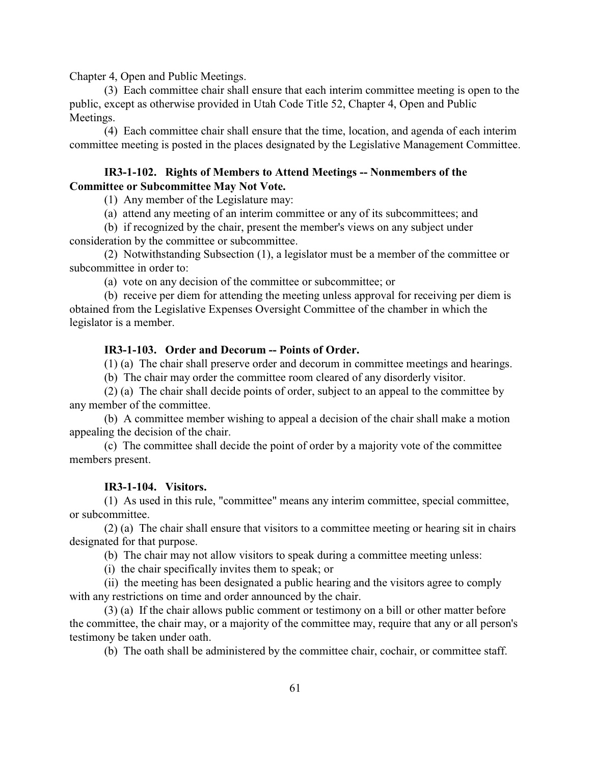Chapter 4, Open and Public Meetings.

(3) Each committee chair shall ensure that each interim committee meeting is open to the public, except as otherwise provided in Utah Code Title 52, Chapter 4, Open and Public Meetings.

(4) Each committee chair shall ensure that the time, location, and agenda of each interim committee meeting is posted in the places designated by the Legislative Management Committee.

**IR3-1-102. Rights of Members to Attend Meetings -- Nonmembers of the Committee or Subcommittee May Not Vote.**

(1) Any member of the Legislature may:

(a) attend any meeting of an interim committee or any of its subcommittees; and

(b) if recognized by the chair, present the member's views on any subject under consideration by the committee or subcommittee.

(2) Notwithstanding Subsection (1), a legislator must be a member of the committee or subcommittee in order to:

(a) vote on any decision of the committee or subcommittee; or

(b) receive per diem for attending the meeting unless approval for receiving per diem is obtained from the Legislative Expenses Oversight Committee of the chamber in which the legislator is a member.

**IR3-1-103. Order and Decorum -- Points of Order.**

(1) (a) The chair shall preserve order and decorum in committee meetings and hearings.

(b) The chair may order the committee room cleared of any disorderly visitor.

(2) (a) The chair shall decide points of order, subject to an appeal to the committee by any member of the committee.

(b) A committee member wishing to appeal a decision of the chair shall make a motion appealing the decision of the chair.

(c) The committee shall decide the point of order by a majority vote of the committee members present.

**IR3-1-104. Visitors.**

(1) As used in this rule, "committee" means any interim committee, special committee, or subcommittee.

(2) (a) The chair shall ensure that visitors to a committee meeting or hearing sit in chairs designated for that purpose.

(b) The chair may not allow visitors to speak during a committee meeting unless:

(i) the chair specifically invites them to speak; or

(ii) the meeting has been designated a public hearing and the visitors agree to comply with any restrictions on time and order announced by the chair.

(3) (a) If the chair allows public comment or testimony on a bill or other matter before the committee, the chair may, or a majority of the committee may, require that any or all person's testimony be taken under oath.

(b) The oath shall be administered by the committee chair, cochair, or committee staff.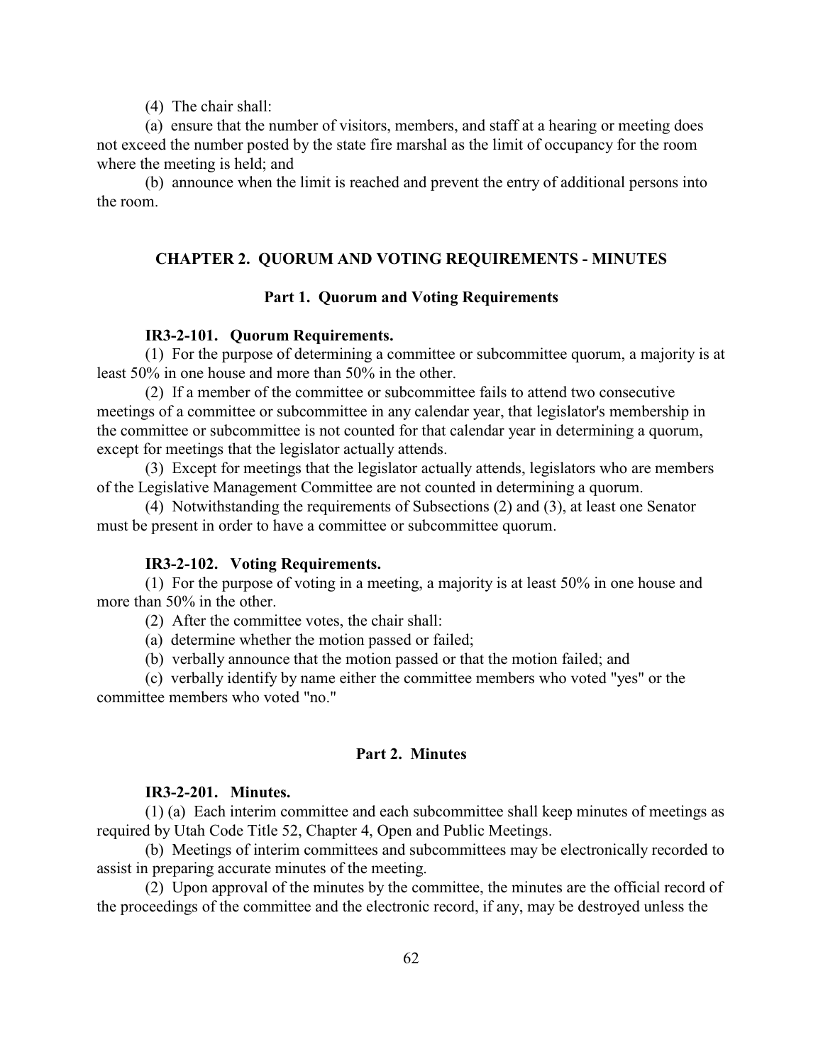(4) The chair shall:

(a) ensure that the number of visitors, members, and staff at a hearing or meeting does not exceed the number posted by the state fire marshal as the limit of occupancy for the room where the meeting is held; and

(b) announce when the limit is reached and prevent the entry of additional persons into the room.

## CHAPTER 2. QUORUM AND VOTING REQUIREMENTS - MINUTES

### Part 1. Quorum and Voting Requirements

#### IR3-2-101. Quorum Requirements.

(1) For the purpose of determining a committee or subcommittee quorum, a majority is at least 50% in one house and more than 50% in the other.

(2) If a member of the committee or subcommittee fails to attend two consecutive meetings of a committee or subcommittee in any calendar year, that legislator's membership in the committee or subcommittee is not counted for that calendar year in determining a quorum, except for meetings that the legislator actually attends.

(3) Except for meetings that the legislator actually attends, legislators who are members of the Legislative Management Committee are not counted in determining a quorum.

(4) Notwithstanding the requirements of Subsections (2) and (3), at least one Senator must be present in order to have a committee or subcommittee quorum.

#### IR3-2-102. Voting Requirements.

(1) For the purpose of voting in a meeting, a majority is at least 50% in one house and more than 50% in the other.

(2) After the committee votes, the chair shall:

(a) determine whether the motion passed or failed;

(b) verbally announce that the motion passed or that the motion failed; and

(c) verbally identify by name either the committee members who voted "yes" or the committee members who voted "no."

### Part 2. Minutes

#### IR3-2-201. Minutes.

(1) (a) Each interim committee and each subcommittee shall keep minutes of meetings as required by Utah Code Title 52, Chapter 4, Open and Public Meetings.

(b) Meetings of interim committees and subcommittees may be electronically recorded to assist in preparing accurate minutes of the meeting.

(2) Upon approval of the minutes by the committee, the minutes are the official record of the proceedings of the committee and the electronic record, if any, may be destroyed unless the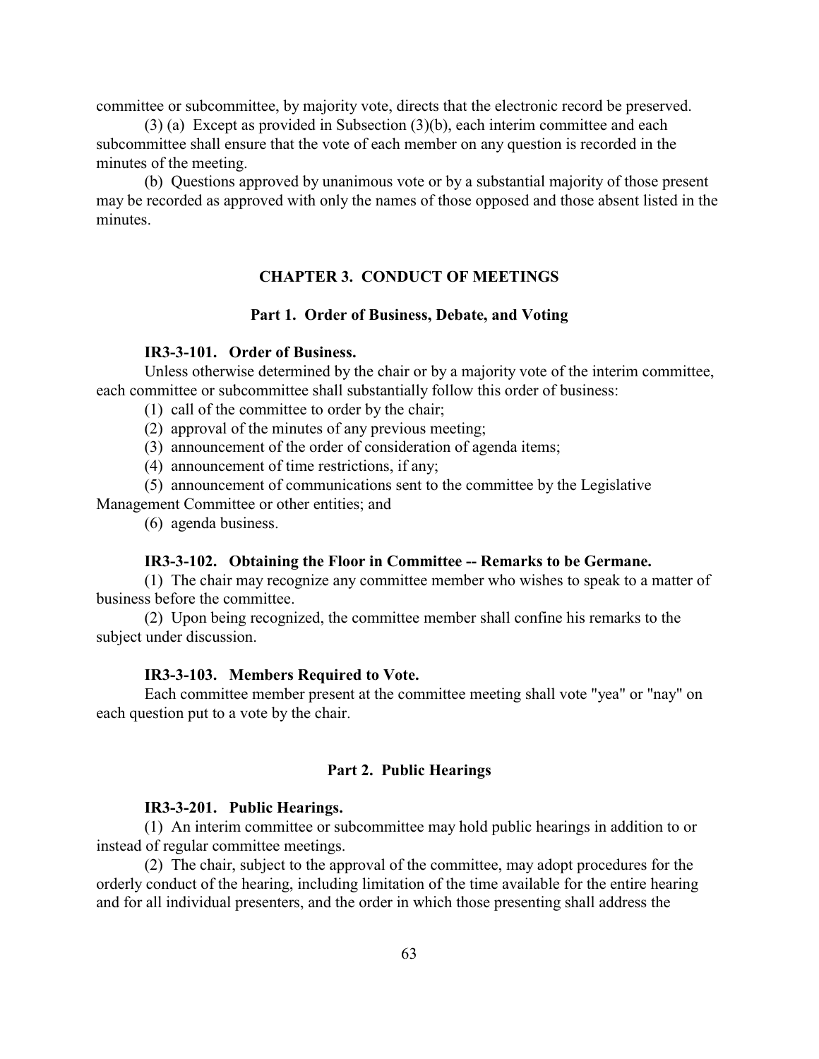committee or subcommittee, by majority vote, directs that the electronic record be preserved.

(3) (a) Except as provided in Subsection (3)(b), each interim committee and each subcommittee shall ensure that the vote of each member on any question is recorded in the minutes of the meeting.

(b) Questions approved by unanimous vote or by a substantial majority of those present may be recorded as approved with only the names of those opposed and those absent listed in the minutes.

## CHAPTER 3. CONDUCT OF MEETINGS

### Part 1. Order of Business, Debate, and Voting

**IR3-3-101. Order of Business.**

Unless otherwise determined by the chair or by a majority vote of the interim committee, each committee or subcommittee shall substantially follow this order of business:

(1) call of the committee to order by the chair;

(2) approval of the minutes of any previous meeting;

(3) announcement of the order of consideration of agenda items;

(4) announcement of time restrictions, if any;

(5) announcement of communications sent to the committee by the Legislative Management Committee or other entities; and

(6) agenda business.

**IR3-3-102. Obtaining the Floor in Committee -- Remarks to be Germane.**

(1) The chair may recognize any committee member who wishes to speak to a matter of business before the committee.

(2) Upon being recognized, the committee member shall confine his remarks to the subject under discussion.

**IR3-3-103. Members Required to Vote.**

Each committee member present at the committee meeting shall vote "yea" or "nay" on each question put to a vote by the chair.

### Part 2. Public Hearings

**IR3-3-201. Public Hearings.**

(1) An interim committee or subcommittee may hold public hearings in addition to or instead of regular committee meetings.

(2) The chair, subject to the approval of the committee, may adopt procedures for the orderly conduct of the hearing, including limitation of the time available for the entire hearing and for all individual presenters, and the order in which those presenting shall address the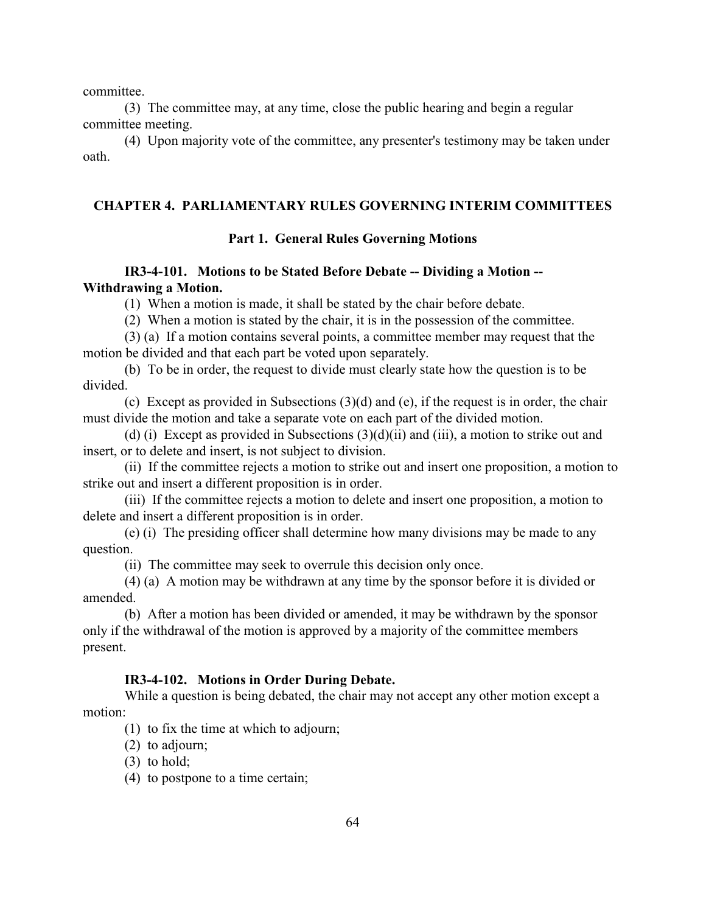committee.

(3) The committee may, at any time, close the public hearing and begin a regular committee meeting.

(4) Upon majority vote of the committee, any presenter's testimony may be taken under oath.

## CHAPTER 4. PARLIAMENTARY RULES GOVERNING INTERIM COMMITTEES

### Part 1. General Rules Governing Motions

**IR3-4-101. Motions to be Stated Before Debate -- Dividing a Motion -- Withdrawing a Motion.**

(1) When a motion is made, it shall be stated by the chair before debate.

(2) When a motion is stated by the chair, it is in the possession of the committee.

(3) (a) If a motion contains several points, a committee member may request that the motion be divided and that each part be voted upon separately.

(b) To be in order, the request to divide must clearly state how the question is to be divided.

(c) Except as provided in Subsections (3)(d) and (e), if the request is in order, the chair must divide the motion and take a separate vote on each part of the divided motion.

(d) (i) Except as provided in Subsections (3)(d)(ii) and (iii), a motion to strike out and insert, or to delete and insert, is not subject to division.

(ii) If the committee rejects a motion to strike out and insert one proposition, a motion to strike out and insert a different proposition is in order.

(iii) If the committee rejects a motion to delete and insert one proposition, a motion to delete and insert a different proposition is in order.

(e) (i) The presiding officer shall determine how many divisions may be made to any question.

(ii) The committee may seek to overrule this decision only once.

(4) (a) A motion may be withdrawn at any time by the sponsor before it is divided or amended.

(b) After a motion has been divided or amended, it may be withdrawn by the sponsor only if the withdrawal of the motion is approved by a majority of the committee members present.

**IR3-4-102. Motions in Order During Debate.**

While a question is being debated, the chair may not accept any other motion except a motion:

(1) to fix the time at which to adjourn;

(2) to adjourn;

(3) to hold;

(4) to postpone to a time certain;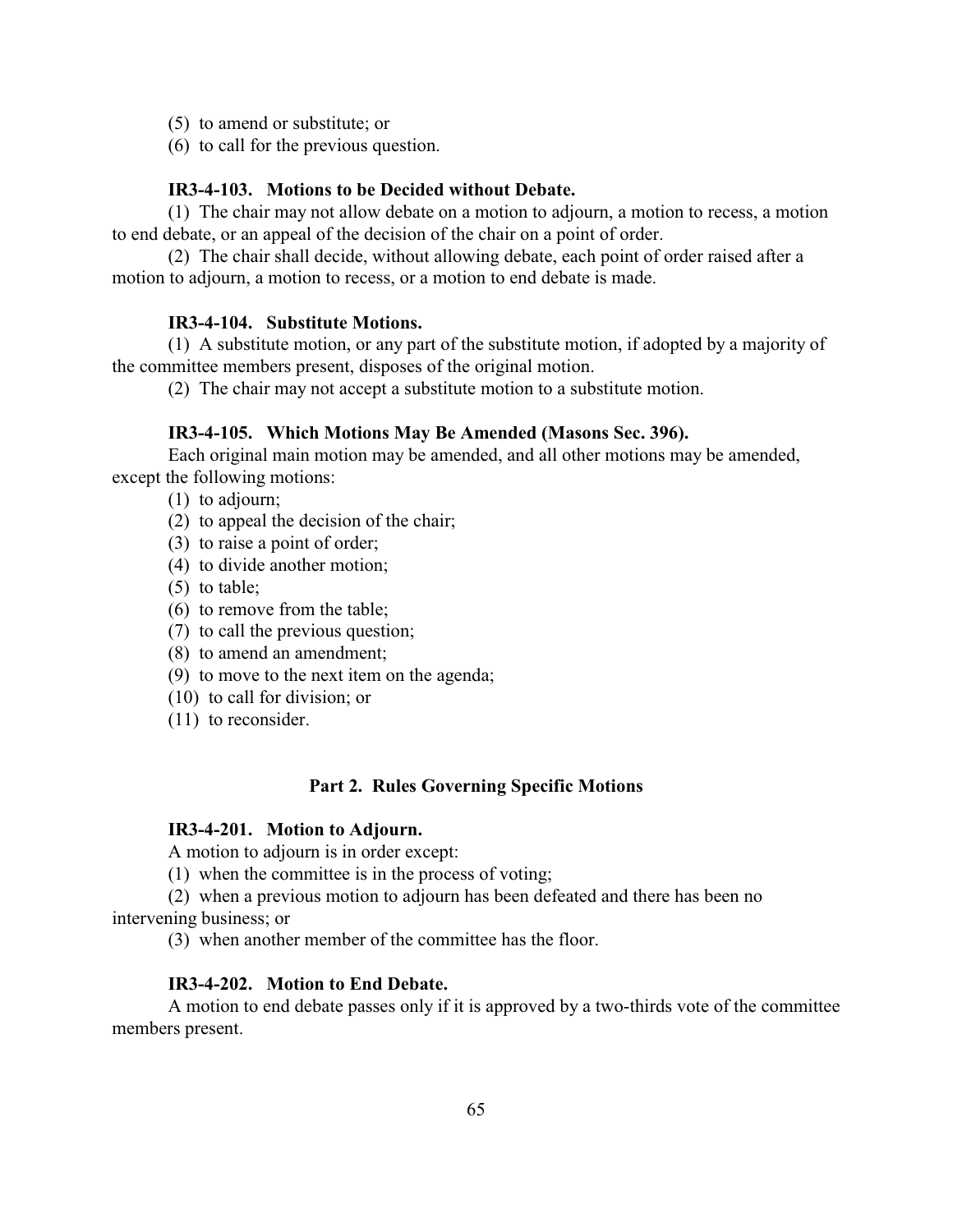(5) to amend or substitute; or

(6) to call for the previous question.

**IR3-4-103. Motions to be Decided without Debate.**

(1) The chair may not allow debate on a motion to adjourn, a motion to recess, a motion to end debate, or an appeal of the decision of the chair on a point of order.

(2) The chair shall decide, without allowing debate, each point of order raised after a motion to adjourn, a motion to recess, or a motion to end debate is made.

**IR3-4-104. Substitute Motions.**

(1) A substitute motion, or any part of the substitute motion, if adopted by a majority of the committee members present, disposes of the original motion.

(2) The chair may not accept a substitute motion to a substitute motion.

**IR3-4-105. Which Motions May Be Amended (Masons Sec. 396).**

Each original main motion may be amended, and all other motions may be amended, except the following motions:

(1) to adjourn;

(2) to appeal the decision of the chair;

(3) to raise a point of order;

(4) to divide another motion;

(5) to table;

(6) to remove from the table;

(7) to call the previous question;

(8) to amend an amendment;

(9) to move to the next item on the agenda;

(10) to call for division; or

(11) to reconsider.

## Part 2. Rules Governing Specific Motions

**IR3-4-201. Motion to Adjourn.**

A motion to adjourn is in order except:

(1) when the committee is in the process of voting;

(2) when a previous motion to adjourn has been defeated and there has been no intervening business; or

(3) when another member of the committee has the floor.

**IR3-4-202. Motion to End Debate.**

A motion to end debate passes only if it is approved by a two-thirds vote of the committee members present.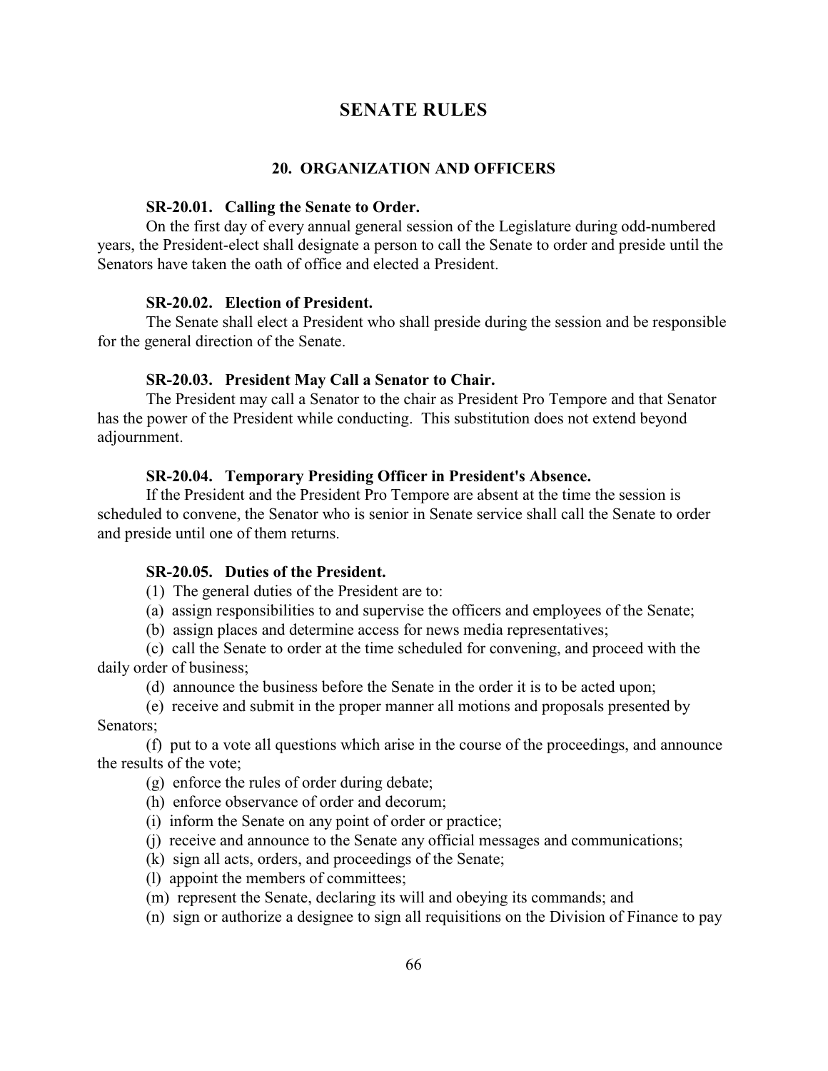# SENATE RULES

## 20. ORGANIZATION AND OFFICERS

### SR-20.01. Calling the Senate to Order.

On the first day of every annual general session of the Legislature during odd-numbered years, the President-elect shall designate a person to call the Senate to order and preside until the Senators have taken the oath of office and elected a President.

### SR-20.02. Election of President.

The Senate shall elect a President who shall preside during the session and be responsible for the general direction of the Senate.

### SR-20.03. President May Call a Senator to Chair.

The President may call a Senator to the chair as President Pro Tempore and that Senator has the power of the President while conducting. This substitution does not extend beyond adjournment.

### SR-20.04. Temporary Presiding Officer in President's Absence.

If the President and the President Pro Tempore are absent at the time the session is scheduled to convene, the Senator who is senior in Senate service shall call the Senate to order and preside until one of them returns.

### SR-20.05. Duties of the President.

(1) The general duties of the President are to:

(a) assign responsibilities to and supervise the officers and employees of the Senate;

(b) assign places and determine access for news media representatives;

(c) call the Senate to order at the time scheduled for convening, and proceed with the daily order of business;

(d) announce the business before the Senate in the order it is to be acted upon;

(e) receive and submit in the proper manner all motions and proposals presented by Senators;

(f) put to a vote all questions which arise in the course of the proceedings, and announce the results of the vote;

(g) enforce the rules of order during debate;

(h) enforce observance of order and decorum;

(i) inform the Senate on any point of order or practice;

(j) receive and announce to the Senate any official messages and communications;

(k) sign all acts, orders, and proceedings of the Senate;

(l) appoint the members of committees;

(m) represent the Senate, declaring its will and obeying its commands; and

(n) sign or authorize a designee to sign all requisitions on the Division of Finance to pay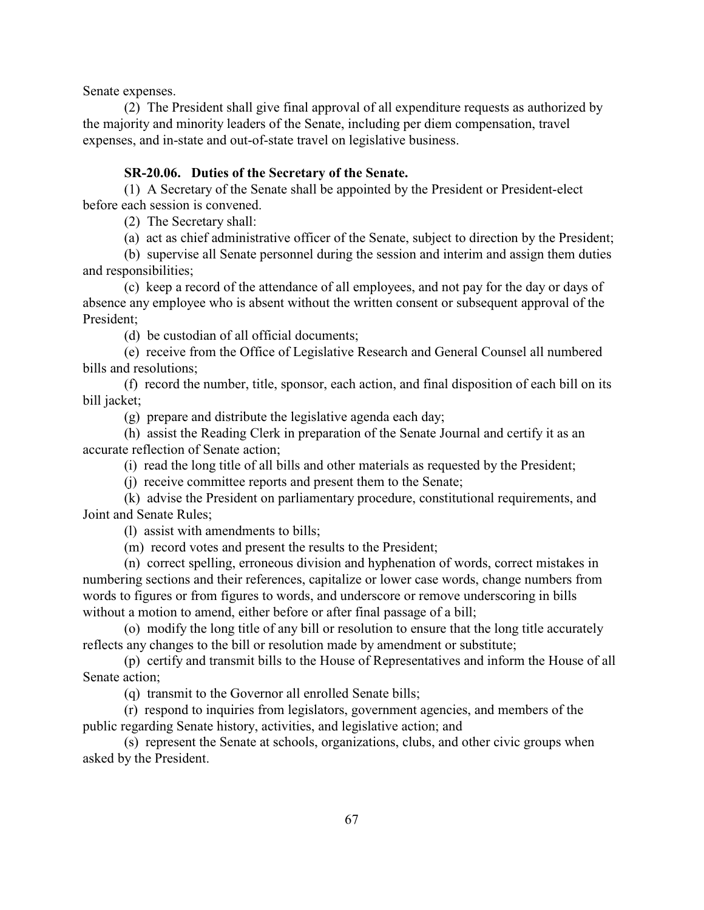Senate expenses.

(2) The President shall give final approval of all expenditure requests as authorized by the majority and minority leaders of the Senate, including per diem compensation, travel expenses, and in-state and out-of-state travel on legislative business.

### SR-20.06. Duties of the Secretary of the Senate.

(1) A Secretary of the Senate shall be appointed by the President or President-elect before each session is convened.

(2) The Secretary shall:

(a) act as chief administrative officer of the Senate, subject to direction by the President;

(b) supervise all Senate personnel during the session and interim and assign them duties and responsibilities;

(c) keep a record of the attendance of all employees, and not pay for the day or days of absence any employee who is absent without the written consent or subsequent approval of the President;

(d) be custodian of all official documents;

(e) receive from the Office of Legislative Research and General Counsel all numbered bills and resolutions;

(f) record the number, title, sponsor, each action, and final disposition of each bill on its bill jacket;

(g) prepare and distribute the legislative agenda each day;

(h) assist the Reading Clerk in preparation of the Senate Journal and certify it as an accurate reflection of Senate action;

(i) read the long title of all bills and other materials as requested by the President;

(j) receive committee reports and present them to the Senate;

(k) advise the President on parliamentary procedure, constitutional requirements, and Joint and Senate Rules;

(l) assist with amendments to bills;

(m) record votes and present the results to the President;

(n) correct spelling, erroneous division and hyphenation of words, correct mistakes in numbering sections and their references, capitalize or lower case words, change numbers from words to figures or from figures to words, and underscore or remove underscoring in bills without a motion to amend, either before or after final passage of a bill;

(o) modify the long title of any bill or resolution to ensure that the long title accurately reflects any changes to the bill or resolution made by amendment or substitute;

(p) certify and transmit bills to the House of Representatives and inform the House of all Senate action;

(q) transmit to the Governor all enrolled Senate bills;

(r) respond to inquiries from legislators, government agencies, and members of the public regarding Senate history, activities, and legislative action; and

(s) represent the Senate at schools, organizations, clubs, and other civic groups when asked by the President.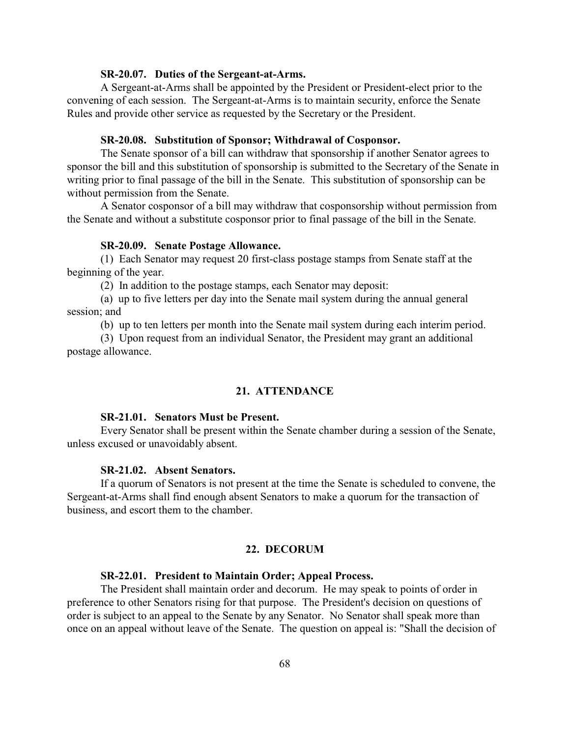**SR-20.07. Duties of the Sergeant-at-Arms.**

A Sergeant-at-Arms shall be appointed by the President or President-elect prior to the convening of each session. The Sergeant-at-Arms is to maintain security, enforce the Senate Rules and provide other service as requested by the Secretary or the President.

**SR-20.08. Substitution of Sponsor; Withdrawal of Cosponsor.**

The Senate sponsor of a bill can withdraw that sponsorship if another Senator agrees to sponsor the bill and this substitution of sponsorship is submitted to the Secretary of the Senate in writing prior to final passage of the bill in the Senate. This substitution of sponsorship can be without permission from the Senate.

A Senator cosponsor of a bill may withdraw that cosponsorship without permission from the Senate and without a substitute cosponsor prior to final passage of the bill in the Senate.

**SR-20.09. Senate Postage Allowance.**

(1) Each Senator may request 20 first-class postage stamps from Senate staff at the beginning of the year.

(2) In addition to the postage stamps, each Senator may deposit:

(a) up to five letters per day into the Senate mail system during the annual general session; and

(b) up to ten letters per month into the Senate mail system during each interim period.

(3) Upon request from an individual Senator, the President may grant an additional postage allowance.

## 21. ATTENDANCE

**SR-21.01. Senators Must be Present.**

Every Senator shall be present within the Senate chamber during a session of the Senate, unless excused or unavoidably absent.

**SR-21.02. Absent Senators.**

If a quorum of Senators is not present at the time the Senate is scheduled to convene, the Sergeant-at-Arms shall find enough absent Senators to make a quorum for the transaction of business, and escort them to the chamber.

## 22. DECORUM

**SR-22.01. President to Maintain Order; Appeal Process.**

The President shall maintain order and decorum. He may speak to points of order in preference to other Senators rising for that purpose. The President's decision on questions of order is subject to an appeal to the Senate by any Senator. No Senator shall speak more than once on an appeal without leave of the Senate. The question on appeal is: "Shall the decision of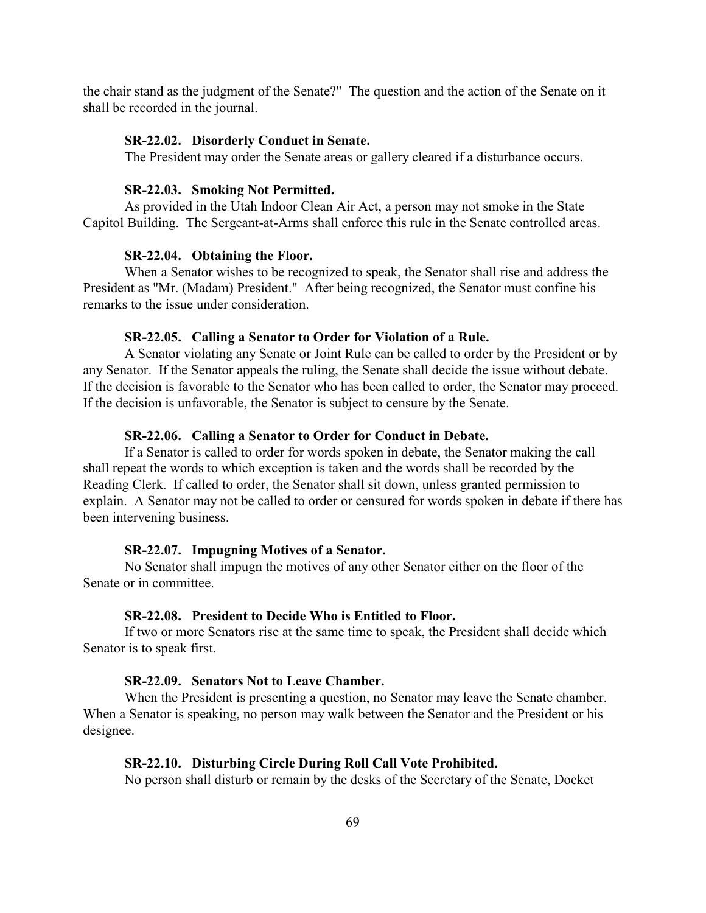the chair stand as the judgment of the Senate?" The question and the action of the Senate on it shall be recorded in the journal.

**SR-22.02. Disorderly Conduct in Senate.**

The President may order the Senate areas or gallery cleared if a disturbance occurs.

**SR-22.03. Smoking Not Permitted.**

As provided in the Utah Indoor Clean Air Act, a person may not smoke in the State Capitol Building. The Sergeant-at-Arms shall enforce this rule in the Senate controlled areas.

**SR-22.04. Obtaining the Floor.**

When a Senator wishes to be recognized to speak, the Senator shall rise and address the President as "Mr. (Madam) President." After being recognized, the Senator must confine his remarks to the issue under consideration.

**SR-22.05. Calling a Senator to Order for Violation of a Rule.**

A Senator violating any Senate or Joint Rule can be called to order by the President or by any Senator. If the Senator appeals the ruling, the Senate shall decide the issue without debate. If the decision is favorable to the Senator who has been called to order, the Senator may proceed. If the decision is unfavorable, the Senator is subject to censure by the Senate.

**SR-22.06. Calling a Senator to Order for Conduct in Debate.**

If a Senator is called to order for words spoken in debate, the Senator making the call shall repeat the words to which exception is taken and the words shall be recorded by the Reading Clerk. If called to order, the Senator shall sit down, unless granted permission to explain. A Senator may not be called to order or censured for words spoken in debate if there has been intervening business.

**SR-22.07. Impugning Motives of a Senator.**

No Senator shall impugn the motives of any other Senator either on the floor of the Senate or in committee.

**SR-22.08. President to Decide Who is Entitled to Floor.**

If two or more Senators rise at the same time to speak, the President shall decide which Senator is to speak first.

**SR-22.09. Senators Not to Leave Chamber.**

When the President is presenting a question, no Senator may leave the Senate chamber. When a Senator is speaking, no person may walk between the Senator and the President or his designee.

**SR-22.10. Disturbing Circle During Roll Call Vote Prohibited.**

No person shall disturb or remain by the desks of the Secretary of the Senate, Docket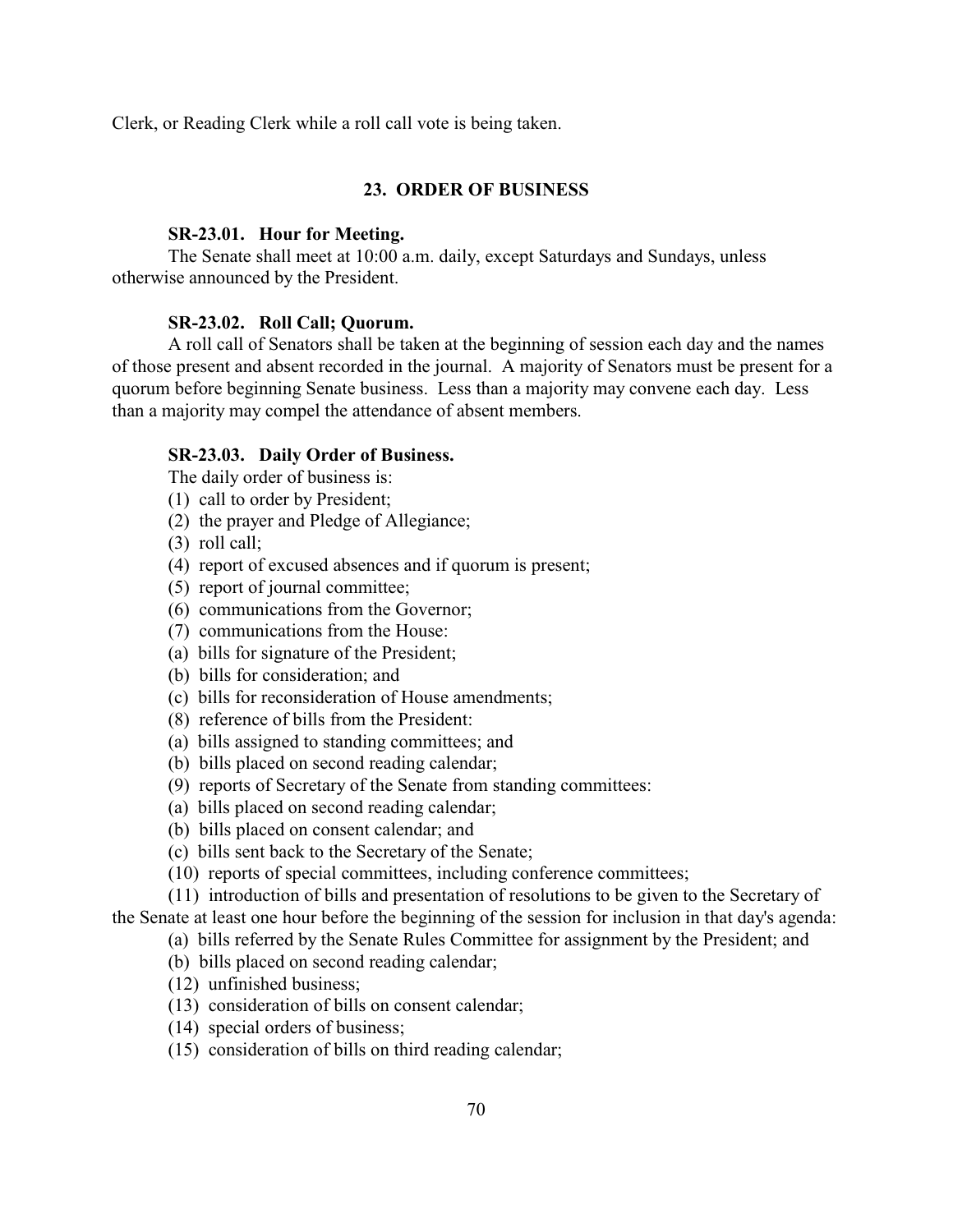Clerk, or Reading Clerk while a roll call vote is being taken.

## 23. ORDER OF BUSINESS

### SR-23.01. Hour for Meeting.

The Senate shall meet at 10:00 a.m. daily, except Saturdays and Sundays, unless otherwise announced by the President.

### SR-23.02. Roll Call; Quorum.

A roll call of Senators shall be taken at the beginning of session each day and the names of those present and absent recorded in the journal. A majority of Senators must be present for a quorum before beginning Senate business. Less than a majority may convene each day. Less than a majority may compel the attendance of absent members.

### SR-23.03. Daily Order of Business.

The daily order of business is:

(1) call to order by President;

(2) the prayer and Pledge of Allegiance;

(3) roll call;

(4) report of excused absences and if quorum is present;

(5) report of journal committee;

(6) communications from the Governor;

(7) communications from the House:

(a) bills for signature of the President;

(b) bills for consideration; and

(c) bills for reconsideration of House amendments;

(8) reference of bills from the President:

(a) bills assigned to standing committees; and

(b) bills placed on second reading calendar;

(9) reports of Secretary of the Senate from standing committees:

(a) bills placed on second reading calendar;

(b) bills placed on consent calendar; and

(c) bills sent back to the Secretary of the Senate;

(10) reports of special committees, including conference committees;

(11) introduction of bills and presentation of resolutions to be given to the Secretary of the Senate at least one hour before the beginning of the session for inclusion in that day's agenda:

(a) bills referred by the Senate Rules Committee for assignment by the President; and

(b) bills placed on second reading calendar;

(12) unfinished business;

(13) consideration of bills on consent calendar;

(14) special orders of business;

(15) consideration of bills on third reading calendar;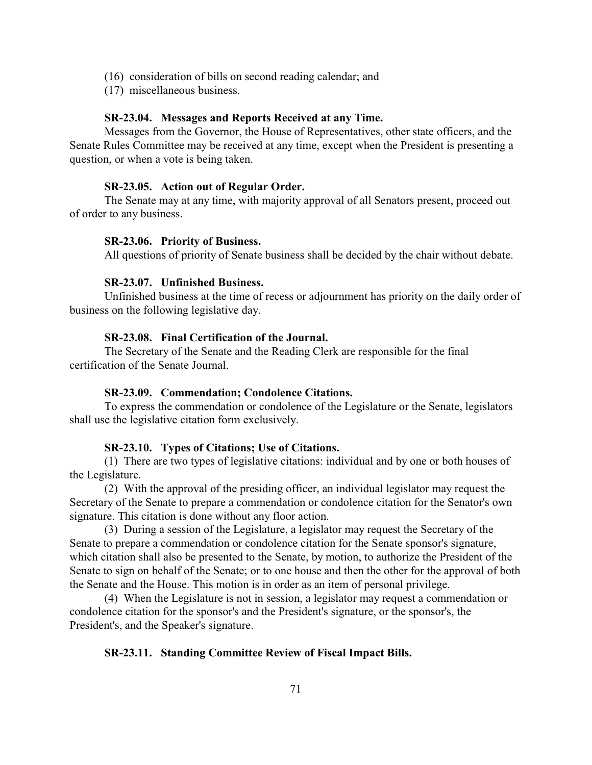(16) consideration of bills on second reading calendar; and

(17) miscellaneous business.

### SR-23.04. Messages and Reports Received at any Time.

Messages from the Governor, the House of Representatives, other state officers, and the Senate Rules Committee may be received at any time, except when the President is presenting a question, or when a vote is being taken.

### SR-23.05. Action out of Regular Order.

The Senate may at any time, with majority approval of all Senators present, proceed out of order to any business.

### SR-23.06. Priority of Business.

All questions of priority of Senate business shall be decided by the chair without debate.

### SR-23.07. Unfinished Business.

Unfinished business at the time of recess or adjournment has priority on the daily order of business on the following legislative day.

### SR-23.08. Final Certification of the Journal.

The Secretary of the Senate and the Reading Clerk are responsible for the final certification of the Senate Journal.

### SR-23.09. Commendation; Condolence Citations.

To express the commendation or condolence of the Legislature or the Senate, legislators shall use the legislative citation form exclusively.

### SR-23.10. Types of Citations; Use of Citations.

(1) There are two types of legislative citations: individual and by one or both houses of the Legislature.

(2) With the approval of the presiding officer, an individual legislator may request the Secretary of the Senate to prepare a commendation or condolence citation for the Senator's own signature. This citation is done without any floor action.

(3) During a session of the Legislature, a legislator may request the Secretary of the Senate to prepare a commendation or condolence citation for the Senate sponsor's signature, which citation shall also be presented to the Senate, by motion, to authorize the President of the Senate to sign on behalf of the Senate; or to one house and then the other for the approval of both the Senate and the House. This motion is in order as an item of personal privilege.

(4) When the Legislature is not in session, a legislator may request a commendation or condolence citation for the sponsor's and the President's signature, or the sponsor's, the President's, and the Speaker's signature.

### SR-23.11. Standing Committee Review of Fiscal Impact Bills.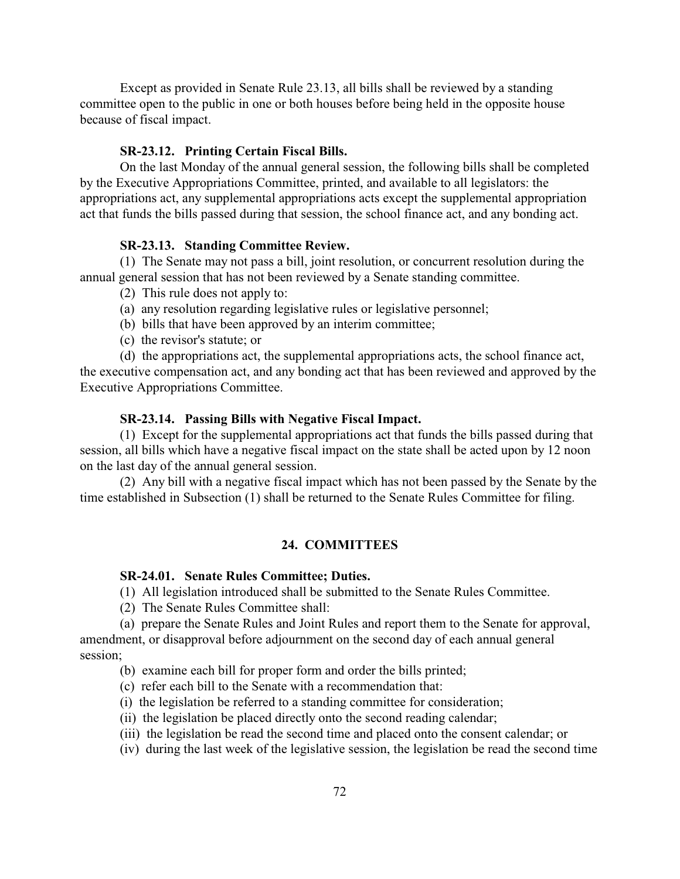Except as provided in Senate Rule 23.13, all bills shall be reviewed by a standing committee open to the public in one or both houses before being held in the opposite house because of fiscal impact.

### SR-23.12. Printing Certain Fiscal Bills.

On the last Monday of the annual general session, the following bills shall be completed by the Executive Appropriations Committee, printed, and available to all legislators: the appropriations act, any supplemental appropriations acts except the supplemental appropriation act that funds the bills passed during that session, the school finance act, and any bonding act.

### SR-23.13. Standing Committee Review.

(1) The Senate may not pass a bill, joint resolution, or concurrent resolution during the annual general session that has not been reviewed by a Senate standing committee.

(2) This rule does not apply to:

(a) any resolution regarding legislative rules or legislative personnel;

(b) bills that have been approved by an interim committee;

(c) the revisor's statute; or

(d) the appropriations act, the supplemental appropriations acts, the school finance act, the executive compensation act, and any bonding act that has been reviewed and approved by the Executive Appropriations Committee.

### SR-23.14. Passing Bills with Negative Fiscal Impact.

(1) Except for the supplemental appropriations act that funds the bills passed during that session, all bills which have a negative fiscal impact on the state shall be acted upon by 12 noon on the last day of the annual general session.

(2) Any bill with a negative fiscal impact which has not been passed by the Senate by the time established in Subsection (1) shall be returned to the Senate Rules Committee for filing.

## 24. COMMITTEES

### SR-24.01. Senate Rules Committee; Duties.

(1) All legislation introduced shall be submitted to the Senate Rules Committee.

(2) The Senate Rules Committee shall:

(a) prepare the Senate Rules and Joint Rules and report them to the Senate for approval, amendment, or disapproval before adjournment on the second day of each annual general session;

(b) examine each bill for proper form and order the bills printed;

(c) refer each bill to the Senate with a recommendation that:

(i) the legislation be referred to a standing committee for consideration;

(ii) the legislation be placed directly onto the second reading calendar;

(iii) the legislation be read the second time and placed onto the consent calendar; or

(iv) during the last week of the legislative session, the legislation be read the second time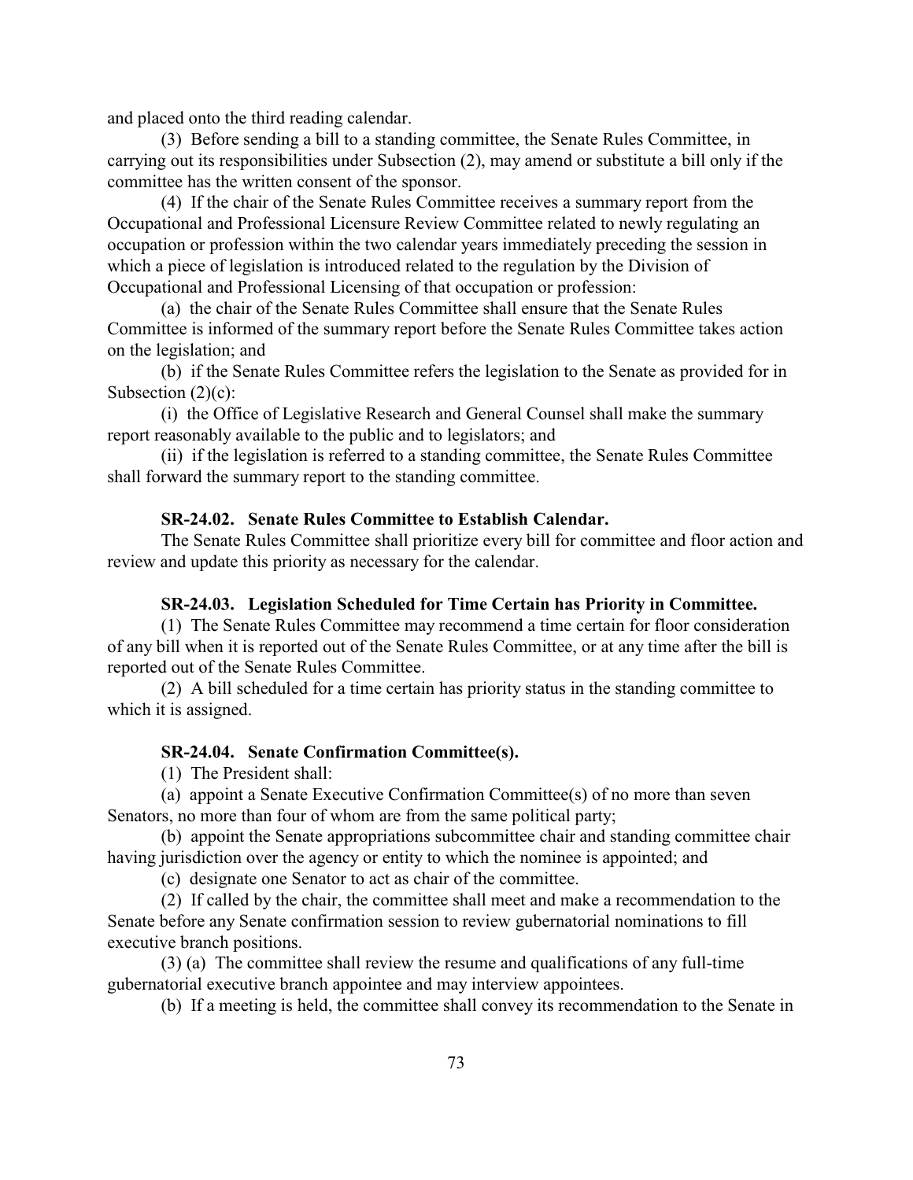and placed onto the third reading calendar.

(3) Before sending a bill to a standing committee, the Senate Rules Committee, in carrying out its responsibilities under Subsection (2), may amend or substitute a bill only if the committee has the written consent of the sponsor.

(4) If the chair of the Senate Rules Committee receives a summary report from the Occupational and Professional Licensure Review Committee related to newly regulating an occupation or profession within the two calendar years immediately preceding the session in which a piece of legislation is introduced related to the regulation by the Division of Occupational and Professional Licensing of that occupation or profession:

(a) the chair of the Senate Rules Committee shall ensure that the Senate Rules Committee is informed of the summary report before the Senate Rules Committee takes action on the legislation; and

(b) if the Senate Rules Committee refers the legislation to the Senate as provided for in Subsection (2)(c):

(i) the Office of Legislative Research and General Counsel shall make the summary report reasonably available to the public and to legislators; and

(ii) if the legislation is referred to a standing committee, the Senate Rules Committee shall forward the summary report to the standing committee.

### SR-24.02. Senate Rules Committee to Establish Calendar.

The Senate Rules Committee shall prioritize every bill for committee and floor action and review and update this priority as necessary for the calendar.

### SR-24.03. Legislation Scheduled for Time Certain has Priority in Committee.

(1) The Senate Rules Committee may recommend a time certain for floor consideration of any bill when it is reported out of the Senate Rules Committee, or at any time after the bill is reported out of the Senate Rules Committee.

(2) A bill scheduled for a time certain has priority status in the standing committee to which it is assigned.

### SR-24.04. Senate Confirmation Committee(s).

(1) The President shall:

(a) appoint a Senate Executive Confirmation Committee(s) of no more than seven Senators, no more than four of whom are from the same political party;

(b) appoint the Senate appropriations subcommittee chair and standing committee chair having jurisdiction over the agency or entity to which the nominee is appointed; and

(c) designate one Senator to act as chair of the committee.

(2) If called by the chair, the committee shall meet and make a recommendation to the Senate before any Senate confirmation session to review gubernatorial nominations to fill executive branch positions.

(3) (a) The committee shall review the resume and qualifications of any full-time gubernatorial executive branch appointee and may interview appointees.

(b) If a meeting is held, the committee shall convey its recommendation to the Senate in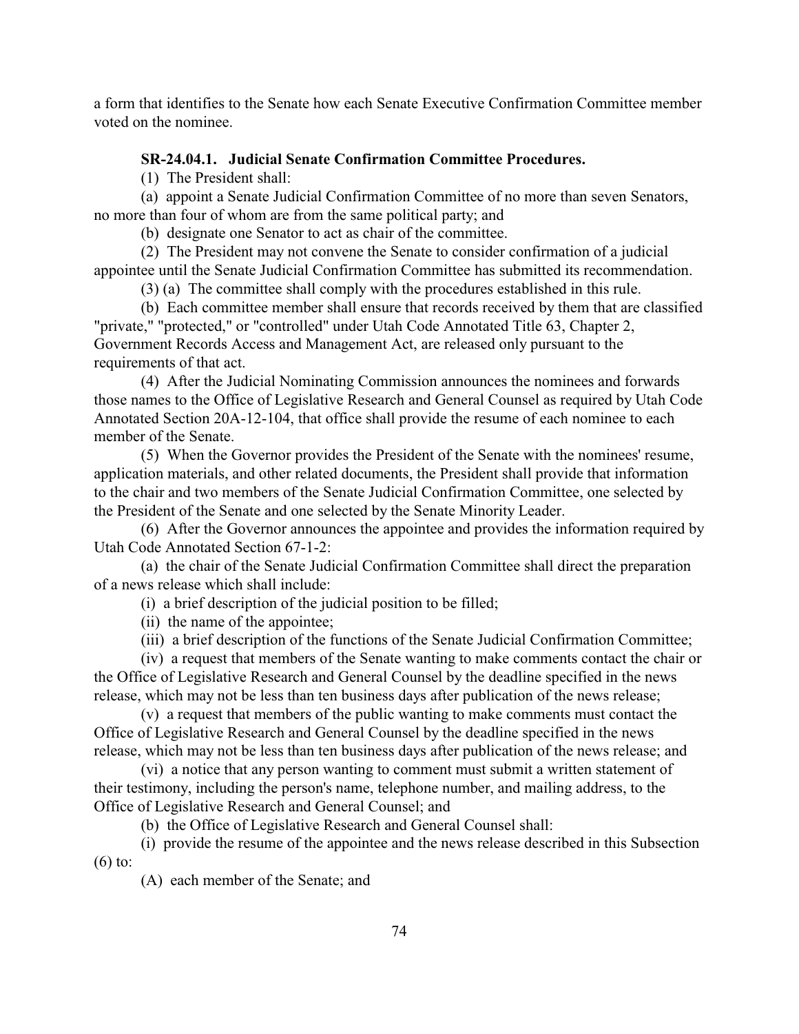a form that identifies to the Senate how each Senate Executive Confirmation Committee member voted on the nominee.

### SR-24.04.1. Judicial Senate Confirmation Committee Procedures.

(1) The President shall:

(a) appoint a Senate Judicial Confirmation Committee of no more than seven Senators, no more than four of whom are from the same political party; and

(b) designate one Senator to act as chair of the committee.

(2) The President may not convene the Senate to consider confirmation of a judicial appointee until the Senate Judicial Confirmation Committee has submitted its recommendation.

(3) (a) The committee shall comply with the procedures established in this rule.

(b) Each committee member shall ensure that records received by them that are classified "private," "protected," or "controlled" under Utah Code Annotated Title 63, Chapter 2, Government Records Access and Management Act, are released only pursuant to the requirements of that act.

(4) After the Judicial Nominating Commission announces the nominees and forwards those names to the Office of Legislative Research and General Counsel as required by Utah Code Annotated Section 20A-12-104, that office shall provide the resume of each nominee to each member of the Senate.

(5) When the Governor provides the President of the Senate with the nominees' resume, application materials, and other related documents, the President shall provide that information to the chair and two members of the Senate Judicial Confirmation Committee, one selected by the President of the Senate and one selected by the Senate Minority Leader.

(6) After the Governor announces the appointee and provides the information required by Utah Code Annotated Section 67-1-2:

(a) the chair of the Senate Judicial Confirmation Committee shall direct the preparation of a news release which shall include:

(i) a brief description of the judicial position to be filled;

(ii) the name of the appointee;

(iii) a brief description of the functions of the Senate Judicial Confirmation Committee;

(iv) a request that members of the Senate wanting to make comments contact the chair or the Office of Legislative Research and General Counsel by the deadline specified in the news release, which may not be less than ten business days after publication of the news release;

(v) a request that members of the public wanting to make comments must contact the Office of Legislative Research and General Counsel by the deadline specified in the news release, which may not be less than ten business days after publication of the news release; and

(vi) a notice that any person wanting to comment must submit a written statement of their testimony, including the person's name, telephone number, and mailing address, to the Office of Legislative Research and General Counsel; and

(b) the Office of Legislative Research and General Counsel shall:

(i) provide the resume of the appointee and the news release described in this Subsection (6) to:

(A) each member of the Senate; and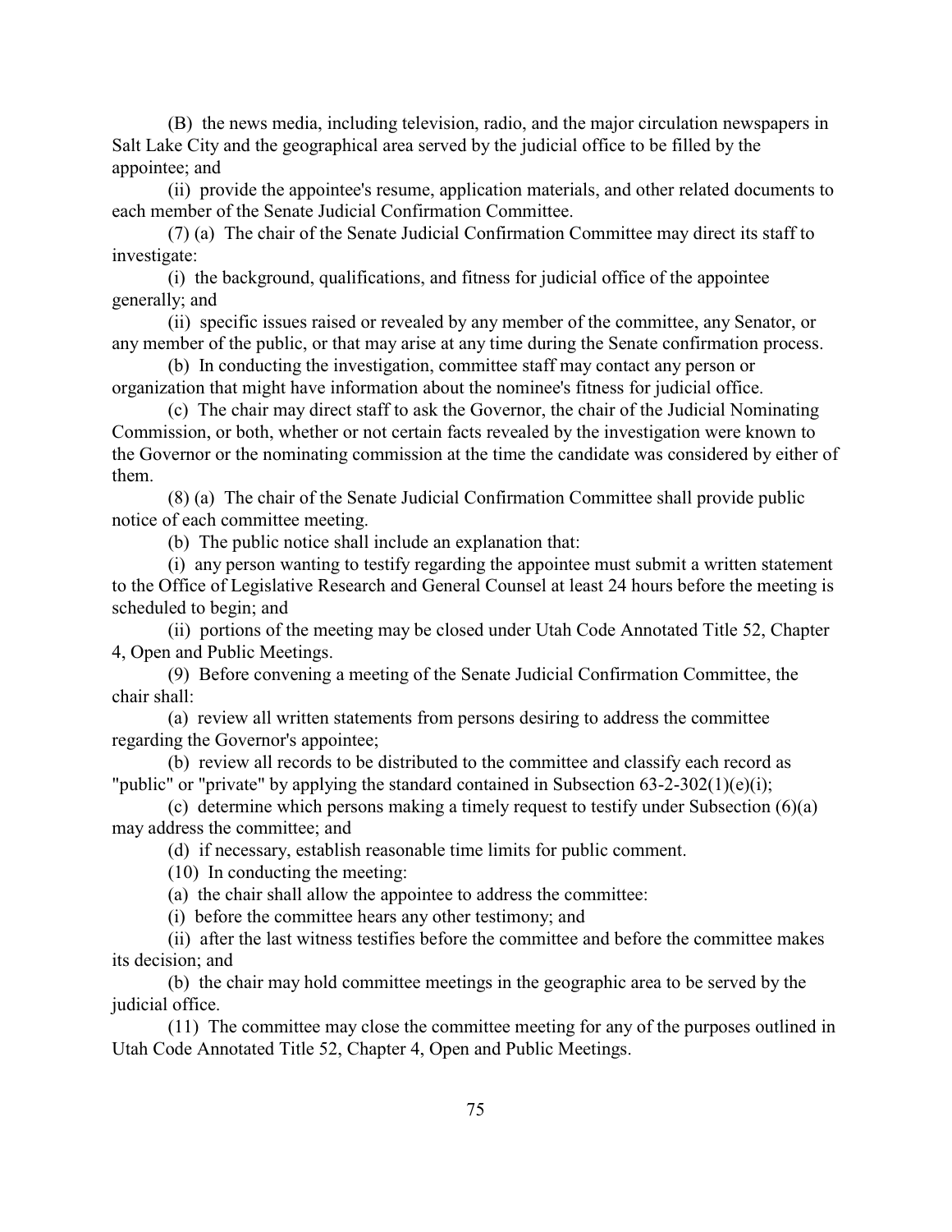(B) the news media, including television, radio, and the major circulation newspapers in Salt Lake City and the geographical area served by the judicial office to be filled by the appointee; and

(ii) provide the appointee's resume, application materials, and other related documents to each member of the Senate Judicial Confirmation Committee.

(7) (a) The chair of the Senate Judicial Confirmation Committee may direct its staff to investigate:

(i) the background, qualifications, and fitness for judicial office of the appointee generally; and

(ii) specific issues raised or revealed by any member of the committee, any Senator, or any member of the public, or that may arise at any time during the Senate confirmation process.

(b) In conducting the investigation, committee staff may contact any person or organization that might have information about the nominee's fitness for judicial office.

(c) The chair may direct staff to ask the Governor, the chair of the Judicial Nominating Commission, or both, whether or not certain facts revealed by the investigation were known to the Governor or the nominating commission at the time the candidate was considered by either of them.

(8) (a) The chair of the Senate Judicial Confirmation Committee shall provide public notice of each committee meeting.

(b) The public notice shall include an explanation that:

(i) any person wanting to testify regarding the appointee must submit a written statement to the Office of Legislative Research and General Counsel at least 24 hours before the meeting is scheduled to begin; and

(ii) portions of the meeting may be closed under Utah Code Annotated Title 52, Chapter 4, Open and Public Meetings.

(9) Before convening a meeting of the Senate Judicial Confirmation Committee, the chair shall:

(a) review all written statements from persons desiring to address the committee regarding the Governor's appointee;

(b) review all records to be distributed to the committee and classify each record as "public" or "private" by applying the standard contained in Subsection 63-2-302(1)(e)(i);

(c) determine which persons making a timely request to testify under Subsection (6)(a) may address the committee; and

(d) if necessary, establish reasonable time limits for public comment.

(10) In conducting the meeting:

(a) the chair shall allow the appointee to address the committee:

(i) before the committee hears any other testimony; and

(ii) after the last witness testifies before the committee and before the committee makes its decision; and

(b) the chair may hold committee meetings in the geographic area to be served by the judicial office.

(11) The committee may close the committee meeting for any of the purposes outlined in Utah Code Annotated Title 52, Chapter 4, Open and Public Meetings.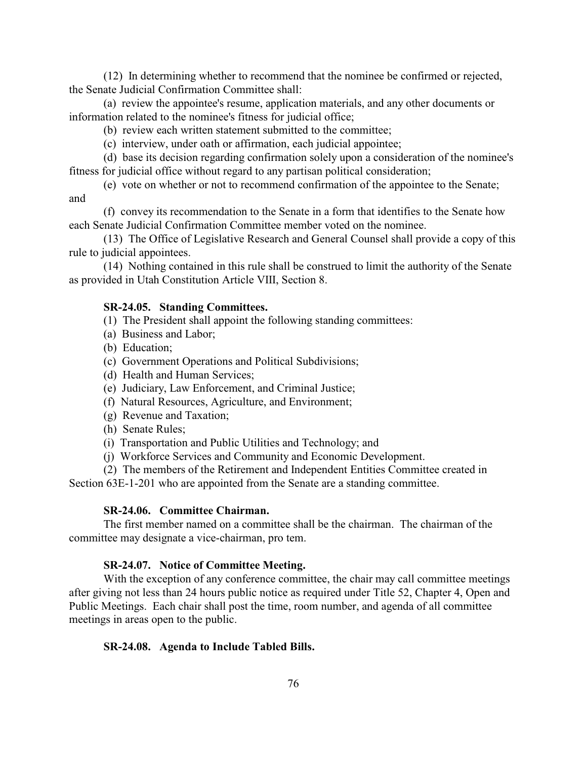(12) In determining whether to recommend that the nominee be confirmed or rejected, the Senate Judicial Confirmation Committee shall:

(a) review the appointee's resume, application materials, and any other documents or information related to the nominee's fitness for judicial office;

(b) review each written statement submitted to the committee;

(c) interview, under oath or affirmation, each judicial appointee;

(d) base its decision regarding confirmation solely upon a consideration of the nominee's fitness for judicial office without regard to any partisan political consideration;

(e) vote on whether or not to recommend confirmation of the appointee to the Senate; and

(f) convey its recommendation to the Senate in a form that identifies to the Senate how each Senate Judicial Confirmation Committee member voted on the nominee.

(13) The Office of Legislative Research and General Counsel shall provide a copy of this rule to judicial appointees.

(14) Nothing contained in this rule shall be construed to limit the authority of the Senate as provided in Utah Constitution Article VIII, Section 8.

**SR-24.05. Standing Committees.**

(1) The President shall appoint the following standing committees:

(a) Business and Labor;

(b) Education;

(c) Government Operations and Political Subdivisions;

(d) Health and Human Services;

(e) Judiciary, Law Enforcement, and Criminal Justice;

(f) Natural Resources, Agriculture, and Environment;

(g) Revenue and Taxation;

(h) Senate Rules;

(i) Transportation and Public Utilities and Technology; and

(j) Workforce Services and Community and Economic Development.

(2) The members of the Retirement and Independent Entities Committee created in Section 63E-1-201 who are appointed from the Senate are a standing committee.

**SR-24.06. Committee Chairman.**

The first member named on a committee shall be the chairman. The chairman of the committee may designate a vice-chairman, pro tem.

**SR-24.07. Notice of Committee Meeting.**

With the exception of any conference committee, the chair may call committee meetings after giving not less than 24 hours public notice as required under Title 52, Chapter 4, Open and Public Meetings. Each chair shall post the time, room number, and agenda of all committee meetings in areas open to the public.

**SR-24.08. Agenda to Include Tabled Bills.**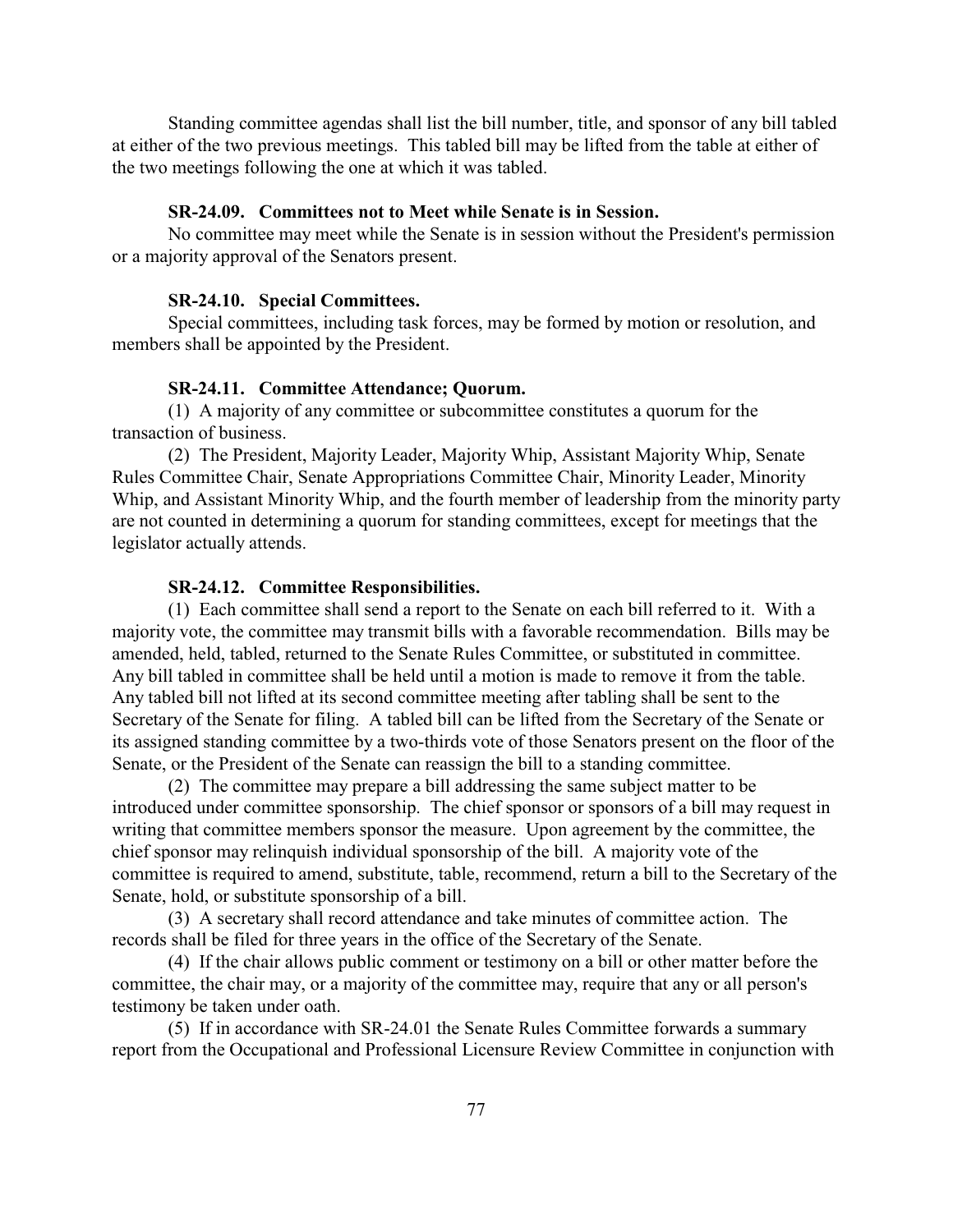Standing committee agendas shall list the bill number, title, and sponsor of any bill tabled at either of the two previous meetings. This tabled bill may be lifted from the table at either of the two meetings following the one at which it was tabled.

**SR-24.09. Committees not to Meet while Senate is in Session.**

No committee may meet while the Senate is in session without the President's permission or a majority approval of the Senators present.

**SR-24.10. Special Committees.**

Special committees, including task forces, may be formed by motion or resolution, and members shall be appointed by the President.

**SR-24.11. Committee Attendance; Quorum.**

(1) A majority of any committee or subcommittee constitutes a quorum for the transaction of business.

(2) The President, Majority Leader, Majority Whip, Assistant Majority Whip, Senate Rules Committee Chair, Senate Appropriations Committee Chair, Minority Leader, Minority Whip, and Assistant Minority Whip, and the fourth member of leadership from the minority party are not counted in determining a quorum for standing committees, except for meetings that the legislator actually attends.

**SR-24.12. Committee Responsibilities.**

(1) Each committee shall send a report to the Senate on each bill referred to it. With a majority vote, the committee may transmit bills with a favorable recommendation. Bills may be amended, held, tabled, returned to the Senate Rules Committee, or substituted in committee. Any bill tabled in committee shall be held until a motion is made to remove it from the table. Any tabled bill not lifted at its second committee meeting after tabling shall be sent to the Secretary of the Senate for filing. A tabled bill can be lifted from the Secretary of the Senate or its assigned standing committee by a two-thirds vote of those Senators present on the floor of the Senate, or the President of the Senate can reassign the bill to a standing committee.

(2) The committee may prepare a bill addressing the same subject matter to be introduced under committee sponsorship. The chief sponsor or sponsors of a bill may request in writing that committee members sponsor the measure. Upon agreement by the committee, the chief sponsor may relinquish individual sponsorship of the bill. A majority vote of the committee is required to amend, substitute, table, recommend, return a bill to the Secretary of the Senate, hold, or substitute sponsorship of a bill.

(3) A secretary shall record attendance and take minutes of committee action. The records shall be filed for three years in the office of the Secretary of the Senate.

(4) If the chair allows public comment or testimony on a bill or other matter before the committee, the chair may, or a majority of the committee may, require that any or all person's testimony be taken under oath.

(5) If in accordance with SR-24.01 the Senate Rules Committee forwards a summary report from the Occupational and Professional Licensure Review Committee in conjunction with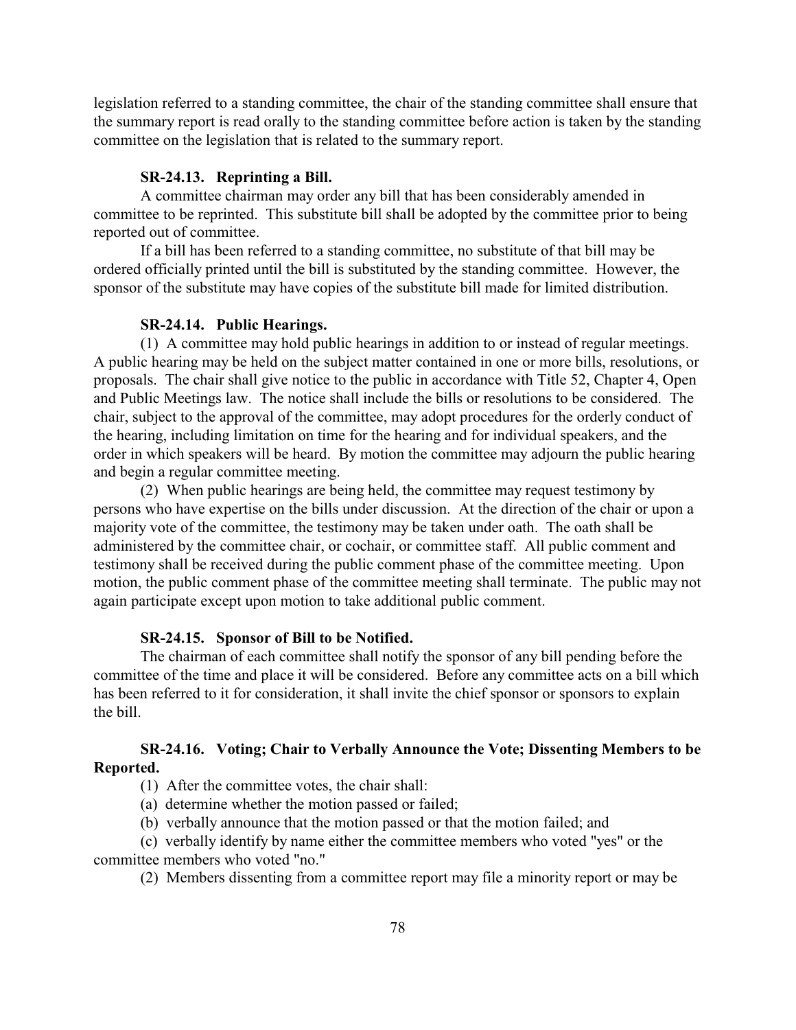legislation referred to a standing committee, the chair of the standing committee shall ensure that the summary report is read orally to the standing committee before action is taken by the standing committee on the legislation that is related to the summary report.

### SR-24.13. Reprinting a Bill.

A committee chairman may order any bill that has been considerably amended in committee to be reprinted. This substitute bill shall be adopted by the committee prior to being reported out of committee.

If a bill has been referred to a standing committee, no substitute of that bill may be ordered officially printed until the bill is substituted by the standing committee. However, the sponsor of the substitute may have copies of the substitute bill made for limited distribution.

### SR-24.14. Public Hearings.

(1) A committee may hold public hearings in addition to or instead of regular meetings. A public hearing may be held on the subject matter contained in one or more bills, resolutions, or proposals. The chair shall give notice to the public in accordance with Title 52, Chapter 4, Open and Public Meetings law. The notice shall include the bills or resolutions to be considered. The chair, subject to the approval of the committee, may adopt procedures for the orderly conduct of the hearing, including limitation on time for the hearing and for individual speakers, and the order in which speakers will be heard. By motion the committee may adjourn the public hearing and begin a regular committee meeting.

(2) When public hearings are being held, the committee may request testimony by persons who have expertise on the bills under discussion. At the direction of the chair or upon a majority vote of the committee, the testimony may be taken under oath. The oath shall be administered by the committee chair, or cochair, or committee staff. All public comment and testimony shall be received during the public comment phase of the committee meeting. Upon motion, the public comment phase of the committee meeting shall terminate. The public may not again participate except upon motion to take additional public comment.

### SR-24.15. Sponsor of Bill to be Notified.

The chairman of each committee shall notify the sponsor of any bill pending before the committee of the time and place it will be considered. Before any committee acts on a bill which has been referred to it for consideration, it shall invite the chief sponsor or sponsors to explain the bill.

### SR-24.16. Voting; Chair to Verbally Announce the Vote; Dissenting Members to be Reported.

(1) After the committee votes, the chair shall:

(a) determine whether the motion passed or failed;

(b) verbally announce that the motion passed or that the motion failed; and

(c) verbally identify by name either the committee members who voted "yes" or the committee members who voted "no."

(2) Members dissenting from a committee report may file a minority report or may be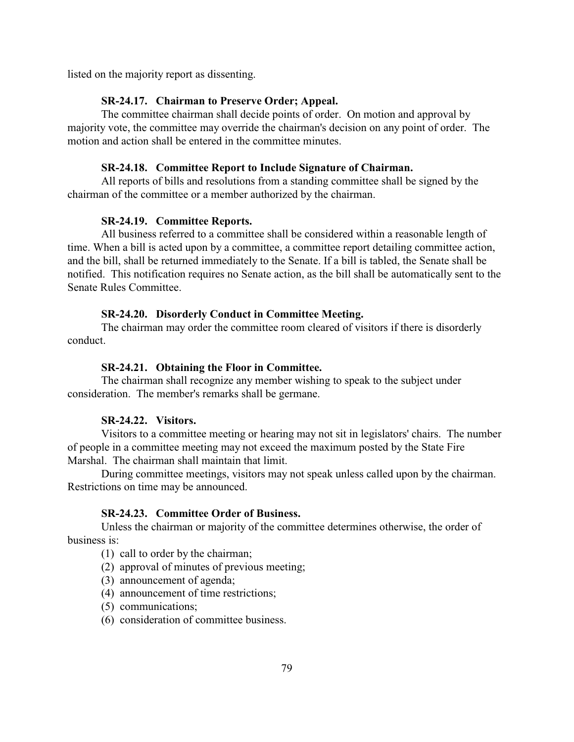listed on the majority report as dissenting.

### SR-24.17. Chairman to Preserve Order; Appeal.

The committee chairman shall decide points of order. On motion and approval by majority vote, the committee may override the chairman's decision on any point of order. The motion and action shall be entered in the committee minutes.

### SR-24.18. Committee Report to Include Signature of Chairman.

All reports of bills and resolutions from a standing committee shall be signed by the chairman of the committee or a member authorized by the chairman.

### SR-24.19. Committee Reports.

All business referred to a committee shall be considered within a reasonable length of time. When a bill is acted upon by a committee, a committee report detailing committee action, and the bill, shall be returned immediately to the Senate. If a bill is tabled, the Senate shall be notified. This notification requires no Senate action, as the bill shall be automatically sent to the Senate Rules Committee.

### SR-24.20. Disorderly Conduct in Committee Meeting.

The chairman may order the committee room cleared of visitors if there is disorderly conduct.

### SR-24.21. Obtaining the Floor in Committee.

The chairman shall recognize any member wishing to speak to the subject under consideration. The member's remarks shall be germane.

### SR-24.22. Visitors.

Visitors to a committee meeting or hearing may not sit in legislators' chairs. The number of people in a committee meeting may not exceed the maximum posted by the State Fire Marshal. The chairman shall maintain that limit.

During committee meetings, visitors may not speak unless called upon by the chairman. Restrictions on time may be announced.

### SR-24.23. Committee Order of Business.

Unless the chairman or majority of the committee determines otherwise, the order of business is:

(1) call to order by the chairman;
(2) approval of minutes of previous meeting;
(3) announcement of agenda;
(4) announcement of time restrictions;
(5) communications;
(6) consideration of committee business.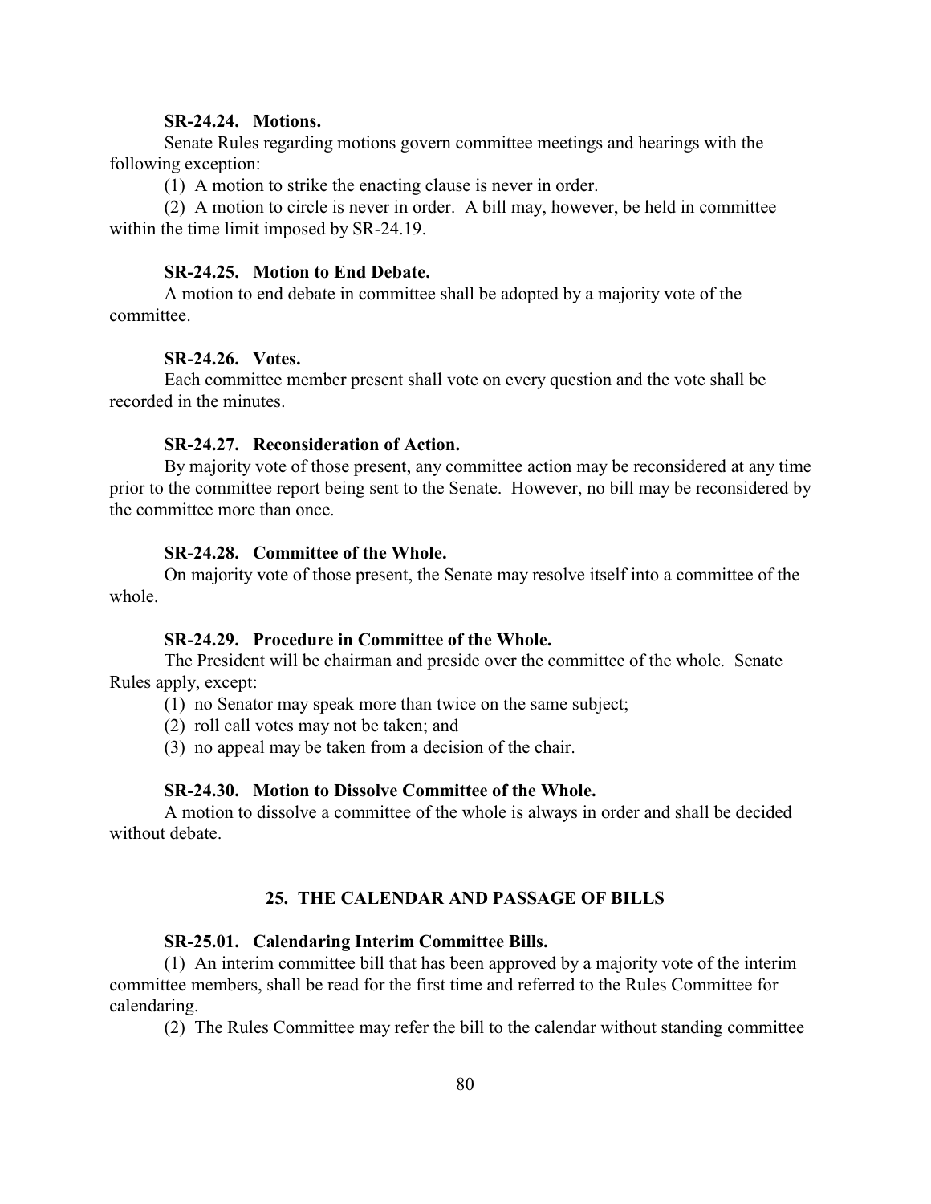**SR-24.24. Motions.**

Senate Rules regarding motions govern committee meetings and hearings with the following exception:

(1) A motion to strike the enacting clause is never in order.

(2) A motion to circle is never in order. A bill may, however, be held in committee within the time limit imposed by SR-24.19.

**SR-24.25. Motion to End Debate.**

A motion to end debate in committee shall be adopted by a majority vote of the committee.

**SR-24.26. Votes.**

Each committee member present shall vote on every question and the vote shall be recorded in the minutes.

**SR-24.27. Reconsideration of Action.**

By majority vote of those present, any committee action may be reconsidered at any time prior to the committee report being sent to the Senate. However, no bill may be reconsidered by the committee more than once.

**SR-24.28. Committee of the Whole.**

On majority vote of those present, the Senate may resolve itself into a committee of the whole.

**SR-24.29. Procedure in Committee of the Whole.**

The President will be chairman and preside over the committee of the whole. Senate Rules apply, except:

(1) no Senator may speak more than twice on the same subject;

(2) roll call votes may not be taken; and

(3) no appeal may be taken from a decision of the chair.

**SR-24.30. Motion to Dissolve Committee of the Whole.**

A motion to dissolve a committee of the whole is always in order and shall be decided without debate.

## 25. THE CALENDAR AND PASSAGE OF BILLS

**SR-25.01. Calendaring Interim Committee Bills.**

(1) An interim committee bill that has been approved by a majority vote of the interim committee members, shall be read for the first time and referred to the Rules Committee for calendaring.

(2) The Rules Committee may refer the bill to the calendar without standing committee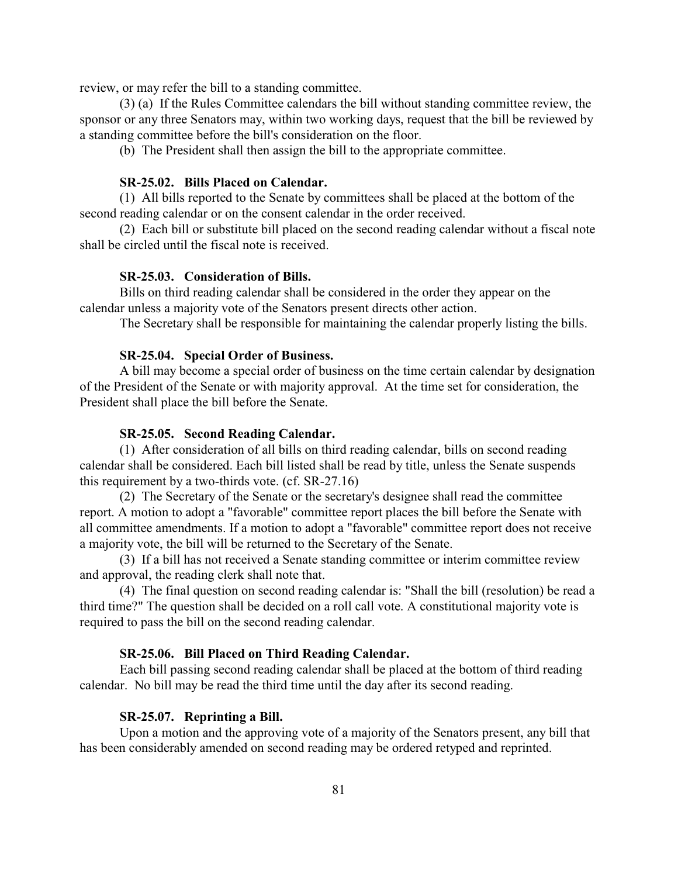review, or may refer the bill to a standing committee.

(3) (a) If the Rules Committee calendars the bill without standing committee review, the sponsor or any three Senators may, within two working days, request that the bill be reviewed by a standing committee before the bill's consideration on the floor.

(b) The President shall then assign the bill to the appropriate committee.

### SR-25.02. Bills Placed on Calendar.

(1) All bills reported to the Senate by committees shall be placed at the bottom of the second reading calendar or on the consent calendar in the order received.

(2) Each bill or substitute bill placed on the second reading calendar without a fiscal note shall be circled until the fiscal note is received.

### SR-25.03. Consideration of Bills.

Bills on third reading calendar shall be considered in the order they appear on the calendar unless a majority vote of the Senators present directs other action.

The Secretary shall be responsible for maintaining the calendar properly listing the bills.

### SR-25.04. Special Order of Business.

A bill may become a special order of business on the time certain calendar by designation of the President of the Senate or with majority approval. At the time set for consideration, the President shall place the bill before the Senate.

### SR-25.05. Second Reading Calendar.

(1) After consideration of all bills on third reading calendar, bills on second reading calendar shall be considered. Each bill listed shall be read by title, unless the Senate suspends this requirement by a two-thirds vote. (cf. SR-27.16)

(2) The Secretary of the Senate or the secretary's designee shall read the committee report. A motion to adopt a "favorable" committee report places the bill before the Senate with all committee amendments. If a motion to adopt a "favorable" committee report does not receive a majority vote, the bill will be returned to the Secretary of the Senate.

(3) If a bill has not received a Senate standing committee or interim committee review and approval, the reading clerk shall note that.

(4) The final question on second reading calendar is: "Shall the bill (resolution) be read a third time?" The question shall be decided on a roll call vote. A constitutional majority vote is required to pass the bill on the second reading calendar.

### SR-25.06. Bill Placed on Third Reading Calendar.

Each bill passing second reading calendar shall be placed at the bottom of third reading calendar. No bill may be read the third time until the day after its second reading.

### SR-25.07. Reprinting a Bill.

Upon a motion and the approving vote of a majority of the Senators present, any bill that has been considerably amended on second reading may be ordered retyped and reprinted.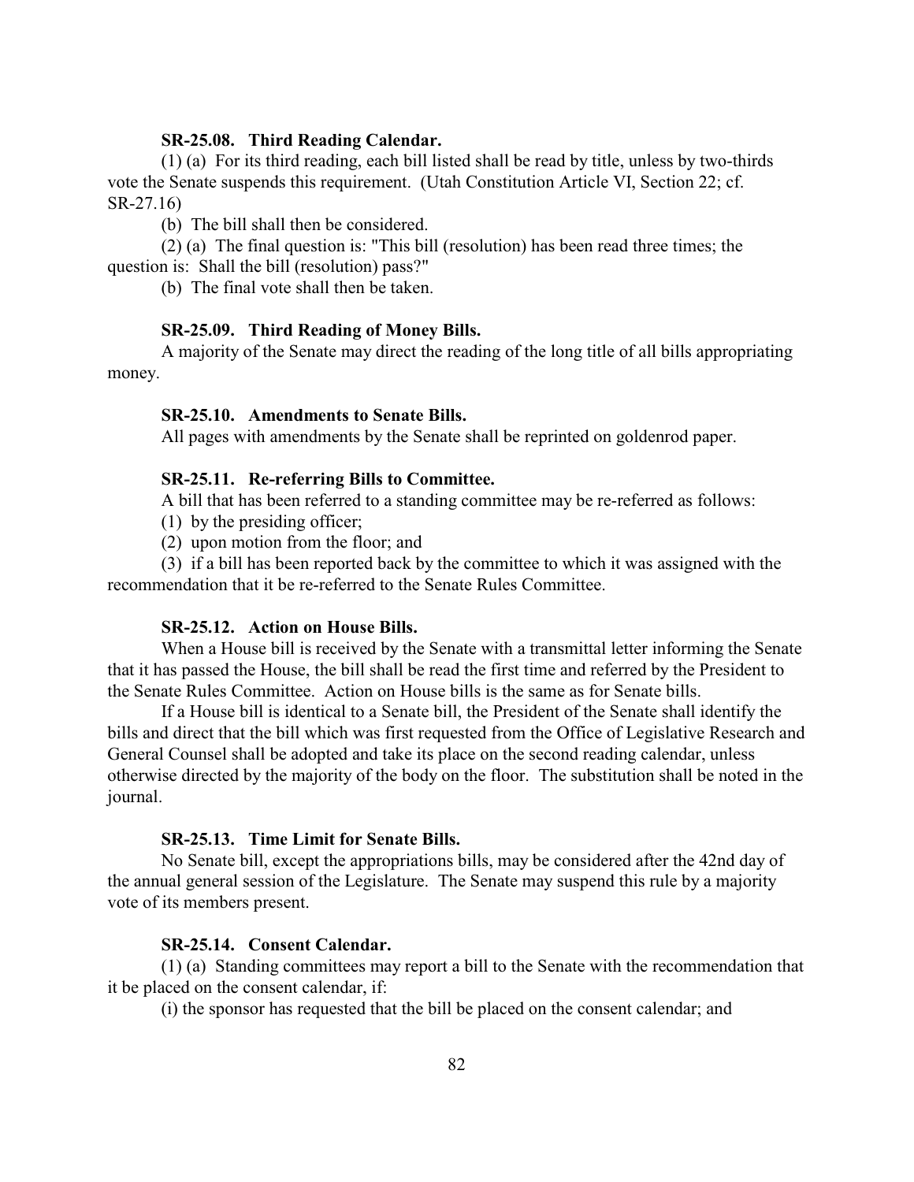#### SR-25.08. Third Reading Calendar.

(1) (a) For its third reading, each bill listed shall be read by title, unless by two-thirds vote the Senate suspends this requirement. (Utah Constitution Article VI, Section 22; cf. SR-27.16)

(b) The bill shall then be considered.

(2) (a) The final question is: "This bill (resolution) has been read three times; the question is: Shall the bill (resolution) pass?"

(b) The final vote shall then be taken.

#### SR-25.09. Third Reading of Money Bills.

A majority of the Senate may direct the reading of the long title of all bills appropriating money.

#### SR-25.10. Amendments to Senate Bills.

All pages with amendments by the Senate shall be reprinted on goldenrod paper.

#### SR-25.11. Re-referring Bills to Committee.

A bill that has been referred to a standing committee may be re-referred as follows:

(1) by the presiding officer;

(2) upon motion from the floor; and

(3) if a bill has been reported back by the committee to which it was assigned with the recommendation that it be re-referred to the Senate Rules Committee.

#### SR-25.12. Action on House Bills.

When a House bill is received by the Senate with a transmittal letter informing the Senate that it has passed the House, the bill shall be read the first time and referred by the President to the Senate Rules Committee. Action on House bills is the same as for Senate bills.

If a House bill is identical to a Senate bill, the President of the Senate shall identify the bills and direct that the bill which was first requested from the Office of Legislative Research and General Counsel shall be adopted and take its place on the second reading calendar, unless otherwise directed by the majority of the body on the floor. The substitution shall be noted in the journal.

#### SR-25.13. Time Limit for Senate Bills.

No Senate bill, except the appropriations bills, may be considered after the 42nd day of the annual general session of the Legislature. The Senate may suspend this rule by a majority vote of its members present.

#### SR-25.14. Consent Calendar.

(1) (a) Standing committees may report a bill to the Senate with the recommendation that it be placed on the consent calendar, if:

(i) the sponsor has requested that the bill be placed on the consent calendar; and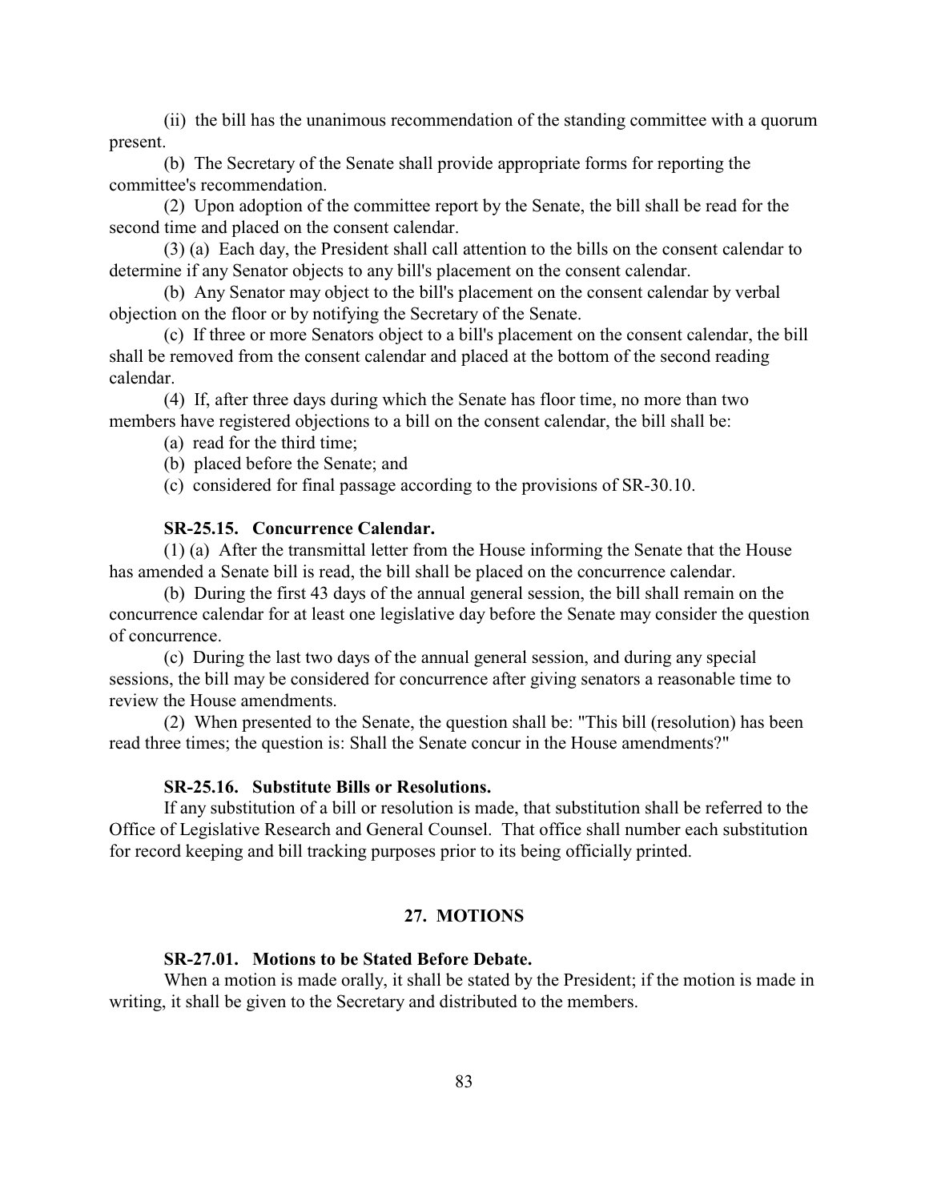(ii) the bill has the unanimous recommendation of the standing committee with a quorum present.

(b) The Secretary of the Senate shall provide appropriate forms for reporting the committee's recommendation.

(2) Upon adoption of the committee report by the Senate, the bill shall be read for the second time and placed on the consent calendar.

(3) (a) Each day, the President shall call attention to the bills on the consent calendar to determine if any Senator objects to any bill's placement on the consent calendar.

(b) Any Senator may object to the bill's placement on the consent calendar by verbal objection on the floor or by notifying the Secretary of the Senate.

(c) If three or more Senators object to a bill's placement on the consent calendar, the bill shall be removed from the consent calendar and placed at the bottom of the second reading calendar.

(4) If, after three days during which the Senate has floor time, no more than two members have registered objections to a bill on the consent calendar, the bill shall be:

(a) read for the third time;

(b) placed before the Senate; and

(c) considered for final passage according to the provisions of SR-30.10.

### SR-25.15. Concurrence Calendar.

(1) (a) After the transmittal letter from the House informing the Senate that the House has amended a Senate bill is read, the bill shall be placed on the concurrence calendar.

(b) During the first 43 days of the annual general session, the bill shall remain on the concurrence calendar for at least one legislative day before the Senate may consider the question of concurrence.

(c) During the last two days of the annual general session, and during any special sessions, the bill may be considered for concurrence after giving senators a reasonable time to review the House amendments.

(2) When presented to the Senate, the question shall be: "This bill (resolution) has been read three times; the question is: Shall the Senate concur in the House amendments?"

### SR-25.16. Substitute Bills or Resolutions.

If any substitution of a bill or resolution is made, that substitution shall be referred to the Office of Legislative Research and General Counsel. That office shall number each substitution for record keeping and bill tracking purposes prior to its being officially printed.

## 27. MOTIONS

### SR-27.01. Motions to be Stated Before Debate.

When a motion is made orally, it shall be stated by the President; if the motion is made in writing, it shall be given to the Secretary and distributed to the members.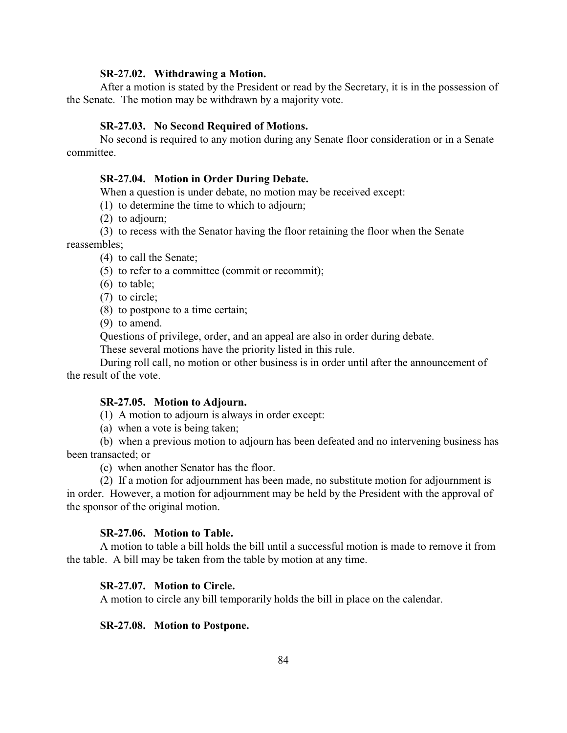### SR-27.02. Withdrawing a Motion.

After a motion is stated by the President or read by the Secretary, it is in the possession of the Senate. The motion may be withdrawn by a majority vote.

### SR-27.03. No Second Required of Motions.

No second is required to any motion during any Senate floor consideration or in a Senate committee.

### SR-27.04. Motion in Order During Debate.

When a question is under debate, no motion may be received except:

(1) to determine the time to which to adjourn;

(2) to adjourn;

(3) to recess with the Senator having the floor retaining the floor when the Senate reassembles;

(4) to call the Senate;

(5) to refer to a committee (commit or recommit);

(6) to table;

(7) to circle;

(8) to postpone to a time certain;

(9) to amend.

Questions of privilege, order, and an appeal are also in order during debate.

These several motions have the priority listed in this rule.

During roll call, no motion or other business is in order until after the announcement of the result of the vote.

### SR-27.05. Motion to Adjourn.

(1) A motion to adjourn is always in order except:

(a) when a vote is being taken;

(b) when a previous motion to adjourn has been defeated and no intervening business has been transacted; or

(c) when another Senator has the floor.

(2) If a motion for adjournment has been made, no substitute motion for adjournment is in order. However, a motion for adjournment may be held by the President with the approval of the sponsor of the original motion.

### SR-27.06. Motion to Table.

A motion to table a bill holds the bill until a successful motion is made to remove it from the table. A bill may be taken from the table by motion at any time.

### SR-27.07. Motion to Circle.

A motion to circle any bill temporarily holds the bill in place on the calendar.

### SR-27.08. Motion to Postpone.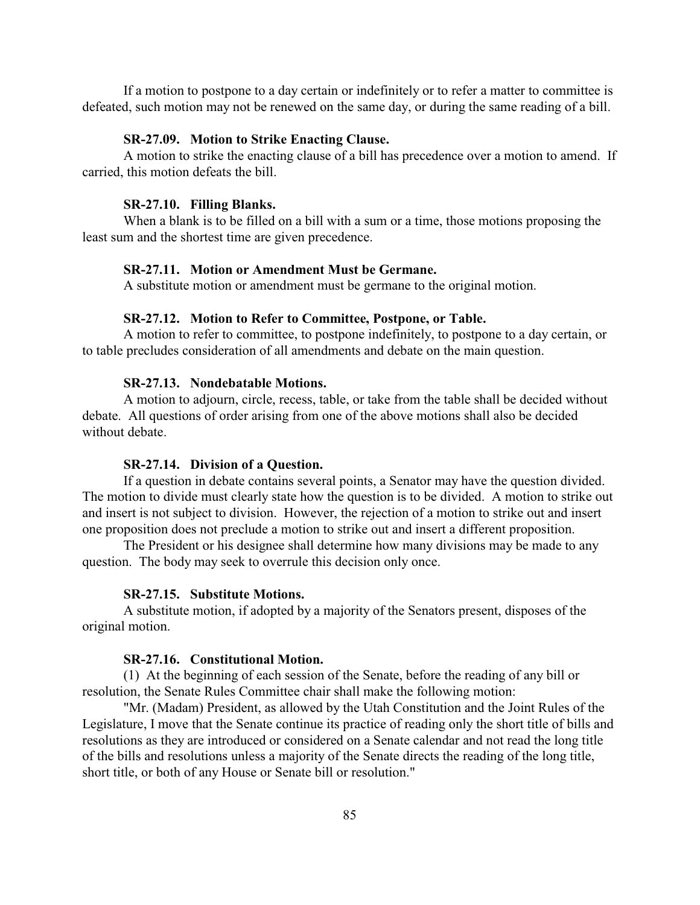If a motion to postpone to a day certain or indefinitely or to refer a matter to committee is defeated, such motion may not be renewed on the same day, or during the same reading of a bill.

**SR-27.09. Motion to Strike Enacting Clause.**

A motion to strike the enacting clause of a bill has precedence over a motion to amend. If carried, this motion defeats the bill.

**SR-27.10. Filling Blanks.**

When a blank is to be filled on a bill with a sum or a time, those motions proposing the least sum and the shortest time are given precedence.

**SR-27.11. Motion or Amendment Must be Germane.**

A substitute motion or amendment must be germane to the original motion.

**SR-27.12. Motion to Refer to Committee, Postpone, or Table.**

A motion to refer to committee, to postpone indefinitely, to postpone to a day certain, or to table precludes consideration of all amendments and debate on the main question.

**SR-27.13. Nondebatable Motions.**

A motion to adjourn, circle, recess, table, or take from the table shall be decided without debate. All questions of order arising from one of the above motions shall also be decided without debate.

**SR-27.14. Division of a Question.**

If a question in debate contains several points, a Senator may have the question divided. The motion to divide must clearly state how the question is to be divided. A motion to strike out and insert is not subject to division. However, the rejection of a motion to strike out and insert one proposition does not preclude a motion to strike out and insert a different proposition.

The President or his designee shall determine how many divisions may be made to any question. The body may seek to overrule this decision only once.

**SR-27.15. Substitute Motions.**

A substitute motion, if adopted by a majority of the Senators present, disposes of the original motion.

**SR-27.16. Constitutional Motion.**

(1) At the beginning of each session of the Senate, before the reading of any bill or resolution, the Senate Rules Committee chair shall make the following motion:

"Mr. (Madam) President, as allowed by the Utah Constitution and the Joint Rules of the Legislature, I move that the Senate continue its practice of reading only the short title of bills and resolutions as they are introduced or considered on a Senate calendar and not read the long title of the bills and resolutions unless a majority of the Senate directs the reading of the long title, short title, or both of any House or Senate bill or resolution."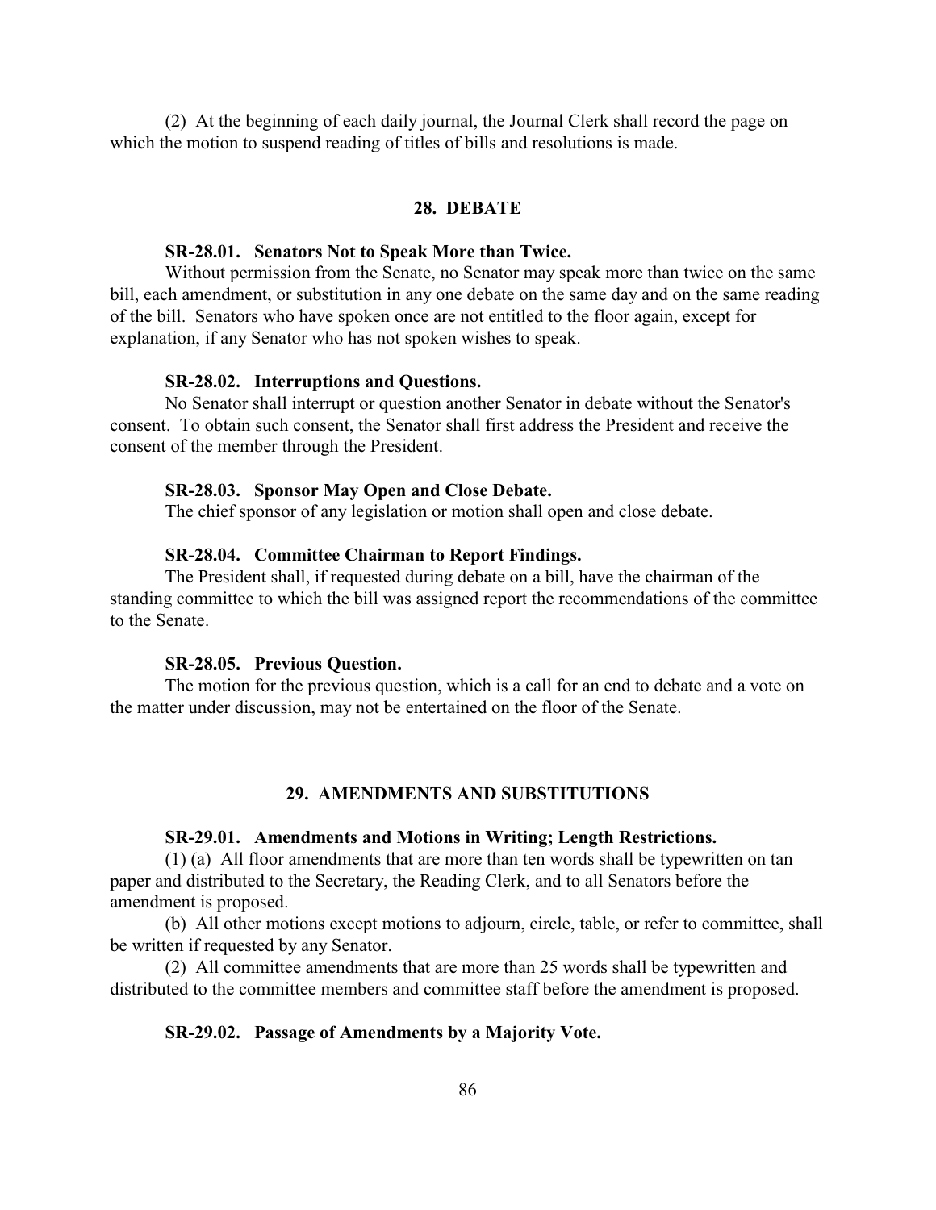(2) At the beginning of each daily journal, the Journal Clerk shall record the page on which the motion to suspend reading of titles of bills and resolutions is made.

## 28. DEBATE

### SR-28.01. Senators Not to Speak More than Twice.

Without permission from the Senate, no Senator may speak more than twice on the same bill, each amendment, or substitution in any one debate on the same day and on the same reading of the bill. Senators who have spoken once are not entitled to the floor again, except for explanation, if any Senator who has not spoken wishes to speak.

### SR-28.02. Interruptions and Questions.

No Senator shall interrupt or question another Senator in debate without the Senator's consent. To obtain such consent, the Senator shall first address the President and receive the consent of the member through the President.

### SR-28.03. Sponsor May Open and Close Debate.

The chief sponsor of any legislation or motion shall open and close debate.

### SR-28.04. Committee Chairman to Report Findings.

The President shall, if requested during debate on a bill, have the chairman of the standing committee to which the bill was assigned report the recommendations of the committee to the Senate.

### SR-28.05. Previous Question.

The motion for the previous question, which is a call for an end to debate and a vote on the matter under discussion, may not be entertained on the floor of the Senate.

## 29. AMENDMENTS AND SUBSTITUTIONS

### SR-29.01. Amendments and Motions in Writing; Length Restrictions.

(1) (a) All floor amendments that are more than ten words shall be typewritten on tan paper and distributed to the Secretary, the Reading Clerk, and to all Senators before the amendment is proposed.

(b) All other motions except motions to adjourn, circle, table, or refer to committee, shall be written if requested by any Senator.

(2) All committee amendments that are more than 25 words shall be typewritten and distributed to the committee members and committee staff before the amendment is proposed.

### SR-29.02. Passage of Amendments by a Majority Vote.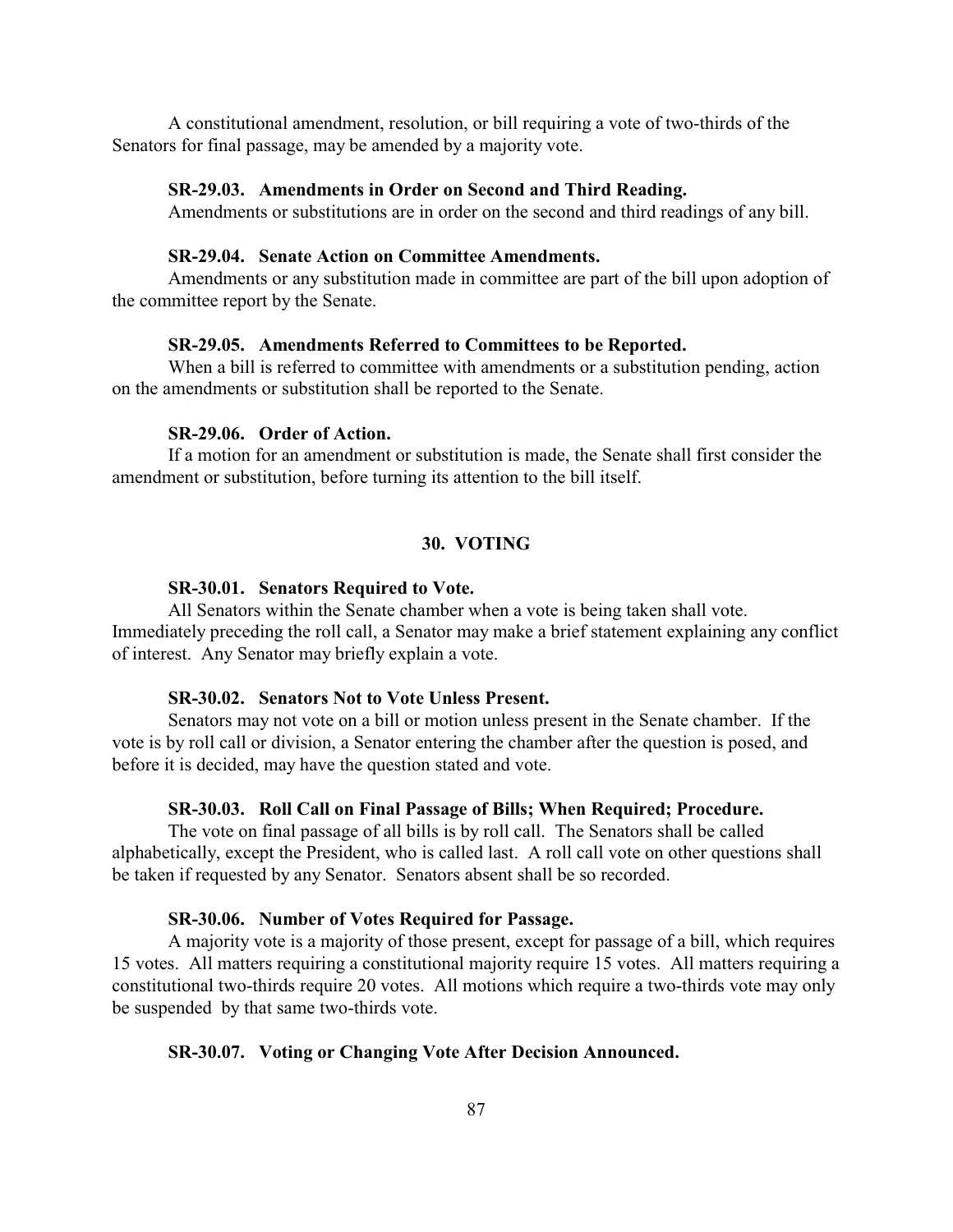A constitutional amendment, resolution, or bill requiring a vote of two-thirds of the Senators for final passage, may be amended by a majority vote.

**SR-29.03. Amendments in Order on Second and Third Reading.**

Amendments or substitutions are in order on the second and third readings of any bill.

**SR-29.04. Senate Action on Committee Amendments.**

Amendments or any substitution made in committee are part of the bill upon adoption of the committee report by the Senate.

**SR-29.05. Amendments Referred to Committees to be Reported.**

When a bill is referred to committee with amendments or a substitution pending, action on the amendments or substitution shall be reported to the Senate.

**SR-29.06. Order of Action.**

If a motion for an amendment or substitution is made, the Senate shall first consider the amendment or substitution, before turning its attention to the bill itself.

## 30. VOTING

**SR-30.01. Senators Required to Vote.**

All Senators within the Senate chamber when a vote is being taken shall vote. Immediately preceding the roll call, a Senator may make a brief statement explaining any conflict of interest. Any Senator may briefly explain a vote.

**SR-30.02. Senators Not to Vote Unless Present.**

Senators may not vote on a bill or motion unless present in the Senate chamber. If the vote is by roll call or division, a Senator entering the chamber after the question is posed, and before it is decided, may have the question stated and vote.

**SR-30.03. Roll Call on Final Passage of Bills; When Required; Procedure.**

The vote on final passage of all bills is by roll call. The Senators shall be called alphabetically, except the President, who is called last. A roll call vote on other questions shall be taken if requested by any Senator. Senators absent shall be so recorded.

**SR-30.06. Number of Votes Required for Passage.**

A majority vote is a majority of those present, except for passage of a bill, which requires 15 votes. All matters requiring a constitutional majority require 15 votes. All matters requiring a constitutional two-thirds require 20 votes. All motions which require a two-thirds vote may only be suspended by that same two-thirds vote.

**SR-30.07. Voting or Changing Vote After Decision Announced.**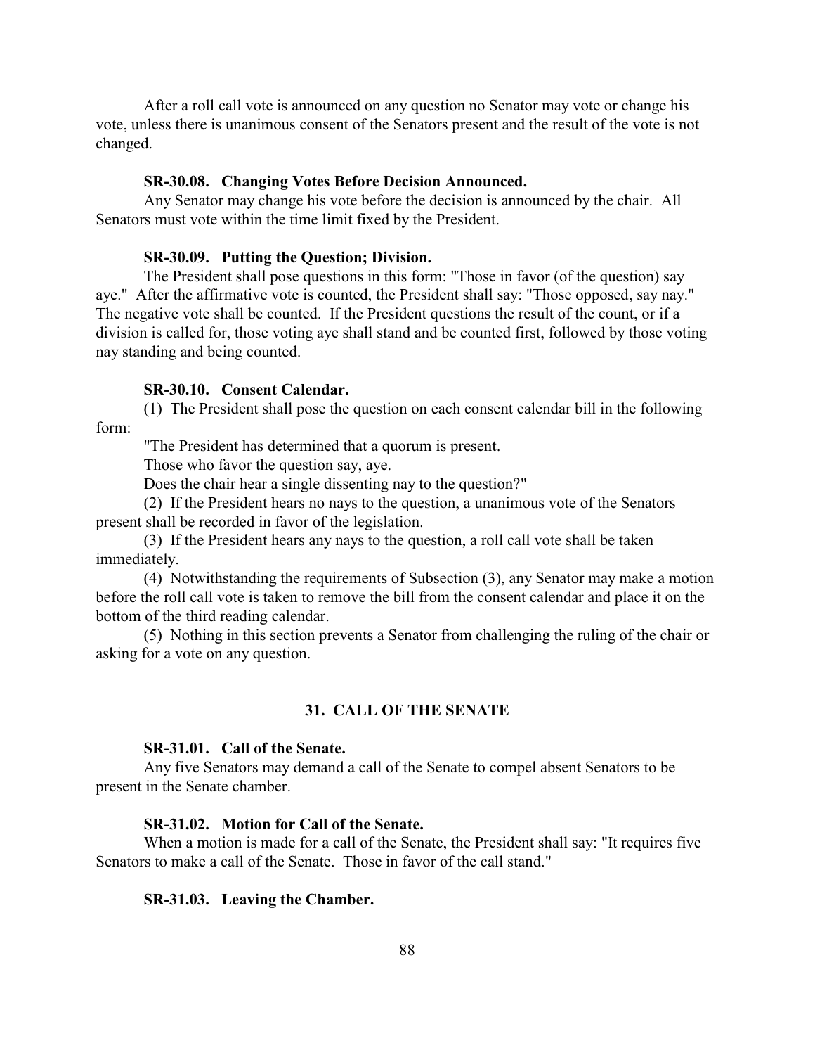After a roll call vote is announced on any question no Senator may vote or change his vote, unless there is unanimous consent of the Senators present and the result of the vote is not changed.

**SR-30.08. Changing Votes Before Decision Announced.**

Any Senator may change his vote before the decision is announced by the chair. All Senators must vote within the time limit fixed by the President.

**SR-30.09. Putting the Question; Division.**

The President shall pose questions in this form: "Those in favor (of the question) say aye." After the affirmative vote is counted, the President shall say: "Those opposed, say nay." The negative vote shall be counted. If the President questions the result of the count, or if a division is called for, those voting aye shall stand and be counted first, followed by those voting nay standing and being counted.

**SR-30.10. Consent Calendar.**

(1) The President shall pose the question on each consent calendar bill in the following form:

"The President has determined that a quorum is present.

Those who favor the question say, aye.

Does the chair hear a single dissenting nay to the question?"

(2) If the President hears no nays to the question, a unanimous vote of the Senators present shall be recorded in favor of the legislation.

(3) If the President hears any nays to the question, a roll call vote shall be taken immediately.

(4) Notwithstanding the requirements of Subsection (3), any Senator may make a motion before the roll call vote is taken to remove the bill from the consent calendar and place it on the bottom of the third reading calendar.

(5) Nothing in this section prevents a Senator from challenging the ruling of the chair or asking for a vote on any question.

## 31. CALL OF THE SENATE

**SR-31.01. Call of the Senate.**

Any five Senators may demand a call of the Senate to compel absent Senators to be present in the Senate chamber.

**SR-31.02. Motion for Call of the Senate.**

When a motion is made for a call of the Senate, the President shall say: "It requires five Senators to make a call of the Senate. Those in favor of the call stand."

**SR-31.03. Leaving the Chamber.**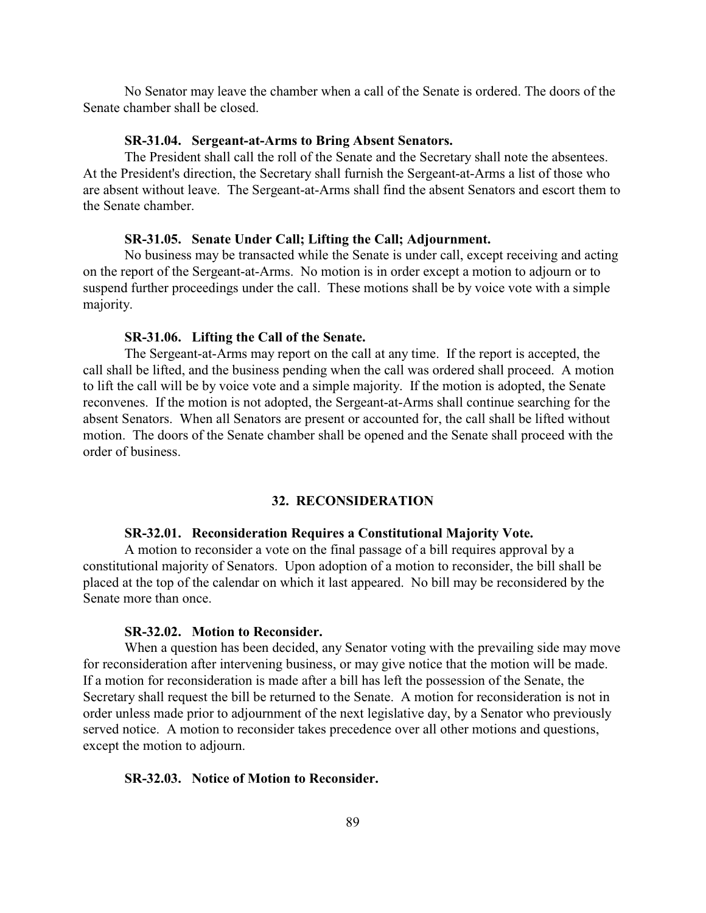No Senator may leave the chamber when a call of the Senate is ordered. The doors of the Senate chamber shall be closed.

**SR-31.04. Sergeant-at-Arms to Bring Absent Senators.**

The President shall call the roll of the Senate and the Secretary shall note the absentees. At the President's direction, the Secretary shall furnish the Sergeant-at-Arms a list of those who are absent without leave. The Sergeant-at-Arms shall find the absent Senators and escort them to the Senate chamber.

**SR-31.05. Senate Under Call; Lifting the Call; Adjournment.**

No business may be transacted while the Senate is under call, except receiving and acting on the report of the Sergeant-at-Arms. No motion is in order except a motion to adjourn or to suspend further proceedings under the call. These motions shall be by voice vote with a simple majority.

**SR-31.06. Lifting the Call of the Senate.**

The Sergeant-at-Arms may report on the call at any time. If the report is accepted, the call shall be lifted, and the business pending when the call was ordered shall proceed. A motion to lift the call will be by voice vote and a simple majority. If the motion is adopted, the Senate reconvenes. If the motion is not adopted, the Sergeant-at-Arms shall continue searching for the absent Senators. When all Senators are present or accounted for, the call shall be lifted without motion. The doors of the Senate chamber shall be opened and the Senate shall proceed with the order of business.

## 32. RECONSIDERATION

**SR-32.01. Reconsideration Requires a Constitutional Majority Vote.**

A motion to reconsider a vote on the final passage of a bill requires approval by a constitutional majority of Senators. Upon adoption of a motion to reconsider, the bill shall be placed at the top of the calendar on which it last appeared. No bill may be reconsidered by the Senate more than once.

**SR-32.02. Motion to Reconsider.**

When a question has been decided, any Senator voting with the prevailing side may move for reconsideration after intervening business, or may give notice that the motion will be made. If a motion for reconsideration is made after a bill has left the possession of the Senate, the Secretary shall request the bill be returned to the Senate. A motion for reconsideration is not in order unless made prior to adjournment of the next legislative day, by a Senator who previously served notice. A motion to reconsider takes precedence over all other motions and questions, except the motion to adjourn.

**SR-32.03. Notice of Motion to Reconsider.**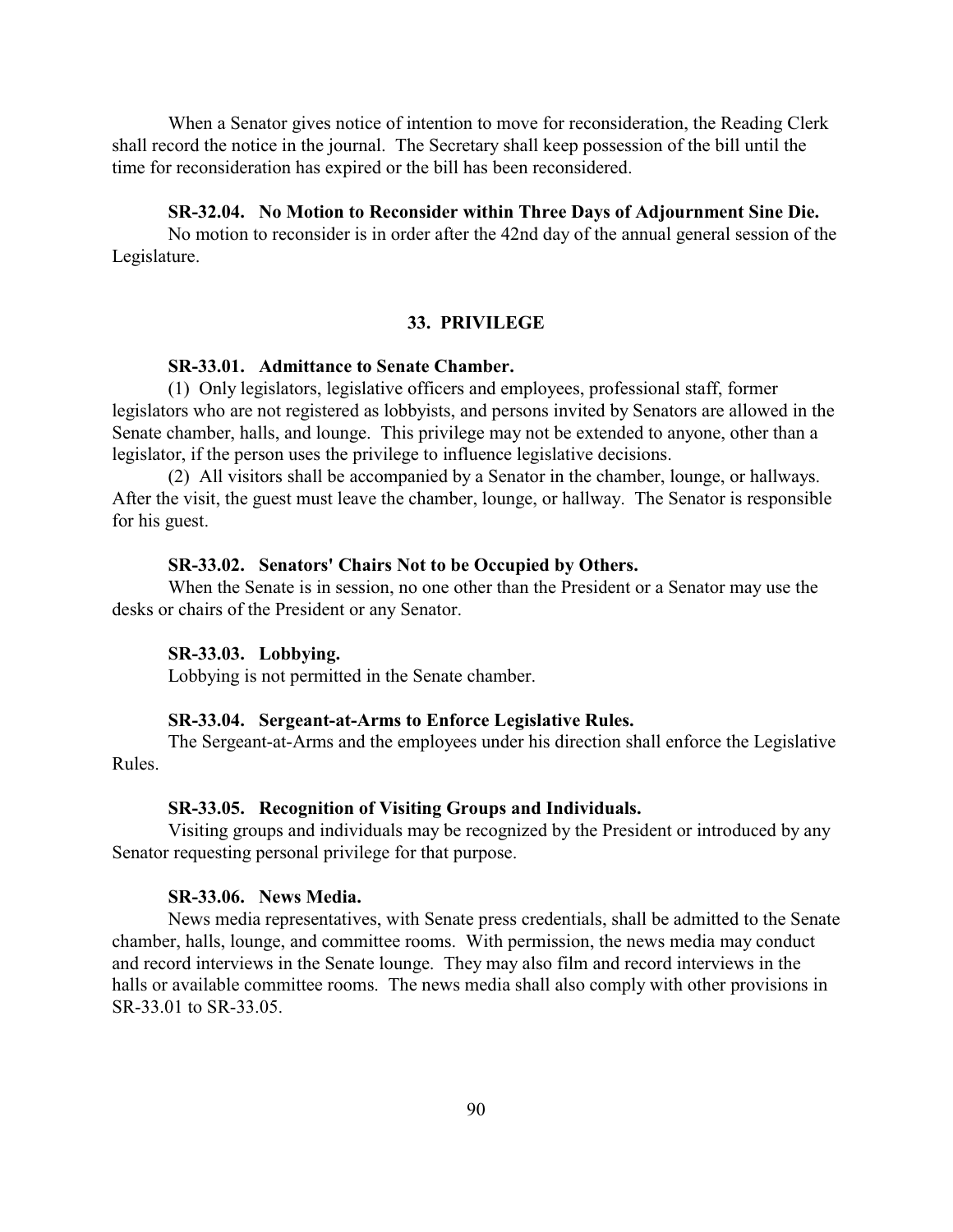When a Senator gives notice of intention to move for reconsideration, the Reading Clerk shall record the notice in the journal. The Secretary shall keep possession of the bill until the time for reconsideration has expired or the bill has been reconsidered.

**SR-32.04. No Motion to Reconsider within Three Days of Adjournment Sine Die.**

No motion to reconsider is in order after the 42nd day of the annual general session of the Legislature.

## 33. PRIVILEGE

**SR-33.01. Admittance to Senate Chamber.**

(1) Only legislators, legislative officers and employees, professional staff, former legislators who are not registered as lobbyists, and persons invited by Senators are allowed in the Senate chamber, halls, and lounge. This privilege may not be extended to anyone, other than a legislator, if the person uses the privilege to influence legislative decisions.

(2) All visitors shall be accompanied by a Senator in the chamber, lounge, or hallways. After the visit, the guest must leave the chamber, lounge, or hallway. The Senator is responsible for his guest.

**SR-33.02. Senators' Chairs Not to be Occupied by Others.**

When the Senate is in session, no one other than the President or a Senator may use the desks or chairs of the President or any Senator.

**SR-33.03. Lobbying.**

Lobbying is not permitted in the Senate chamber.

**SR-33.04. Sergeant-at-Arms to Enforce Legislative Rules.**

The Sergeant-at-Arms and the employees under his direction shall enforce the Legislative Rules.

**SR-33.05. Recognition of Visiting Groups and Individuals.**

Visiting groups and individuals may be recognized by the President or introduced by any Senator requesting personal privilege for that purpose.

**SR-33.06. News Media.**

News media representatives, with Senate press credentials, shall be admitted to the Senate chamber, halls, lounge, and committee rooms. With permission, the news media may conduct and record interviews in the Senate lounge. They may also film and record interviews in the halls or available committee rooms. The news media shall also comply with other provisions in SR-33.01 to SR-33.05.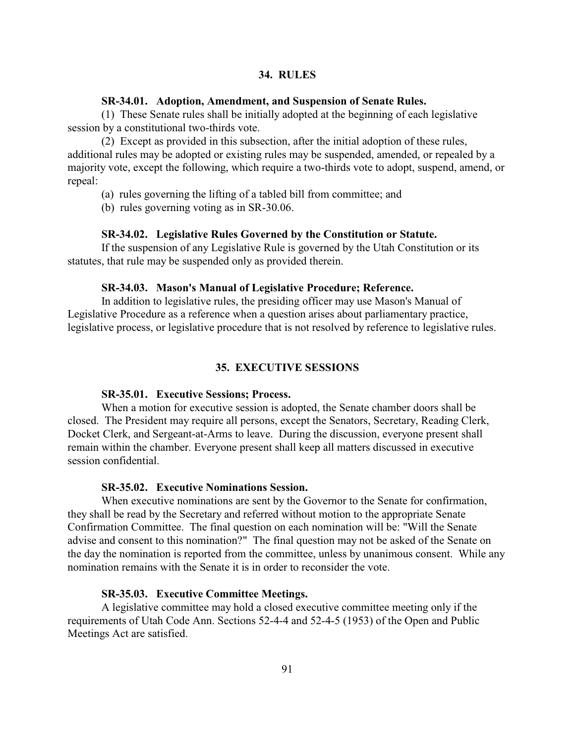## 34. RULES

### SR-34.01. Adoption, Amendment, and Suspension of Senate Rules.

(1) These Senate rules shall be initially adopted at the beginning of each legislative session by a constitutional two-thirds vote.

(2) Except as provided in this subsection, after the initial adoption of these rules, additional rules may be adopted or existing rules may be suspended, amended, or repealed by a majority vote, except the following, which require a two-thirds vote to adopt, suspend, amend, or repeal:

(a) rules governing the lifting of a tabled bill from committee; and

(b) rules governing voting as in SR-30.06.

### SR-34.02. Legislative Rules Governed by the Constitution or Statute.

If the suspension of any Legislative Rule is governed by the Utah Constitution or its statutes, that rule may be suspended only as provided therein.

### SR-34.03. Mason's Manual of Legislative Procedure; Reference.

In addition to legislative rules, the presiding officer may use Mason's Manual of Legislative Procedure as a reference when a question arises about parliamentary practice, legislative process, or legislative procedure that is not resolved by reference to legislative rules.

## 35. EXECUTIVE SESSIONS

### SR-35.01. Executive Sessions; Process.

When a motion for executive session is adopted, the Senate chamber doors shall be closed. The President may require all persons, except the Senators, Secretary, Reading Clerk, Docket Clerk, and Sergeant-at-Arms to leave. During the discussion, everyone present shall remain within the chamber. Everyone present shall keep all matters discussed in executive session confidential.

### SR-35.02. Executive Nominations Session.

When executive nominations are sent by the Governor to the Senate for confirmation, they shall be read by the Secretary and referred without motion to the appropriate Senate Confirmation Committee. The final question on each nomination will be: "Will the Senate advise and consent to this nomination?" The final question may not be asked of the Senate on the day the nomination is reported from the committee, unless by unanimous consent. While any nomination remains with the Senate it is in order to reconsider the vote.

### SR-35.03. Executive Committee Meetings.

A legislative committee may hold a closed executive committee meeting only if the requirements of Utah Code Ann. Sections 52-4-4 and 52-4-5 (1953) of the Open and Public Meetings Act are satisfied.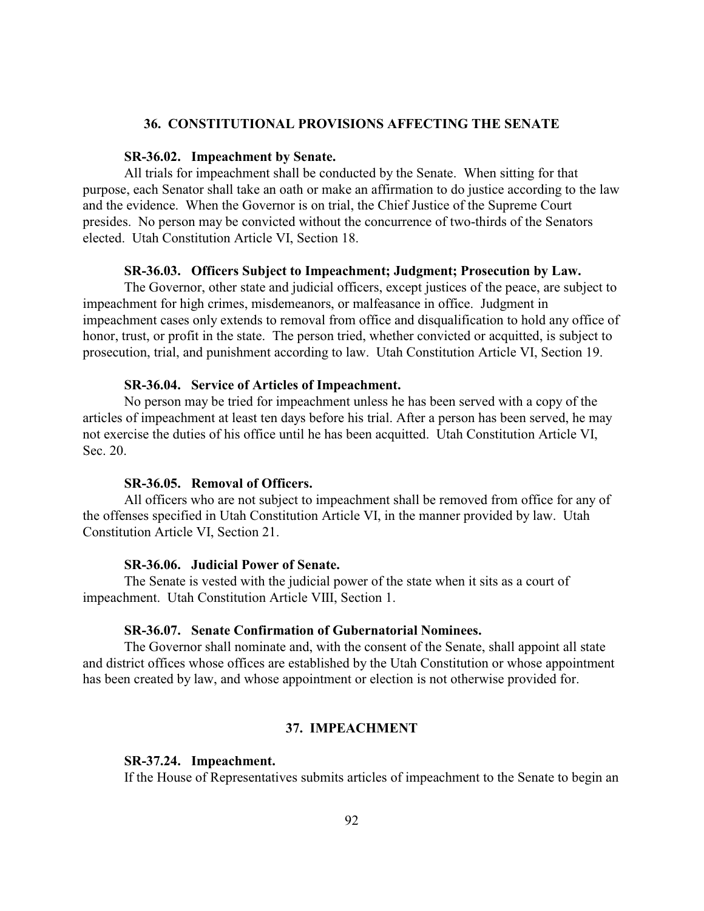## 36. CONSTITUTIONAL PROVISIONS AFFECTING THE SENATE

### SR-36.02. Impeachment by Senate.

All trials for impeachment shall be conducted by the Senate. When sitting for that purpose, each Senator shall take an oath or make an affirmation to do justice according to the law and the evidence. When the Governor is on trial, the Chief Justice of the Supreme Court presides. No person may be convicted without the concurrence of two-thirds of the Senators elected. Utah Constitution Article VI, Section 18.

### SR-36.03. Officers Subject to Impeachment; Judgment; Prosecution by Law.

The Governor, other state and judicial officers, except justices of the peace, are subject to impeachment for high crimes, misdemeanors, or malfeasance in office. Judgment in impeachment cases only extends to removal from office and disqualification to hold any office of honor, trust, or profit in the state. The person tried, whether convicted or acquitted, is subject to prosecution, trial, and punishment according to law. Utah Constitution Article VI, Section 19.

### SR-36.04. Service of Articles of Impeachment.

No person may be tried for impeachment unless he has been served with a copy of the articles of impeachment at least ten days before his trial. After a person has been served, he may not exercise the duties of his office until he has been acquitted. Utah Constitution Article VI, Sec. 20.

### SR-36.05. Removal of Officers.

All officers who are not subject to impeachment shall be removed from office for any of the offenses specified in Utah Constitution Article VI, in the manner provided by law. Utah Constitution Article VI, Section 21.

### SR-36.06. Judicial Power of Senate.

The Senate is vested with the judicial power of the state when it sits as a court of impeachment. Utah Constitution Article VIII, Section 1.

### SR-36.07. Senate Confirmation of Gubernatorial Nominees.

The Governor shall nominate and, with the consent of the Senate, shall appoint all state and district offices whose offices are established by the Utah Constitution or whose appointment has been created by law, and whose appointment or election is not otherwise provided for.

## 37. IMPEACHMENT

### SR-37.24. Impeachment.

If the House of Representatives submits articles of impeachment to the Senate to begin an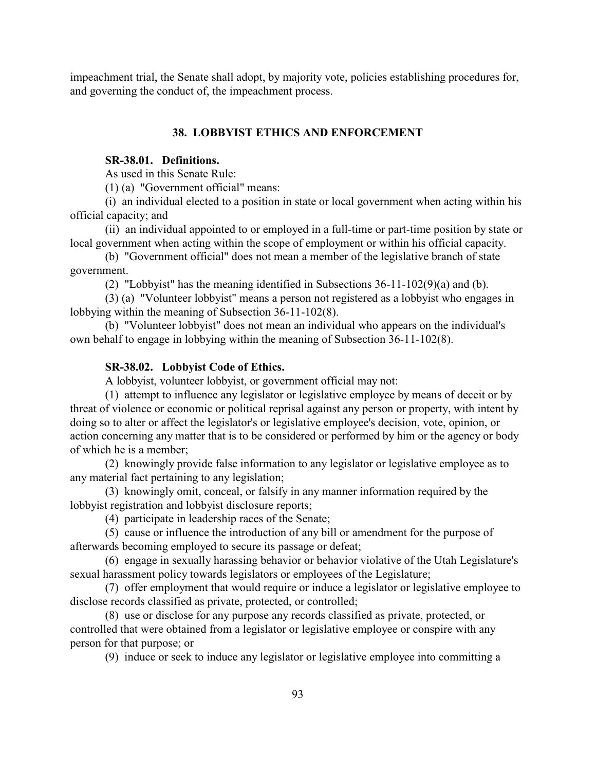impeachment trial, the Senate shall adopt, by majority vote, policies establishing procedures for, and governing the conduct of, the impeachment process.

## 38. LOBBYIST ETHICS AND ENFORCEMENT

**SR-38.01. Definitions.**

As used in this Senate Rule:

(1) (a) "Government official" means:

(i) an individual elected to a position in state or local government when acting within his official capacity; and

(ii) an individual appointed to or employed in a full-time or part-time position by state or local government when acting within the scope of employment or within his official capacity.

(b) "Government official" does not mean a member of the legislative branch of state government.

(2) "Lobbyist" has the meaning identified in Subsections 36-11-102(9)(a) and (b).

(3) (a) "Volunteer lobbyist" means a person not registered as a lobbyist who engages in lobbying within the meaning of Subsection 36-11-102(8).

(b) "Volunteer lobbyist" does not mean an individual who appears on the individual's own behalf to engage in lobbying within the meaning of Subsection 36-11-102(8).

**SR-38.02. Lobbyist Code of Ethics.**

A lobbyist, volunteer lobbyist, or government official may not:

(1) attempt to influence any legislator or legislative employee by means of deceit or by threat of violence or economic or political reprisal against any person or property, with intent by doing so to alter or affect the legislator's or legislative employee's decision, vote, opinion, or action concerning any matter that is to be considered or performed by him or the agency or body of which he is a member;

(2) knowingly provide false information to any legislator or legislative employee as to any material fact pertaining to any legislation;

(3) knowingly omit, conceal, or falsify in any manner information required by the lobbyist registration and lobbyist disclosure reports;

(4) participate in leadership races of the Senate;

(5) cause or influence the introduction of any bill or amendment for the purpose of afterwards becoming employed to secure its passage or defeat;

(6) engage in sexually harassing behavior or behavior violative of the Utah Legislature's sexual harassment policy towards legislators or employees of the Legislature;

(7) offer employment that would require or induce a legislator or legislative employee to disclose records classified as private, protected, or controlled;

(8) use or disclose for any purpose any records classified as private, protected, or controlled that were obtained from a legislator or legislative employee or conspire with any person for that purpose; or

(9) induce or seek to induce any legislator or legislative employee into committing a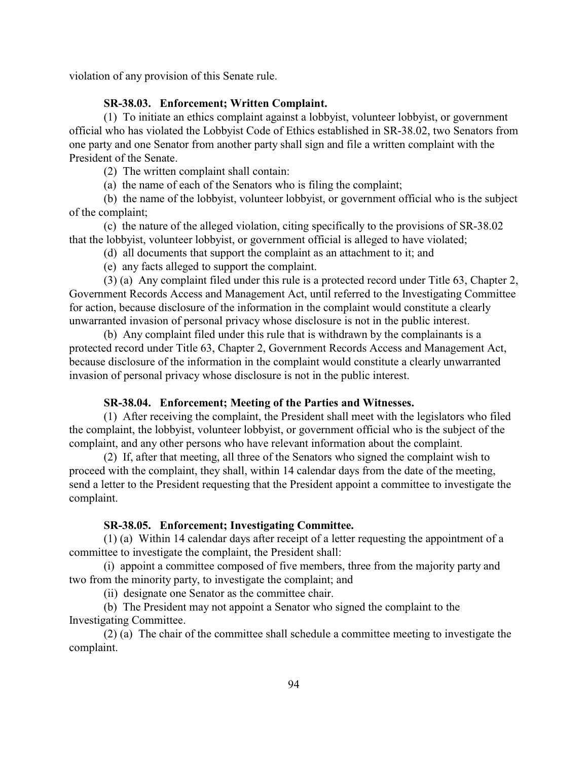violation of any provision of this Senate rule.

**SR-38.03. Enforcement; Written Complaint.**

(1) To initiate an ethics complaint against a lobbyist, volunteer lobbyist, or government official who has violated the Lobbyist Code of Ethics established in SR-38.02, two Senators from one party and one Senator from another party shall sign and file a written complaint with the President of the Senate.

(2) The written complaint shall contain:

(a) the name of each of the Senators who is filing the complaint;

(b) the name of the lobbyist, volunteer lobbyist, or government official who is the subject of the complaint;

(c) the nature of the alleged violation, citing specifically to the provisions of SR-38.02 that the lobbyist, volunteer lobbyist, or government official is alleged to have violated;

(d) all documents that support the complaint as an attachment to it; and

(e) any facts alleged to support the complaint.

(3) (a) Any complaint filed under this rule is a protected record under Title 63, Chapter 2, Government Records Access and Management Act, until referred to the Investigating Committee for action, because disclosure of the information in the complaint would constitute a clearly unwarranted invasion of personal privacy whose disclosure is not in the public interest.

(b) Any complaint filed under this rule that is withdrawn by the complainants is a protected record under Title 63, Chapter 2, Government Records Access and Management Act, because disclosure of the information in the complaint would constitute a clearly unwarranted invasion of personal privacy whose disclosure is not in the public interest.

**SR-38.04. Enforcement; Meeting of the Parties and Witnesses.**

(1) After receiving the complaint, the President shall meet with the legislators who filed the complaint, the lobbyist, volunteer lobbyist, or government official who is the subject of the complaint, and any other persons who have relevant information about the complaint.

(2) If, after that meeting, all three of the Senators who signed the complaint wish to proceed with the complaint, they shall, within 14 calendar days from the date of the meeting, send a letter to the President requesting that the President appoint a committee to investigate the complaint.

**SR-38.05. Enforcement; Investigating Committee.**

(1) (a) Within 14 calendar days after receipt of a letter requesting the appointment of a committee to investigate the complaint, the President shall:

(i) appoint a committee composed of five members, three from the majority party and two from the minority party, to investigate the complaint; and

(ii) designate one Senator as the committee chair.

(b) The President may not appoint a Senator who signed the complaint to the Investigating Committee.

(2) (a) The chair of the committee shall schedule a committee meeting to investigate the complaint.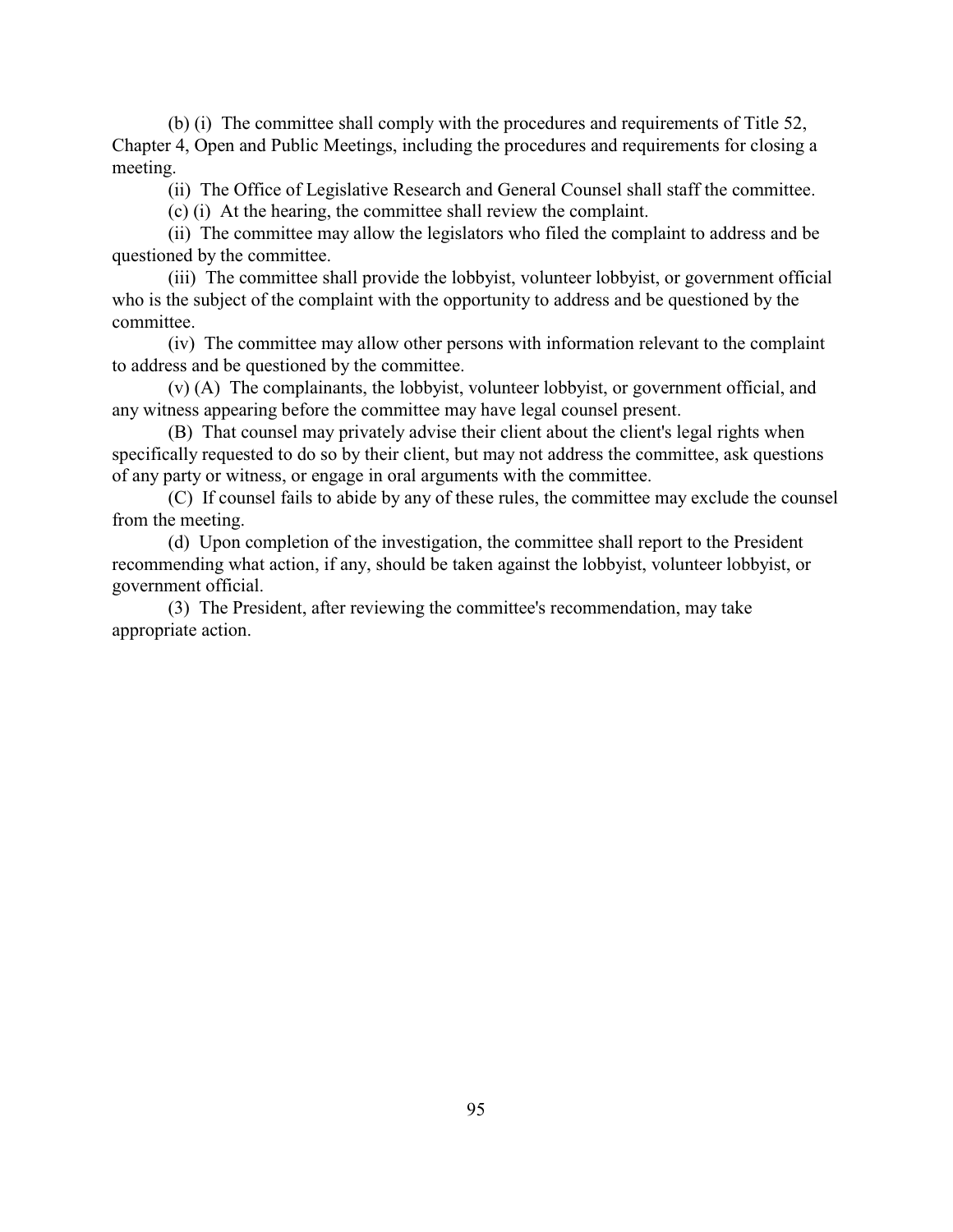(b) (i) The committee shall comply with the procedures and requirements of Title 52, Chapter 4, Open and Public Meetings, including the procedures and requirements for closing a meeting.

(ii) The Office of Legislative Research and General Counsel shall staff the committee.

(c) (i) At the hearing, the committee shall review the complaint.

(ii) The committee may allow the legislators who filed the complaint to address and be questioned by the committee.

(iii) The committee shall provide the lobbyist, volunteer lobbyist, or government official who is the subject of the complaint with the opportunity to address and be questioned by the committee.

(iv) The committee may allow other persons with information relevant to the complaint to address and be questioned by the committee.

(v) (A) The complainants, the lobbyist, volunteer lobbyist, or government official, and any witness appearing before the committee may have legal counsel present.

(B) That counsel may privately advise their client about the client's legal rights when specifically requested to do so by their client, but may not address the committee, ask questions of any party or witness, or engage in oral arguments with the committee.

(C) If counsel fails to abide by any of these rules, the committee may exclude the counsel from the meeting.

(d) Upon completion of the investigation, the committee shall report to the President recommending what action, if any, should be taken against the lobbyist, volunteer lobbyist, or government official.

(3) The President, after reviewing the committee's recommendation, may take appropriate action.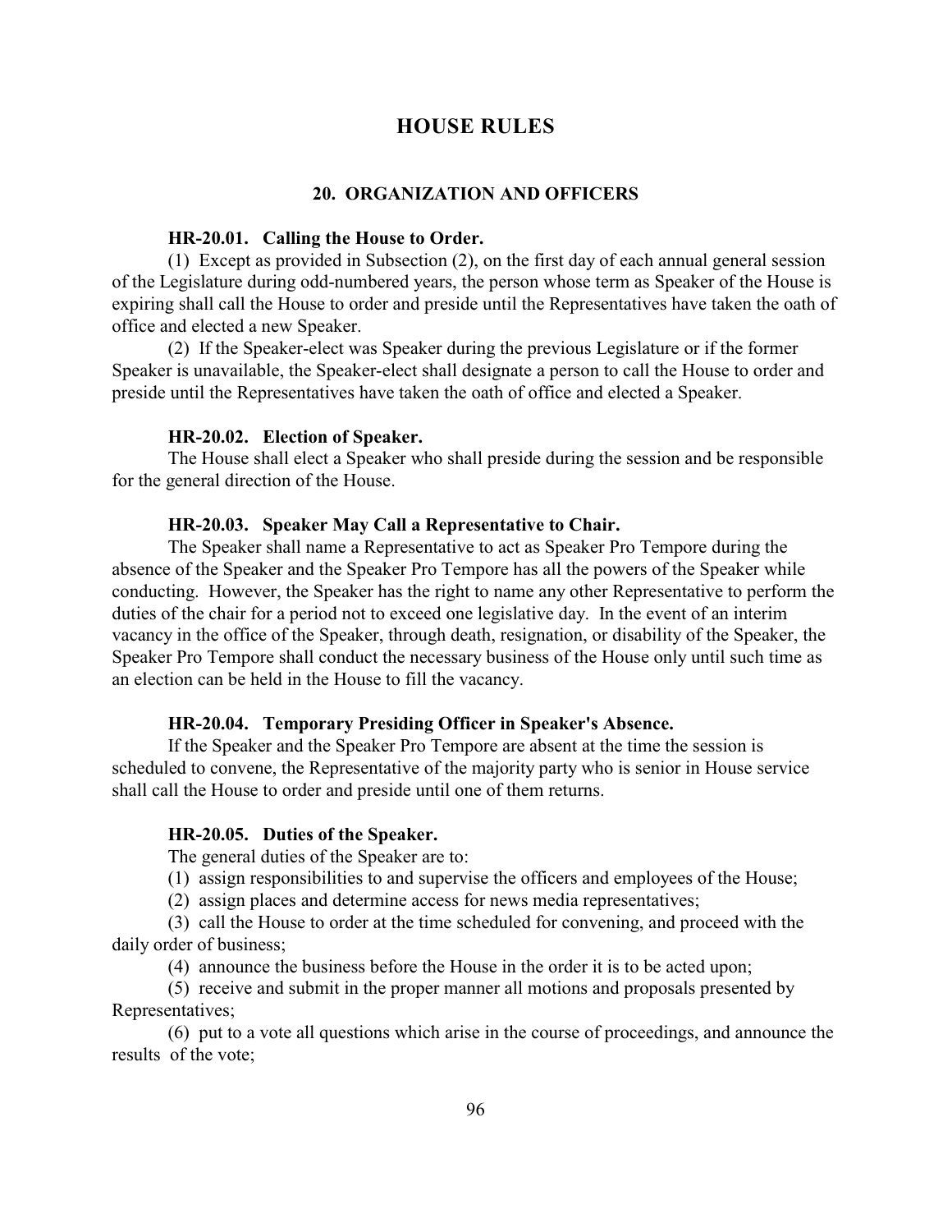# HOUSE RULES

## 20. ORGANIZATION AND OFFICERS

### HR-20.01. Calling the House to Order.

(1) Except as provided in Subsection (2), on the first day of each annual general session of the Legislature during odd-numbered years, the person whose term as Speaker of the House is expiring shall call the House to order and preside until the Representatives have taken the oath of office and elected a new Speaker.

(2) If the Speaker-elect was Speaker during the previous Legislature or if the former Speaker is unavailable, the Speaker-elect shall designate a person to call the House to order and preside until the Representatives have taken the oath of office and elected a Speaker.

### HR-20.02. Election of Speaker.

The House shall elect a Speaker who shall preside during the session and be responsible for the general direction of the House.

### HR-20.03. Speaker May Call a Representative to Chair.

The Speaker shall name a Representative to act as Speaker Pro Tempore during the absence of the Speaker and the Speaker Pro Tempore has all the powers of the Speaker while conducting. However, the Speaker has the right to name any other Representative to perform the duties of the chair for a period not to exceed one legislative day. In the event of an interim vacancy in the office of the Speaker, through death, resignation, or disability of the Speaker, the Speaker Pro Tempore shall conduct the necessary business of the House only until such time as an election can be held in the House to fill the vacancy.

### HR-20.04. Temporary Presiding Officer in Speaker's Absence.

If the Speaker and the Speaker Pro Tempore are absent at the time the session is scheduled to convene, the Representative of the majority party who is senior in House service shall call the House to order and preside until one of them returns.

### HR-20.05. Duties of the Speaker.

The general duties of the Speaker are to:

(1) assign responsibilities to and supervise the officers and employees of the House;

(2) assign places and determine access for news media representatives;

(3) call the House to order at the time scheduled for convening, and proceed with the daily order of business;

(4) announce the business before the House in the order it is to be acted upon;

(5) receive and submit in the proper manner all motions and proposals presented by Representatives;

(6) put to a vote all questions which arise in the course of proceedings, and announce the results of the vote;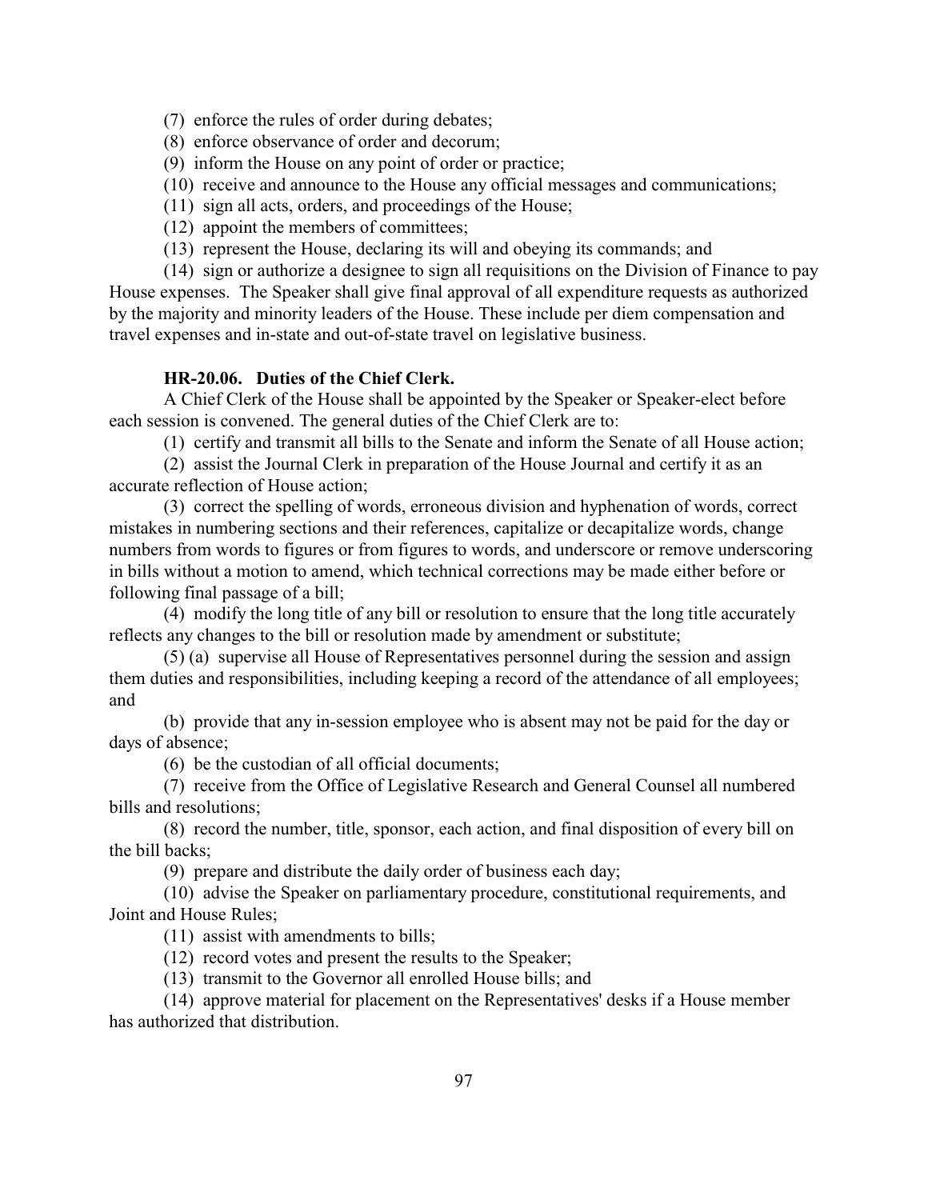(7) enforce the rules of order during debates;

(8) enforce observance of order and decorum;

(9) inform the House on any point of order or practice;

(10) receive and announce to the House any official messages and communications;

(11) sign all acts, orders, and proceedings of the House;

(12) appoint the members of committees;

(13) represent the House, declaring its will and obeying its commands; and

(14) sign or authorize a designee to sign all requisitions on the Division of Finance to pay House expenses. The Speaker shall give final approval of all expenditure requests as authorized by the majority and minority leaders of the House. These include per diem compensation and travel expenses and in-state and out-of-state travel on legislative business.

**HR-20.06. Duties of the Chief Clerk.**

A Chief Clerk of the House shall be appointed by the Speaker or Speaker-elect before each session is convened. The general duties of the Chief Clerk are to:

(1) certify and transmit all bills to the Senate and inform the Senate of all House action;

(2) assist the Journal Clerk in preparation of the House Journal and certify it as an accurate reflection of House action;

(3) correct the spelling of words, erroneous division and hyphenation of words, correct mistakes in numbering sections and their references, capitalize or decapitalize words, change numbers from words to figures or from figures to words, and underscore or remove underscoring in bills without a motion to amend, which technical corrections may be made either before or following final passage of a bill;

(4) modify the long title of any bill or resolution to ensure that the long title accurately reflects any changes to the bill or resolution made by amendment or substitute;

(5) (a) supervise all House of Representatives personnel during the session and assign them duties and responsibilities, including keeping a record of the attendance of all employees; and

(b) provide that any in-session employee who is absent may not be paid for the day or days of absence;

(6) be the custodian of all official documents;

(7) receive from the Office of Legislative Research and General Counsel all numbered bills and resolutions;

(8) record the number, title, sponsor, each action, and final disposition of every bill on the bill backs;

(9) prepare and distribute the daily order of business each day;

(10) advise the Speaker on parliamentary procedure, constitutional requirements, and Joint and House Rules;

(11) assist with amendments to bills;

(12) record votes and present the results to the Speaker;

(13) transmit to the Governor all enrolled House bills; and

(14) approve material for placement on the Representatives' desks if a House member has authorized that distribution.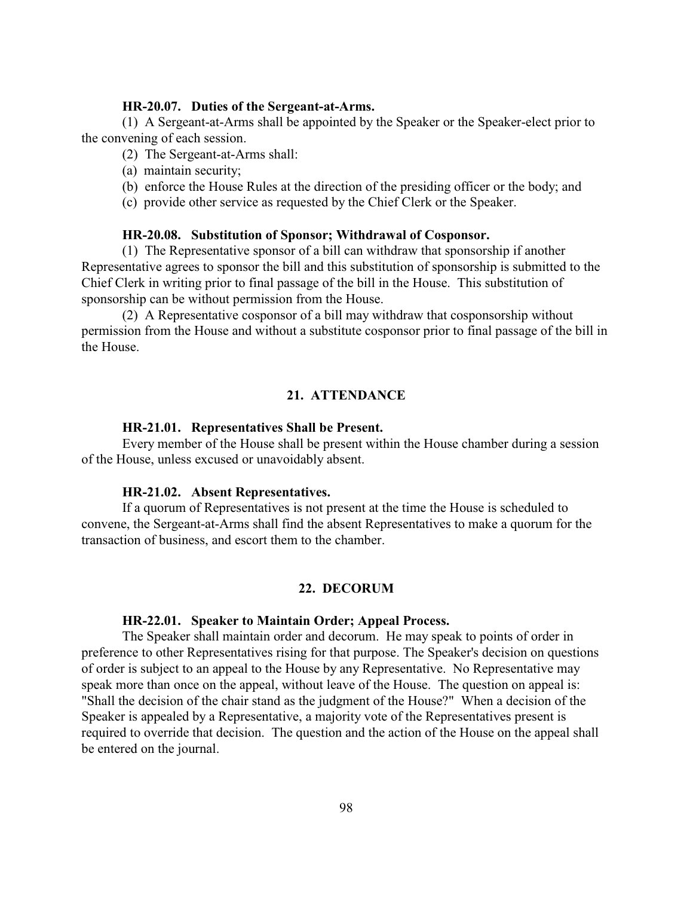### HR-20.07. Duties of the Sergeant-at-Arms.

(1) A Sergeant-at-Arms shall be appointed by the Speaker or the Speaker-elect prior to the convening of each session.

(2) The Sergeant-at-Arms shall:

(a) maintain security;

(b) enforce the House Rules at the direction of the presiding officer or the body; and

(c) provide other service as requested by the Chief Clerk or the Speaker.

### HR-20.08. Substitution of Sponsor; Withdrawal of Cosponsor.

(1) The Representative sponsor of a bill can withdraw that sponsorship if another Representative agrees to sponsor the bill and this substitution of sponsorship is submitted to the Chief Clerk in writing prior to final passage of the bill in the House. This substitution of sponsorship can be without permission from the House.

(2) A Representative cosponsor of a bill may withdraw that cosponsorship without permission from the House and without a substitute cosponsor prior to final passage of the bill in the House.

## 21. ATTENDANCE

### HR-21.01. Representatives Shall be Present.

Every member of the House shall be present within the House chamber during a session of the House, unless excused or unavoidably absent.

### HR-21.02. Absent Representatives.

If a quorum of Representatives is not present at the time the House is scheduled to convene, the Sergeant-at-Arms shall find the absent Representatives to make a quorum for the transaction of business, and escort them to the chamber.

## 22. DECORUM

### HR-22.01. Speaker to Maintain Order; Appeal Process.

The Speaker shall maintain order and decorum. He may speak to points of order in preference to other Representatives rising for that purpose. The Speaker's decision on questions of order is subject to an appeal to the House by any Representative. No Representative may speak more than once on the appeal, without leave of the House. The question on appeal is: "Shall the decision of the chair stand as the judgment of the House?" When a decision of the Speaker is appealed by a Representative, a majority vote of the Representatives present is required to override that decision. The question and the action of the House on the appeal shall be entered on the journal.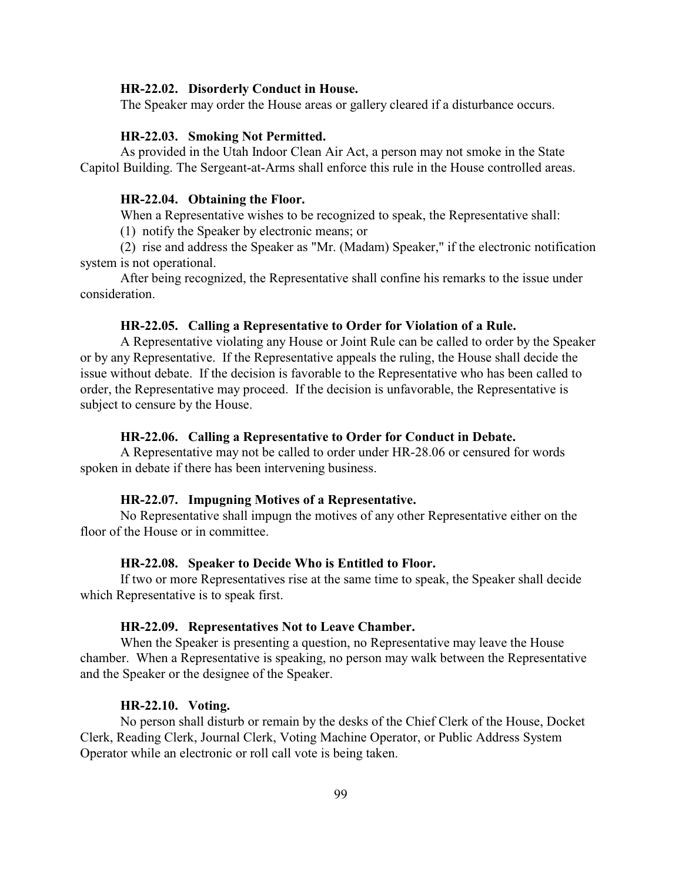**HR-22.02. Disorderly Conduct in House.**

The Speaker may order the House areas or gallery cleared if a disturbance occurs.

**HR-22.03. Smoking Not Permitted.**

As provided in the Utah Indoor Clean Air Act, a person may not smoke in the State Capitol Building. The Sergeant-at-Arms shall enforce this rule in the House controlled areas.

**HR-22.04. Obtaining the Floor.**

When a Representative wishes to be recognized to speak, the Representative shall:

(1) notify the Speaker by electronic means; or

(2) rise and address the Speaker as "Mr. (Madam) Speaker," if the electronic notification system is not operational.

After being recognized, the Representative shall confine his remarks to the issue under consideration.

**HR-22.05. Calling a Representative to Order for Violation of a Rule.**

A Representative violating any House or Joint Rule can be called to order by the Speaker or by any Representative. If the Representative appeals the ruling, the House shall decide the issue without debate. If the decision is favorable to the Representative who has been called to order, the Representative may proceed. If the decision is unfavorable, the Representative is subject to censure by the House.

**HR-22.06. Calling a Representative to Order for Conduct in Debate.**

A Representative may not be called to order under HR-28.06 or censured for words spoken in debate if there has been intervening business.

**HR-22.07. Impugning Motives of a Representative.**

No Representative shall impugn the motives of any other Representative either on the floor of the House or in committee.

**HR-22.08. Speaker to Decide Who is Entitled to Floor.**

If two or more Representatives rise at the same time to speak, the Speaker shall decide which Representative is to speak first.

**HR-22.09. Representatives Not to Leave Chamber.**

When the Speaker is presenting a question, no Representative may leave the House chamber. When a Representative is speaking, no person may walk between the Representative and the Speaker or the designee of the Speaker.

**HR-22.10. Voting.**

No person shall disturb or remain by the desks of the Chief Clerk of the House, Docket Clerk, Reading Clerk, Journal Clerk, Voting Machine Operator, or Public Address System Operator while an electronic or roll call vote is being taken.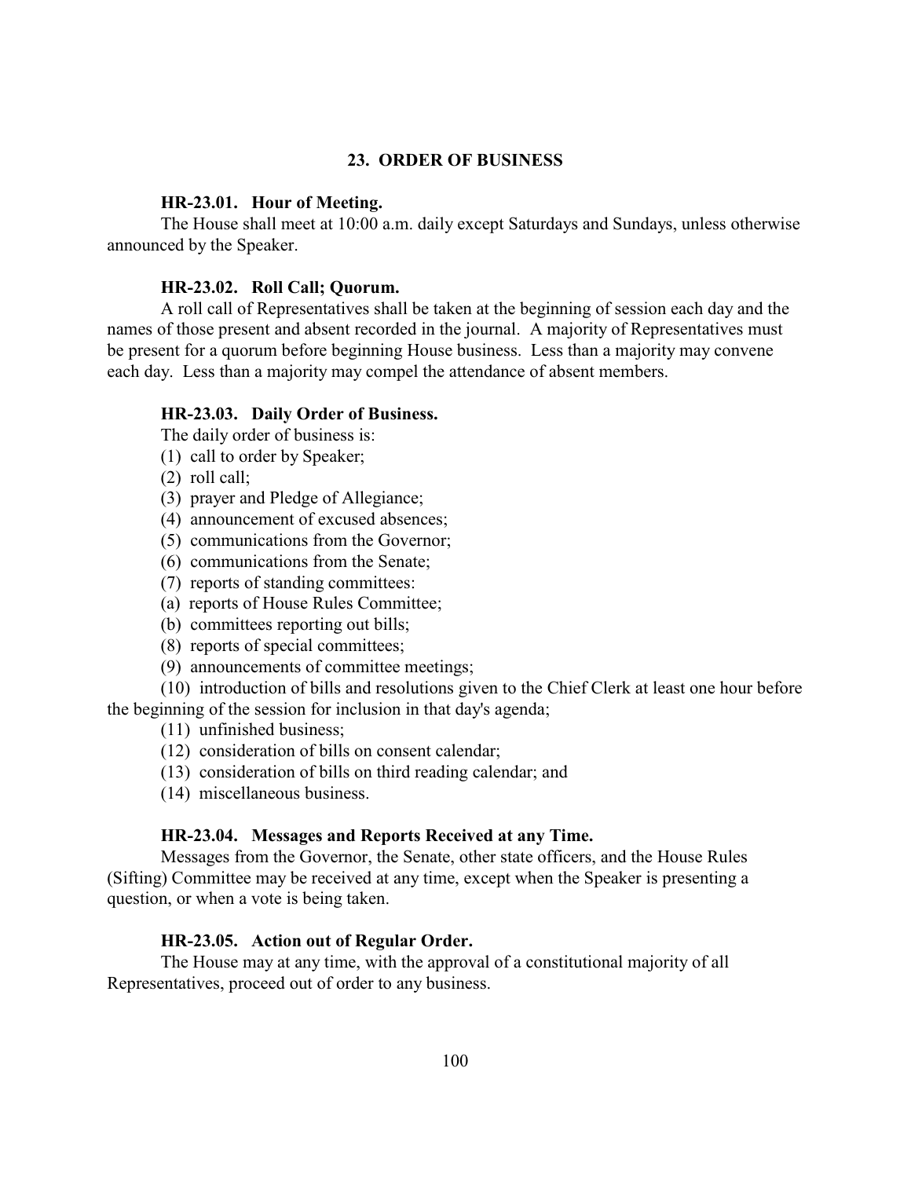## 23. ORDER OF BUSINESS

### HR-23.01. Hour of Meeting.

The House shall meet at 10:00 a.m. daily except Saturdays and Sundays, unless otherwise announced by the Speaker.

### HR-23.02. Roll Call; Quorum.

A roll call of Representatives shall be taken at the beginning of session each day and the names of those present and absent recorded in the journal. A majority of Representatives must be present for a quorum before beginning House business. Less than a majority may convene each day. Less than a majority may compel the attendance of absent members.

### HR-23.03. Daily Order of Business.

The daily order of business is:

(1) call to order by Speaker;

(2) roll call;

(3) prayer and Pledge of Allegiance;

(4) announcement of excused absences;

(5) communications from the Governor;

(6) communications from the Senate;

(7) reports of standing committees:

(a) reports of House Rules Committee;

(b) committees reporting out bills;

(8) reports of special committees;

(9) announcements of committee meetings;

(10) introduction of bills and resolutions given to the Chief Clerk at least one hour before the beginning of the session for inclusion in that day's agenda;

(11) unfinished business;

(12) consideration of bills on consent calendar;

(13) consideration of bills on third reading calendar; and

(14) miscellaneous business.

### HR-23.04. Messages and Reports Received at any Time.

Messages from the Governor, the Senate, other state officers, and the House Rules (Sifting) Committee may be received at any time, except when the Speaker is presenting a question, or when a vote is being taken.

### HR-23.05. Action out of Regular Order.

The House may at any time, with the approval of a constitutional majority of all Representatives, proceed out of order to any business.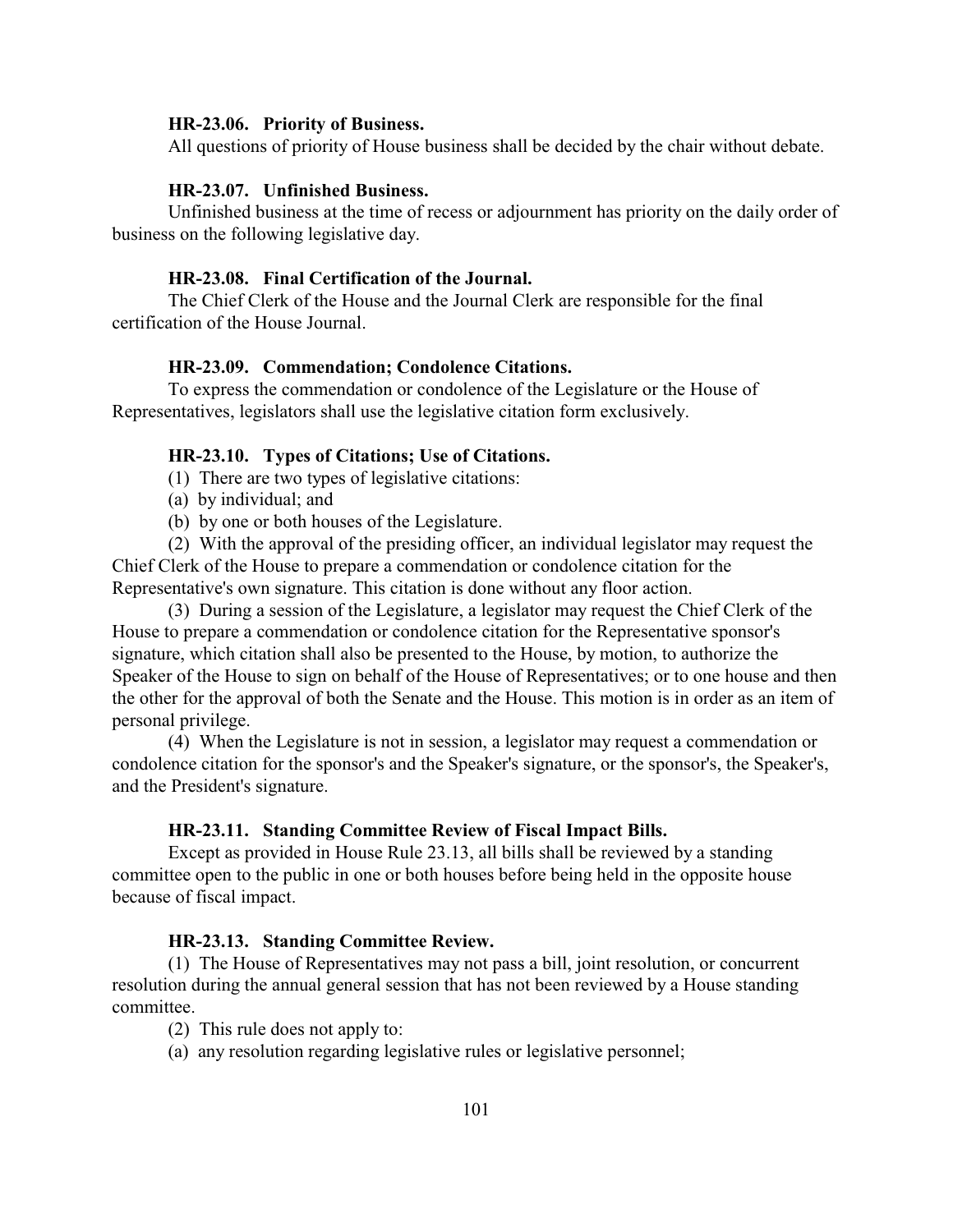### HR-23.06. Priority of Business.

All questions of priority of House business shall be decided by the chair without debate.

### HR-23.07. Unfinished Business.

Unfinished business at the time of recess or adjournment has priority on the daily order of business on the following legislative day.

### HR-23.08. Final Certification of the Journal.

The Chief Clerk of the House and the Journal Clerk are responsible for the final certification of the House Journal.

### HR-23.09. Commendation; Condolence Citations.

To express the commendation or condolence of the Legislature or the House of Representatives, legislators shall use the legislative citation form exclusively.

### HR-23.10. Types of Citations; Use of Citations.

(1) There are two types of legislative citations:

(a) by individual; and

(b) by one or both houses of the Legislature.

(2) With the approval of the presiding officer, an individual legislator may request the Chief Clerk of the House to prepare a commendation or condolence citation for the Representative's own signature. This citation is done without any floor action.

(3) During a session of the Legislature, a legislator may request the Chief Clerk of the House to prepare a commendation or condolence citation for the Representative sponsor's signature, which citation shall also be presented to the House, by motion, to authorize the Speaker of the House to sign on behalf of the House of Representatives; or to one house and then the other for the approval of both the Senate and the House. This motion is in order as an item of personal privilege.

(4) When the Legislature is not in session, a legislator may request a commendation or condolence citation for the sponsor's and the Speaker's signature, or the sponsor's, the Speaker's, and the President's signature.

### HR-23.11. Standing Committee Review of Fiscal Impact Bills.

Except as provided in House Rule 23.13, all bills shall be reviewed by a standing committee open to the public in one or both houses before being held in the opposite house because of fiscal impact.

### HR-23.13. Standing Committee Review.

(1) The House of Representatives may not pass a bill, joint resolution, or concurrent resolution during the annual general session that has not been reviewed by a House standing committee.

(2) This rule does not apply to:

(a) any resolution regarding legislative rules or legislative personnel;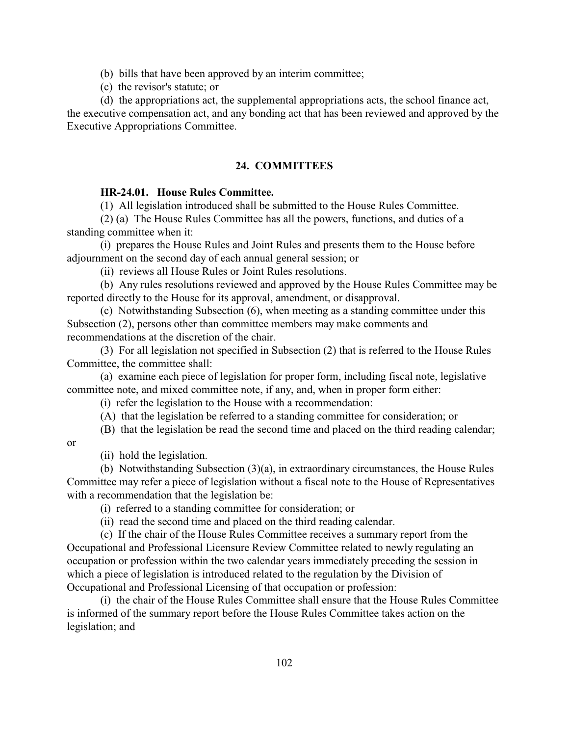(b) bills that have been approved by an interim committee;

(c) the revisor's statute; or

(d) the appropriations act, the supplemental appropriations acts, the school finance act, the executive compensation act, and any bonding act that has been reviewed and approved by the Executive Appropriations Committee.

## 24. COMMITTEES

### HR-24.01. House Rules Committee.

(1) All legislation introduced shall be submitted to the House Rules Committee.

(2) (a) The House Rules Committee has all the powers, functions, and duties of a standing committee when it:

(i) prepares the House Rules and Joint Rules and presents them to the House before adjournment on the second day of each annual general session; or

(ii) reviews all House Rules or Joint Rules resolutions.

(b) Any rules resolutions reviewed and approved by the House Rules Committee may be reported directly to the House for its approval, amendment, or disapproval.

(c) Notwithstanding Subsection (6), when meeting as a standing committee under this Subsection (2), persons other than committee members may make comments and recommendations at the discretion of the chair.

(3) For all legislation not specified in Subsection (2) that is referred to the House Rules Committee, the committee shall:

(a) examine each piece of legislation for proper form, including fiscal note, legislative committee note, and mixed committee note, if any, and, when in proper form either:

(i) refer the legislation to the House with a recommendation:

(A) that the legislation be referred to a standing committee for consideration; or

(B) that the legislation be read the second time and placed on the third reading calendar; or

(ii) hold the legislation.

(b) Notwithstanding Subsection (3)(a), in extraordinary circumstances, the House Rules Committee may refer a piece of legislation without a fiscal note to the House of Representatives with a recommendation that the legislation be:

(i) referred to a standing committee for consideration; or

(ii) read the second time and placed on the third reading calendar.

(c) If the chair of the House Rules Committee receives a summary report from the Occupational and Professional Licensure Review Committee related to newly regulating an occupation or profession within the two calendar years immediately preceding the session in which a piece of legislation is introduced related to the regulation by the Division of Occupational and Professional Licensing of that occupation or profession:

(i) the chair of the House Rules Committee shall ensure that the House Rules Committee is informed of the summary report before the House Rules Committee takes action on the legislation; and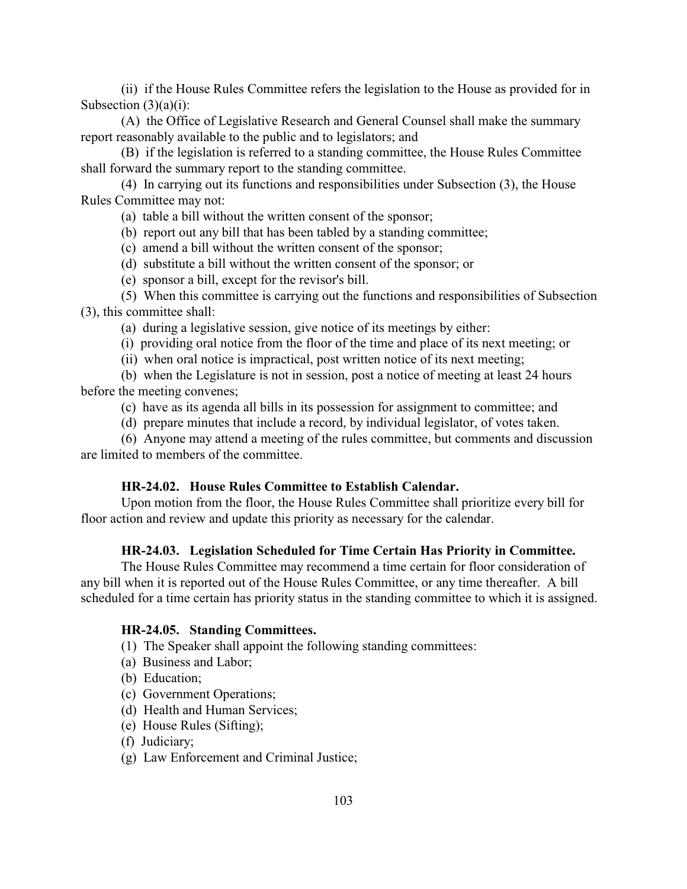(ii) if the House Rules Committee refers the legislation to the House as provided for in Subsection (3)(a)(i):

(A) the Office of Legislative Research and General Counsel shall make the summary report reasonably available to the public and to legislators; and

(B) if the legislation is referred to a standing committee, the House Rules Committee shall forward the summary report to the standing committee.

(4) In carrying out its functions and responsibilities under Subsection (3), the House Rules Committee may not:

(a) table a bill without the written consent of the sponsor;

(b) report out any bill that has been tabled by a standing committee;

(c) amend a bill without the written consent of the sponsor;

(d) substitute a bill without the written consent of the sponsor; or

(e) sponsor a bill, except for the revisor's bill.

(5) When this committee is carrying out the functions and responsibilities of Subsection (3), this committee shall:

(a) during a legislative session, give notice of its meetings by either:

(i) providing oral notice from the floor of the time and place of its next meeting; or

(ii) when oral notice is impractical, post written notice of its next meeting;

(b) when the Legislature is not in session, post a notice of meeting at least 24 hours before the meeting convenes;

(c) have as its agenda all bills in its possession for assignment to committee; and

(d) prepare minutes that include a record, by individual legislator, of votes taken.

(6) Anyone may attend a meeting of the rules committee, but comments and discussion are limited to members of the committee.

### HR-24.02. House Rules Committee to Establish Calendar.

Upon motion from the floor, the House Rules Committee shall prioritize every bill for floor action and review and update this priority as necessary for the calendar.

### HR-24.03. Legislation Scheduled for Time Certain Has Priority in Committee.

The House Rules Committee may recommend a time certain for floor consideration of any bill when it is reported out of the House Rules Committee, or any time thereafter. A bill scheduled for a time certain has priority status in the standing committee to which it is assigned.

### HR-24.05. Standing Committees.

(1) The Speaker shall appoint the following standing committees:

(a) Business and Labor;

(b) Education;

(c) Government Operations;

(d) Health and Human Services;

(e) House Rules (Sifting);

(f) Judiciary;

(g) Law Enforcement and Criminal Justice;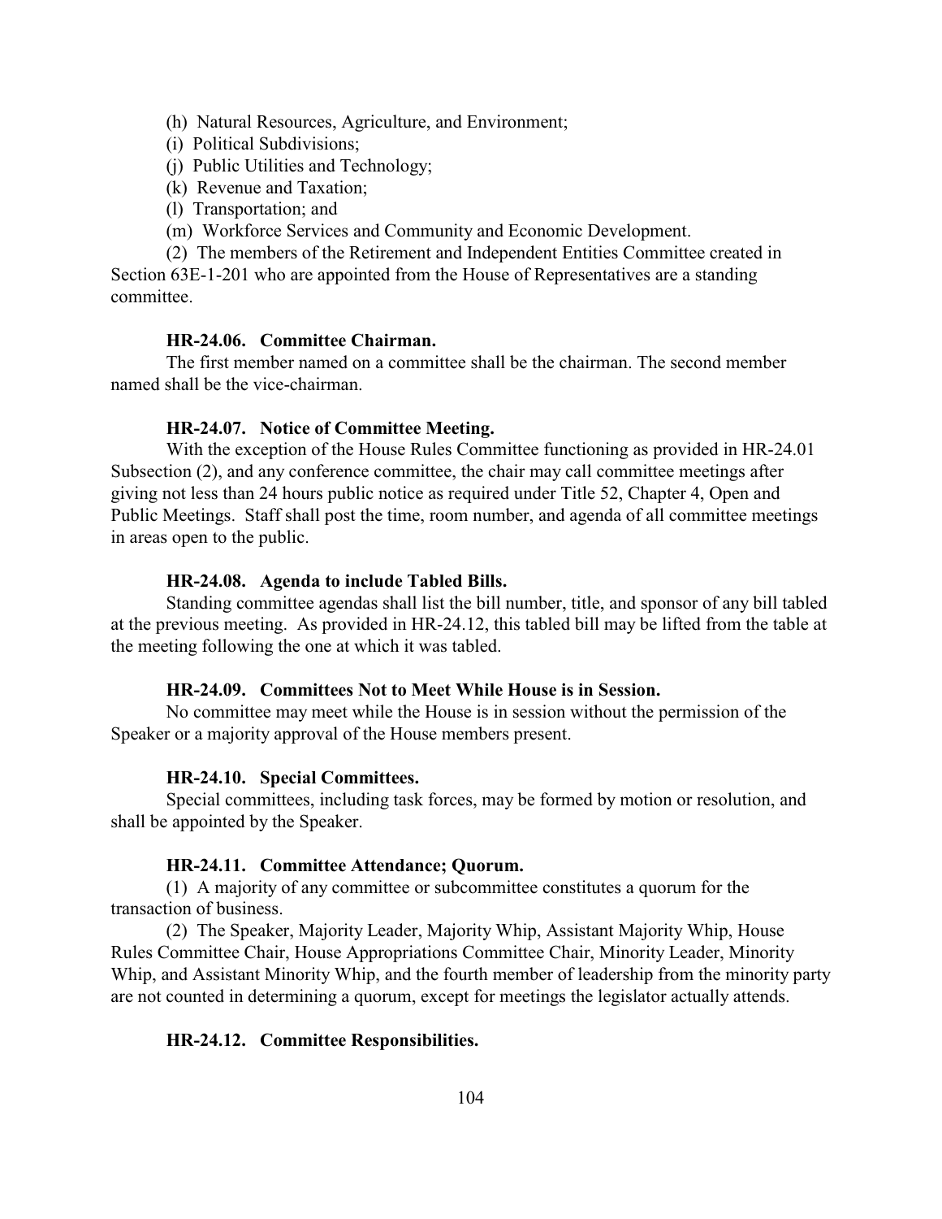(h) Natural Resources, Agriculture, and Environment;

(i) Political Subdivisions;

(j) Public Utilities and Technology;

(k) Revenue and Taxation;

(l) Transportation; and

(m) Workforce Services and Community and Economic Development.

(2) The members of the Retirement and Independent Entities Committee created in Section 63E-1-201 who are appointed from the House of Representatives are a standing committee.

### HR-24.06. Committee Chairman.

The first member named on a committee shall be the chairman. The second member named shall be the vice-chairman.

### HR-24.07. Notice of Committee Meeting.

With the exception of the House Rules Committee functioning as provided in HR-24.01 Subsection (2), and any conference committee, the chair may call committee meetings after giving not less than 24 hours public notice as required under Title 52, Chapter 4, Open and Public Meetings. Staff shall post the time, room number, and agenda of all committee meetings in areas open to the public.

### HR-24.08. Agenda to include Tabled Bills.

Standing committee agendas shall list the bill number, title, and sponsor of any bill tabled at the previous meeting. As provided in HR-24.12, this tabled bill may be lifted from the table at the meeting following the one at which it was tabled.

### HR-24.09. Committees Not to Meet While House is in Session.

No committee may meet while the House is in session without the permission of the Speaker or a majority approval of the House members present.

### HR-24.10. Special Committees.

Special committees, including task forces, may be formed by motion or resolution, and shall be appointed by the Speaker.

### HR-24.11. Committee Attendance; Quorum.

(1) A majority of any committee or subcommittee constitutes a quorum for the transaction of business.

(2) The Speaker, Majority Leader, Majority Whip, Assistant Majority Whip, House Rules Committee Chair, House Appropriations Committee Chair, Minority Leader, Minority Whip, and Assistant Minority Whip, and the fourth member of leadership from the minority party are not counted in determining a quorum, except for meetings the legislator actually attends.

### HR-24.12. Committee Responsibilities.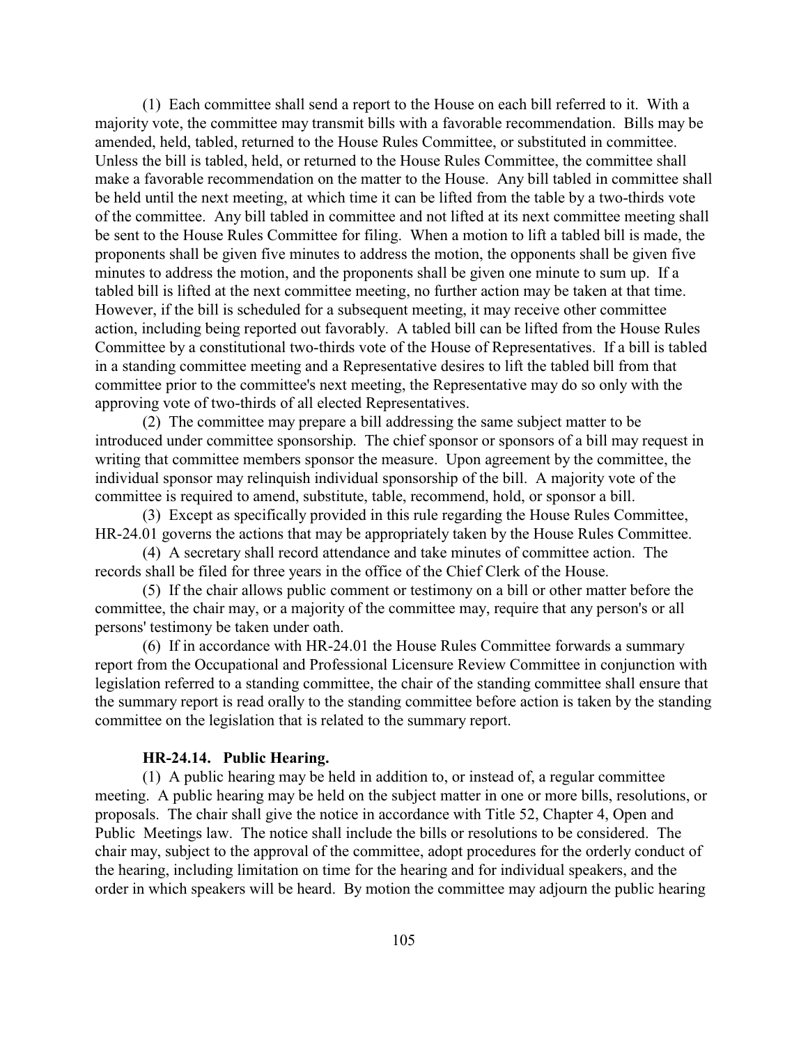(1) Each committee shall send a report to the House on each bill referred to it. With a majority vote, the committee may transmit bills with a favorable recommendation. Bills may be amended, held, tabled, returned to the House Rules Committee, or substituted in committee. Unless the bill is tabled, held, or returned to the House Rules Committee, the committee shall make a favorable recommendation on the matter to the House. Any bill tabled in committee shall be held until the next meeting, at which time it can be lifted from the table by a two-thirds vote of the committee. Any bill tabled in committee and not lifted at its next committee meeting shall be sent to the House Rules Committee for filing. When a motion to lift a tabled bill is made, the proponents shall be given five minutes to address the motion, the opponents shall be given five minutes to address the motion, and the proponents shall be given one minute to sum up. If a tabled bill is lifted at the next committee meeting, no further action may be taken at that time. However, if the bill is scheduled for a subsequent meeting, it may receive other committee action, including being reported out favorably. A tabled bill can be lifted from the House Rules Committee by a constitutional two-thirds vote of the House of Representatives. If a bill is tabled in a standing committee meeting and a Representative desires to lift the tabled bill from that committee prior to the committee's next meeting, the Representative may do so only with the approving vote of two-thirds of all elected Representatives.

(2) The committee may prepare a bill addressing the same subject matter to be introduced under committee sponsorship. The chief sponsor or sponsors of a bill may request in writing that committee members sponsor the measure. Upon agreement by the committee, the individual sponsor may relinquish individual sponsorship of the bill. A majority vote of the committee is required to amend, substitute, table, recommend, hold, or sponsor a bill.

(3) Except as specifically provided in this rule regarding the House Rules Committee, HR-24.01 governs the actions that may be appropriately taken by the House Rules Committee.

(4) A secretary shall record attendance and take minutes of committee action. The records shall be filed for three years in the office of the Chief Clerk of the House.

(5) If the chair allows public comment or testimony on a bill or other matter before the committee, the chair may, or a majority of the committee may, require that any person's or all persons' testimony be taken under oath.

(6) If in accordance with HR-24.01 the House Rules Committee forwards a summary report from the Occupational and Professional Licensure Review Committee in conjunction with legislation referred to a standing committee, the chair of the standing committee shall ensure that the summary report is read orally to the standing committee before action is taken by the standing committee on the legislation that is related to the summary report.

**HR-24.14. Public Hearing.**

(1) A public hearing may be held in addition to, or instead of, a regular committee meeting. A public hearing may be held on the subject matter in one or more bills, resolutions, or proposals. The chair shall give the notice in accordance with Title 52, Chapter 4, Open and Public Meetings law. The notice shall include the bills or resolutions to be considered. The chair may, subject to the approval of the committee, adopt procedures for the orderly conduct of the hearing, including limitation on time for the hearing and for individual speakers, and the order in which speakers will be heard. By motion the committee may adjourn the public hearing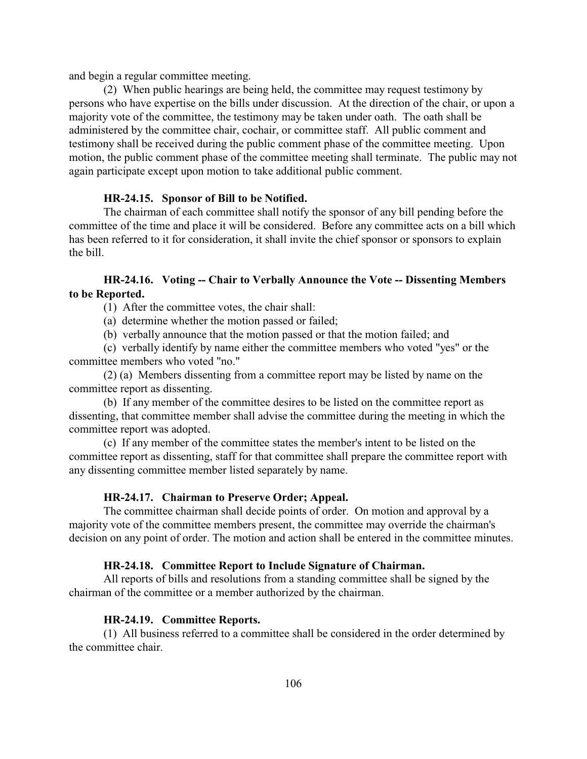and begin a regular committee meeting.

(2) When public hearings are being held, the committee may request testimony by persons who have expertise on the bills under discussion. At the direction of the chair, or upon a majority vote of the committee, the testimony may be taken under oath. The oath shall be administered by the committee chair, cochair, or committee staff. All public comment and testimony shall be received during the public comment phase of the committee meeting. Upon motion, the public comment phase of the committee meeting shall terminate. The public may not again participate except upon motion to take additional public comment.

### HR-24.15. Sponsor of Bill to be Notified.

The chairman of each committee shall notify the sponsor of any bill pending before the committee of the time and place it will be considered. Before any committee acts on a bill which has been referred to it for consideration, it shall invite the chief sponsor or sponsors to explain the bill.

### HR-24.16. Voting -- Chair to Verbally Announce the Vote -- Dissenting Members to be Reported.

(1) After the committee votes, the chair shall:

(a) determine whether the motion passed or failed;

(b) verbally announce that the motion passed or that the motion failed; and

(c) verbally identify by name either the committee members who voted "yes" or the committee members who voted "no."

(2) (a) Members dissenting from a committee report may be listed by name on the committee report as dissenting.

(b) If any member of the committee desires to be listed on the committee report as dissenting, that committee member shall advise the committee during the meeting in which the committee report was adopted.

(c) If any member of the committee states the member's intent to be listed on the committee report as dissenting, staff for that committee shall prepare the committee report with any dissenting committee member listed separately by name.

### HR-24.17. Chairman to Preserve Order; Appeal.

The committee chairman shall decide points of order. On motion and approval by a majority vote of the committee members present, the committee may override the chairman's decision on any point of order. The motion and action shall be entered in the committee minutes.

### HR-24.18. Committee Report to Include Signature of Chairman.

All reports of bills and resolutions from a standing committee shall be signed by the chairman of the committee or a member authorized by the chairman.

### HR-24.19. Committee Reports.

(1) All business referred to a committee shall be considered in the order determined by the committee chair.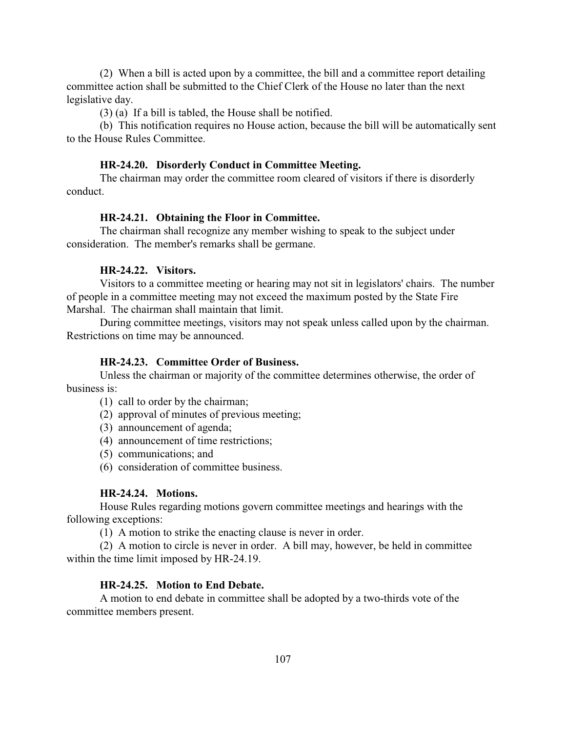(2) When a bill is acted upon by a committee, the bill and a committee report detailing committee action shall be submitted to the Chief Clerk of the House no later than the next legislative day.

(3) (a) If a bill is tabled, the House shall be notified.

(b) This notification requires no House action, because the bill will be automatically sent to the House Rules Committee.

### HR-24.20. Disorderly Conduct in Committee Meeting.

The chairman may order the committee room cleared of visitors if there is disorderly conduct.

### HR-24.21. Obtaining the Floor in Committee.

The chairman shall recognize any member wishing to speak to the subject under consideration. The member's remarks shall be germane.

### HR-24.22. Visitors.

Visitors to a committee meeting or hearing may not sit in legislators' chairs. The number of people in a committee meeting may not exceed the maximum posted by the State Fire Marshal. The chairman shall maintain that limit.

During committee meetings, visitors may not speak unless called upon by the chairman. Restrictions on time may be announced.

### HR-24.23. Committee Order of Business.

Unless the chairman or majority of the committee determines otherwise, the order of business is:

(1) call to order by the chairman;

(2) approval of minutes of previous meeting;

(3) announcement of agenda;

(4) announcement of time restrictions;

(5) communications; and

(6) consideration of committee business.

### HR-24.24. Motions.

House Rules regarding motions govern committee meetings and hearings with the following exceptions:

(1) A motion to strike the enacting clause is never in order.

(2) A motion to circle is never in order. A bill may, however, be held in committee within the time limit imposed by HR-24.19.

### HR-24.25. Motion to End Debate.

A motion to end debate in committee shall be adopted by a two-thirds vote of the committee members present.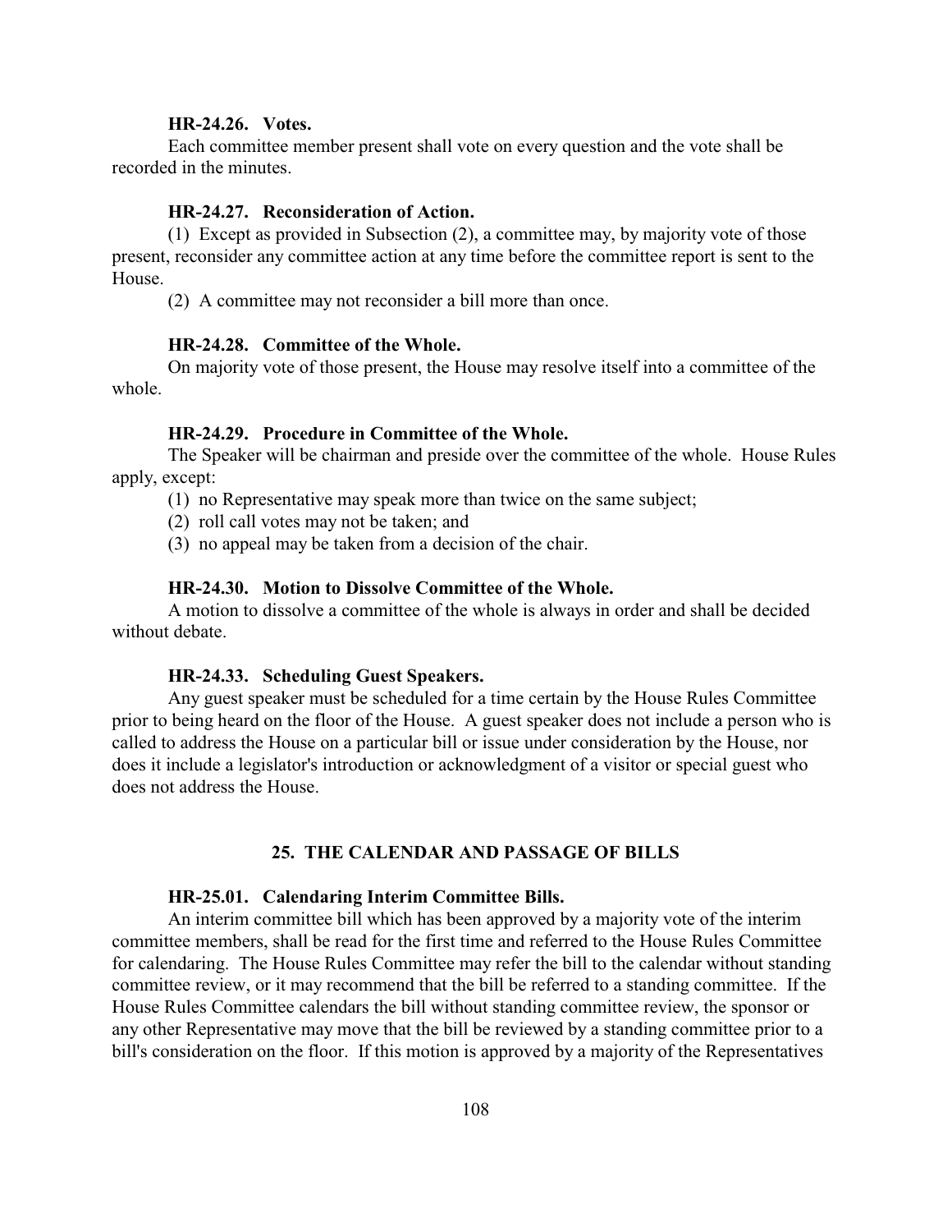### HR-24.26. Votes.

Each committee member present shall vote on every question and the vote shall be recorded in the minutes.

### HR-24.27. Reconsideration of Action.

(1) Except as provided in Subsection (2), a committee may, by majority vote of those present, reconsider any committee action at any time before the committee report is sent to the House.

(2) A committee may not reconsider a bill more than once.

### HR-24.28. Committee of the Whole.

On majority vote of those present, the House may resolve itself into a committee of the whole.

### HR-24.29. Procedure in Committee of the Whole.

The Speaker will be chairman and preside over the committee of the whole. House Rules apply, except:

(1) no Representative may speak more than twice on the same subject;

(2) roll call votes may not be taken; and

(3) no appeal may be taken from a decision of the chair.

### HR-24.30. Motion to Dissolve Committee of the Whole.

A motion to dissolve a committee of the whole is always in order and shall be decided without debate.

### HR-24.33. Scheduling Guest Speakers.

Any guest speaker must be scheduled for a time certain by the House Rules Committee prior to being heard on the floor of the House. A guest speaker does not include a person who is called to address the House on a particular bill or issue under consideration by the House, nor does it include a legislator's introduction or acknowledgment of a visitor or special guest who does not address the House.

## 25. THE CALENDAR AND PASSAGE OF BILLS

### HR-25.01. Calendaring Interim Committee Bills.

An interim committee bill which has been approved by a majority vote of the interim committee members, shall be read for the first time and referred to the House Rules Committee for calendaring. The House Rules Committee may refer the bill to the calendar without standing committee review, or it may recommend that the bill be referred to a standing committee. If the House Rules Committee calendars the bill without standing committee review, the sponsor or any other Representative may move that the bill be reviewed by a standing committee prior to a bill's consideration on the floor. If this motion is approved by a majority of the Representatives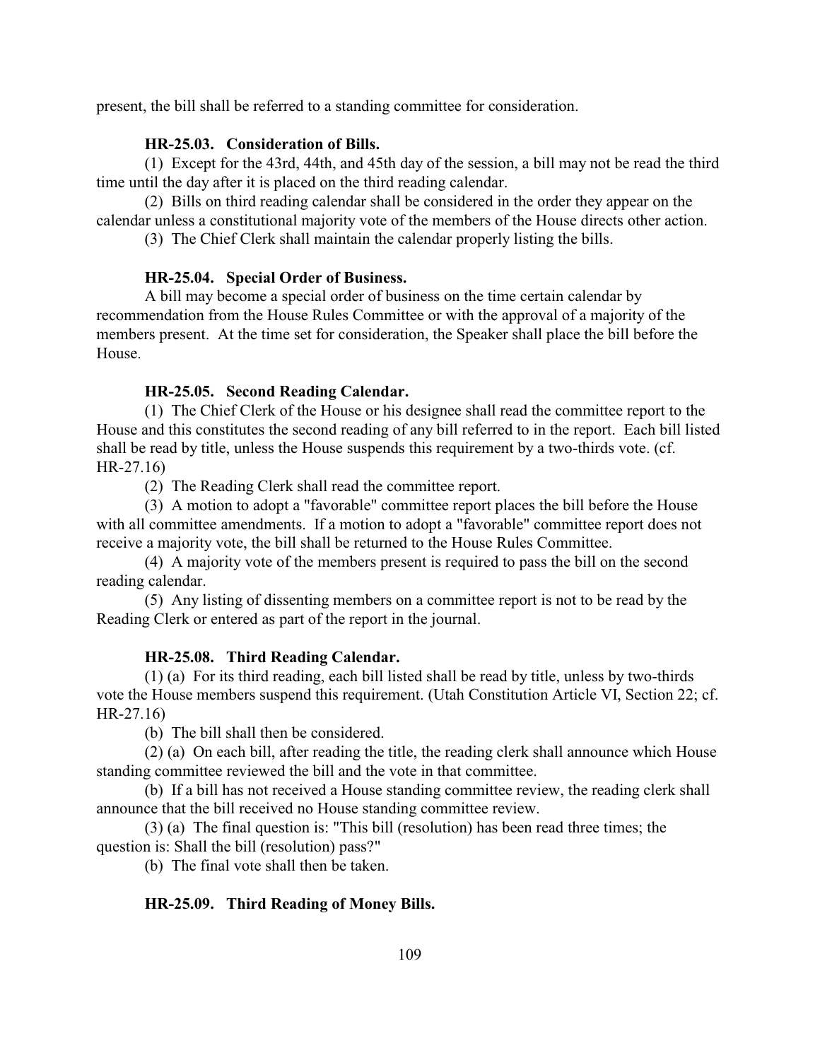present, the bill shall be referred to a standing committee for consideration.

### HR-25.03. Consideration of Bills.

(1) Except for the 43rd, 44th, and 45th day of the session, a bill may not be read the third time until the day after it is placed on the third reading calendar.

(2) Bills on third reading calendar shall be considered in the order they appear on the calendar unless a constitutional majority vote of the members of the House directs other action.

(3) The Chief Clerk shall maintain the calendar properly listing the bills.

### HR-25.04. Special Order of Business.

A bill may become a special order of business on the time certain calendar by recommendation from the House Rules Committee or with the approval of a majority of the members present. At the time set for consideration, the Speaker shall place the bill before the House.

### HR-25.05. Second Reading Calendar.

(1) The Chief Clerk of the House or his designee shall read the committee report to the House and this constitutes the second reading of any bill referred to in the report. Each bill listed shall be read by title, unless the House suspends this requirement by a two-thirds vote. (cf. HR-27.16)

(2) The Reading Clerk shall read the committee report.

(3) A motion to adopt a "favorable" committee report places the bill before the House with all committee amendments. If a motion to adopt a "favorable" committee report does not receive a majority vote, the bill shall be returned to the House Rules Committee.

(4) A majority vote of the members present is required to pass the bill on the second reading calendar.

(5) Any listing of dissenting members on a committee report is not to be read by the Reading Clerk or entered as part of the report in the journal.

### HR-25.08. Third Reading Calendar.

(1) (a) For its third reading, each bill listed shall be read by title, unless by two-thirds vote the House members suspend this requirement. (Utah Constitution Article VI, Section 22; cf. HR-27.16)

(b) The bill shall then be considered.

(2) (a) On each bill, after reading the title, the reading clerk shall announce which House standing committee reviewed the bill and the vote in that committee.

(b) If a bill has not received a House standing committee review, the reading clerk shall announce that the bill received no House standing committee review.

(3) (a) The final question is: "This bill (resolution) has been read three times; the question is: Shall the bill (resolution) pass?"

(b) The final vote shall then be taken.

### HR-25.09. Third Reading of Money Bills.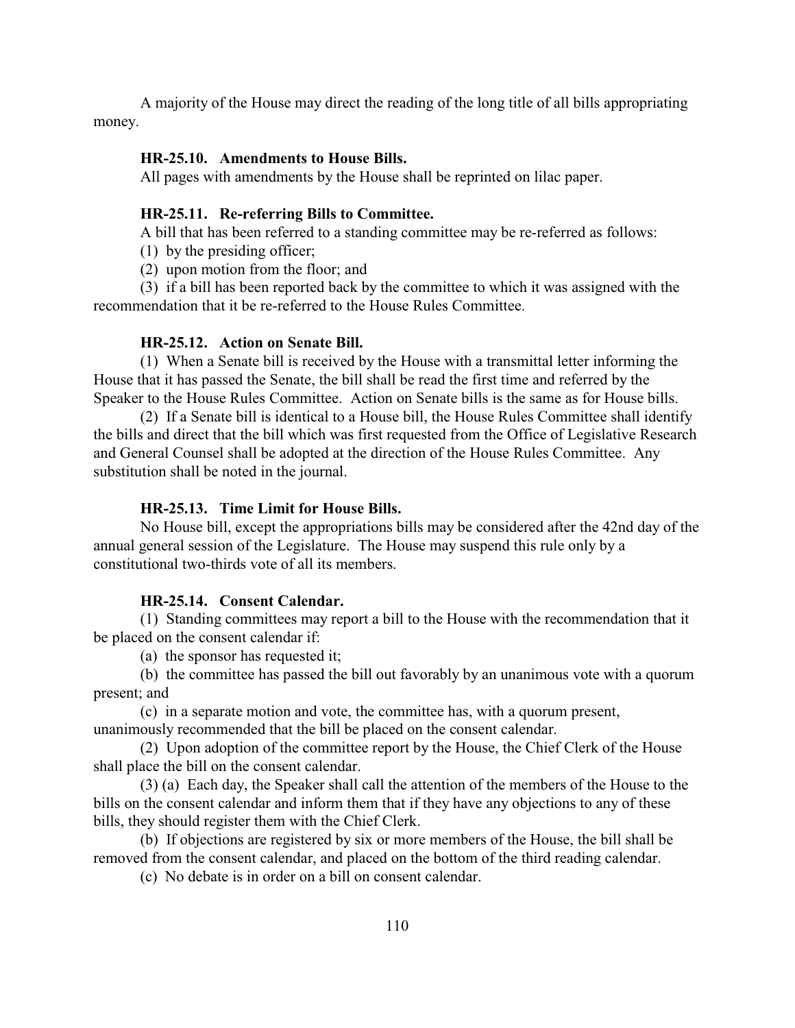A majority of the House may direct the reading of the long title of all bills appropriating money.

### HR-25.10. Amendments to House Bills.

All pages with amendments by the House shall be reprinted on lilac paper.

### HR-25.11. Re-referring Bills to Committee.

A bill that has been referred to a standing committee may be re-referred as follows:

(1) by the presiding officer;

(2) upon motion from the floor; and

(3) if a bill has been reported back by the committee to which it was assigned with the recommendation that it be re-referred to the House Rules Committee.

### HR-25.12. Action on Senate Bill.

(1) When a Senate bill is received by the House with a transmittal letter informing the House that it has passed the Senate, the bill shall be read the first time and referred by the Speaker to the House Rules Committee. Action on Senate bills is the same as for House bills.

(2) If a Senate bill is identical to a House bill, the House Rules Committee shall identify the bills and direct that the bill which was first requested from the Office of Legislative Research and General Counsel shall be adopted at the direction of the House Rules Committee. Any substitution shall be noted in the journal.

### HR-25.13. Time Limit for House Bills.

No House bill, except the appropriations bills may be considered after the 42nd day of the annual general session of the Legislature. The House may suspend this rule only by a constitutional two-thirds vote of all its members.

### HR-25.14. Consent Calendar.

(1) Standing committees may report a bill to the House with the recommendation that it be placed on the consent calendar if:

(a) the sponsor has requested it;

(b) the committee has passed the bill out favorably by an unanimous vote with a quorum present; and

(c) in a separate motion and vote, the committee has, with a quorum present, unanimously recommended that the bill be placed on the consent calendar.

(2) Upon adoption of the committee report by the House, the Chief Clerk of the House shall place the bill on the consent calendar.

(3) (a) Each day, the Speaker shall call the attention of the members of the House to the bills on the consent calendar and inform them that if they have any objections to any of these bills, they should register them with the Chief Clerk.

(b) If objections are registered by six or more members of the House, the bill shall be removed from the consent calendar, and placed on the bottom of the third reading calendar.

(c) No debate is in order on a bill on consent calendar.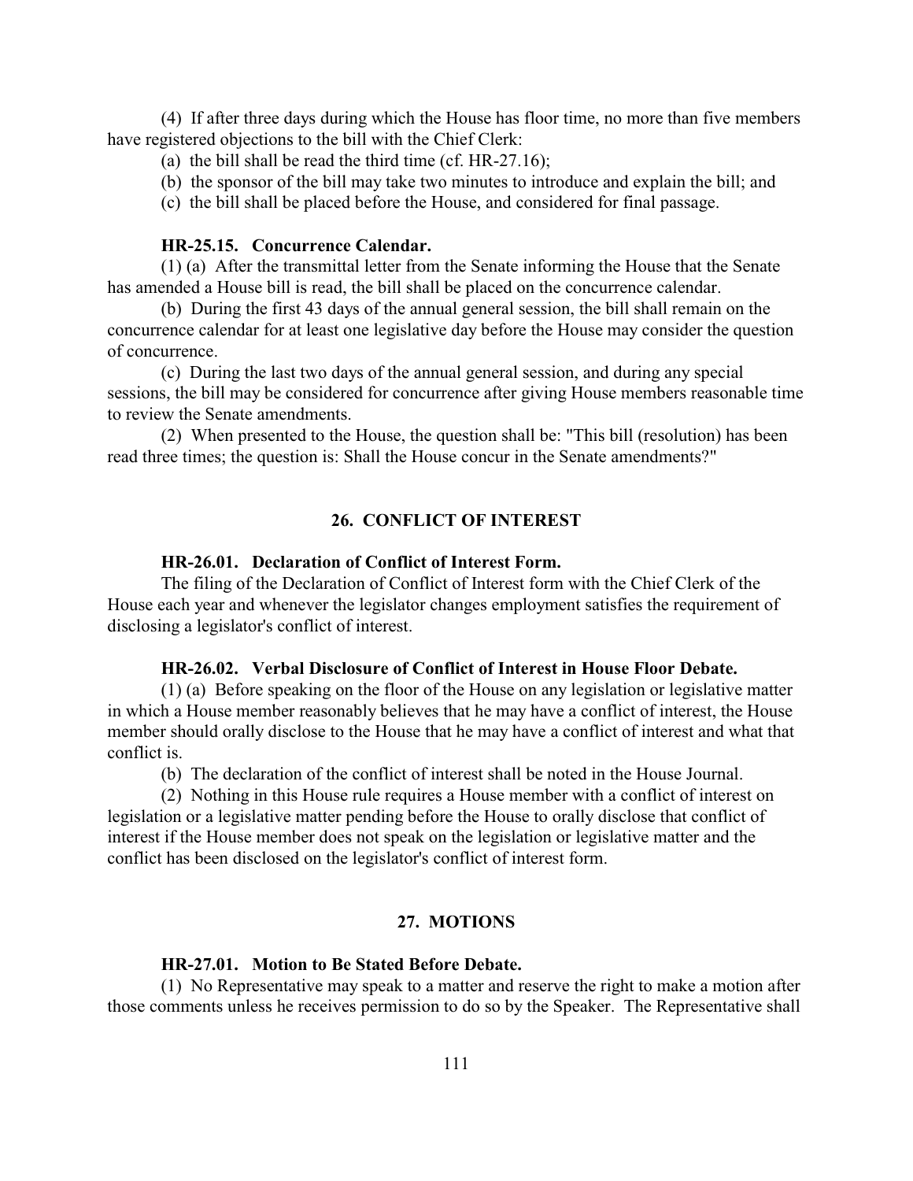(4) If after three days during which the House has floor time, no more than five members have registered objections to the bill with the Chief Clerk:

(a) the bill shall be read the third time (cf. HR-27.16);

(b) the sponsor of the bill may take two minutes to introduce and explain the bill; and

(c) the bill shall be placed before the House, and considered for final passage.

### HR-25.15. Concurrence Calendar.

(1) (a) After the transmittal letter from the Senate informing the House that the Senate has amended a House bill is read, the bill shall be placed on the concurrence calendar.

(b) During the first 43 days of the annual general session, the bill shall remain on the concurrence calendar for at least one legislative day before the House may consider the question of concurrence.

(c) During the last two days of the annual general session, and during any special sessions, the bill may be considered for concurrence after giving House members reasonable time to review the Senate amendments.

(2) When presented to the House, the question shall be: "This bill (resolution) has been read three times; the question is: Shall the House concur in the Senate amendments?"

## 26. CONFLICT OF INTEREST

### HR-26.01. Declaration of Conflict of Interest Form.

The filing of the Declaration of Conflict of Interest form with the Chief Clerk of the House each year and whenever the legislator changes employment satisfies the requirement of disclosing a legislator's conflict of interest.

### HR-26.02. Verbal Disclosure of Conflict of Interest in House Floor Debate.

(1) (a) Before speaking on the floor of the House on any legislation or legislative matter in which a House member reasonably believes that he may have a conflict of interest, the House member should orally disclose to the House that he may have a conflict of interest and what that conflict is.

(b) The declaration of the conflict of interest shall be noted in the House Journal.

(2) Nothing in this House rule requires a House member with a conflict of interest on legislation or a legislative matter pending before the House to orally disclose that conflict of interest if the House member does not speak on the legislation or legislative matter and the conflict has been disclosed on the legislator's conflict of interest form.

## 27. MOTIONS

### HR-27.01. Motion to Be Stated Before Debate.

(1) No Representative may speak to a matter and reserve the right to make a motion after those comments unless he receives permission to do so by the Speaker. The Representative shall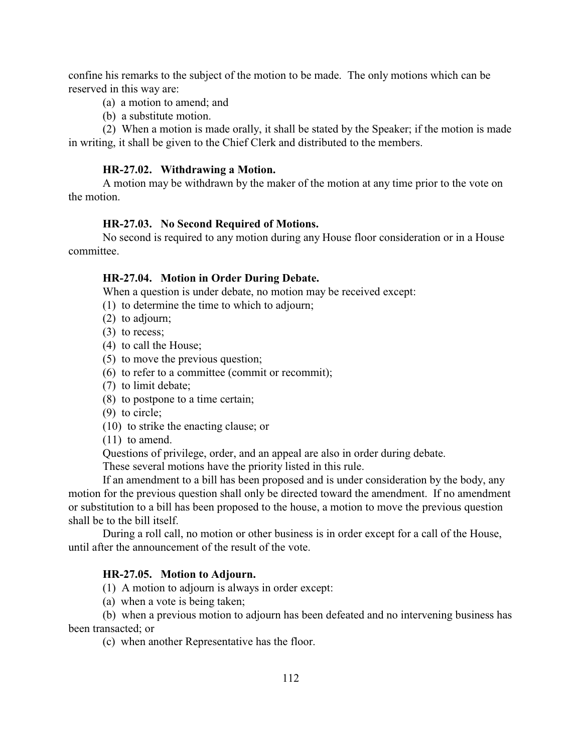confine his remarks to the subject of the motion to be made. The only motions which can be reserved in this way are:

(a) a motion to amend; and

(b) a substitute motion.

(2) When a motion is made orally, it shall be stated by the Speaker; if the motion is made in writing, it shall be given to the Chief Clerk and distributed to the members.

### HR-27.02. Withdrawing a Motion.

A motion may be withdrawn by the maker of the motion at any time prior to the vote on the motion.

### HR-27.03. No Second Required of Motions.

No second is required to any motion during any House floor consideration or in a House committee.

### HR-27.04. Motion in Order During Debate.

When a question is under debate, no motion may be received except:

(1) to determine the time to which to adjourn;

(2) to adjourn;

(3) to recess;

(4) to call the House;

(5) to move the previous question;

(6) to refer to a committee (commit or recommit);

(7) to limit debate;

(8) to postpone to a time certain;

(9) to circle;

(10) to strike the enacting clause; or

(11) to amend.

Questions of privilege, order, and an appeal are also in order during debate.

These several motions have the priority listed in this rule.

If an amendment to a bill has been proposed and is under consideration by the body, any motion for the previous question shall only be directed toward the amendment. If no amendment or substitution to a bill has been proposed to the house, a motion to move the previous question shall be to the bill itself.

During a roll call, no motion or other business is in order except for a call of the House, until after the announcement of the result of the vote.

### HR-27.05. Motion to Adjourn.

(1) A motion to adjourn is always in order except:

(a) when a vote is being taken;

(b) when a previous motion to adjourn has been defeated and no intervening business has been transacted; or

(c) when another Representative has the floor.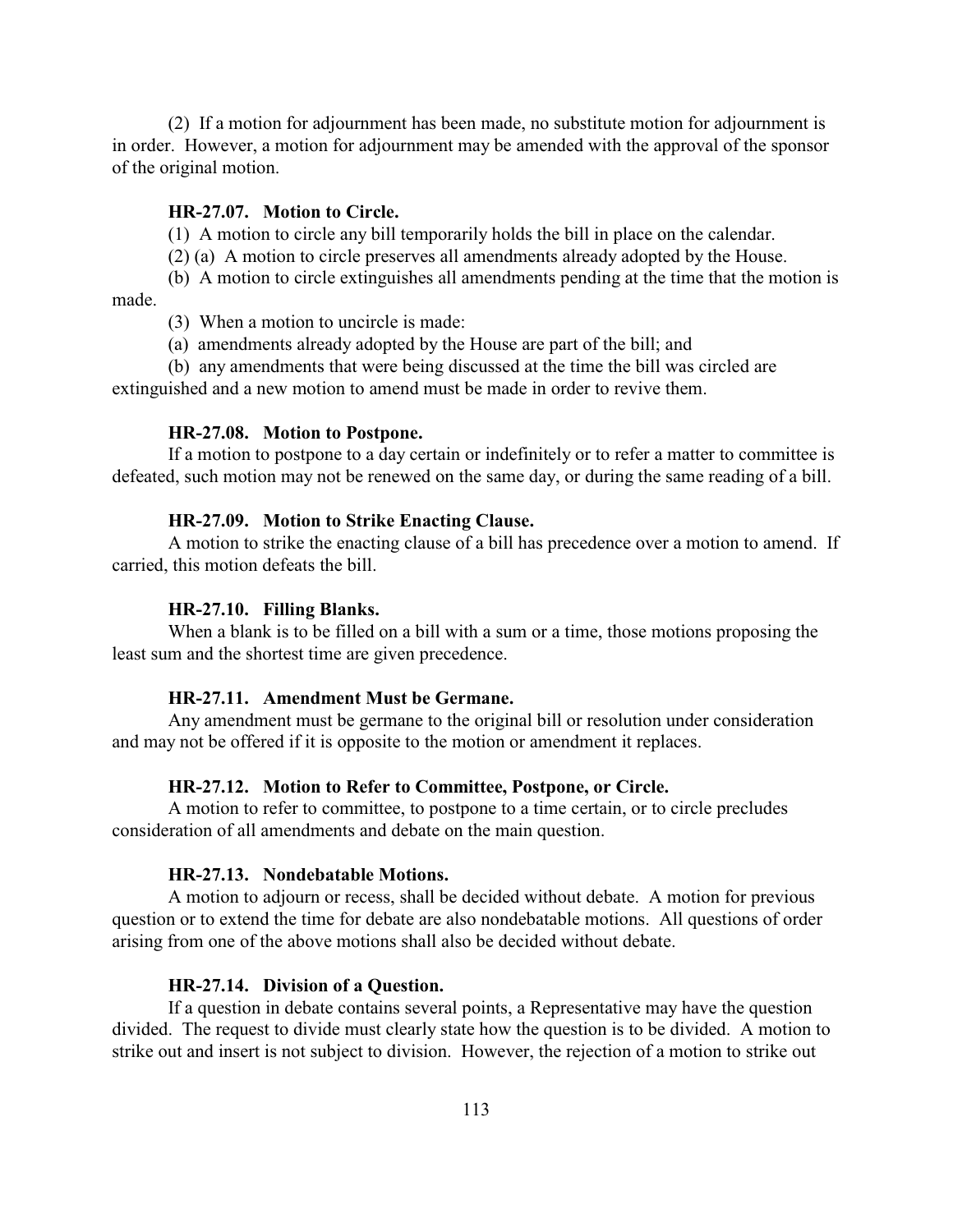(2) If a motion for adjournment has been made, no substitute motion for adjournment is in order. However, a motion for adjournment may be amended with the approval of the sponsor of the original motion.

### HR-27.07. Motion to Circle.

(1) A motion to circle any bill temporarily holds the bill in place on the calendar.

(2) (a) A motion to circle preserves all amendments already adopted by the House.

(b) A motion to circle extinguishes all amendments pending at the time that the motion is made.

(3) When a motion to uncircle is made:

(a) amendments already adopted by the House are part of the bill; and

(b) any amendments that were being discussed at the time the bill was circled are extinguished and a new motion to amend must be made in order to revive them.

### HR-27.08. Motion to Postpone.

If a motion to postpone to a day certain or indefinitely or to refer a matter to committee is defeated, such motion may not be renewed on the same day, or during the same reading of a bill.

### HR-27.09. Motion to Strike Enacting Clause.

A motion to strike the enacting clause of a bill has precedence over a motion to amend. If carried, this motion defeats the bill.

### HR-27.10. Filling Blanks.

When a blank is to be filled on a bill with a sum or a time, those motions proposing the least sum and the shortest time are given precedence.

### HR-27.11. Amendment Must be Germane.

Any amendment must be germane to the original bill or resolution under consideration and may not be offered if it is opposite to the motion or amendment it replaces.

### HR-27.12. Motion to Refer to Committee, Postpone, or Circle.

A motion to refer to committee, to postpone to a time certain, or to circle precludes consideration of all amendments and debate on the main question.

### HR-27.13. Nondebatable Motions.

A motion to adjourn or recess, shall be decided without debate. A motion for previous question or to extend the time for debate are also nondebatable motions. All questions of order arising from one of the above motions shall also be decided without debate.

### HR-27.14. Division of a Question.

If a question in debate contains several points, a Representative may have the question divided. The request to divide must clearly state how the question is to be divided. A motion to strike out and insert is not subject to division. However, the rejection of a motion to strike out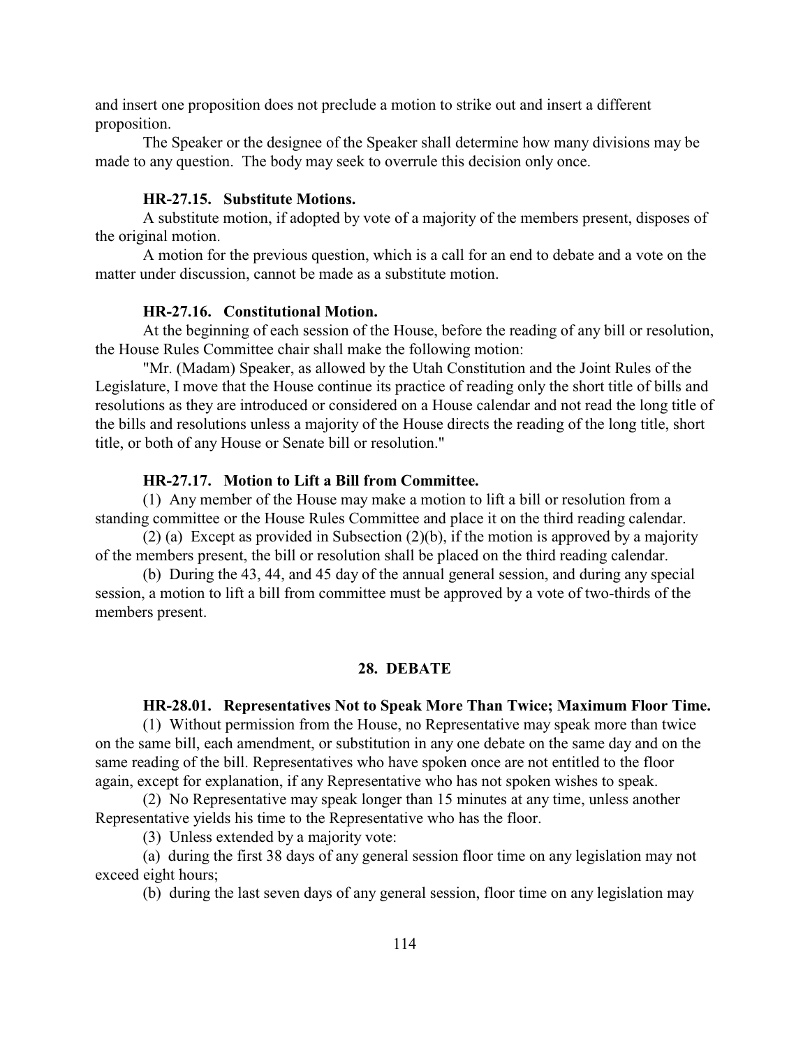and insert one proposition does not preclude a motion to strike out and insert a different proposition.

The Speaker or the designee of the Speaker shall determine how many divisions may be made to any question. The body may seek to overrule this decision only once.

**HR-27.15. Substitute Motions.**

A substitute motion, if adopted by vote of a majority of the members present, disposes of the original motion.

A motion for the previous question, which is a call for an end to debate and a vote on the matter under discussion, cannot be made as a substitute motion.

**HR-27.16. Constitutional Motion.**

At the beginning of each session of the House, before the reading of any bill or resolution, the House Rules Committee chair shall make the following motion:

"Mr. (Madam) Speaker, as allowed by the Utah Constitution and the Joint Rules of the Legislature, I move that the House continue its practice of reading only the short title of bills and resolutions as they are introduced or considered on a House calendar and not read the long title of the bills and resolutions unless a majority of the House directs the reading of the long title, short title, or both of any House or Senate bill or resolution."

**HR-27.17. Motion to Lift a Bill from Committee.**

(1) Any member of the House may make a motion to lift a bill or resolution from a standing committee or the House Rules Committee and place it on the third reading calendar.

(2) (a) Except as provided in Subsection (2)(b), if the motion is approved by a majority of the members present, the bill or resolution shall be placed on the third reading calendar.

(b) During the 43, 44, and 45 day of the annual general session, and during any special session, a motion to lift a bill from committee must be approved by a vote of two-thirds of the members present.

## 28. DEBATE

**HR-28.01. Representatives Not to Speak More Than Twice; Maximum Floor Time.**

(1) Without permission from the House, no Representative may speak more than twice on the same bill, each amendment, or substitution in any one debate on the same day and on the same reading of the bill. Representatives who have spoken once are not entitled to the floor again, except for explanation, if any Representative who has not spoken wishes to speak.

(2) No Representative may speak longer than 15 minutes at any time, unless another Representative yields his time to the Representative who has the floor.

(3) Unless extended by a majority vote:

(a) during the first 38 days of any general session floor time on any legislation may not exceed eight hours;

(b) during the last seven days of any general session, floor time on any legislation may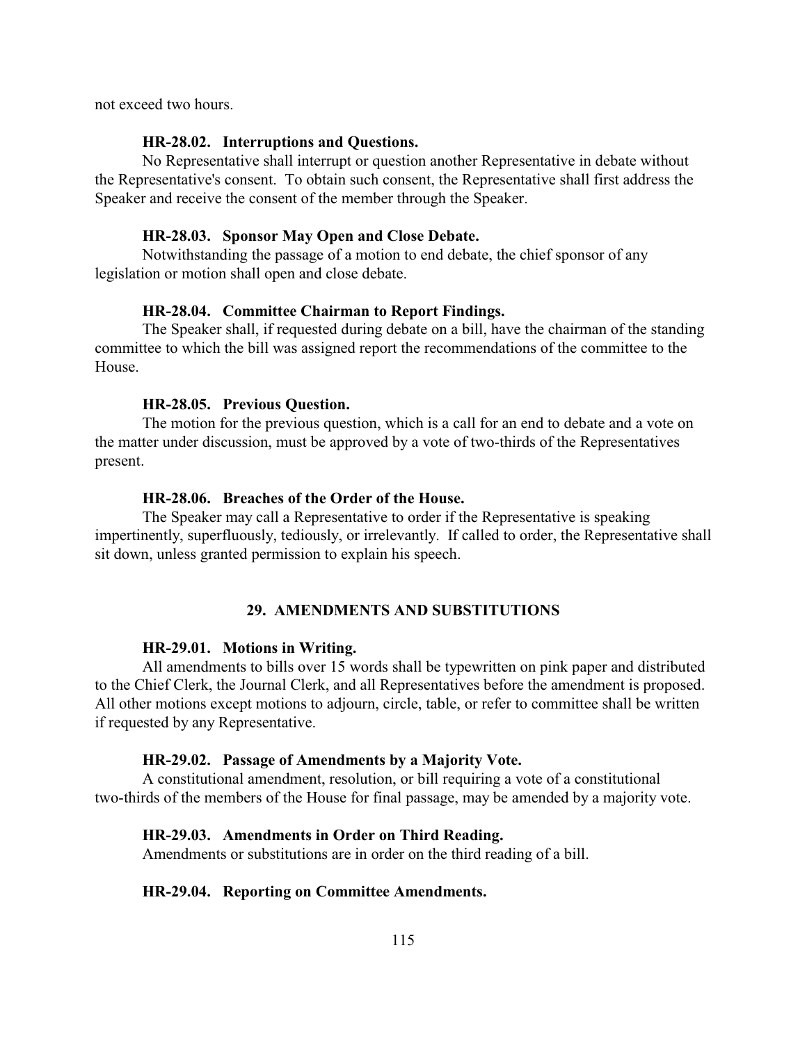not exceed two hours.

**HR-28.02. Interruptions and Questions.**

No Representative shall interrupt or question another Representative in debate without the Representative's consent. To obtain such consent, the Representative shall first address the Speaker and receive the consent of the member through the Speaker.

**HR-28.03. Sponsor May Open and Close Debate.**

Notwithstanding the passage of a motion to end debate, the chief sponsor of any legislation or motion shall open and close debate.

**HR-28.04. Committee Chairman to Report Findings.**

The Speaker shall, if requested during debate on a bill, have the chairman of the standing committee to which the bill was assigned report the recommendations of the committee to the House.

**HR-28.05. Previous Question.**

The motion for the previous question, which is a call for an end to debate and a vote on the matter under discussion, must be approved by a vote of two-thirds of the Representatives present.

**HR-28.06. Breaches of the Order of the House.**

The Speaker may call a Representative to order if the Representative is speaking impertinently, superfluously, tediously, or irrelevantly. If called to order, the Representative shall sit down, unless granted permission to explain his speech.

## 29. AMENDMENTS AND SUBSTITUTIONS

**HR-29.01. Motions in Writing.**

All amendments to bills over 15 words shall be typewritten on pink paper and distributed to the Chief Clerk, the Journal Clerk, and all Representatives before the amendment is proposed. All other motions except motions to adjourn, circle, table, or refer to committee shall be written if requested by any Representative.

**HR-29.02. Passage of Amendments by a Majority Vote.**

A constitutional amendment, resolution, or bill requiring a vote of a constitutional two-thirds of the members of the House for final passage, may be amended by a majority vote.

**HR-29.03. Amendments in Order on Third Reading.**

Amendments or substitutions are in order on the third reading of a bill.

**HR-29.04. Reporting on Committee Amendments.**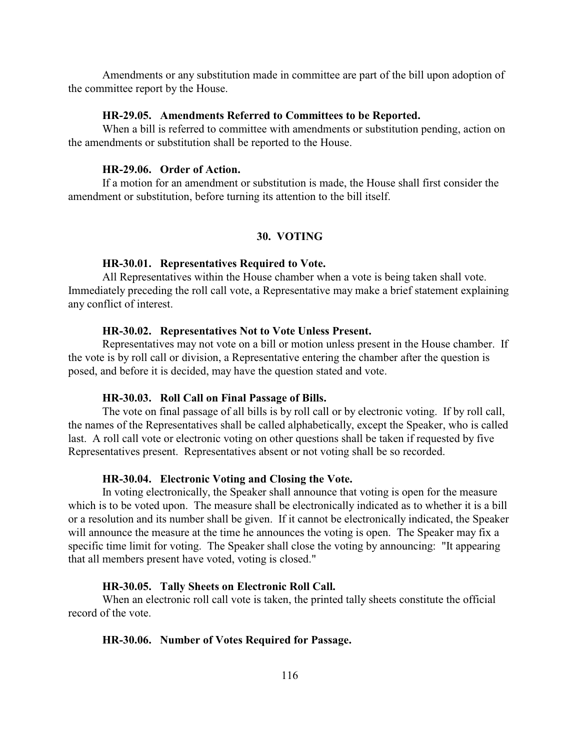Amendments or any substitution made in committee are part of the bill upon adoption of the committee report by the House.

### HR-29.05. Amendments Referred to Committees to be Reported.

When a bill is referred to committee with amendments or substitution pending, action on the amendments or substitution shall be reported to the House.

### HR-29.06. Order of Action.

If a motion for an amendment or substitution is made, the House shall first consider the amendment or substitution, before turning its attention to the bill itself.

## 30. VOTING

### HR-30.01. Representatives Required to Vote.

All Representatives within the House chamber when a vote is being taken shall vote. Immediately preceding the roll call vote, a Representative may make a brief statement explaining any conflict of interest.

### HR-30.02. Representatives Not to Vote Unless Present.

Representatives may not vote on a bill or motion unless present in the House chamber. If the vote is by roll call or division, a Representative entering the chamber after the question is posed, and before it is decided, may have the question stated and vote.

### HR-30.03. Roll Call on Final Passage of Bills.

The vote on final passage of all bills is by roll call or by electronic voting. If by roll call, the names of the Representatives shall be called alphabetically, except the Speaker, who is called last. A roll call vote or electronic voting on other questions shall be taken if requested by five Representatives present. Representatives absent or not voting shall be so recorded.

### HR-30.04. Electronic Voting and Closing the Vote.

In voting electronically, the Speaker shall announce that voting is open for the measure which is to be voted upon. The measure shall be electronically indicated as to whether it is a bill or a resolution and its number shall be given. If it cannot be electronically indicated, the Speaker will announce the measure at the time he announces the voting is open. The Speaker may fix a specific time limit for voting. The Speaker shall close the voting by announcing: "It appearing that all members present have voted, voting is closed."

### HR-30.05. Tally Sheets on Electronic Roll Call.

When an electronic roll call vote is taken, the printed tally sheets constitute the official record of the vote.

### HR-30.06. Number of Votes Required for Passage.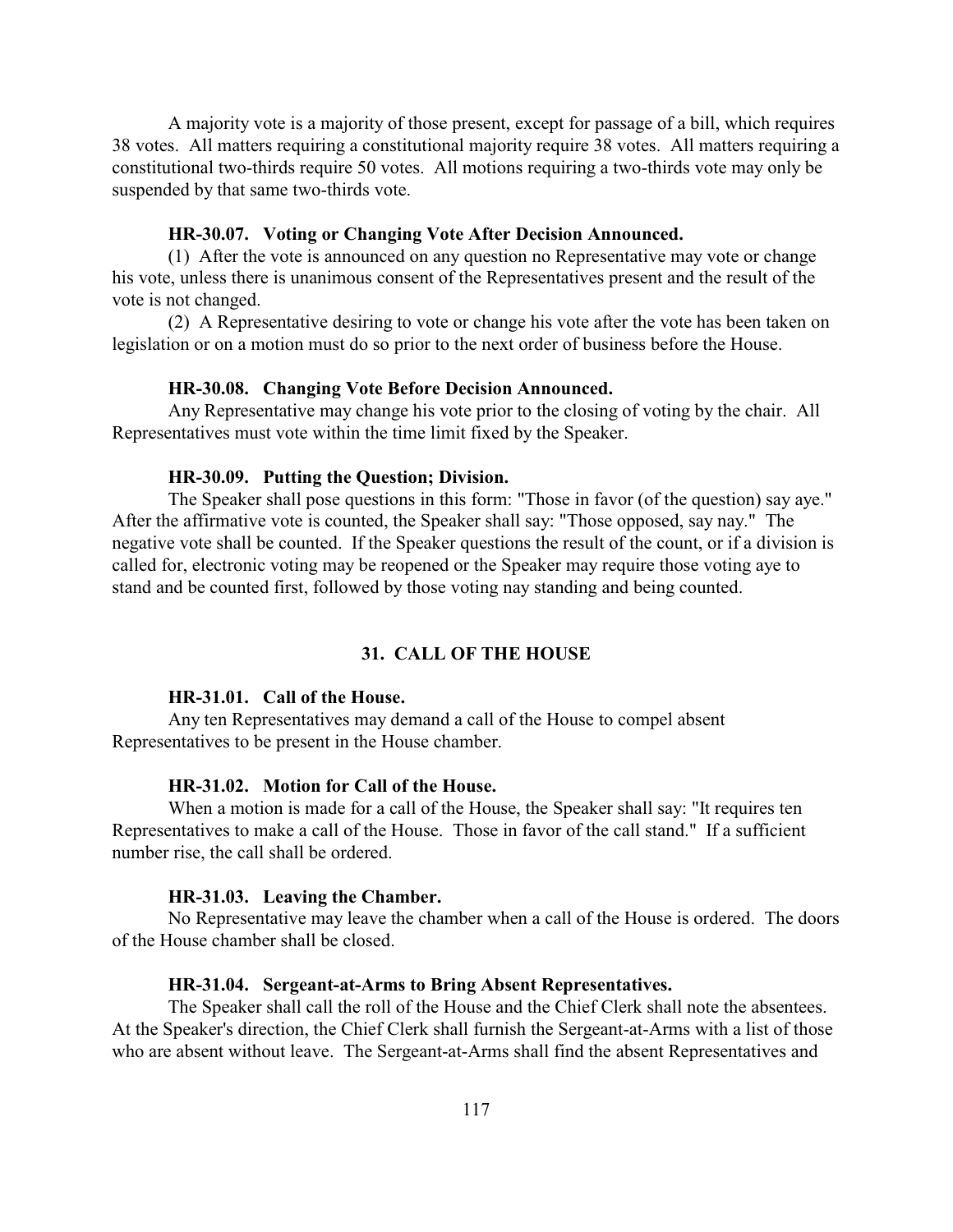A majority vote is a majority of those present, except for passage of a bill, which requires 38 votes. All matters requiring a constitutional majority require 38 votes. All matters requiring a constitutional two-thirds require 50 votes. All motions requiring a two-thirds vote may only be suspended by that same two-thirds vote.

#### HR-30.07. Voting or Changing Vote After Decision Announced.

(1) After the vote is announced on any question no Representative may vote or change his vote, unless there is unanimous consent of the Representatives present and the result of the vote is not changed.

(2) A Representative desiring to vote or change his vote after the vote has been taken on legislation or on a motion must do so prior to the next order of business before the House.

#### HR-30.08. Changing Vote Before Decision Announced.

Any Representative may change his vote prior to the closing of voting by the chair. All Representatives must vote within the time limit fixed by the Speaker.

#### HR-30.09. Putting the Question; Division.

The Speaker shall pose questions in this form: "Those in favor (of the question) say aye." After the affirmative vote is counted, the Speaker shall say: "Those opposed, say nay." The negative vote shall be counted. If the Speaker questions the result of the count, or if a division is called for, electronic voting may be reopened or the Speaker may require those voting aye to stand and be counted first, followed by those voting nay standing and being counted.

### 31. CALL OF THE HOUSE

#### HR-31.01. Call of the House.

Any ten Representatives may demand a call of the House to compel absent Representatives to be present in the House chamber.

#### HR-31.02. Motion for Call of the House.

When a motion is made for a call of the House, the Speaker shall say: "It requires ten Representatives to make a call of the House. Those in favor of the call stand." If a sufficient number rise, the call shall be ordered.

#### HR-31.03. Leaving the Chamber.

No Representative may leave the chamber when a call of the House is ordered. The doors of the House chamber shall be closed.

#### HR-31.04. Sergeant-at-Arms to Bring Absent Representatives.

The Speaker shall call the roll of the House and the Chief Clerk shall note the absentees. At the Speaker's direction, the Chief Clerk shall furnish the Sergeant-at-Arms with a list of those who are absent without leave. The Sergeant-at-Arms shall find the absent Representatives and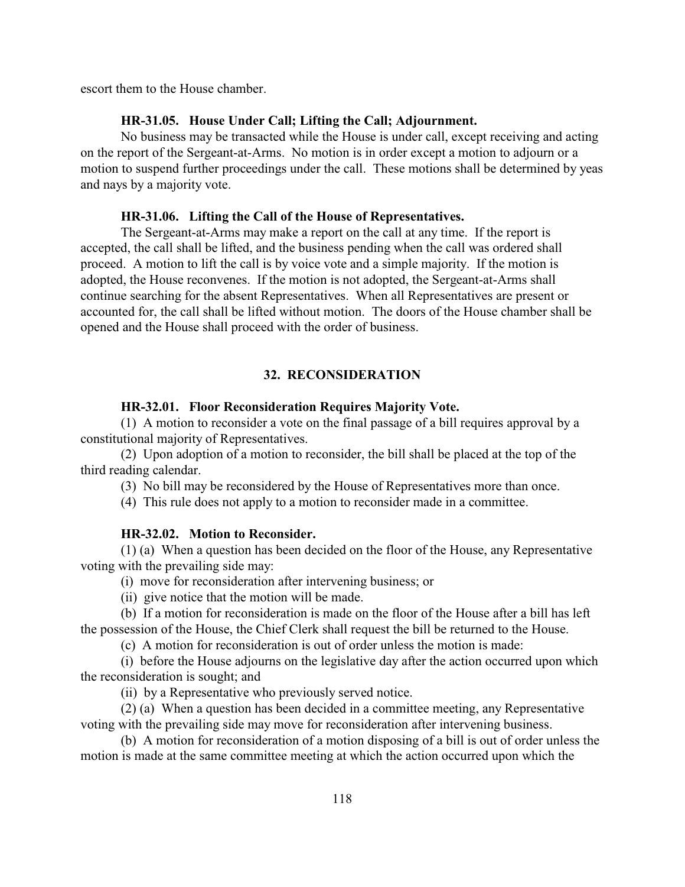escort them to the House chamber.

**HR-31.05. House Under Call; Lifting the Call; Adjournment.**

No business may be transacted while the House is under call, except receiving and acting on the report of the Sergeant-at-Arms. No motion is in order except a motion to adjourn or a motion to suspend further proceedings under the call. These motions shall be determined by yeas and nays by a majority vote.

**HR-31.06. Lifting the Call of the House of Representatives.**

The Sergeant-at-Arms may make a report on the call at any time. If the report is accepted, the call shall be lifted, and the business pending when the call was ordered shall proceed. A motion to lift the call is by voice vote and a simple majority. If the motion is adopted, the House reconvenes. If the motion is not adopted, the Sergeant-at-Arms shall continue searching for the absent Representatives. When all Representatives are present or accounted for, the call shall be lifted without motion. The doors of the House chamber shall be opened and the House shall proceed with the order of business.

## 32. RECONSIDERATION

**HR-32.01. Floor Reconsideration Requires Majority Vote.**

(1) A motion to reconsider a vote on the final passage of a bill requires approval by a constitutional majority of Representatives.

(2) Upon adoption of a motion to reconsider, the bill shall be placed at the top of the third reading calendar.

(3) No bill may be reconsidered by the House of Representatives more than once.

(4) This rule does not apply to a motion to reconsider made in a committee.

**HR-32.02. Motion to Reconsider.**

(1) (a) When a question has been decided on the floor of the House, any Representative voting with the prevailing side may:

(i) move for reconsideration after intervening business; or

(ii) give notice that the motion will be made.

(b) If a motion for reconsideration is made on the floor of the House after a bill has left the possession of the House, the Chief Clerk shall request the bill be returned to the House.

(c) A motion for reconsideration is out of order unless the motion is made:

(i) before the House adjourns on the legislative day after the action occurred upon which the reconsideration is sought; and

(ii) by a Representative who previously served notice.

(2) (a) When a question has been decided in a committee meeting, any Representative voting with the prevailing side may move for reconsideration after intervening business.

(b) A motion for reconsideration of a motion disposing of a bill is out of order unless the motion is made at the same committee meeting at which the action occurred upon which the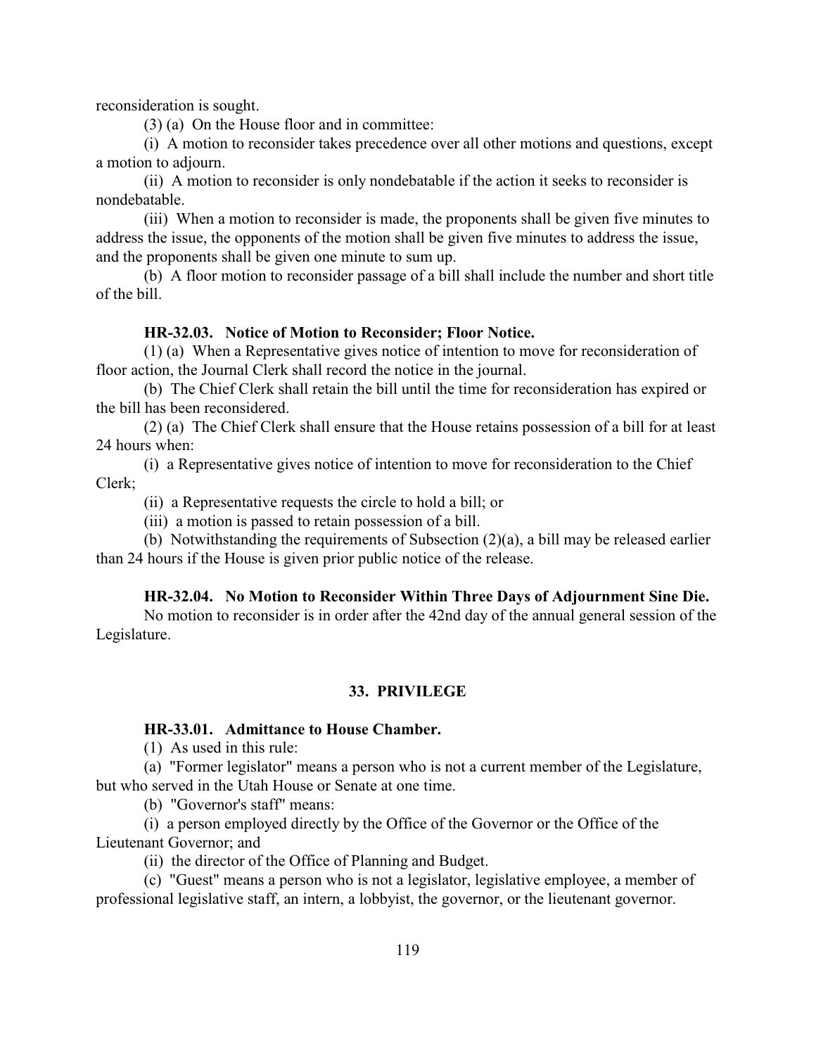reconsideration is sought.

(3) (a) On the House floor and in committee:

(i) A motion to reconsider takes precedence over all other motions and questions, except a motion to adjourn.

(ii) A motion to reconsider is only nondebatable if the action it seeks to reconsider is nondebatable.

(iii) When a motion to reconsider is made, the proponents shall be given five minutes to address the issue, the opponents of the motion shall be given five minutes to address the issue, and the proponents shall be given one minute to sum up.

(b) A floor motion to reconsider passage of a bill shall include the number and short title of the bill.

**HR-32.03. Notice of Motion to Reconsider; Floor Notice.**

(1) (a) When a Representative gives notice of intention to move for reconsideration of floor action, the Journal Clerk shall record the notice in the journal.

(b) The Chief Clerk shall retain the bill until the time for reconsideration has expired or the bill has been reconsidered.

(2) (a) The Chief Clerk shall ensure that the House retains possession of a bill for at least 24 hours when:

(i) a Representative gives notice of intention to move for reconsideration to the Chief Clerk;

(ii) a Representative requests the circle to hold a bill; or

(iii) a motion is passed to retain possession of a bill.

(b) Notwithstanding the requirements of Subsection (2)(a), a bill may be released earlier than 24 hours if the House is given prior public notice of the release.

**HR-32.04. No Motion to Reconsider Within Three Days of Adjournment Sine Die.**

No motion to reconsider is in order after the 42nd day of the annual general session of the Legislature.

## 33. PRIVILEGE

**HR-33.01. Admittance to House Chamber.**

(1) As used in this rule:

(a) "Former legislator" means a person who is not a current member of the Legislature, but who served in the Utah House or Senate at one time.

(b) "Governor's staff" means:

(i) a person employed directly by the Office of the Governor or the Office of the Lieutenant Governor; and

(ii) the director of the Office of Planning and Budget.

(c) "Guest" means a person who is not a legislator, legislative employee, a member of professional legislative staff, an intern, a lobbyist, the governor, or the lieutenant governor.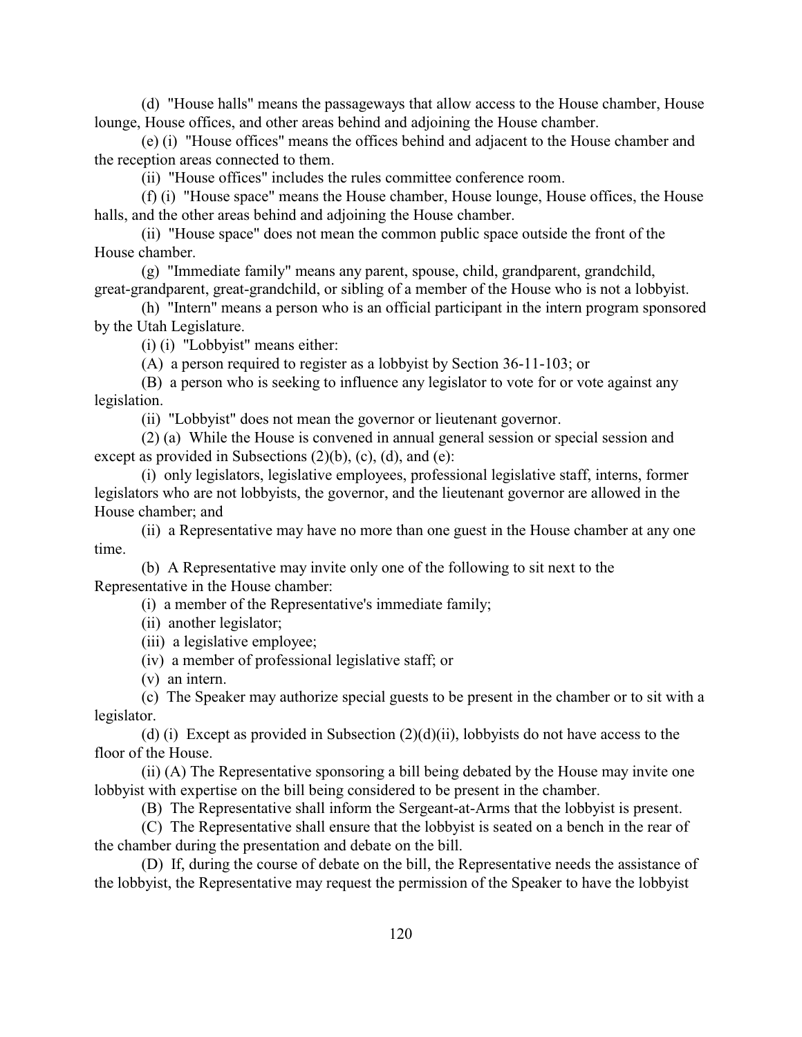(d) "House halls" means the passageways that allow access to the House chamber, House lounge, House offices, and other areas behind and adjoining the House chamber.

(e) (i) "House offices" means the offices behind and adjacent to the House chamber and the reception areas connected to them.

(ii) "House offices" includes the rules committee conference room.

(f) (i) "House space" means the House chamber, House lounge, House offices, the House halls, and the other areas behind and adjoining the House chamber.

(ii) "House space" does not mean the common public space outside the front of the House chamber.

(g) "Immediate family" means any parent, spouse, child, grandparent, grandchild, great-grandparent, great-grandchild, or sibling of a member of the House who is not a lobbyist.

(h) "Intern" means a person who is an official participant in the intern program sponsored by the Utah Legislature.

(i) (i) "Lobbyist" means either:

(A) a person required to register as a lobbyist by Section 36-11-103; or

(B) a person who is seeking to influence any legislator to vote for or vote against any legislation.

(ii) "Lobbyist" does not mean the governor or lieutenant governor.

(2) (a) While the House is convened in annual general session or special session and except as provided in Subsections (2)(b), (c), (d), and (e):

(i) only legislators, legislative employees, professional legislative staff, interns, former legislators who are not lobbyists, the governor, and the lieutenant governor are allowed in the House chamber; and

(ii) a Representative may have no more than one guest in the House chamber at any one time.

(b) A Representative may invite only one of the following to sit next to the Representative in the House chamber:

(i) a member of the Representative's immediate family;

(ii) another legislator;

(iii) a legislative employee;

(iv) a member of professional legislative staff; or

(v) an intern.

(c) The Speaker may authorize special guests to be present in the chamber or to sit with a legislator.

(d) (i) Except as provided in Subsection (2)(d)(ii), lobbyists do not have access to the floor of the House.

(ii) (A) The Representative sponsoring a bill being debated by the House may invite one lobbyist with expertise on the bill being considered to be present in the chamber.

(B) The Representative shall inform the Sergeant-at-Arms that the lobbyist is present.

(C) The Representative shall ensure that the lobbyist is seated on a bench in the rear of the chamber during the presentation and debate on the bill.

(D) If, during the course of debate on the bill, the Representative needs the assistance of the lobbyist, the Representative may request the permission of the Speaker to have the lobbyist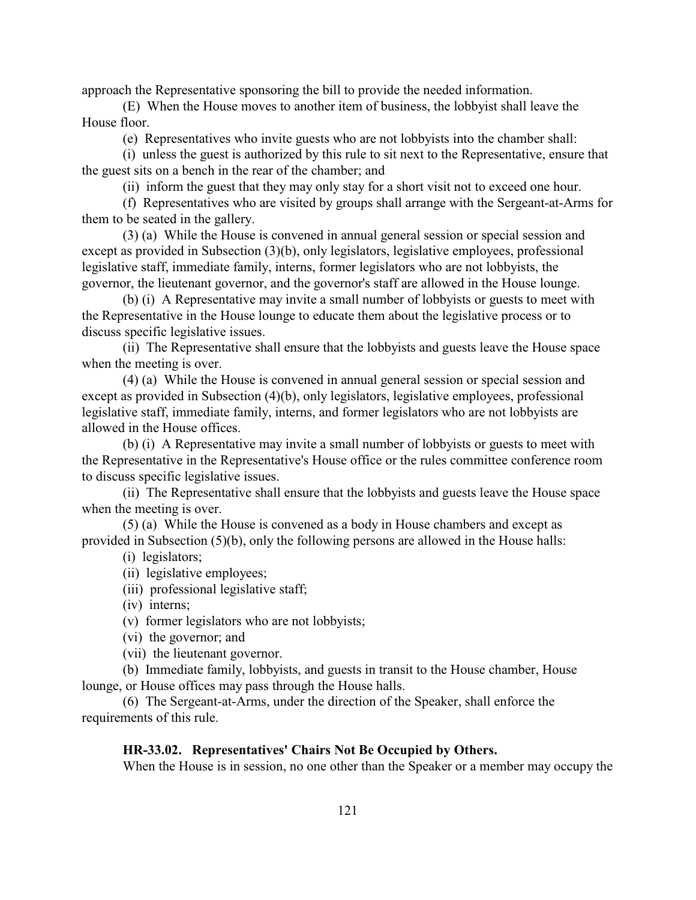approach the Representative sponsoring the bill to provide the needed information.

(E) When the House moves to another item of business, the lobbyist shall leave the House floor.

(e) Representatives who invite guests who are not lobbyists into the chamber shall:

(i) unless the guest is authorized by this rule to sit next to the Representative, ensure that the guest sits on a bench in the rear of the chamber; and

(ii) inform the guest that they may only stay for a short visit not to exceed one hour.

(f) Representatives who are visited by groups shall arrange with the Sergeant-at-Arms for them to be seated in the gallery.

(3) (a) While the House is convened in annual general session or special session and except as provided in Subsection (3)(b), only legislators, legislative employees, professional legislative staff, immediate family, interns, former legislators who are not lobbyists, the governor, the lieutenant governor, and the governor's staff are allowed in the House lounge.

(b) (i) A Representative may invite a small number of lobbyists or guests to meet with the Representative in the House lounge to educate them about the legislative process or to discuss specific legislative issues.

(ii) The Representative shall ensure that the lobbyists and guests leave the House space when the meeting is over.

(4) (a) While the House is convened in annual general session or special session and except as provided in Subsection (4)(b), only legislators, legislative employees, professional legislative staff, immediate family, interns, and former legislators who are not lobbyists are allowed in the House offices.

(b) (i) A Representative may invite a small number of lobbyists or guests to meet with the Representative in the Representative's House office or the rules committee conference room to discuss specific legislative issues.

(ii) The Representative shall ensure that the lobbyists and guests leave the House space when the meeting is over.

(5) (a) While the House is convened as a body in House chambers and except as provided in Subsection (5)(b), only the following persons are allowed in the House halls:

(i) legislators;

(ii) legislative employees;

(iii) professional legislative staff;

(iv) interns;

(v) former legislators who are not lobbyists;

(vi) the governor; and

(vii) the lieutenant governor.

(b) Immediate family, lobbyists, and guests in transit to the House chamber, House lounge, or House offices may pass through the House halls.

(6) The Sergeant-at-Arms, under the direction of the Speaker, shall enforce the requirements of this rule.

**HR-33.02. Representatives' Chairs Not Be Occupied by Others.**

When the House is in session, no one other than the Speaker or a member may occupy the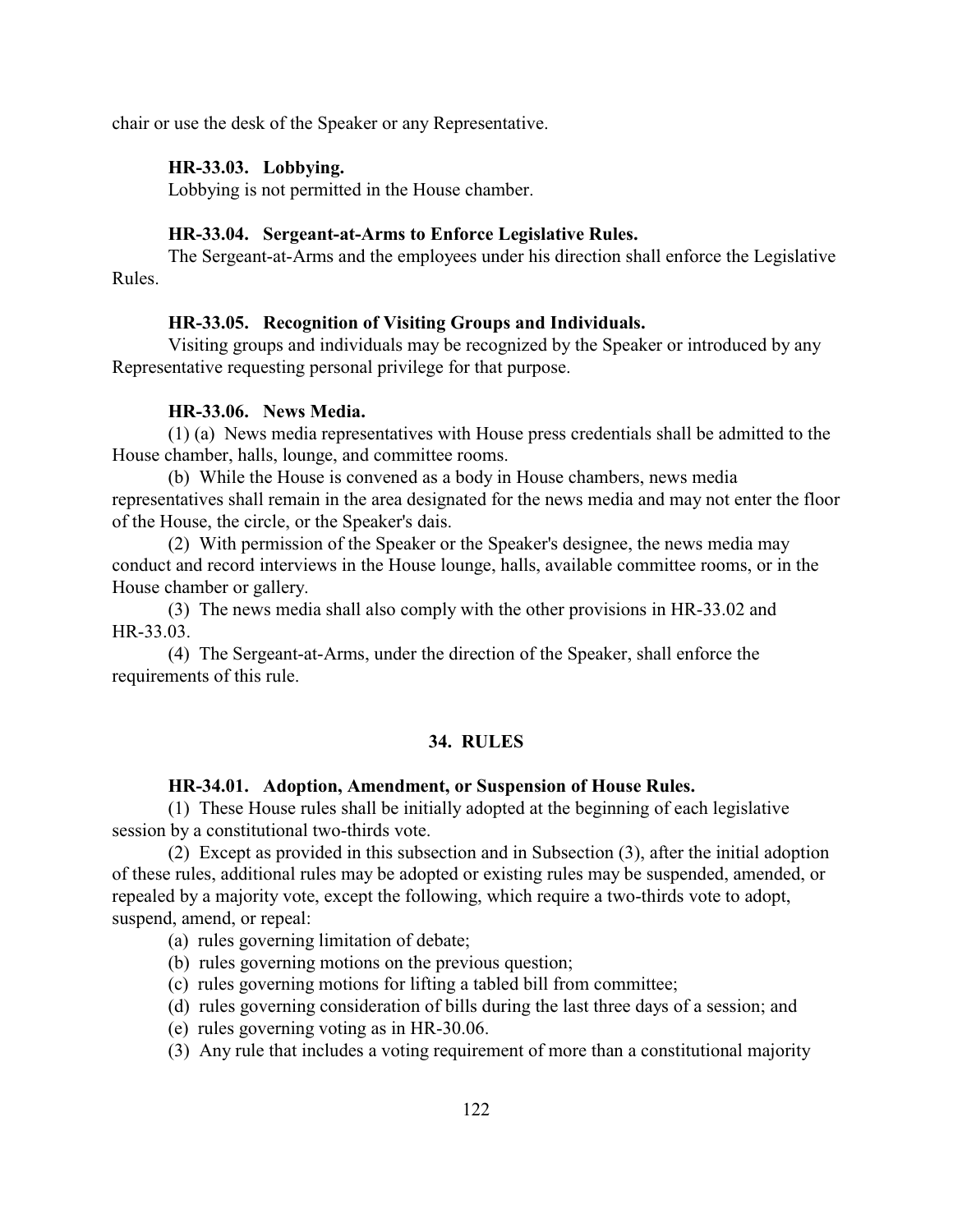chair or use the desk of the Speaker or any Representative.

**HR-33.03. Lobbying.**

Lobbying is not permitted in the House chamber.

**HR-33.04. Sergeant-at-Arms to Enforce Legislative Rules.**

The Sergeant-at-Arms and the employees under his direction shall enforce the Legislative Rules.

**HR-33.05. Recognition of Visiting Groups and Individuals.**

Visiting groups and individuals may be recognized by the Speaker or introduced by any Representative requesting personal privilege for that purpose.

**HR-33.06. News Media.**

(1) (a) News media representatives with House press credentials shall be admitted to the House chamber, halls, lounge, and committee rooms.

(b) While the House is convened as a body in House chambers, news media representatives shall remain in the area designated for the news media and may not enter the floor of the House, the circle, or the Speaker's dais.

(2) With permission of the Speaker or the Speaker's designee, the news media may conduct and record interviews in the House lounge, halls, available committee rooms, or in the House chamber or gallery.

(3) The news media shall also comply with the other provisions in HR-33.02 and HR-33.03.

(4) The Sergeant-at-Arms, under the direction of the Speaker, shall enforce the requirements of this rule.

## 34. RULES

**HR-34.01. Adoption, Amendment, or Suspension of House Rules.**

(1) These House rules shall be initially adopted at the beginning of each legislative session by a constitutional two-thirds vote.

(2) Except as provided in this subsection and in Subsection (3), after the initial adoption of these rules, additional rules may be adopted or existing rules may be suspended, amended, or repealed by a majority vote, except the following, which require a two-thirds vote to adopt, suspend, amend, or repeal:

(a) rules governing limitation of debate;

(b) rules governing motions on the previous question;

(c) rules governing motions for lifting a tabled bill from committee;

(d) rules governing consideration of bills during the last three days of a session; and

(e) rules governing voting as in HR-30.06.

(3) Any rule that includes a voting requirement of more than a constitutional majority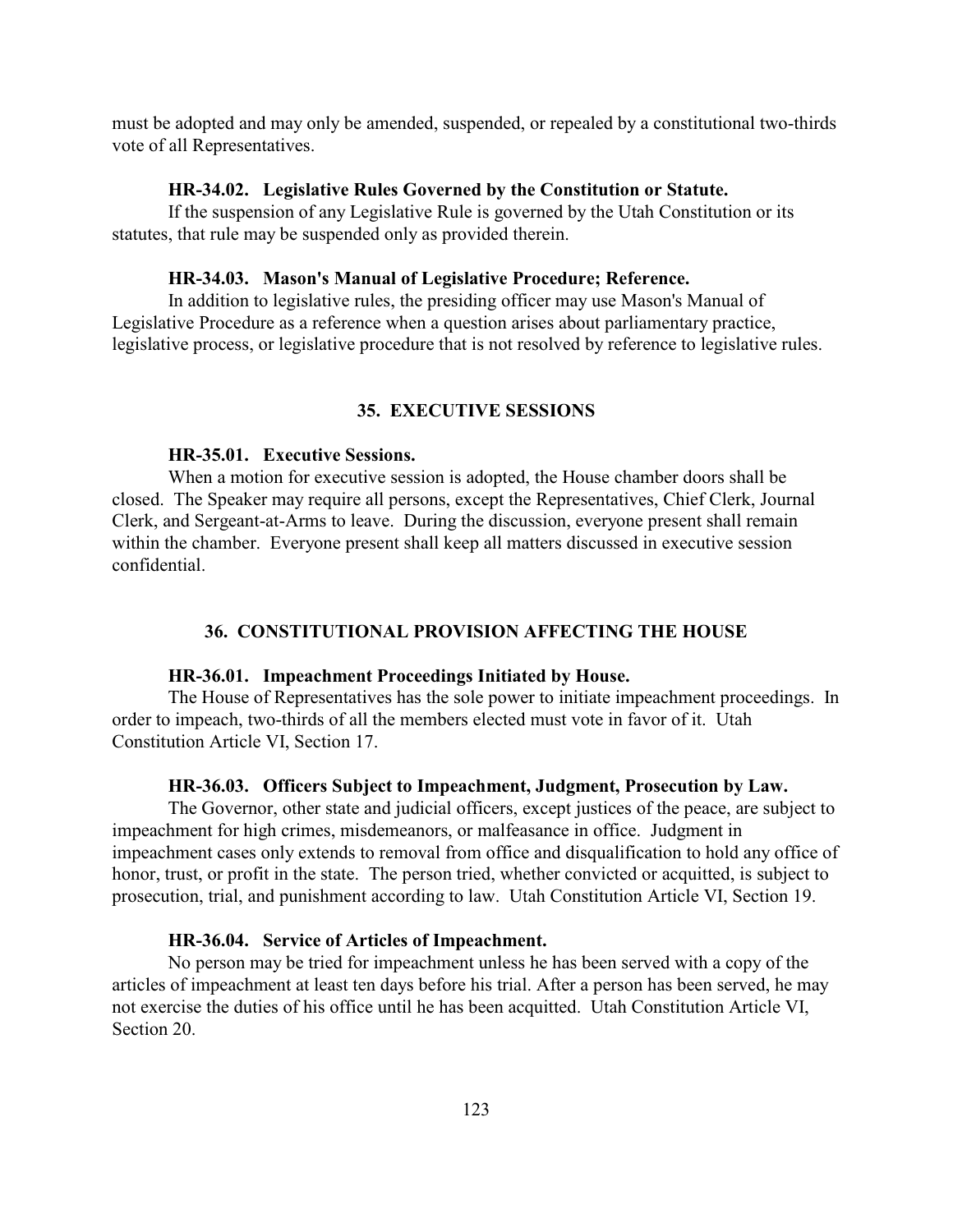must be adopted and may only be amended, suspended, or repealed by a constitutional two-thirds vote of all Representatives.

**HR-34.02. Legislative Rules Governed by the Constitution or Statute.**

If the suspension of any Legislative Rule is governed by the Utah Constitution or its statutes, that rule may be suspended only as provided therein.

**HR-34.03. Mason's Manual of Legislative Procedure; Reference.**

In addition to legislative rules, the presiding officer may use Mason's Manual of Legislative Procedure as a reference when a question arises about parliamentary practice, legislative process, or legislative procedure that is not resolved by reference to legislative rules.

## 35. EXECUTIVE SESSIONS

**HR-35.01. Executive Sessions.**

When a motion for executive session is adopted, the House chamber doors shall be closed. The Speaker may require all persons, except the Representatives, Chief Clerk, Journal Clerk, and Sergeant-at-Arms to leave. During the discussion, everyone present shall remain within the chamber. Everyone present shall keep all matters discussed in executive session confidential.

## 36. CONSTITUTIONAL PROVISION AFFECTING THE HOUSE

**HR-36.01. Impeachment Proceedings Initiated by House.**

The House of Representatives has the sole power to initiate impeachment proceedings. In order to impeach, two-thirds of all the members elected must vote in favor of it. Utah Constitution Article VI, Section 17.

**HR-36.03. Officers Subject to Impeachment, Judgment, Prosecution by Law.**

The Governor, other state and judicial officers, except justices of the peace, are subject to impeachment for high crimes, misdemeanors, or malfeasance in office. Judgment in impeachment cases only extends to removal from office and disqualification to hold any office of honor, trust, or profit in the state. The person tried, whether convicted or acquitted, is subject to prosecution, trial, and punishment according to law. Utah Constitution Article VI, Section 19.

**HR-36.04. Service of Articles of Impeachment.**

No person may be tried for impeachment unless he has been served with a copy of the articles of impeachment at least ten days before his trial. After a person has been served, he may not exercise the duties of his office until he has been acquitted. Utah Constitution Article VI, Section 20.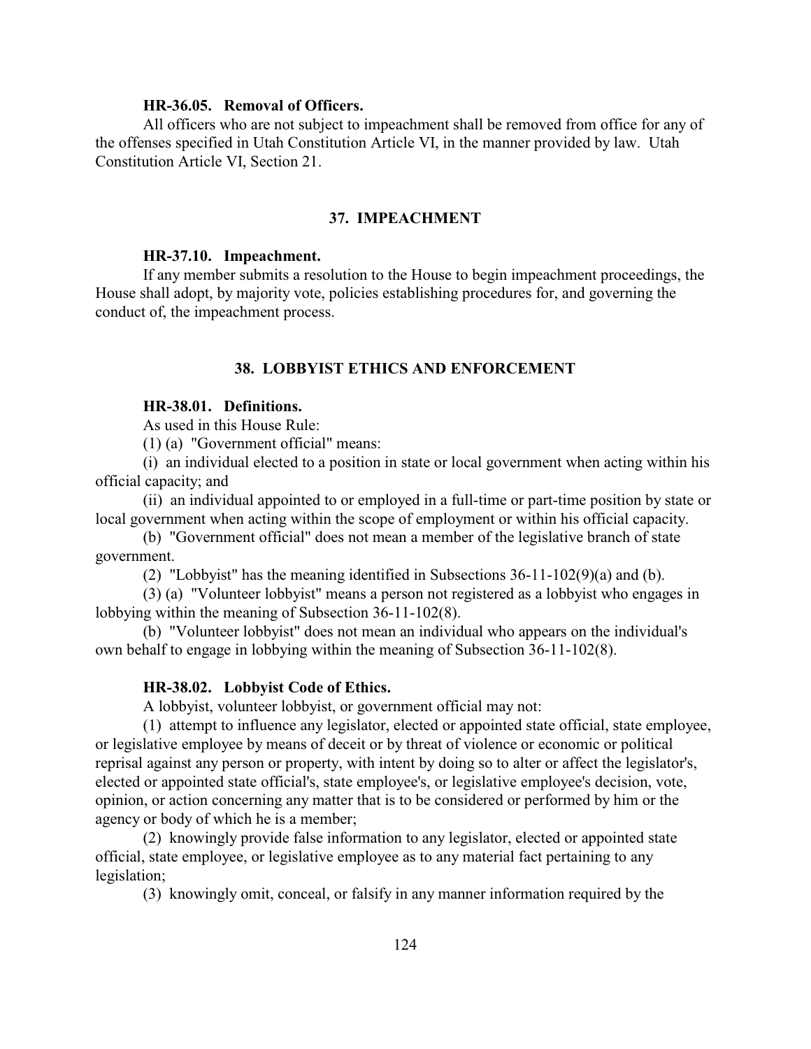**HR-36.05. Removal of Officers.**

All officers who are not subject to impeachment shall be removed from office for any of the offenses specified in Utah Constitution Article VI, in the manner provided by law. Utah Constitution Article VI, Section 21.

## 37. IMPEACHMENT

**HR-37.10. Impeachment.**

If any member submits a resolution to the House to begin impeachment proceedings, the House shall adopt, by majority vote, policies establishing procedures for, and governing the conduct of, the impeachment process.

## 38. LOBBYIST ETHICS AND ENFORCEMENT

**HR-38.01. Definitions.**

As used in this House Rule:

(1) (a) "Government official" means:

(i) an individual elected to a position in state or local government when acting within his official capacity; and

(ii) an individual appointed to or employed in a full-time or part-time position by state or local government when acting within the scope of employment or within his official capacity.

(b) "Government official" does not mean a member of the legislative branch of state government.

(2) "Lobbyist" has the meaning identified in Subsections 36-11-102(9)(a) and (b).

(3) (a) "Volunteer lobbyist" means a person not registered as a lobbyist who engages in lobbying within the meaning of Subsection 36-11-102(8).

(b) "Volunteer lobbyist" does not mean an individual who appears on the individual's own behalf to engage in lobbying within the meaning of Subsection 36-11-102(8).

**HR-38.02. Lobbyist Code of Ethics.**

A lobbyist, volunteer lobbyist, or government official may not:

(1) attempt to influence any legislator, elected or appointed state official, state employee, or legislative employee by means of deceit or by threat of violence or economic or political reprisal against any person or property, with intent by doing so to alter or affect the legislator's, elected or appointed state official's, state employee's, or legislative employee's decision, vote, opinion, or action concerning any matter that is to be considered or performed by him or the agency or body of which he is a member;

(2) knowingly provide false information to any legislator, elected or appointed state official, state employee, or legislative employee as to any material fact pertaining to any legislation;

(3) knowingly omit, conceal, or falsify in any manner information required by the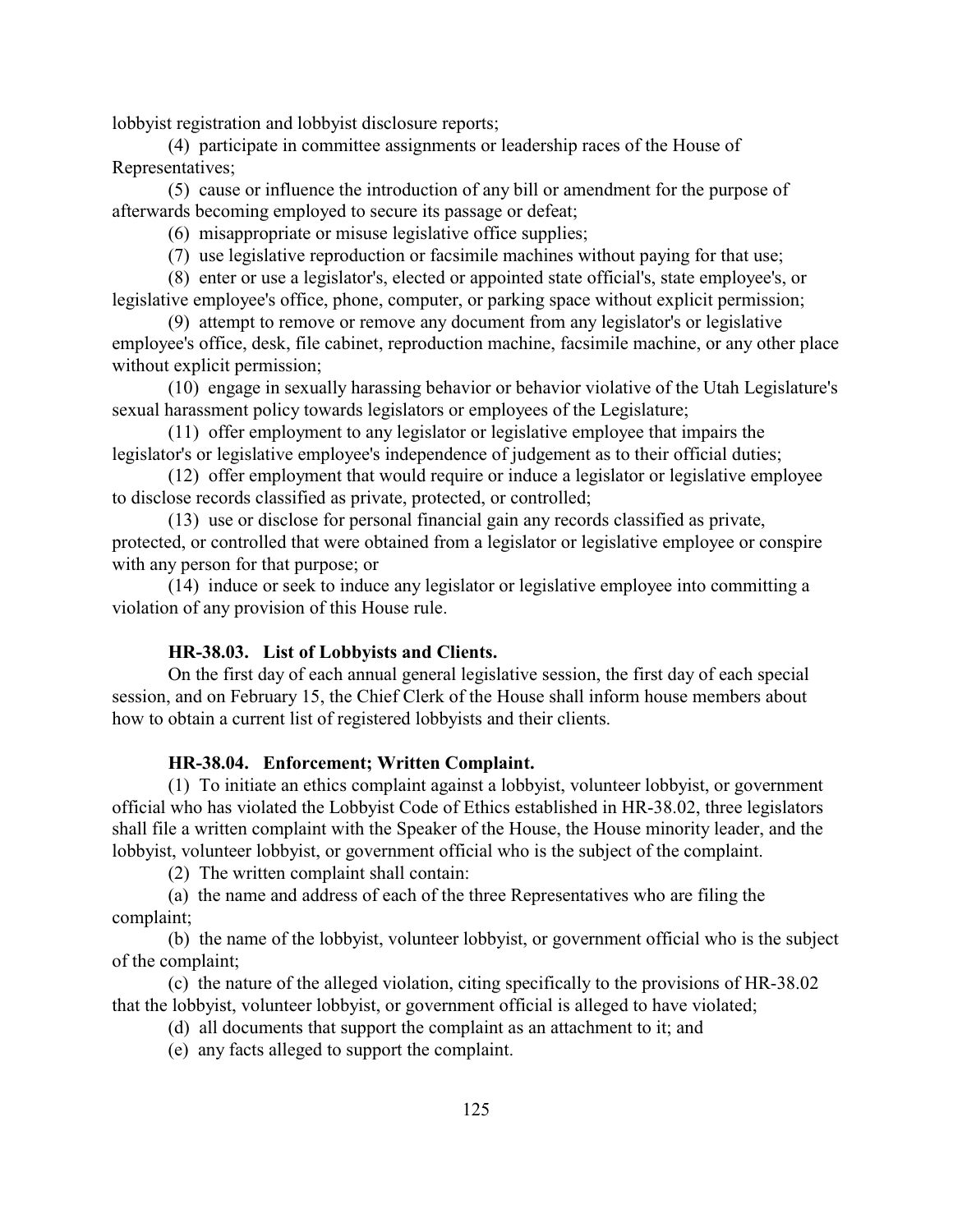lobbyist registration and lobbyist disclosure reports;

(4) participate in committee assignments or leadership races of the House of Representatives;

(5) cause or influence the introduction of any bill or amendment for the purpose of afterwards becoming employed to secure its passage or defeat;

(6) misappropriate or misuse legislative office supplies;

(7) use legislative reproduction or facsimile machines without paying for that use;

(8) enter or use a legislator's, elected or appointed state official's, state employee's, or legislative employee's office, phone, computer, or parking space without explicit permission;

(9) attempt to remove or remove any document from any legislator's or legislative employee's office, desk, file cabinet, reproduction machine, facsimile machine, or any other place without explicit permission;

(10) engage in sexually harassing behavior or behavior violative of the Utah Legislature's sexual harassment policy towards legislators or employees of the Legislature;

(11) offer employment to any legislator or legislative employee that impairs the legislator's or legislative employee's independence of judgement as to their official duties;

(12) offer employment that would require or induce a legislator or legislative employee to disclose records classified as private, protected, or controlled;

(13) use or disclose for personal financial gain any records classified as private, protected, or controlled that were obtained from a legislator or legislative employee or conspire with any person for that purpose; or

(14) induce or seek to induce any legislator or legislative employee into committing a violation of any provision of this House rule.

**HR-38.03. List of Lobbyists and Clients.**

On the first day of each annual general legislative session, the first day of each special session, and on February 15, the Chief Clerk of the House shall inform house members about how to obtain a current list of registered lobbyists and their clients.

**HR-38.04. Enforcement; Written Complaint.**

(1) To initiate an ethics complaint against a lobbyist, volunteer lobbyist, or government official who has violated the Lobbyist Code of Ethics established in HR-38.02, three legislators shall file a written complaint with the Speaker of the House, the House minority leader, and the lobbyist, volunteer lobbyist, or government official who is the subject of the complaint.

(2) The written complaint shall contain:

(a) the name and address of each of the three Representatives who are filing the complaint;

(b) the name of the lobbyist, volunteer lobbyist, or government official who is the subject of the complaint;

(c) the nature of the alleged violation, citing specifically to the provisions of HR-38.02 that the lobbyist, volunteer lobbyist, or government official is alleged to have violated;

(d) all documents that support the complaint as an attachment to it; and

(e) any facts alleged to support the complaint.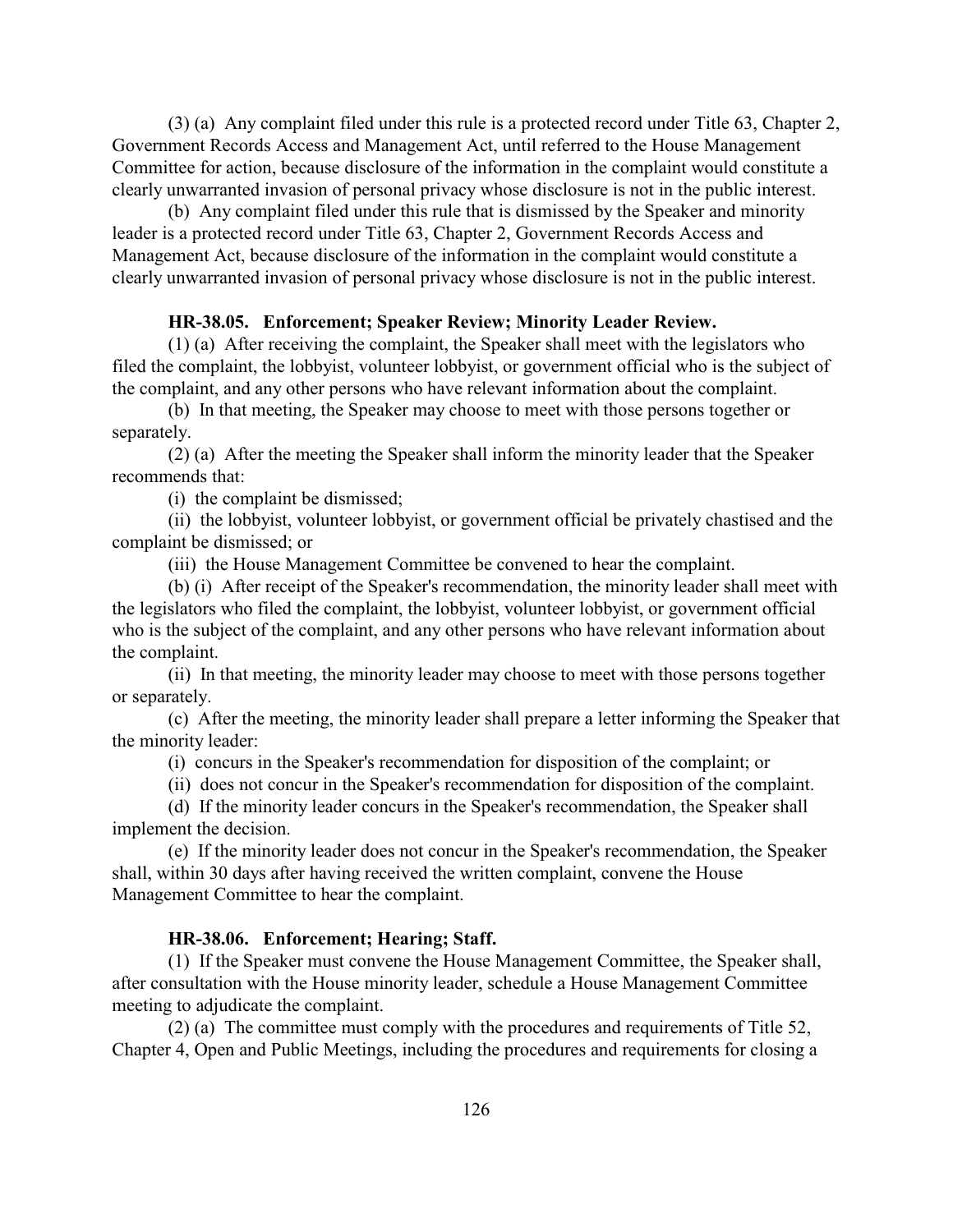(3) (a) Any complaint filed under this rule is a protected record under Title 63, Chapter 2, Government Records Access and Management Act, until referred to the House Management Committee for action, because disclosure of the information in the complaint would constitute a clearly unwarranted invasion of personal privacy whose disclosure is not in the public interest.

(b) Any complaint filed under this rule that is dismissed by the Speaker and minority leader is a protected record under Title 63, Chapter 2, Government Records Access and Management Act, because disclosure of the information in the complaint would constitute a clearly unwarranted invasion of personal privacy whose disclosure is not in the public interest.

**HR-38.05. Enforcement; Speaker Review; Minority Leader Review.**

(1) (a) After receiving the complaint, the Speaker shall meet with the legislators who filed the complaint, the lobbyist, volunteer lobbyist, or government official who is the subject of the complaint, and any other persons who have relevant information about the complaint.

(b) In that meeting, the Speaker may choose to meet with those persons together or separately.

(2) (a) After the meeting the Speaker shall inform the minority leader that the Speaker recommends that:

(i) the complaint be dismissed;

(ii) the lobbyist, volunteer lobbyist, or government official be privately chastised and the complaint be dismissed; or

(iii) the House Management Committee be convened to hear the complaint.

(b) (i) After receipt of the Speaker's recommendation, the minority leader shall meet with the legislators who filed the complaint, the lobbyist, volunteer lobbyist, or government official who is the subject of the complaint, and any other persons who have relevant information about the complaint.

(ii) In that meeting, the minority leader may choose to meet with those persons together or separately.

(c) After the meeting, the minority leader shall prepare a letter informing the Speaker that the minority leader:

(i) concurs in the Speaker's recommendation for disposition of the complaint; or

(ii) does not concur in the Speaker's recommendation for disposition of the complaint.

(d) If the minority leader concurs in the Speaker's recommendation, the Speaker shall implement the decision.

(e) If the minority leader does not concur in the Speaker's recommendation, the Speaker shall, within 30 days after having received the written complaint, convene the House Management Committee to hear the complaint.

**HR-38.06. Enforcement; Hearing; Staff.**

(1) If the Speaker must convene the House Management Committee, the Speaker shall, after consultation with the House minority leader, schedule a House Management Committee meeting to adjudicate the complaint.

(2) (a) The committee must comply with the procedures and requirements of Title 52, Chapter 4, Open and Public Meetings, including the procedures and requirements for closing a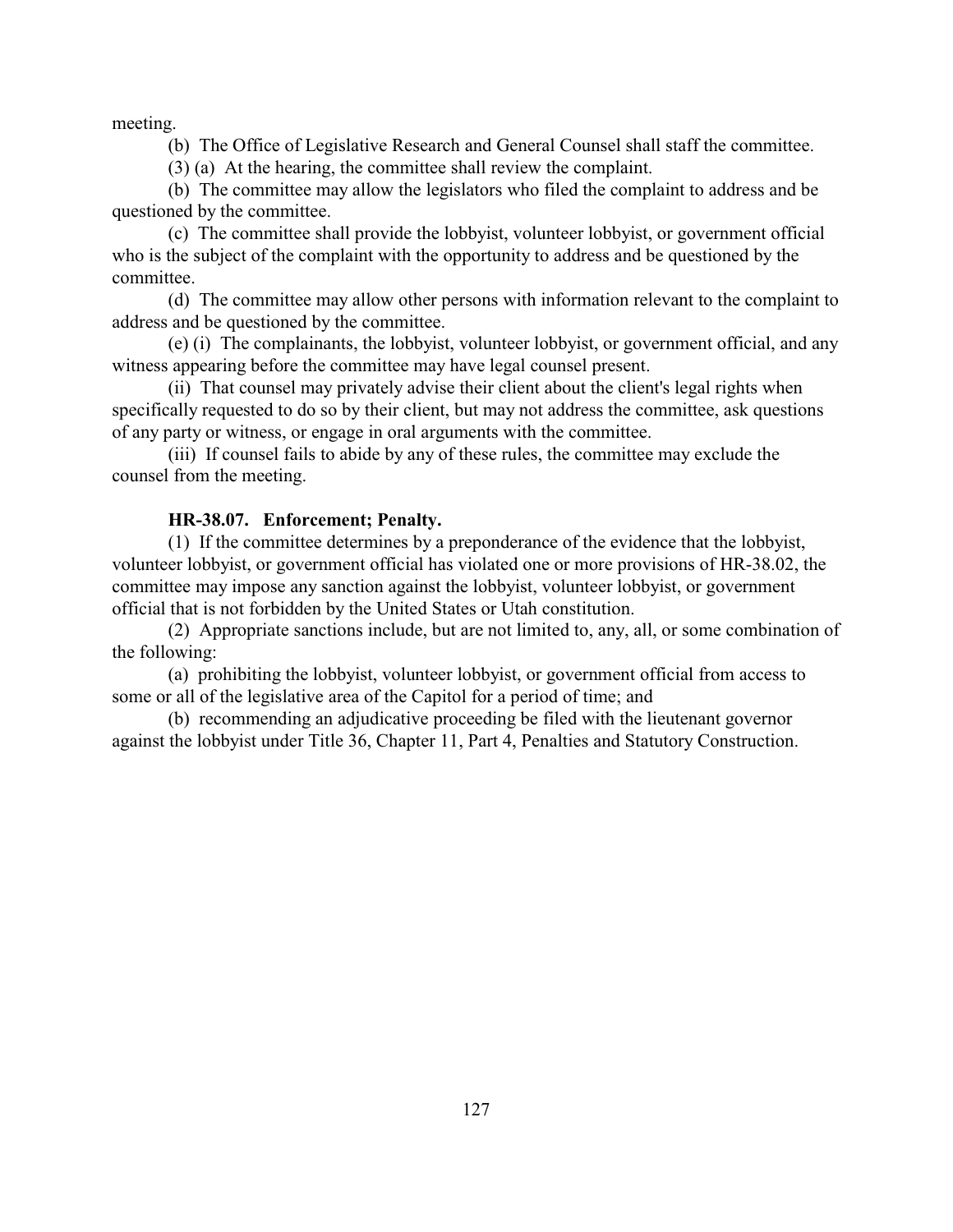meeting.

(b) The Office of Legislative Research and General Counsel shall staff the committee.

(3) (a) At the hearing, the committee shall review the complaint.

(b) The committee may allow the legislators who filed the complaint to address and be questioned by the committee.

(c) The committee shall provide the lobbyist, volunteer lobbyist, or government official who is the subject of the complaint with the opportunity to address and be questioned by the committee.

(d) The committee may allow other persons with information relevant to the complaint to address and be questioned by the committee.

(e) (i) The complainants, the lobbyist, volunteer lobbyist, or government official, and any witness appearing before the committee may have legal counsel present.

(ii) That counsel may privately advise their client about the client's legal rights when specifically requested to do so by their client, but may not address the committee, ask questions of any party or witness, or engage in oral arguments with the committee.

(iii) If counsel fails to abide by any of these rules, the committee may exclude the counsel from the meeting.

**HR-38.07. Enforcement; Penalty.**

(1) If the committee determines by a preponderance of the evidence that the lobbyist, volunteer lobbyist, or government official has violated one or more provisions of HR-38.02, the committee may impose any sanction against the lobbyist, volunteer lobbyist, or government official that is not forbidden by the United States or Utah constitution.

(2) Appropriate sanctions include, but are not limited to, any, all, or some combination of the following:

(a) prohibiting the lobbyist, volunteer lobbyist, or government official from access to some or all of the legislative area of the Capitol for a period of time; and

(b) recommending an adjudicative proceeding be filed with the lieutenant governor against the lobbyist under Title 36, Chapter 11, Part 4, Penalties and Statutory Construction.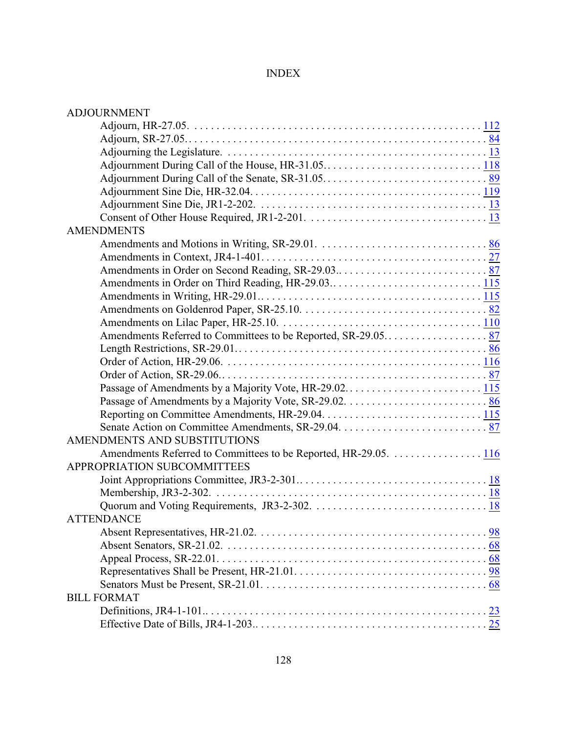# INDEX

ADJOURNMENT

- Adjourn, HR-27.05. . . . . 112
- Adjourn, SR-27.05. . . . . 84
- Adjourning the Legislature. . . . . 13
- Adjournment During Call of the House, HR-31.05. . . . . 118
- Adjournment During Call of the Senate, SR-31.05. . . . . 89
- Adjournment Sine Die, HR-32.04. . . . . 119
- Adjournment Sine Die, JR1-2-202. . . . . 13
- Consent of Other House Required, JR1-2-201. . . . . 13

AMENDMENTS

- Amendments and Motions in Writing, SR-29.01. . . . . 86
- Amendments in Context, JR4-1-401. . . . . 27
- Amendments in Order on Second Reading, SR-29.03.. . . . . 87
- Amendments in Order on Third Reading, HR-29.03. . . . . 115
- Amendments in Writing, HR-29.01.. . . . . 115
- Amendments on Goldenrod Paper, SR-25.10. . . . . 82
- Amendments on Lilac Paper, HR-25.10. . . . . 110
- Amendments Referred to Committees to be Reported, SR-29.05. . . . . 87
- Length Restrictions, SR-29.01. . . . . 86
- Order of Action, HR-29.06. . . . . 116
- Order of Action, SR-29.06.. . . . . 87
- Passage of Amendments by a Majority Vote, HR-29.02. . . . . 115
- Passage of Amendments by a Majority Vote, SR-29.02. . . . . 86
- Reporting on Committee Amendments, HR-29.04. . . . . 115
- Senate Action on Committee Amendments, SR-29.04. . . . . 87

AMENDMENTS AND SUBSTITUTIONS

- Amendments Referred to Committees to be Reported, HR-29.05. . . . . 116

APPROPRIATION SUBCOMMITTEES

- Joint Appropriations Committee, JR3-2-301.. . . . . 18
- Membership, JR3-2-302. . . . . 18
- Quorum and Voting Requirements, JR3-2-302. . . . . 18

ATTENDANCE

- Absent Representatives, HR-21.02. . . . . 98
- Absent Senators, SR-21.02. . . . . 68
- Appeal Process, SR-22.01. . . . . 68
- Representatives Shall be Present, HR-21.01. . . . . 98
- Senators Must be Present, SR-21.01. . . . . 68

BILL FORMAT

- Definitions, JR4-1-101.. . . . . 23
- Effective Date of Bills, JR4-1-203.. . . . . 25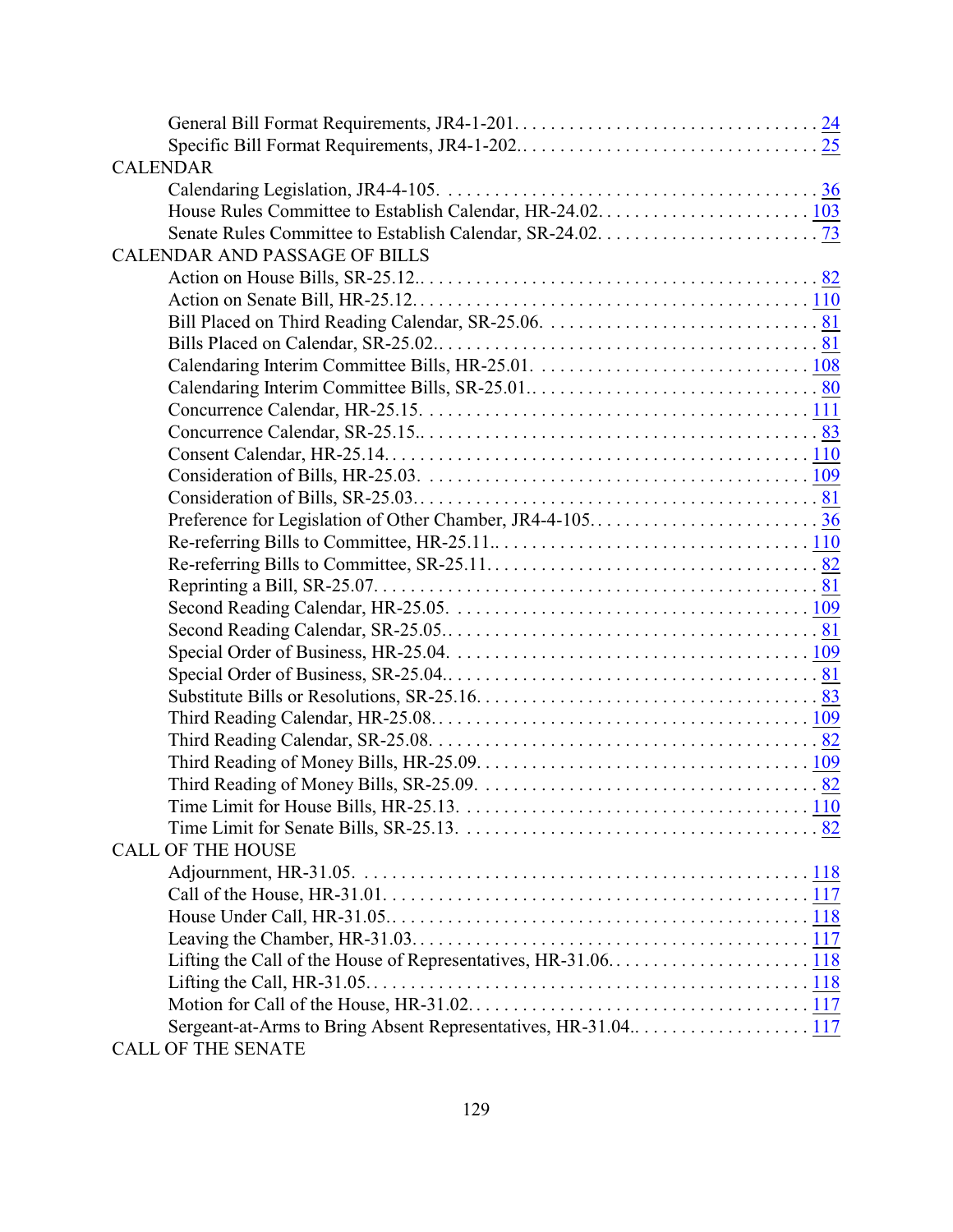General Bill Format Requirements, JR4-1-201. . . . . . . . . . . . . . . . . . . . . . . . . . . . . . . . . 24
Specific Bill Format Requirements, JR4-1-202.. . . . . . . . . . . . . . . . . . . . . . . . . . . . . . . . 25

CALENDAR

Calendaring Legislation, JR4-4-105. . . . . . . . . . . . . . . . . . . . . . . . . . . . . . . . . . . . . . . . . 36
House Rules Committee to Establish Calendar, HR-24.02. . . . . . . . . . . . . . . . . . . . . . . . 103
Senate Rules Committee to Establish Calendar, SR-24.02. . . . . . . . . . . . . . . . . . . . . . . . . 73

CALENDAR AND PASSAGE OF BILLS

Action on House Bills, SR-25.12.. . . . . . . . . . . . . . . . . . . . . . . . . . . . . . . . . . . . . . . . . . . 82
Action on Senate Bill, HR-25.12. . . . . . . . . . . . . . . . . . . . . . . . . . . . . . . . . . . . . . . . . . . 110
Bill Placed on Third Reading Calendar, SR-25.06. . . . . . . . . . . . . . . . . . . . . . . . . . . . . . . 81
Bills Placed on Calendar, SR-25.02.. . . . . . . . . . . . . . . . . . . . . . . . . . . . . . . . . . . . . . . . . . 81
Calendaring Interim Committee Bills, HR-25.01. . . . . . . . . . . . . . . . . . . . . . . . . . . . . . . 108
Calendaring Interim Committee Bills, SR-25.01.. . . . . . . . . . . . . . . . . . . . . . . . . . . . . . . . 80
Concurrence Calendar, HR-25.15. . . . . . . . . . . . . . . . . . . . . . . . . . . . . . . . . . . . . . . . . . 111
Concurrence Calendar, SR-25.15.. . . . . . . . . . . . . . . . . . . . . . . . . . . . . . . . . . . . . . . . . . . 83
Consent Calendar, HR-25.14.. . . . . . . . . . . . . . . . . . . . . . . . . . . . . . . . . . . . . . . . . . . . . 110
Consideration of Bills, HR-25.03. . . . . . . . . . . . . . . . . . . . . . . . . . . . . . . . . . . . . . . . . . . 109
Consideration of Bills, SR-25.03. . . . . . . . . . . . . . . . . . . . . . . . . . . . . . . . . . . . . . . . . . . . . 81
Preference for Legislation of Other Chamber, JR4-4-105. . . . . . . . . . . . . . . . . . . . . . . . . . 36
Re-referring Bills to Committee, HR-25.11.. . . . . . . . . . . . . . . . . . . . . . . . . . . . . . . . . . 110
Re-referring Bills to Committee, SR-25.11. . . . . . . . . . . . . . . . . . . . . . . . . . . . . . . . . . . . . 82
Reprinting a Bill, SR-25.07. . . . . . . . . . . . . . . . . . . . . . . . . . . . . . . . . . . . . . . . . . . . . . . . . 81
Second Reading Calendar, HR-25.05. . . . . . . . . . . . . . . . . . . . . . . . . . . . . . . . . . . . . . . . 109
Second Reading Calendar, SR-25.05.. . . . . . . . . . . . . . . . . . . . . . . . . . . . . . . . . . . . . . . . . 81
Special Order of Business, HR-25.04. . . . . . . . . . . . . . . . . . . . . . . . . . . . . . . . . . . . . . . 109
Special Order of Business, SR-25.04.. . . . . . . . . . . . . . . . . . . . . . . . . . . . . . . . . . . . . . . . . 81
Substitute Bills or Resolutions, SR-25.16. . . . . . . . . . . . . . . . . . . . . . . . . . . . . . . . . . . . . . 83
Third Reading Calendar, HR-25.08.. . . . . . . . . . . . . . . . . . . . . . . . . . . . . . . . . . . . . . . . . 109
Third Reading Calendar, SR-25.08. . . . . . . . . . . . . . . . . . . . . . . . . . . . . . . . . . . . . . . . . . . 82
Third Reading of Money Bills, HR-25.09. . . . . . . . . . . . . . . . . . . . . . . . . . . . . . . . . . . . . 109
Third Reading of Money Bills, SR-25.09. . . . . . . . . . . . . . . . . . . . . . . . . . . . . . . . . . . . . . 82
Time Limit for House Bills, HR-25.13. . . . . . . . . . . . . . . . . . . . . . . . . . . . . . . . . . . . . . . 110
Time Limit for Senate Bills, SR-25.13. . . . . . . . . . . . . . . . . . . . . . . . . . . . . . . . . . . . . . . . 82

CALL OF THE HOUSE

Adjournment, HR-31.05. . . . . . . . . . . . . . . . . . . . . . . . . . . . . . . . . . . . . . . . . . . . . . . . . 118
Call of the House, HR-31.01. . . . . . . . . . . . . . . . . . . . . . . . . . . . . . . . . . . . . . . . . . . . . . 117
House Under Call, HR-31.05.. . . . . . . . . . . . . . . . . . . . . . . . . . . . . . . . . . . . . . . . . . . . . 118
Leaving the Chamber, HR-31.03. . . . . . . . . . . . . . . . . . . . . . . . . . . . . . . . . . . . . . . . . . . 117
Lifting the Call of the House of Representatives, HR-31.06. . . . . . . . . . . . . . . . . . . . . . . 118
Lifting the Call, HR-31.05. . . . . . . . . . . . . . . . . . . . . . . . . . . . . . . . . . . . . . . . . . . . . . . . 118
Motion for Call of the House, HR-31.02. . . . . . . . . . . . . . . . . . . . . . . . . . . . . . . . . . . . . 117
Sergeant-at-Arms to Bring Absent Representatives, HR-31.04.. . . . . . . . . . . . . . . . . . . . 117

CALL OF THE SENATE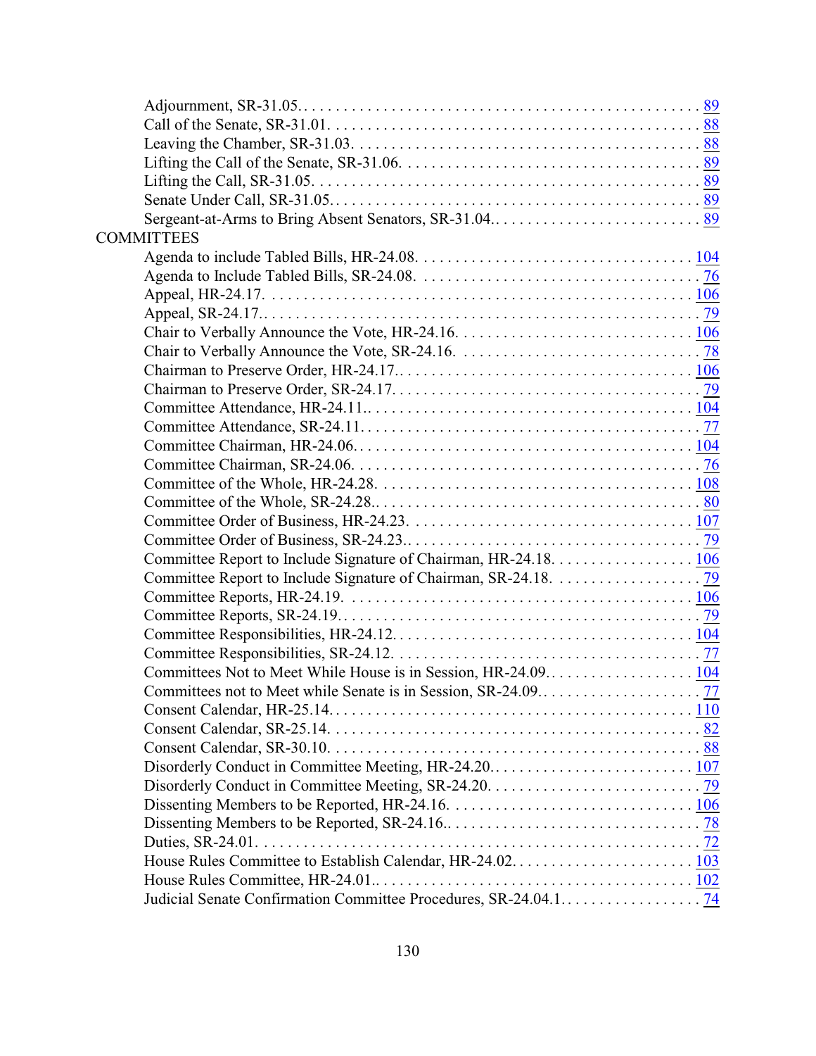Adjournment, SR-31.05. . . . . . . . . . . . . . . . . . . . . . . . . . . . . . . . . . . . . . . . . . . . . . . . . . 89
Call of the Senate, SR-31.01. . . . . . . . . . . . . . . . . . . . . . . . . . . . . . . . . . . . . . . . . . . . . . . 88
Leaving the Chamber, SR-31.03. . . . . . . . . . . . . . . . . . . . . . . . . . . . . . . . . . . . . . . . . . . . 88
Lifting the Call of the Senate, SR-31.06. . . . . . . . . . . . . . . . . . . . . . . . . . . . . . . . . . . . . . 89
Lifting the Call, SR-31.05. . . . . . . . . . . . . . . . . . . . . . . . . . . . . . . . . . . . . . . . . . . . . . . . . 89
Senate Under Call, SR-31.05. . . . . . . . . . . . . . . . . . . . . . . . . . . . . . . . . . . . . . . . . . . . . . . 89
Sergeant-at-Arms to Bring Absent Senators, SR-31.04.. . . . . . . . . . . . . . . . . . . . . . . . . . . 89

COMMITTEES

Agenda to include Tabled Bills, HR-24.08. . . . . . . . . . . . . . . . . . . . . . . . . . . . . . . . . . . 104
Agenda to Include Tabled Bills, SR-24.08. . . . . . . . . . . . . . . . . . . . . . . . . . . . . . . . . . . . 76
Appeal, HR-24.17. . . . . . . . . . . . . . . . . . . . . . . . . . . . . . . . . . . . . . . . . . . . . . . . . . . . . 106
Appeal, SR-24.17.. . . . . . . . . . . . . . . . . . . . . . . . . . . . . . . . . . . . . . . . . . . . . . . . . . . . . . 79
Chair to Verbally Announce the Vote, HR-24.16. . . . . . . . . . . . . . . . . . . . . . . . . . . . . . 106
Chair to Verbally Announce the Vote, SR-24.16. . . . . . . . . . . . . . . . . . . . . . . . . . . . . . . 78
Chairman to Preserve Order, HR-24.17.. . . . . . . . . . . . . . . . . . . . . . . . . . . . . . . . . . . . 106
Chairman to Preserve Order, SR-24.17. . . . . . . . . . . . . . . . . . . . . . . . . . . . . . . . . . . . . . . 79
Committee Attendance, HR-24.11.. . . . . . . . . . . . . . . . . . . . . . . . . . . . . . . . . . . . . . . . . 104
Committee Attendance, SR-24.11. . . . . . . . . . . . . . . . . . . . . . . . . . . . . . . . . . . . . . . . . . . 77
Committee Chairman, HR-24.06.. . . . . . . . . . . . . . . . . . . . . . . . . . . . . . . . . . . . . . . . . . 104
Committee Chairman, SR-24.06. . . . . . . . . . . . . . . . . . . . . . . . . . . . . . . . . . . . . . . . . . . . 76
Committee of the Whole, HR-24.28. . . . . . . . . . . . . . . . . . . . . . . . . . . . . . . . . . . . . . . . 108
Committee of the Whole, SR-24.28.. . . . . . . . . . . . . . . . . . . . . . . . . . . . . . . . . . . . . . . . . 80
Committee Order of Business, HR-24.23. . . . . . . . . . . . . . . . . . . . . . . . . . . . . . . . . . . . 107
Committee Order of Business, SR-24.23.. . . . . . . . . . . . . . . . . . . . . . . . . . . . . . . . . . . . . 79
Committee Report to Include Signature of Chairman, HR-24.18. . . . . . . . . . . . . . . . . . 106
Committee Report to Include Signature of Chairman, SR-24.18. . . . . . . . . . . . . . . . . . . 79
Committee Reports, HR-24.19. . . . . . . . . . . . . . . . . . . . . . . . . . . . . . . . . . . . . . . . . . . . 106
Committee Reports, SR-24.19.. . . . . . . . . . . . . . . . . . . . . . . . . . . . . . . . . . . . . . . . . . . . . 79
Committee Responsibilities, HR-24.12.. . . . . . . . . . . . . . . . . . . . . . . . . . . . . . . . . . . . . 104
Committee Responsibilities, SR-24.12. . . . . . . . . . . . . . . . . . . . . . . . . . . . . . . . . . . . . . . 77
Committees Not to Meet While House is in Session, HR-24.09.. . . . . . . . . . . . . . . . . . . 104
Committees not to Meet while Senate is in Session, SR-24.09.. . . . . . . . . . . . . . . . . . . . . 77
Consent Calendar, HR-25.14.. . . . . . . . . . . . . . . . . . . . . . . . . . . . . . . . . . . . . . . . . . . . . 110
Consent Calendar, SR-25.14. . . . . . . . . . . . . . . . . . . . . . . . . . . . . . . . . . . . . . . . . . . . . . . 82
Consent Calendar, SR-30.10. . . . . . . . . . . . . . . . . . . . . . . . . . . . . . . . . . . . . . . . . . . . . . . 88
Disorderly Conduct in Committee Meeting, HR-24.20.. . . . . . . . . . . . . . . . . . . . . . . . . . 107
Disorderly Conduct in Committee Meeting, SR-24.20. . . . . . . . . . . . . . . . . . . . . . . . . . . . 79
Dissenting Members to be Reported, HR-24.16. . . . . . . . . . . . . . . . . . . . . . . . . . . . . . . 106
Dissenting Members to be Reported, SR-24.16.. . . . . . . . . . . . . . . . . . . . . . . . . . . . . . . . 78
Duties, SR-24.01. . . . . . . . . . . . . . . . . . . . . . . . . . . . . . . . . . . . . . . . . . . . . . . . . . . . . . . 72
House Rules Committee to Establish Calendar, HR-24.02.. . . . . . . . . . . . . . . . . . . . . . . 103
House Rules Committee, HR-24.01.. . . . . . . . . . . . . . . . . . . . . . . . . . . . . . . . . . . . . . . . 102
Judicial Senate Confirmation Committee Procedures, SR-24.04.1.. . . . . . . . . . . . . . . . . . . 74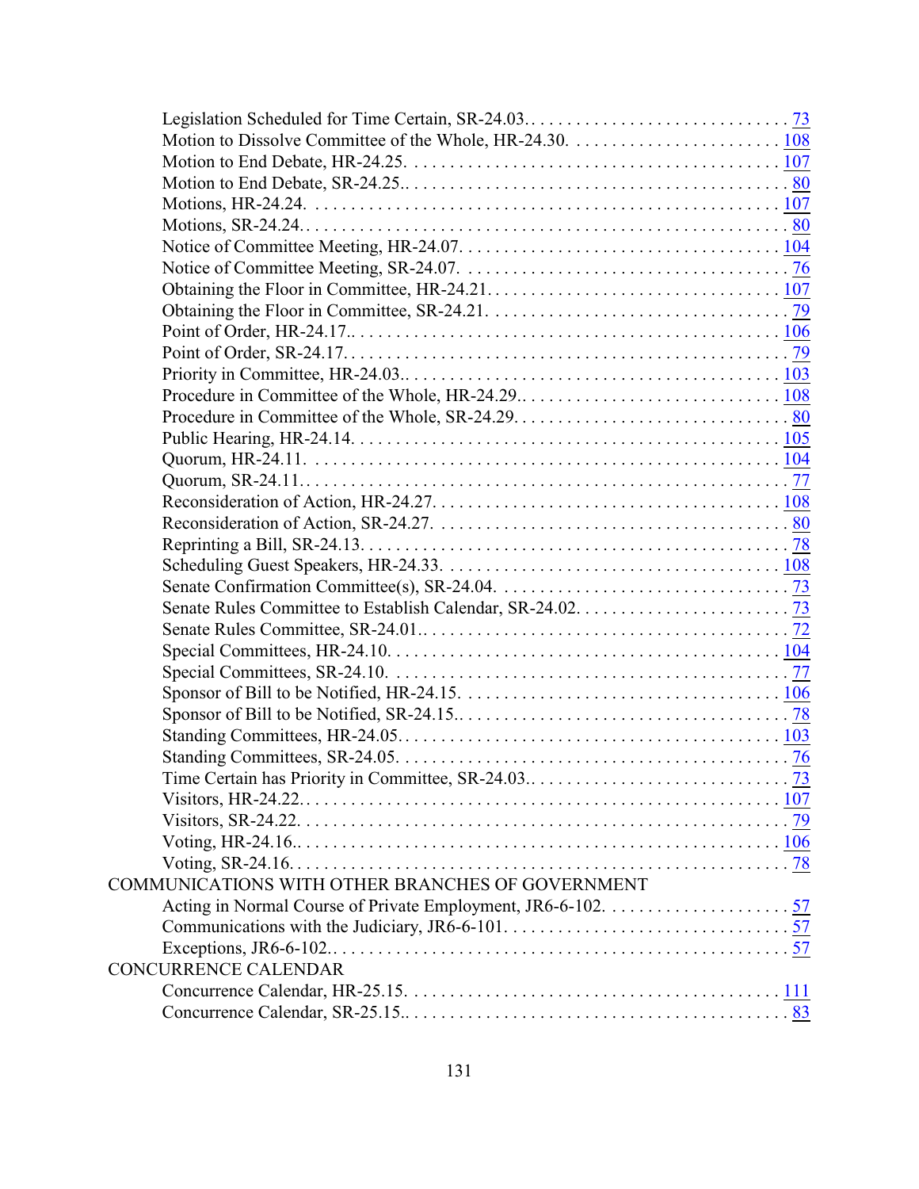Legislation Scheduled for Time Certain, SR-24.03. . . . . . . . . . . . . . . . . . . . . . . . . . . . . . 73
Motion to Dissolve Committee of the Whole, HR-24.30. . . . . . . . . . . . . . . . . . . . . . . . 108
Motion to End Debate, HR-24.25. . . . . . . . . . . . . . . . . . . . . . . . . . . . . . . . . . . . . . . . 107
Motion to End Debate, SR-24.25.. . . . . . . . . . . . . . . . . . . . . . . . . . . . . . . . . . . . . . . . 80
Motions, HR-24.24. . . . . . . . . . . . . . . . . . . . . . . . . . . . . . . . . . . . . . . . . . . . . . . . . . 107
Motions, SR-24.24.. . . . . . . . . . . . . . . . . . . . . . . . . . . . . . . . . . . . . . . . . . . . . . . . . . 80
Notice of Committee Meeting, HR-24.07. . . . . . . . . . . . . . . . . . . . . . . . . . . . . . . . . . . 104
Notice of Committee Meeting, SR-24.07. . . . . . . . . . . . . . . . . . . . . . . . . . . . . . . . . . . . 76
Obtaining the Floor in Committee, HR-24.21. . . . . . . . . . . . . . . . . . . . . . . . . . . . . . . . 107
Obtaining the Floor in Committee, SR-24.21. . . . . . . . . . . . . . . . . . . . . . . . . . . . . . . . . 79
Point of Order, HR-24.17.. . . . . . . . . . . . . . . . . . . . . . . . . . . . . . . . . . . . . . . . . . . . . . 106
Point of Order, SR-24.17. . . . . . . . . . . . . . . . . . . . . . . . . . . . . . . . . . . . . . . . . . . . . . . . 79
Priority in Committee, HR-24.03.. . . . . . . . . . . . . . . . . . . . . . . . . . . . . . . . . . . . . . . . . 103
Procedure in Committee of the Whole, HR-24.29.. . . . . . . . . . . . . . . . . . . . . . . . . . . . 108
Procedure in Committee of the Whole, SR-24.29. . . . . . . . . . . . . . . . . . . . . . . . . . . . . . 80
Public Hearing, HR-24.14. . . . . . . . . . . . . . . . . . . . . . . . . . . . . . . . . . . . . . . . . . . . . . 105
Quorum, HR-24.11. . . . . . . . . . . . . . . . . . . . . . . . . . . . . . . . . . . . . . . . . . . . . . . . . . . 104
Quorum, SR-24.11. . . . . . . . . . . . . . . . . . . . . . . . . . . . . . . . . . . . . . . . . . . . . . . . . . . . . 77
Reconsideration of Action, HR-24.27. . . . . . . . . . . . . . . . . . . . . . . . . . . . . . . . . . . . . . 108
Reconsideration of Action, SR-24.27. . . . . . . . . . . . . . . . . . . . . . . . . . . . . . . . . . . . . . . 80
Reprinting a Bill, SR-24.13. . . . . . . . . . . . . . . . . . . . . . . . . . . . . . . . . . . . . . . . . . . . . . . 78
Scheduling Guest Speakers, HR-24.33. . . . . . . . . . . . . . . . . . . . . . . . . . . . . . . . . . . . . 108
Senate Confirmation Committee(s), SR-24.04. . . . . . . . . . . . . . . . . . . . . . . . . . . . . . . . . 73
Senate Rules Committee to Establish Calendar, SR-24.02. . . . . . . . . . . . . . . . . . . . . . . . 73
Senate Rules Committee, SR-24.01.. . . . . . . . . . . . . . . . . . . . . . . . . . . . . . . . . . . . . . . . 72
Special Committees, HR-24.10. . . . . . . . . . . . . . . . . . . . . . . . . . . . . . . . . . . . . . . . . . 104
Special Committees, SR-24.10. . . . . . . . . . . . . . . . . . . . . . . . . . . . . . . . . . . . . . . . . . . . 77
Sponsor of Bill to be Notified, HR-24.15. . . . . . . . . . . . . . . . . . . . . . . . . . . . . . . . . . . 106
Sponsor of Bill to be Notified, SR-24.15.. . . . . . . . . . . . . . . . . . . . . . . . . . . . . . . . . . . . 78
Standing Committees, HR-24.05. . . . . . . . . . . . . . . . . . . . . . . . . . . . . . . . . . . . . . . . . 103
Standing Committees, SR-24.05. . . . . . . . . . . . . . . . . . . . . . . . . . . . . . . . . . . . . . . . . . . 76
Time Certain has Priority in Committee, SR-24.03.. . . . . . . . . . . . . . . . . . . . . . . . . . . . 73
Visitors, HR-24.22.. . . . . . . . . . . . . . . . . . . . . . . . . . . . . . . . . . . . . . . . . . . . . . . . . . . 107
Visitors, SR-24.22. . . . . . . . . . . . . . . . . . . . . . . . . . . . . . . . . . . . . . . . . . . . . . . . . . . . . 79
Voting, HR-24.16.. . . . . . . . . . . . . . . . . . . . . . . . . . . . . . . . . . . . . . . . . . . . . . . . . . . . 106
Voting, SR-24.16. . . . . . . . . . . . . . . . . . . . . . . . . . . . . . . . . . . . . . . . . . . . . . . . . . . . . . 78

COMMUNICATIONS WITH OTHER BRANCHES OF GOVERNMENT

Acting in Normal Course of Private Employment, JR6-6-102. . . . . . . . . . . . . . . . . . . . . 57
Communications with the Judiciary, JR6-6-101. . . . . . . . . . . . . . . . . . . . . . . . . . . . . . . . 57
Exceptions, JR6-6-102.. . . . . . . . . . . . . . . . . . . . . . . . . . . . . . . . . . . . . . . . . . . . . . . . . . 57

CONCURRENCE CALENDAR

Concurrence Calendar, HR-25.15. . . . . . . . . . . . . . . . . . . . . . . . . . . . . . . . . . . . . . . . . 111
Concurrence Calendar, SR-25.15.. . . . . . . . . . . . . . . . . . . . . . . . . . . . . . . . . . . . . . . . . . 83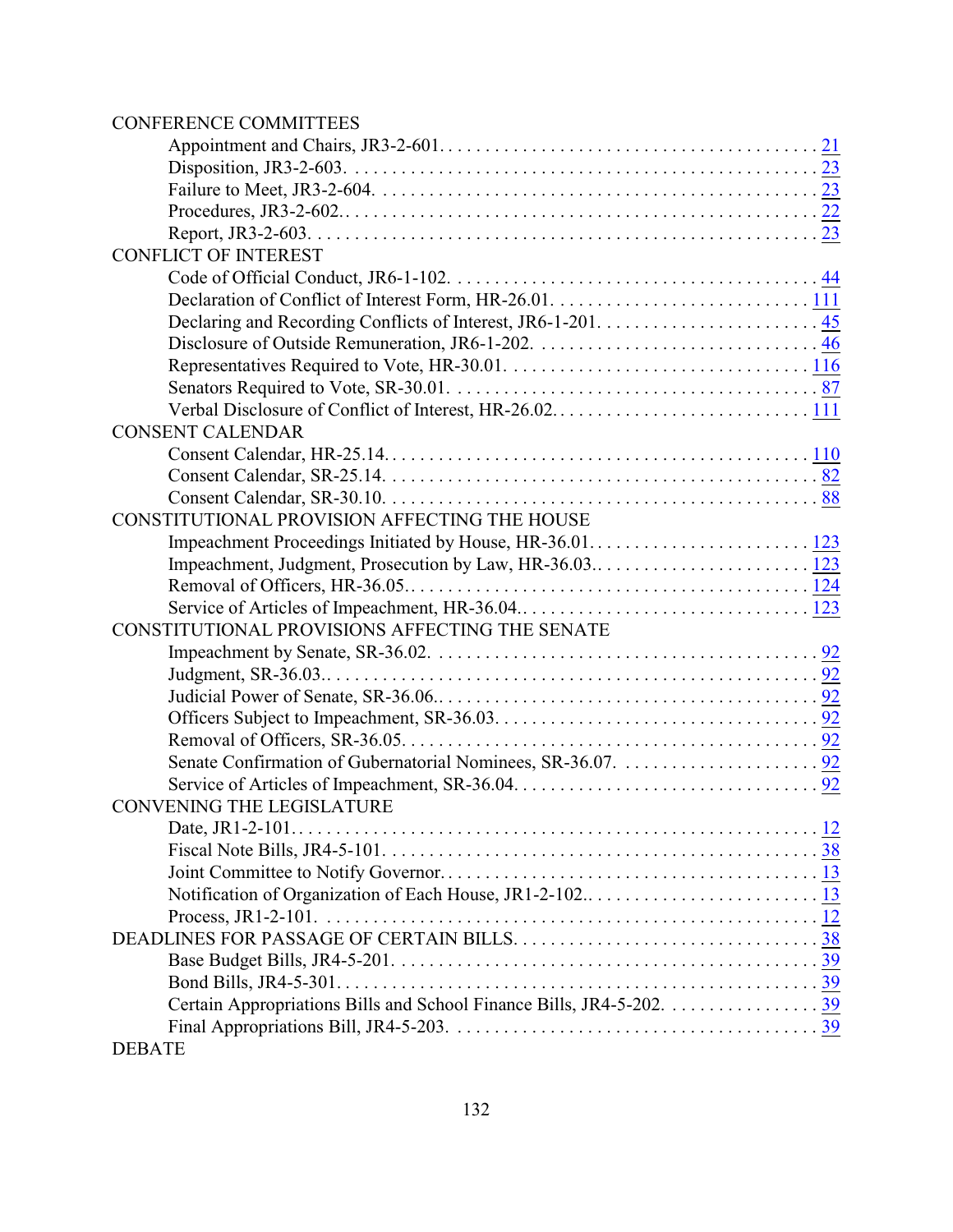CONFERENCE COMMITTEES

- Appointment and Chairs, JR3-2-601. . . . . . . . . . . . . . . . . . . . . . . . . . . . . . . . . . . . . . . . 21
- Disposition, JR3-2-603. . . . . . . . . . . . . . . . . . . . . . . . . . . . . . . . . . . . . . . . . . . . . . . . . . 23
- Failure to Meet, JR3-2-604. . . . . . . . . . . . . . . . . . . . . . . . . . . . . . . . . . . . . . . . . . . . . . . 23
- Procedures, JR3-2-602.. . . . . . . . . . . . . . . . . . . . . . . . . . . . . . . . . . . . . . . . . . . . . . . . . 22
- Report, JR3-2-603. . . . . . . . . . . . . . . . . . . . . . . . . . . . . . . . . . . . . . . . . . . . . . . . . . . . . 23

CONFLICT OF INTEREST

- Code of Official Conduct, JR6-1-102. . . . . . . . . . . . . . . . . . . . . . . . . . . . . . . . . . . . . . . 44
- Declaration of Conflict of Interest Form, HR-26.01. . . . . . . . . . . . . . . . . . . . . . . . . . . . 111
- Declaring and Recording Conflicts of Interest, JR6-1-201. . . . . . . . . . . . . . . . . . . . . . . . 45
- Disclosure of Outside Remuneration, JR6-1-202. . . . . . . . . . . . . . . . . . . . . . . . . . . . . . . 46
- Representatives Required to Vote, HR-30.01. . . . . . . . . . . . . . . . . . . . . . . . . . . . . . . . . 116
- Senators Required to Vote, SR-30.01. . . . . . . . . . . . . . . . . . . . . . . . . . . . . . . . . . . . . . . 87
- Verbal Disclosure of Conflict of Interest, HR-26.02. . . . . . . . . . . . . . . . . . . . . . . . . . . . 111

CONSENT CALENDAR

- Consent Calendar, HR-25.14. . . . . . . . . . . . . . . . . . . . . . . . . . . . . . . . . . . . . . . . . . . . . 110
- Consent Calendar, SR-25.14. . . . . . . . . . . . . . . . . . . . . . . . . . . . . . . . . . . . . . . . . . . . . . 82
- Consent Calendar, SR-30.10. . . . . . . . . . . . . . . . . . . . . . . . . . . . . . . . . . . . . . . . . . . . . . 88

CONSTITUTIONAL PROVISION AFFECTING THE HOUSE

- Impeachment Proceedings Initiated by House, HR-36.01. . . . . . . . . . . . . . . . . . . . . . . . 123
- Impeachment, Judgment, Prosecution by Law, HR-36.03.. . . . . . . . . . . . . . . . . . . . . . . 123
- Removal of Officers, HR-36.05.. . . . . . . . . . . . . . . . . . . . . . . . . . . . . . . . . . . . . . . . . . 124
- Service of Articles of Impeachment, HR-36.04.. . . . . . . . . . . . . . . . . . . . . . . . . . . . . . . 123

CONSTITUTIONAL PROVISIONS AFFECTING THE SENATE

- Impeachment by Senate, SR-36.02. . . . . . . . . . . . . . . . . . . . . . . . . . . . . . . . . . . . . . . . . 92
- Judgment, SR-36.03.. . . . . . . . . . . . . . . . . . . . . . . . . . . . . . . . . . . . . . . . . . . . . . . . . . . 92
- Judicial Power of Senate, SR-36.06.. . . . . . . . . . . . . . . . . . . . . . . . . . . . . . . . . . . . . . . . 92
- Officers Subject to Impeachment, SR-36.03. . . . . . . . . . . . . . . . . . . . . . . . . . . . . . . . . . 92
- Removal of Officers, SR-36.05. . . . . . . . . . . . . . . . . . . . . . . . . . . . . . . . . . . . . . . . . . . . 92
- Senate Confirmation of Gubernatorial Nominees, SR-36.07. . . . . . . . . . . . . . . . . . . . . . 92
- Service of Articles of Impeachment, SR-36.04. . . . . . . . . . . . . . . . . . . . . . . . . . . . . . . . 92

CONVENING THE LEGISLATURE

- Date, JR1-2-101. . . . . . . . . . . . . . . . . . . . . . . . . . . . . . . . . . . . . . . . . . . . . . . . . . . . . . . 12
- Fiscal Note Bills, JR4-5-101. . . . . . . . . . . . . . . . . . . . . . . . . . . . . . . . . . . . . . . . . . . . . . 38
- Joint Committee to Notify Governor. . . . . . . . . . . . . . . . . . . . . . . . . . . . . . . . . . . . . . . . . 13
- Notification of Organization of Each House, JR1-2-102.. . . . . . . . . . . . . . . . . . . . . . . . . 13
- Process, JR1-2-101. . . . . . . . . . . . . . . . . . . . . . . . . . . . . . . . . . . . . . . . . . . . . . . . . . . . . 12

DEADLINES FOR PASSAGE OF CERTAIN BILLS. . . . . . . . . . . . . . . . . . . . . . . . . . . . . . . . . 38

- Base Budget Bills, JR4-5-201. . . . . . . . . . . . . . . . . . . . . . . . . . . . . . . . . . . . . . . . . . . . . . 39
- Bond Bills, JR4-5-301. . . . . . . . . . . . . . . . . . . . . . . . . . . . . . . . . . . . . . . . . . . . . . . . . . . 39
- Certain Appropriations Bills and School Finance Bills, JR4-5-202. . . . . . . . . . . . . . . . . 39
- Final Appropriations Bill, JR4-5-203. . . . . . . . . . . . . . . . . . . . . . . . . . . . . . . . . . . . . . . . 39

DEBATE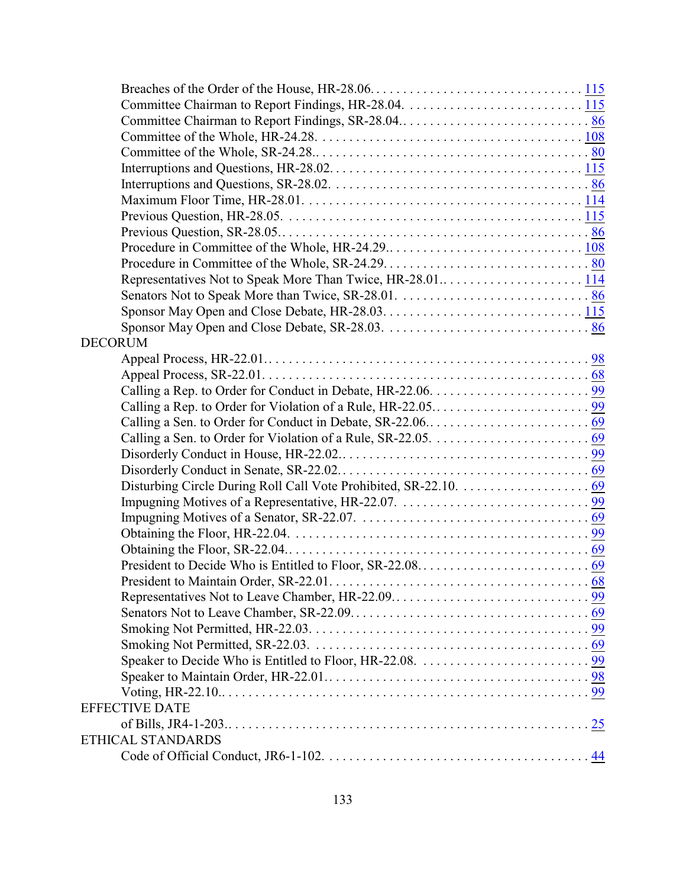Breaches of the Order of the House, HR-28.06. . . . . . . . . . . . . . . . . . . . . . . . . . . . . . . 115
Committee Chairman to Report Findings, HR-28.04. . . . . . . . . . . . . . . . . . . . . . . . . . 115
Committee Chairman to Report Findings, SR-28.04.. . . . . . . . . . . . . . . . . . . . . . . . . . . 86
Committee of the Whole, HR-24.28. . . . . . . . . . . . . . . . . . . . . . . . . . . . . . . . . . . . . 108
Committee of the Whole, SR-24.28.. . . . . . . . . . . . . . . . . . . . . . . . . . . . . . . . . . . . . . 80
Interruptions and Questions, HR-28.02. . . . . . . . . . . . . . . . . . . . . . . . . . . . . . . . . . . 115
Interruptions and Questions, SR-28.02. . . . . . . . . . . . . . . . . . . . . . . . . . . . . . . . . . . . . 86
Maximum Floor Time, HR-28.01. . . . . . . . . . . . . . . . . . . . . . . . . . . . . . . . . . . . . . . . 114
Previous Question, HR-28.05. . . . . . . . . . . . . . . . . . . . . . . . . . . . . . . . . . . . . . . . . . . 115
Previous Question, SR-28.05.. . . . . . . . . . . . . . . . . . . . . . . . . . . . . . . . . . . . . . . . . . . . 86
Procedure in Committee of the Whole, HR-24.29.. . . . . . . . . . . . . . . . . . . . . . . . . . . . 108
Procedure in Committee of the Whole, SR-24.29. . . . . . . . . . . . . . . . . . . . . . . . . . . . . . . 80
Representatives Not to Speak More Than Twice, HR-28.01.. . . . . . . . . . . . . . . . . . . . . 114
Senators Not to Speak More than Twice, SR-28.01. . . . . . . . . . . . . . . . . . . . . . . . . . . . . 86
Sponsor May Open and Close Debate, HR-28.03. . . . . . . . . . . . . . . . . . . . . . . . . . . . . 115
Sponsor May Open and Close Debate, SR-28.03. . . . . . . . . . . . . . . . . . . . . . . . . . . . . . . 86

DECORUM

Appeal Process, HR-22.01.. . . . . . . . . . . . . . . . . . . . . . . . . . . . . . . . . . . . . . . . . . . . . . . 98
Appeal Process, SR-22.01. . . . . . . . . . . . . . . . . . . . . . . . . . . . . . . . . . . . . . . . . . . . . . . . 68
Calling a Rep. to Order for Conduct in Debate, HR-22.06. . . . . . . . . . . . . . . . . . . . . . . . 99
Calling a Rep. to Order for Violation of a Rule, HR-22.05.. . . . . . . . . . . . . . . . . . . . . . . . 99
Calling a Sen. to Order for Conduct in Debate, SR-22.06.. . . . . . . . . . . . . . . . . . . . . . . . . 69
Calling a Sen. to Order for Violation of a Rule, SR-22.05. . . . . . . . . . . . . . . . . . . . . . . . . 69
Disorderly Conduct in House, HR-22.02.. . . . . . . . . . . . . . . . . . . . . . . . . . . . . . . . . . . . . 99
Disorderly Conduct in Senate, SR-22.02.. . . . . . . . . . . . . . . . . . . . . . . . . . . . . . . . . . . . . 69
Disturbing Circle During Roll Call Vote Prohibited, SR-22.10. . . . . . . . . . . . . . . . . . . . 69
Impugning Motives of a Representative, HR-22.07. . . . . . . . . . . . . . . . . . . . . . . . . . . . . 99
Impugning Motives of a Senator, SR-22.07. . . . . . . . . . . . . . . . . . . . . . . . . . . . . . . . . . . 69
Obtaining the Floor, HR-22.04. . . . . . . . . . . . . . . . . . . . . . . . . . . . . . . . . . . . . . . . . . . . . 99
Obtaining the Floor, SR-22.04.. . . . . . . . . . . . . . . . . . . . . . . . . . . . . . . . . . . . . . . . . . . . 69
President to Decide Who is Entitled to Floor, SR-22.08.. . . . . . . . . . . . . . . . . . . . . . . . . . 69
President to Maintain Order, SR-22.01. . . . . . . . . . . . . . . . . . . . . . . . . . . . . . . . . . . . . . . 68
Representatives Not to Leave Chamber, HR-22.09.. . . . . . . . . . . . . . . . . . . . . . . . . . . . . 99
Senators Not to Leave Chamber, SR-22.09.. . . . . . . . . . . . . . . . . . . . . . . . . . . . . . . . . . . 69
Smoking Not Permitted, HR-22.03. . . . . . . . . . . . . . . . . . . . . . . . . . . . . . . . . . . . . . . . . . 99
Smoking Not Permitted, SR-22.03. . . . . . . . . . . . . . . . . . . . . . . . . . . . . . . . . . . . . . . . . . 69
Speaker to Decide Who is Entitled to Floor, HR-22.08. . . . . . . . . . . . . . . . . . . . . . . . . . 99
Speaker to Maintain Order, HR-22.01.. . . . . . . . . . . . . . . . . . . . . . . . . . . . . . . . . . . . . . . 98
Voting, HR-22.10.. . . . . . . . . . . . . . . . . . . . . . . . . . . . . . . . . . . . . . . . . . . . . . . . . . . . . . 99

EFFECTIVE DATE

of Bills, JR4-1-203.. . . . . . . . . . . . . . . . . . . . . . . . . . . . . . . . . . . . . . . . . . . . . . . . . . . . . 25

ETHICAL STANDARDS

Code of Official Conduct, JR6-1-102. . . . . . . . . . . . . . . . . . . . . . . . . . . . . . . . . . . . . . . . 44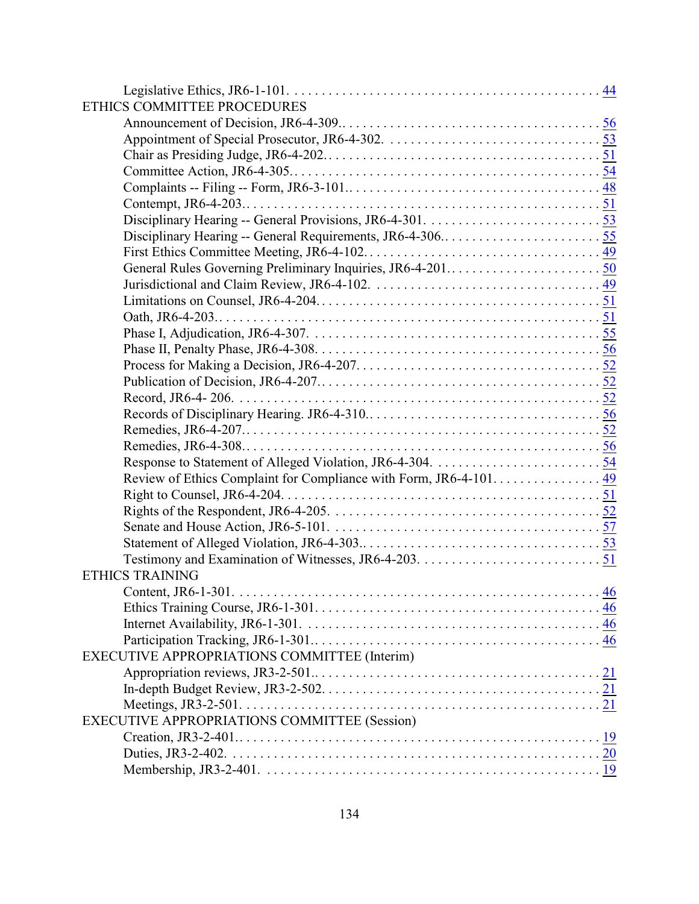Legislative Ethics, JR6-1-101. . . . . . . . . . . . . . . . . . . . . . . . . . . . . . . . . . . . . . . . . . . . . 44

ETHICS COMMITTEE PROCEDURES

Announcement of Decision, JR6-4-309.. . . . . . . . . . . . . . . . . . . . . . . . . . . . . . . . . . . . . 56
Appointment of Special Prosecutor, JR6-4-302. . . . . . . . . . . . . . . . . . . . . . . . . . . . . . . . 53
Chair as Presiding Judge, JR6-4-202.. . . . . . . . . . . . . . . . . . . . . . . . . . . . . . . . . . . . . . . 51
Committee Action, JR6-4-305.. . . . . . . . . . . . . . . . . . . . . . . . . . . . . . . . . . . . . . . . . . . . 54
Complaints -- Filing -- Form, JR6-3-101.. . . . . . . . . . . . . . . . . . . . . . . . . . . . . . . . . . . . . 48
Contempt, JR6-4-203.. . . . . . . . . . . . . . . . . . . . . . . . . . . . . . . . . . . . . . . . . . . . . . . . . . . 51
Disciplinary Hearing -- General Provisions, JR6-4-301. . . . . . . . . . . . . . . . . . . . . . . . . . 53
Disciplinary Hearing -- General Requirements, JR6-4-306.. . . . . . . . . . . . . . . . . . . . . . . . 55
First Ethics Committee Meeting, JR6-4-102.. . . . . . . . . . . . . . . . . . . . . . . . . . . . . . . . . . . 49
General Rules Governing Preliminary Inquiries, JR6-4-201.. . . . . . . . . . . . . . . . . . . . . . . 50
Jurisdictional and Claim Review, JR6-4-102. . . . . . . . . . . . . . . . . . . . . . . . . . . . . . . . . . 49
Limitations on Counsel, JR6-4-204.. . . . . . . . . . . . . . . . . . . . . . . . . . . . . . . . . . . . . . . . . 51
Oath, JR6-4-203.. . . . . . . . . . . . . . . . . . . . . . . . . . . . . . . . . . . . . . . . . . . . . . . . . . . . . . . 51
Phase I, Adjudication, JR6-4-307. . . . . . . . . . . . . . . . . . . . . . . . . . . . . . . . . . . . . . . . . . . 55
Phase II, Penalty Phase, JR6-4-308.. . . . . . . . . . . . . . . . . . . . . . . . . . . . . . . . . . . . . . . . . 56
Process for Making a Decision, JR6-4-207.. . . . . . . . . . . . . . . . . . . . . . . . . . . . . . . . . . . . 52
Publication of Decision, JR6-4-207.. . . . . . . . . . . . . . . . . . . . . . . . . . . . . . . . . . . . . . . . . 52
Record, JR6-4- 206. . . . . . . . . . . . . . . . . . . . . . . . . . . . . . . . . . . . . . . . . . . . . . . . . . . . . 52
Records of Disciplinary Hearing. JR6-4-310.. . . . . . . . . . . . . . . . . . . . . . . . . . . . . . . . . . . 56
Remedies, JR6-4-207.. . . . . . . . . . . . . . . . . . . . . . . . . . . . . . . . . . . . . . . . . . . . . . . . . . . . 52
Remedies, JR6-4-308.. . . . . . . . . . . . . . . . . . . . . . . . . . . . . . . . . . . . . . . . . . . . . . . . . . . . 56
Response to Statement of Alleged Violation, JR6-4-304. . . . . . . . . . . . . . . . . . . . . . . . . . 54
Review of Ethics Complaint for Compliance with Form, JR6-4-101.. . . . . . . . . . . . . . . . . 49
Right to Counsel, JR6-4-204.. . . . . . . . . . . . . . . . . . . . . . . . . . . . . . . . . . . . . . . . . . . . . . 51
Rights of the Respondent, JR6-4-205. . . . . . . . . . . . . . . . . . . . . . . . . . . . . . . . . . . . . . . . 52
Senate and House Action, JR6-5-101. . . . . . . . . . . . . . . . . . . . . . . . . . . . . . . . . . . . . . . . 57
Statement of Alleged Violation, JR6-4-303.. . . . . . . . . . . . . . . . . . . . . . . . . . . . . . . . . . . . 53
Testimony and Examination of Witnesses, JR6-4-203. . . . . . . . . . . . . . . . . . . . . . . . . . . 51

ETHICS TRAINING

Content, JR6-1-301. . . . . . . . . . . . . . . . . . . . . . . . . . . . . . . . . . . . . . . . . . . . . . . . . . . . . 46
Ethics Training Course, JR6-1-301.. . . . . . . . . . . . . . . . . . . . . . . . . . . . . . . . . . . . . . . . . . 46
Internet Availability, JR6-1-301. . . . . . . . . . . . . . . . . . . . . . . . . . . . . . . . . . . . . . . . . . . . 46
Participation Tracking, JR6-1-301.. . . . . . . . . . . . . . . . . . . . . . . . . . . . . . . . . . . . . . . . . . . 46

EXECUTIVE APPROPRIATIONS COMMITTEE (Interim)

Appropriation reviews, JR3-2-501.. . . . . . . . . . . . . . . . . . . . . . . . . . . . . . . . . . . . . . . . . . 21
In-depth Budget Review, JR3-2-502.. . . . . . . . . . . . . . . . . . . . . . . . . . . . . . . . . . . . . . . . . 21
Meetings, JR3-2-501.. . . . . . . . . . . . . . . . . . . . . . . . . . . . . . . . . . . . . . . . . . . . . . . . . . . . 21

EXECUTIVE APPROPRIATIONS COMMITTEE (Session)

Creation, JR3-2-401.. . . . . . . . . . . . . . . . . . . . . . . . . . . . . . . . . . . . . . . . . . . . . . . . . . . . . 19
Duties, JR3-2-402. . . . . . . . . . . . . . . . . . . . . . . . . . . . . . . . . . . . . . . . . . . . . . . . . . . . . . . 20
Membership, JR3-2-401. . . . . . . . . . . . . . . . . . . . . . . . . . . . . . . . . . . . . . . . . . . . . . . . . . . 19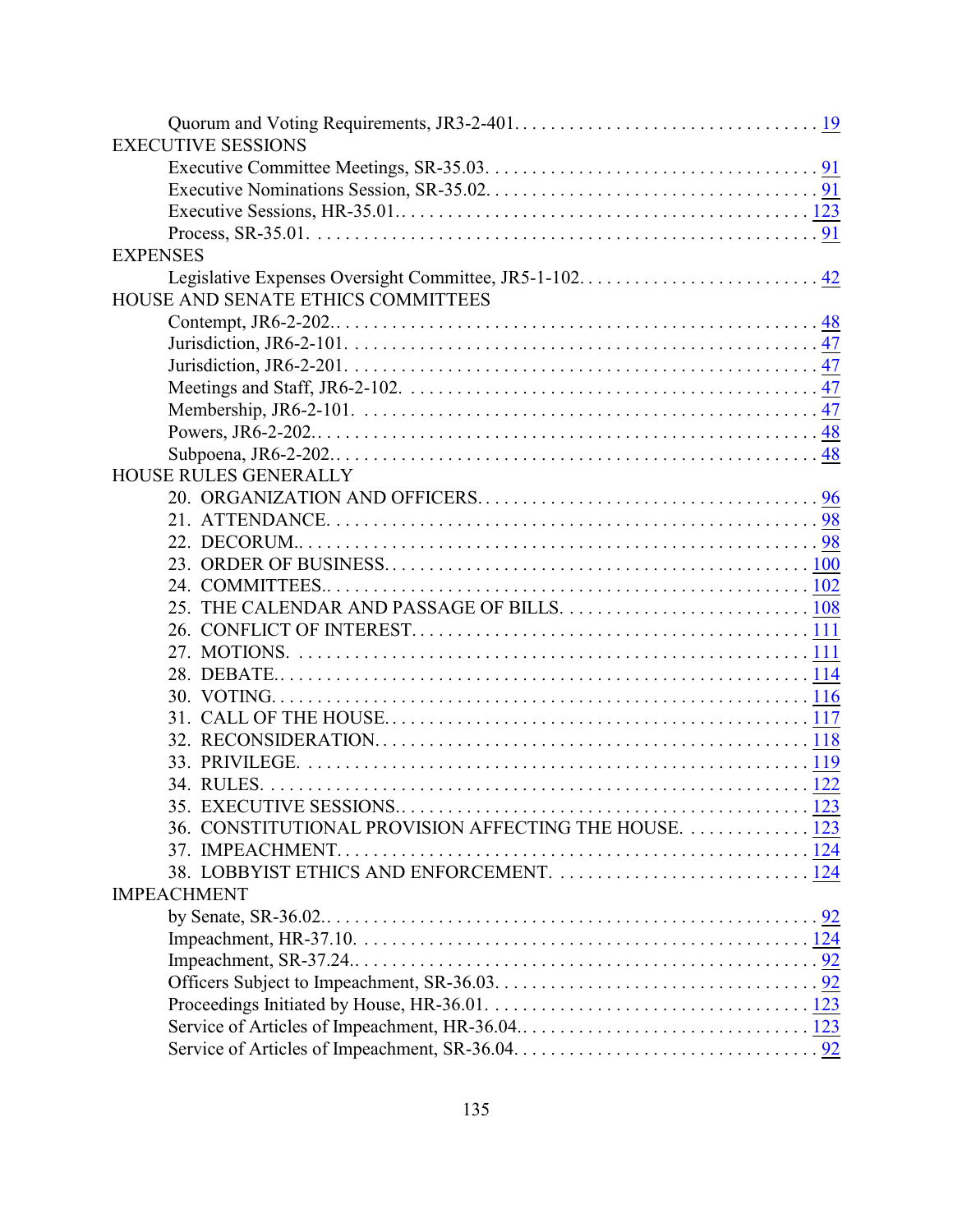Quorum and Voting Requirements, JR3-2-401. . . . . . . . . . . . . . . . . . . . . . . . . . . . . . . . 19

EXECUTIVE SESSIONS

Executive Committee Meetings, SR-35.03. . . . . . . . . . . . . . . . . . . . . . . . . . . . . . . . . . . 91
Executive Nominations Session, SR-35.02. . . . . . . . . . . . . . . . . . . . . . . . . . . . . . . . . . 91
Executive Sessions, HR-35.01.. . . . . . . . . . . . . . . . . . . . . . . . . . . . . . . . . . . . . . . . . 123
Process, SR-35.01. . . . . . . . . . . . . . . . . . . . . . . . . . . . . . . . . . . . . . . . . . . . . . . . . . . 91

EXPENSES

Legislative Expenses Oversight Committee, JR5-1-102. . . . . . . . . . . . . . . . . . . . . . . . . . 42

HOUSE AND SENATE ETHICS COMMITTEES

Contempt, JR6-2-202.. . . . . . . . . . . . . . . . . . . . . . . . . . . . . . . . . . . . . . . . . . . . . . . . . 48
Jurisdiction, JR6-2-101. . . . . . . . . . . . . . . . . . . . . . . . . . . . . . . . . . . . . . . . . . . . . . . . . 47
Jurisdiction, JR6-2-201. . . . . . . . . . . . . . . . . . . . . . . . . . . . . . . . . . . . . . . . . . . . . . . . . 47
Meetings and Staff, JR6-2-102. . . . . . . . . . . . . . . . . . . . . . . . . . . . . . . . . . . . . . . . . . . . 47
Membership, JR6-2-101. . . . . . . . . . . . . . . . . . . . . . . . . . . . . . . . . . . . . . . . . . . . . . . . . 47
Powers, JR6-2-202.. . . . . . . . . . . . . . . . . . . . . . . . . . . . . . . . . . . . . . . . . . . . . . . . . . . 48
Subpoena, JR6-2-202.. . . . . . . . . . . . . . . . . . . . . . . . . . . . . . . . . . . . . . . . . . . . . . . . . 48

HOUSE RULES GENERALLY

20. ORGANIZATION AND OFFICERS. . . . . . . . . . . . . . . . . . . . . . . . . . . . . . . . . . . . 96
21. ATTENDANCE. . . . . . . . . . . . . . . . . . . . . . . . . . . . . . . . . . . . . . . . . . . . . . . . . . . . 98
22. DECORUM.. . . . . . . . . . . . . . . . . . . . . . . . . . . . . . . . . . . . . . . . . . . . . . . . . . . . . 98
23. ORDER OF BUSINESS. . . . . . . . . . . . . . . . . . . . . . . . . . . . . . . . . . . . . . . . . . . . . 100
24. COMMITTEES.. . . . . . . . . . . . . . . . . . . . . . . . . . . . . . . . . . . . . . . . . . . . . . . . . . 102
25. THE CALENDAR AND PASSAGE OF BILLS. . . . . . . . . . . . . . . . . . . . . . . . . . . 108
26. CONFLICT OF INTEREST. . . . . . . . . . . . . . . . . . . . . . . . . . . . . . . . . . . . . . . . . . 111
27. MOTIONS. . . . . . . . . . . . . . . . . . . . . . . . . . . . . . . . . . . . . . . . . . . . . . . . . . . . . . 111
28. DEBATE.. . . . . . . . . . . . . . . . . . . . . . . . . . . . . . . . . . . . . . . . . . . . . . . . . . . . . . 114
30. VOTING. . . . . . . . . . . . . . . . . . . . . . . . . . . . . . . . . . . . . . . . . . . . . . . . . . . . . . . 116
31. CALL OF THE HOUSE. . . . . . . . . . . . . . . . . . . . . . . . . . . . . . . . . . . . . . . . . . . . . 117
32. RECONSIDERATION. . . . . . . . . . . . . . . . . . . . . . . . . . . . . . . . . . . . . . . . . . . . . . 118
33. PRIVILEGE. . . . . . . . . . . . . . . . . . . . . . . . . . . . . . . . . . . . . . . . . . . . . . . . . . . . . 119
34. RULES. . . . . . . . . . . . . . . . . . . . . . . . . . . . . . . . . . . . . . . . . . . . . . . . . . . . . . . . 122
35. EXECUTIVE SESSIONS.. . . . . . . . . . . . . . . . . . . . . . . . . . . . . . . . . . . . . . . . . . . 123
36. CONSTITUTIONAL PROVISION AFFECTING THE HOUSE. . . . . . . . . . . . . . 123
37. IMPEACHMENT. . . . . . . . . . . . . . . . . . . . . . . . . . . . . . . . . . . . . . . . . . . . . . . . . . 124
38. LOBBYIST ETHICS AND ENFORCEMENT. . . . . . . . . . . . . . . . . . . . . . . . . . . . 124

IMPEACHMENT

by Senate, SR-36.02.. . . . . . . . . . . . . . . . . . . . . . . . . . . . . . . . . . . . . . . . . . . . . . . . . . 92
Impeachment, HR-37.10. . . . . . . . . . . . . . . . . . . . . . . . . . . . . . . . . . . . . . . . . . . . . . . 124
Impeachment, SR-37.24.. . . . . . . . . . . . . . . . . . . . . . . . . . . . . . . . . . . . . . . . . . . . . . . . 92
Officers Subject to Impeachment, SR-36.03. . . . . . . . . . . . . . . . . . . . . . . . . . . . . . . . . . 92
Proceedings Initiated by House, HR-36.01. . . . . . . . . . . . . . . . . . . . . . . . . . . . . . . . . . 123
Service of Articles of Impeachment, HR-36.04.. . . . . . . . . . . . . . . . . . . . . . . . . . . . . . 123
Service of Articles of Impeachment, SR-36.04. . . . . . . . . . . . . . . . . . . . . . . . . . . . . . . . 92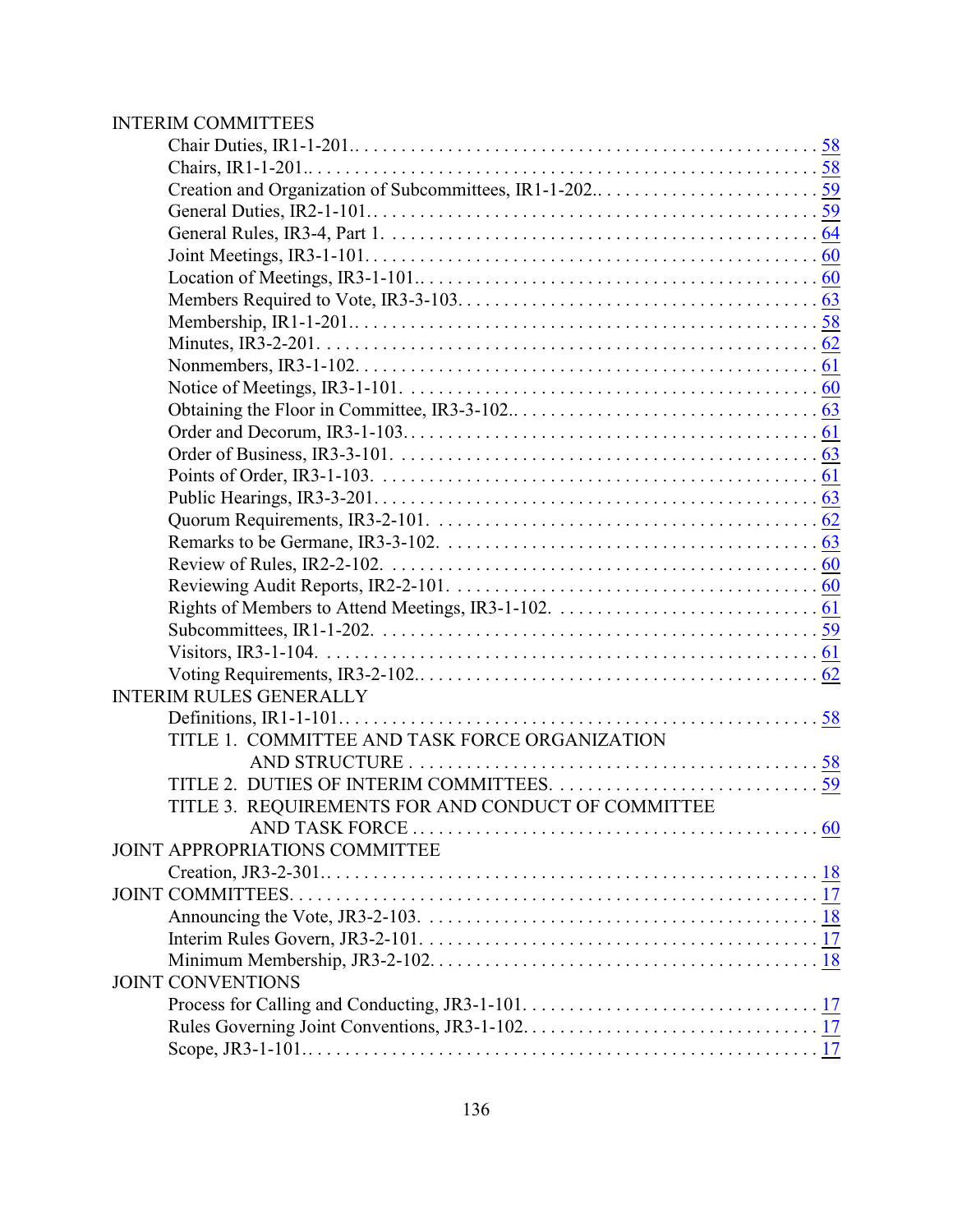INTERIM COMMITTEES

- Chair Duties, IR1-1-201.. . . . . . . . . . . . . . . . . . . . . . . . . . . . . . . . . . . . . . . . . . . . . . . 58
- Chairs, IR1-1-201.. . . . . . . . . . . . . . . . . . . . . . . . . . . . . . . . . . . . . . . . . . . . . . . . . . . . 58
- Creation and Organization of Subcommittees, IR1-1-202.. . . . . . . . . . . . . . . . . . . . . . . . 59
- General Duties, IR2-1-101.. . . . . . . . . . . . . . . . . . . . . . . . . . . . . . . . . . . . . . . . . . . . . . 59
- General Rules, IR3-4, Part 1. . . . . . . . . . . . . . . . . . . . . . . . . . . . . . . . . . . . . . . . . . . . . 64
- Joint Meetings, IR3-1-101.. . . . . . . . . . . . . . . . . . . . . . . . . . . . . . . . . . . . . . . . . . . . . . 60
- Location of Meetings, IR3-1-101.. . . . . . . . . . . . . . . . . . . . . . . . . . . . . . . . . . . . . . . . . 60
- Members Required to Vote, IR3-3-103. . . . . . . . . . . . . . . . . . . . . . . . . . . . . . . . . . . . . . 63
- Membership, IR1-1-201.. . . . . . . . . . . . . . . . . . . . . . . . . . . . . . . . . . . . . . . . . . . . . . . . 58
- Minutes, IR3-2-201. . . . . . . . . . . . . . . . . . . . . . . . . . . . . . . . . . . . . . . . . . . . . . . . . . . . 62
- Nonmembers, IR3-1-102. . . . . . . . . . . . . . . . . . . . . . . . . . . . . . . . . . . . . . . . . . . . . . . . 61
- Notice of Meetings, IR3-1-101. . . . . . . . . . . . . . . . . . . . . . . . . . . . . . . . . . . . . . . . . . . . 60
- Obtaining the Floor in Committee, IR3-3-102.. . . . . . . . . . . . . . . . . . . . . . . . . . . . . . . . 63
- Order and Decorum, IR3-1-103. . . . . . . . . . . . . . . . . . . . . . . . . . . . . . . . . . . . . . . . . . . 61
- Order of Business, IR3-3-101. . . . . . . . . . . . . . . . . . . . . . . . . . . . . . . . . . . . . . . . . . . . . 63
- Points of Order, IR3-1-103. . . . . . . . . . . . . . . . . . . . . . . . . . . . . . . . . . . . . . . . . . . . . . . 61
- Public Hearings, IR3-3-201. . . . . . . . . . . . . . . . . . . . . . . . . . . . . . . . . . . . . . . . . . . . . . . 63
- Quorum Requirements, IR3-2-101. . . . . . . . . . . . . . . . . . . . . . . . . . . . . . . . . . . . . . . . . . 62
- Remarks to be Germane, IR3-3-102. . . . . . . . . . . . . . . . . . . . . . . . . . . . . . . . . . . . . . . . 63
- Review of Rules, IR2-2-102. . . . . . . . . . . . . . . . . . . . . . . . . . . . . . . . . . . . . . . . . . . . . . 60
- Reviewing Audit Reports, IR2-2-101. . . . . . . . . . . . . . . . . . . . . . . . . . . . . . . . . . . . . . . . 60
- Rights of Members to Attend Meetings, IR3-1-102. . . . . . . . . . . . . . . . . . . . . . . . . . . . . 61
- Subcommittees, IR1-1-202. . . . . . . . . . . . . . . . . . . . . . . . . . . . . . . . . . . . . . . . . . . . . . . 59
- Visitors, IR3-1-104. . . . . . . . . . . . . . . . . . . . . . . . . . . . . . . . . . . . . . . . . . . . . . . . . . . . . 61
- Voting Requirements, IR3-2-102.. . . . . . . . . . . . . . . . . . . . . . . . . . . . . . . . . . . . . . . . . . 62

INTERIM RULES GENERALLY

- Definitions, IR1-1-101.. . . . . . . . . . . . . . . . . . . . . . . . . . . . . . . . . . . . . . . . . . . . . . . . . 58
- TITLE 1. COMMITTEE AND TASK FORCE ORGANIZATION AND STRUCTURE . . . . . . . . . . . . . . . . . . . . . . . . . . . . . . . . . . . . . . . . . . . 58
- TITLE 2. DUTIES OF INTERIM COMMITTEES. . . . . . . . . . . . . . . . . . . . . . . . . . . . . . 59
- TITLE 3. REQUIREMENTS FOR AND CONDUCT OF COMMITTEE AND TASK FORCE . . . . . . . . . . . . . . . . . . . . . . . . . . . . . . . . . . . . . . . . . . . . 60

JOINT APPROPRIATIONS COMMITTEE

- Creation, JR3-2-301.. . . . . . . . . . . . . . . . . . . . . . . . . . . . . . . . . . . . . . . . . . . . . . . . . . . . 18

JOINT COMMITTEES. . . . . . . . . . . . . . . . . . . . . . . . . . . . . . . . . . . . . . . . . . . . . . . . . . . . . . 17

- Announcing the Vote, JR3-2-103. . . . . . . . . . . . . . . . . . . . . . . . . . . . . . . . . . . . . . . . . . . . 18
- Interim Rules Govern, JR3-2-101. . . . . . . . . . . . . . . . . . . . . . . . . . . . . . . . . . . . . . . . . . . 17
- Minimum Membership, JR3-2-102. . . . . . . . . . . . . . . . . . . . . . . . . . . . . . . . . . . . . . . . . . 18

JOINT CONVENTIONS

- Process for Calling and Conducting, JR3-1-101. . . . . . . . . . . . . . . . . . . . . . . . . . . . . . . . 17
- Rules Governing Joint Conventions, JR3-1-102. . . . . . . . . . . . . . . . . . . . . . . . . . . . . . . . 17
- Scope, JR3-1-101.. . . . . . . . . . . . . . . . . . . . . . . . . . . . . . . . . . . . . . . . . . . . . . . . . . . . . . 17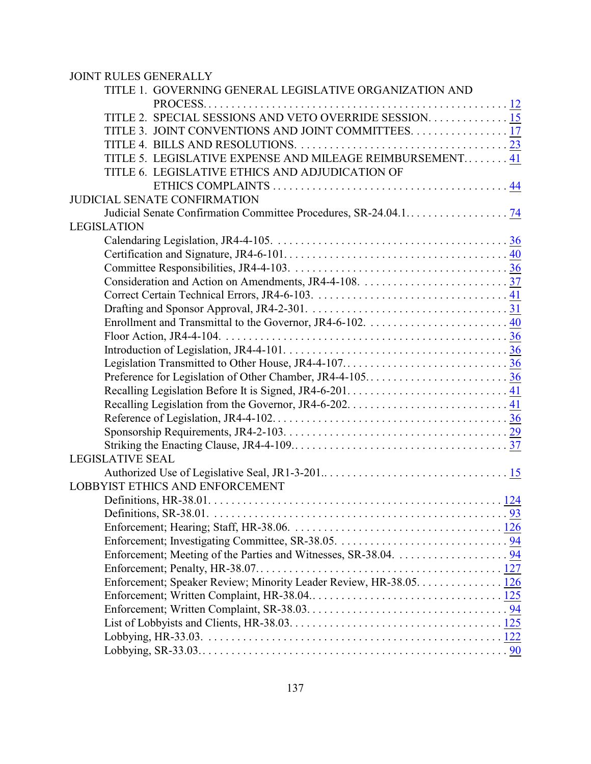JOINT RULES GENERALLY

- TITLE 1. GOVERNING GENERAL LEGISLATIVE ORGANIZATION AND PROCESS. . . . . 12
- TITLE 2. SPECIAL SESSIONS AND VETO OVERRIDE SESSION. . . . . 15
- TITLE 3. JOINT CONVENTIONS AND JOINT COMMITTEES. . . . . 17
- TITLE 4. BILLS AND RESOLUTIONS. . . . . 23
- TITLE 5. LEGISLATIVE EXPENSE AND MILEAGE REIMBURSEMENT. . . . . 41
- TITLE 6. LEGISLATIVE ETHICS AND ADJUDICATION OF ETHICS COMPLAINTS . . . . . 44

JUDICIAL SENATE CONFIRMATION

- Judicial Senate Confirmation Committee Procedures, SR-24.04.1. . . . . 74

LEGISLATION

- Calendaring Legislation, JR4-4-105. . . . . 36
- Certification and Signature, JR4-6-101. . . . . 40
- Committee Responsibilities, JR4-4-103. . . . . 36
- Consideration and Action on Amendments, JR4-4-108. . . . . 37
- Correct Certain Technical Errors, JR4-6-103. . . . . 41
- Drafting and Sponsor Approval, JR4-2-301. . . . . 31
- Enrollment and Transmittal to the Governor, JR4-6-102. . . . . 40
- Floor Action, JR4-4-104. . . . . 36
- Introduction of Legislation, JR4-4-101. . . . . 36
- Legislation Transmitted to Other House, JR4-4-107. . . . . 36
- Preference for Legislation of Other Chamber, JR4-4-105. . . . . 36
- Recalling Legislation Before It is Signed, JR4-6-201. . . . . 41
- Recalling Legislation from the Governor, JR4-6-202. . . . . 41
- Reference of Legislation, JR4-4-102. . . . . 36
- Sponsorship Requirements, JR4-2-103. . . . . 29
- Striking the Enacting Clause, JR4-4-109. . . . . 37

LEGISLATIVE SEAL

- Authorized Use of Legislative Seal, JR1-3-201. . . . . 15

LOBBYIST ETHICS AND ENFORCEMENT

- Definitions, HR-38.01. . . . . 124
- Definitions, SR-38.01. . . . . 93
- Enforcement; Hearing; Staff, HR-38.06. . . . . 126
- Enforcement; Investigating Committee, SR-38.05. . . . . 94
- Enforcement; Meeting of the Parties and Witnesses, SR-38.04. . . . . 94
- Enforcement; Penalty, HR-38.07. . . . . 127
- Enforcement; Speaker Review; Minority Leader Review, HR-38.05. . . . . 126
- Enforcement; Written Complaint, HR-38.04. . . . . 125
- Enforcement; Written Complaint, SR-38.03. . . . . 94
- List of Lobbyists and Clients, HR-38.03. . . . . 125
- Lobbying, HR-33.03. . . . . 122
- Lobbying, SR-33.03. . . . . 90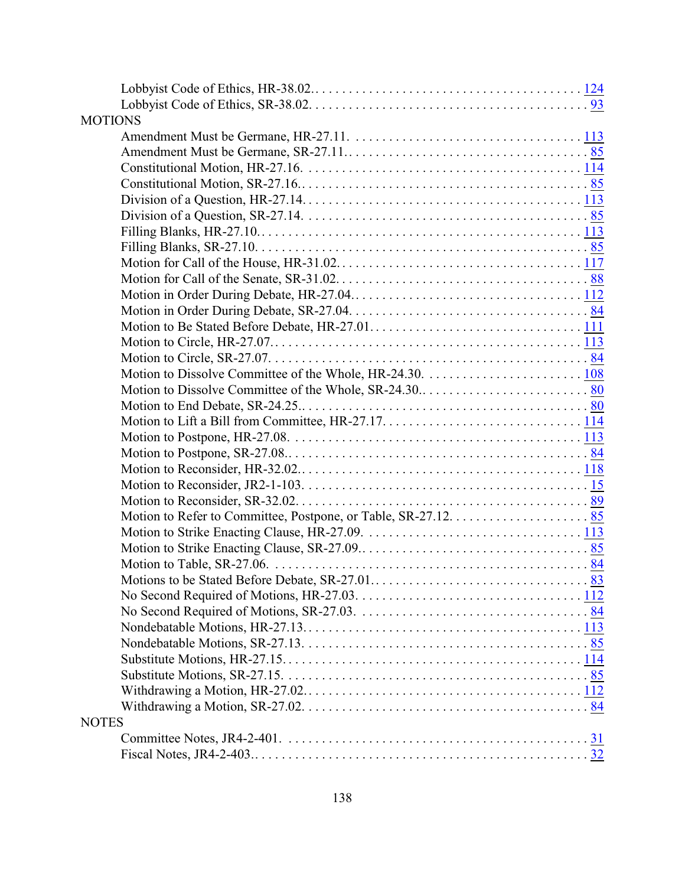Lobbyist Code of Ethics, HR-38.02. . . . . . . . . . . . . . . . . . . . . . . . . . . . . . . . . . . . . . . . 124
Lobbyist Code of Ethics, SR-38.02. . . . . . . . . . . . . . . . . . . . . . . . . . . . . . . . . . . . . . . . . 93

MOTIONS

Amendment Must be Germane, HR-27.11. . . . . . . . . . . . . . . . . . . . . . . . . . . . . . . . . . 113
Amendment Must be Germane, SR-27.11.. . . . . . . . . . . . . . . . . . . . . . . . . . . . . . . . . . . 85
Constitutional Motion, HR-27.16. . . . . . . . . . . . . . . . . . . . . . . . . . . . . . . . . . . . . . . . . 114
Constitutional Motion, SR-27.16.. . . . . . . . . . . . . . . . . . . . . . . . . . . . . . . . . . . . . . . . . . 85
Division of a Question, HR-27.14.. . . . . . . . . . . . . . . . . . . . . . . . . . . . . . . . . . . . . . . . 113
Division of a Question, SR-27.14. . . . . . . . . . . . . . . . . . . . . . . . . . . . . . . . . . . . . . . . . . 85
Filling Blanks, HR-27.10.. . . . . . . . . . . . . . . . . . . . . . . . . . . . . . . . . . . . . . . . . . . . . . . 113
Filling Blanks, SR-27.10. . . . . . . . . . . . . . . . . . . . . . . . . . . . . . . . . . . . . . . . . . . . . . . . . 85
Motion for Call of the House, HR-31.02.. . . . . . . . . . . . . . . . . . . . . . . . . . . . . . . . . . . . 117
Motion for Call of the Senate, SR-31.02.. . . . . . . . . . . . . . . . . . . . . . . . . . . . . . . . . . . . . 88
Motion in Order During Debate, HR-27.04.. . . . . . . . . . . . . . . . . . . . . . . . . . . . . . . . . 112
Motion in Order During Debate, SR-27.04.. . . . . . . . . . . . . . . . . . . . . . . . . . . . . . . . . . . 84
Motion to Be Stated Before Debate, HR-27.01.. . . . . . . . . . . . . . . . . . . . . . . . . . . . . . . 111
Motion to Circle, HR-27.07.. . . . . . . . . . . . . . . . . . . . . . . . . . . . . . . . . . . . . . . . . . . . . . 113
Motion to Circle, SR-27.07. . . . . . . . . . . . . . . . . . . . . . . . . . . . . . . . . . . . . . . . . . . . . . . . 84
Motion to Dissolve Committee of the Whole, HR-24.30. . . . . . . . . . . . . . . . . . . . . . . . 108
Motion to Dissolve Committee of the Whole, SR-24.30.. . . . . . . . . . . . . . . . . . . . . . . . . . 80
Motion to End Debate, SR-24.25.. . . . . . . . . . . . . . . . . . . . . . . . . . . . . . . . . . . . . . . . . . . 80
Motion to Lift a Bill from Committee, HR-27.17.. . . . . . . . . . . . . . . . . . . . . . . . . . . . . 114
Motion to Postpone, HR-27.08. . . . . . . . . . . . . . . . . . . . . . . . . . . . . . . . . . . . . . . . . . . . 113
Motion to Postpone, SR-27.08.. . . . . . . . . . . . . . . . . . . . . . . . . . . . . . . . . . . . . . . . . . . . . 84
Motion to Reconsider, HR-32.02.. . . . . . . . . . . . . . . . . . . . . . . . . . . . . . . . . . . . . . . . . . 118
Motion to Reconsider, JR2-1-103. . . . . . . . . . . . . . . . . . . . . . . . . . . . . . . . . . . . . . . . . . . 15
Motion to Reconsider, SR-32.02. . . . . . . . . . . . . . . . . . . . . . . . . . . . . . . . . . . . . . . . . . . . 89
Motion to Refer to Committee, Postpone, or Table, SR-27.12. . . . . . . . . . . . . . . . . . . . . 85
Motion to Strike Enacting Clause, HR-27.09. . . . . . . . . . . . . . . . . . . . . . . . . . . . . . . . . 113
Motion to Strike Enacting Clause, SR-27.09.. . . . . . . . . . . . . . . . . . . . . . . . . . . . . . . . . . . 85
Motion to Table, SR-27.06. . . . . . . . . . . . . . . . . . . . . . . . . . . . . . . . . . . . . . . . . . . . . . . . 84
Motions to be Stated Before Debate, SR-27.01.. . . . . . . . . . . . . . . . . . . . . . . . . . . . . . . . . 83
No Second Required of Motions, HR-27.03.. . . . . . . . . . . . . . . . . . . . . . . . . . . . . . . . . 112
No Second Required of Motions, SR-27.03. . . . . . . . . . . . . . . . . . . . . . . . . . . . . . . . . . . 84
Nondebatable Motions, HR-27.13.. . . . . . . . . . . . . . . . . . . . . . . . . . . . . . . . . . . . . . . . . 113
Nondebatable Motions, SR-27.13. . . . . . . . . . . . . . . . . . . . . . . . . . . . . . . . . . . . . . . . . . . 85
Substitute Motions, HR-27.15.. . . . . . . . . . . . . . . . . . . . . . . . . . . . . . . . . . . . . . . . . . . . 114
Substitute Motions, SR-27.15. . . . . . . . . . . . . . . . . . . . . . . . . . . . . . . . . . . . . . . . . . . . . . 85
Withdrawing a Motion, HR-27.02.. . . . . . . . . . . . . . . . . . . . . . . . . . . . . . . . . . . . . . . . . 112
Withdrawing a Motion, SR-27.02. . . . . . . . . . . . . . . . . . . . . . . . . . . . . . . . . . . . . . . . . . . 84

NOTES

Committee Notes, JR4-2-401. . . . . . . . . . . . . . . . . . . . . . . . . . . . . . . . . . . . . . . . . . . . . . 31
Fiscal Notes, JR4-2-403.. . . . . . . . . . . . . . . . . . . . . . . . . . . . . . . . . . . . . . . . . . . . . . . . . 32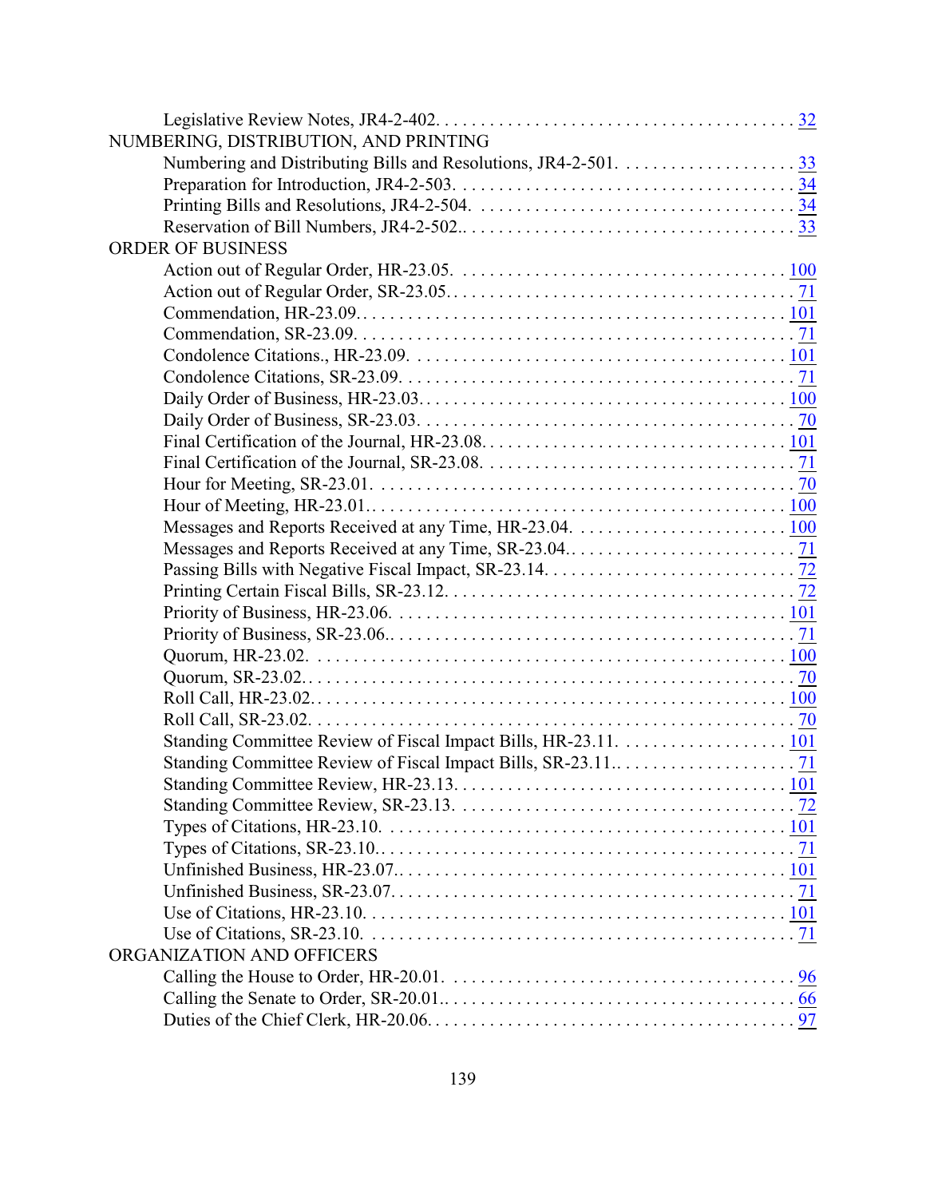Legislative Review Notes, JR4-2-402. . . . . . . . . . . . . . . . . . . . . . . . . . . . . . . . . . . . . . . 32

NUMBERING, DISTRIBUTION, AND PRINTING

Numbering and Distributing Bills and Resolutions, JR4-2-501. . . . . . . . . . . . . . . . . . . . 33
Preparation for Introduction, JR4-2-503. . . . . . . . . . . . . . . . . . . . . . . . . . . . . . . . . . . . . . 34
Printing Bills and Resolutions, JR4-2-504. . . . . . . . . . . . . . . . . . . . . . . . . . . . . . . . . . . . 34
Reservation of Bill Numbers, JR4-2-502.. . . . . . . . . . . . . . . . . . . . . . . . . . . . . . . . . . . . 33

ORDER OF BUSINESS

Action out of Regular Order, HR-23.05. . . . . . . . . . . . . . . . . . . . . . . . . . . . . . . . . . . . 100
Action out of Regular Order, SR-23.05.. . . . . . . . . . . . . . . . . . . . . . . . . . . . . . . . . . . . . 71
Commendation, HR-23.09.. . . . . . . . . . . . . . . . . . . . . . . . . . . . . . . . . . . . . . . . . . . . . . 101
Commendation, SR-23.09. . . . . . . . . . . . . . . . . . . . . . . . . . . . . . . . . . . . . . . . . . . . . . . . 71
Condolence Citations., HR-23.09. . . . . . . . . . . . . . . . . . . . . . . . . . . . . . . . . . . . . . . . . 101
Condolence Citations, SR-23.09. . . . . . . . . . . . . . . . . . . . . . . . . . . . . . . . . . . . . . . . . . . 71
Daily Order of Business, HR-23.03.. . . . . . . . . . . . . . . . . . . . . . . . . . . . . . . . . . . . . . . 100
Daily Order of Business, SR-23.03. . . . . . . . . . . . . . . . . . . . . . . . . . . . . . . . . . . . . . . . . 70
Final Certification of the Journal, HR-23.08. . . . . . . . . . . . . . . . . . . . . . . . . . . . . . . . . 101
Final Certification of the Journal, SR-23.08. . . . . . . . . . . . . . . . . . . . . . . . . . . . . . . . . . 71
Hour for Meeting, SR-23.01. . . . . . . . . . . . . . . . . . . . . . . . . . . . . . . . . . . . . . . . . . . . . . 70
Hour of Meeting, HR-23.01.. . . . . . . . . . . . . . . . . . . . . . . . . . . . . . . . . . . . . . . . . . . . . 100
Messages and Reports Received at any Time, HR-23.04. . . . . . . . . . . . . . . . . . . . . . . 100
Messages and Reports Received at any Time, SR-23.04.. . . . . . . . . . . . . . . . . . . . . . . . . 71
Passing Bills with Negative Fiscal Impact, SR-23.14. . . . . . . . . . . . . . . . . . . . . . . . . . . 72
Printing Certain Fiscal Bills, SR-23.12. . . . . . . . . . . . . . . . . . . . . . . . . . . . . . . . . . . . . . 72
Priority of Business, HR-23.06. . . . . . . . . . . . . . . . . . . . . . . . . . . . . . . . . . . . . . . . . . . 101
Priority of Business, SR-23.06.. . . . . . . . . . . . . . . . . . . . . . . . . . . . . . . . . . . . . . . . . . . . 71
Quorum, HR-23.02. . . . . . . . . . . . . . . . . . . . . . . . . . . . . . . . . . . . . . . . . . . . . . . . . . . . 100
Quorum, SR-23.02.. . . . . . . . . . . . . . . . . . . . . . . . . . . . . . . . . . . . . . . . . . . . . . . . . . . . . 70
Roll Call, HR-23.02.. . . . . . . . . . . . . . . . . . . . . . . . . . . . . . . . . . . . . . . . . . . . . . . . . . . 100
Roll Call, SR-23.02. . . . . . . . . . . . . . . . . . . . . . . . . . . . . . . . . . . . . . . . . . . . . . . . . . . . . . 70
Standing Committee Review of Fiscal Impact Bills, HR-23.11. . . . . . . . . . . . . . . . . . . 101
Standing Committee Review of Fiscal Impact Bills, SR-23.11.. . . . . . . . . . . . . . . . . . . . 71
Standing Committee Review, HR-23.13. . . . . . . . . . . . . . . . . . . . . . . . . . . . . . . . . . . . 101
Standing Committee Review, SR-23.13. . . . . . . . . . . . . . . . . . . . . . . . . . . . . . . . . . . . . . 72
Types of Citations, HR-23.10. . . . . . . . . . . . . . . . . . . . . . . . . . . . . . . . . . . . . . . . . . . . 101
Types of Citations, SR-23.10.. . . . . . . . . . . . . . . . . . . . . . . . . . . . . . . . . . . . . . . . . . . . . 71
Unfinished Business, HR-23.07.. . . . . . . . . . . . . . . . . . . . . . . . . . . . . . . . . . . . . . . . . . 101
Unfinished Business, SR-23.07. . . . . . . . . . . . . . . . . . . . . . . . . . . . . . . . . . . . . . . . . . . . . 71
Use of Citations, HR-23.10. . . . . . . . . . . . . . . . . . . . . . . . . . . . . . . . . . . . . . . . . . . . . . 101
Use of Citations, SR-23.10. . . . . . . . . . . . . . . . . . . . . . . . . . . . . . . . . . . . . . . . . . . . . . . . 71

ORGANIZATION AND OFFICERS

Calling the House to Order, HR-20.01. . . . . . . . . . . . . . . . . . . . . . . . . . . . . . . . . . . . . . 96
Calling the Senate to Order, SR-20.01.. . . . . . . . . . . . . . . . . . . . . . . . . . . . . . . . . . . . . . 66
Duties of the Chief Clerk, HR-20.06. . . . . . . . . . . . . . . . . . . . . . . . . . . . . . . . . . . . . . . . 97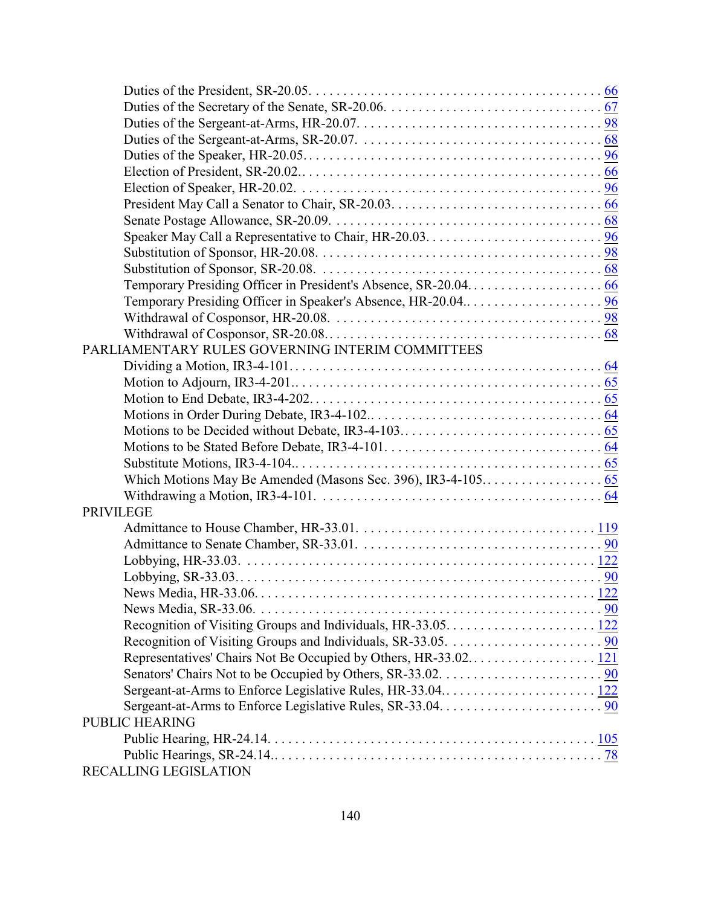Duties of the President, SR-20.05. . . . . . . . . . . . . . . . . . . . . . . . . . . . . . . . . . . . . . . . . 66
Duties of the Secretary of the Senate, SR-20.06. . . . . . . . . . . . . . . . . . . . . . . . . . . . . . . 67
Duties of the Sergeant-at-Arms, HR-20.07. . . . . . . . . . . . . . . . . . . . . . . . . . . . . . . . . . . 98
Duties of the Sergeant-at-Arms, SR-20.07. . . . . . . . . . . . . . . . . . . . . . . . . . . . . . . . . . . 68
Duties of the Speaker, HR-20.05. . . . . . . . . . . . . . . . . . . . . . . . . . . . . . . . . . . . . . . . . . . 96
Election of President, SR-20.02. . . . . . . . . . . . . . . . . . . . . . . . . . . . . . . . . . . . . . . . . . . 66
Election of Speaker, HR-20.02. . . . . . . . . . . . . . . . . . . . . . . . . . . . . . . . . . . . . . . . . . . . 96
President May Call a Senator to Chair, SR-20.03. . . . . . . . . . . . . . . . . . . . . . . . . . . . . . 66
Senate Postage Allowance, SR-20.09. . . . . . . . . . . . . . . . . . . . . . . . . . . . . . . . . . . . . . . 68
Speaker May Call a Representative to Chair, HR-20.03. . . . . . . . . . . . . . . . . . . . . . . . . . 96
Substitution of Sponsor, HR-20.08. . . . . . . . . . . . . . . . . . . . . . . . . . . . . . . . . . . . . . . . . 98
Substitution of Sponsor, SR-20.08. . . . . . . . . . . . . . . . . . . . . . . . . . . . . . . . . . . . . . . . . 68
Temporary Presiding Officer in President's Absence, SR-20.04. . . . . . . . . . . . . . . . . . . . 66
Temporary Presiding Officer in Speaker's Absence, HR-20.04.. . . . . . . . . . . . . . . . . . . . 96
Withdrawal of Cosponsor, HR-20.08. . . . . . . . . . . . . . . . . . . . . . . . . . . . . . . . . . . . . . . 98
Withdrawal of Cosponsor, SR-20.08.. . . . . . . . . . . . . . . . . . . . . . . . . . . . . . . . . . . . . . . 68

PARLIAMENTARY RULES GOVERNING INTERIM COMMITTEES

Dividing a Motion, IR3-4-101. . . . . . . . . . . . . . . . . . . . . . . . . . . . . . . . . . . . . . . . . . . . . 64
Motion to Adjourn, IR3-4-201.. . . . . . . . . . . . . . . . . . . . . . . . . . . . . . . . . . . . . . . . . . . . 65
Motion to End Debate, IR3-4-202. . . . . . . . . . . . . . . . . . . . . . . . . . . . . . . . . . . . . . . . . . 65
Motions in Order During Debate, IR3-4-102.. . . . . . . . . . . . . . . . . . . . . . . . . . . . . . . . . . 64
Motions to be Decided without Debate, IR3-4-103. . . . . . . . . . . . . . . . . . . . . . . . . . . . . . 65
Motions to be Stated Before Debate, IR3-4-101. . . . . . . . . . . . . . . . . . . . . . . . . . . . . . . . 64
Substitute Motions, IR3-4-104.. . . . . . . . . . . . . . . . . . . . . . . . . . . . . . . . . . . . . . . . . . . . 65
Which Motions May Be Amended (Masons Sec. 396), IR3-4-105. . . . . . . . . . . . . . . . . . 65
Withdrawing a Motion, IR3-4-101. . . . . . . . . . . . . . . . . . . . . . . . . . . . . . . . . . . . . . . . . 64

PRIVILEGE

Admittance to House Chamber, HR-33.01. . . . . . . . . . . . . . . . . . . . . . . . . . . . . . . . . . 119
Admittance to Senate Chamber, SR-33.01. . . . . . . . . . . . . . . . . . . . . . . . . . . . . . . . . . . 90
Lobbying, HR-33.03. . . . . . . . . . . . . . . . . . . . . . . . . . . . . . . . . . . . . . . . . . . . . . . . . . . 122
Lobbying, SR-33.03.. . . . . . . . . . . . . . . . . . . . . . . . . . . . . . . . . . . . . . . . . . . . . . . . . . . . 90
News Media, HR-33.06. . . . . . . . . . . . . . . . . . . . . . . . . . . . . . . . . . . . . . . . . . . . . . . . . 122
News Media, SR-33.06. . . . . . . . . . . . . . . . . . . . . . . . . . . . . . . . . . . . . . . . . . . . . . . . . . 90
Recognition of Visiting Groups and Individuals, HR-33.05. . . . . . . . . . . . . . . . . . . . . . 122
Recognition of Visiting Groups and Individuals, SR-33.05. . . . . . . . . . . . . . . . . . . . . . . 90
Representatives' Chairs Not Be Occupied by Others, HR-33.02.. . . . . . . . . . . . . . . . . . 121
Senators' Chairs Not to be Occupied by Others, SR-33.02. . . . . . . . . . . . . . . . . . . . . . . . 90
Sergeant-at-Arms to Enforce Legislative Rules, HR-33.04.. . . . . . . . . . . . . . . . . . . . . . 122
Sergeant-at-Arms to Enforce Legislative Rules, SR-33.04. . . . . . . . . . . . . . . . . . . . . . . . 90

PUBLIC HEARING

Public Hearing, HR-24.14. . . . . . . . . . . . . . . . . . . . . . . . . . . . . . . . . . . . . . . . . . . . . . . 105
Public Hearings, SR-24.14.. . . . . . . . . . . . . . . . . . . . . . . . . . . . . . . . . . . . . . . . . . . . . . . 78

RECALLING LEGISLATION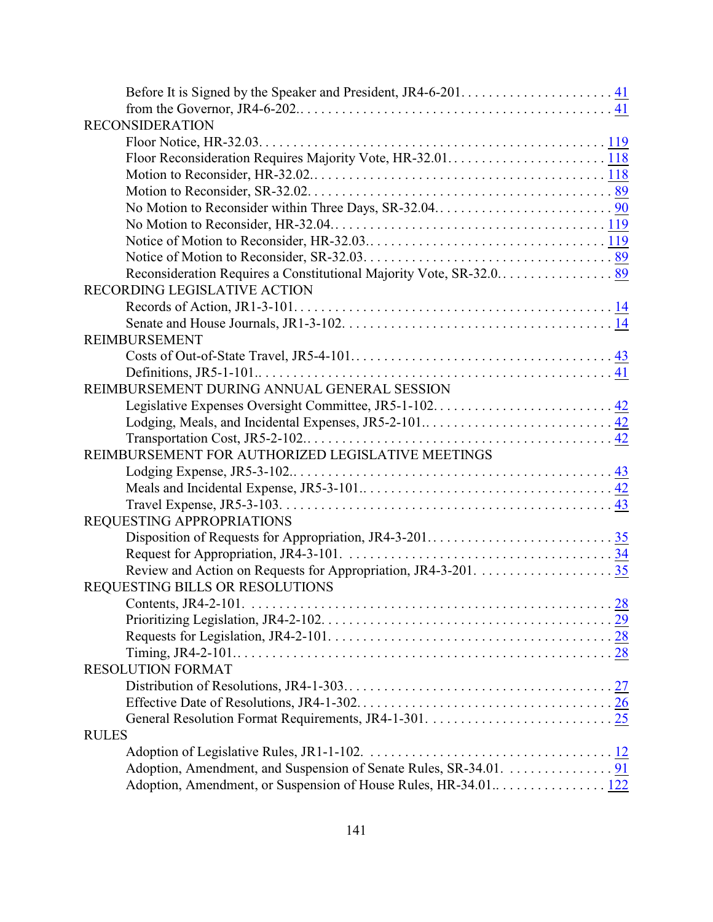Before It is Signed by the Speaker and President, JR4-6-201. . . . . . . . . . . . . . . . . . . . . . 41
from the Governor, JR4-6-202. . . . . . . . . . . . . . . . . . . . . . . . . . . . . . . . . . . . . . . . . . . . . 41

RECONSIDERATION
Floor Notice, HR-32.03. . . . . . . . . . . . . . . . . . . . . . . . . . . . . . . . . . . . . . . . . . . . . . . . . . 119
Floor Reconsideration Requires Majority Vote, HR-32.01. . . . . . . . . . . . . . . . . . . . . . . . 118
Motion to Reconsider, HR-32.02. . . . . . . . . . . . . . . . . . . . . . . . . . . . . . . . . . . . . . . . . . . 118
Motion to Reconsider, SR-32.02. . . . . . . . . . . . . . . . . . . . . . . . . . . . . . . . . . . . . . . . . . . . 89
No Motion to Reconsider within Three Days, SR-32.04. . . . . . . . . . . . . . . . . . . . . . . . . . . 90
No Motion to Reconsider, HR-32.04. . . . . . . . . . . . . . . . . . . . . . . . . . . . . . . . . . . . . . . . 119
Notice of Motion to Reconsider, HR-32.03. . . . . . . . . . . . . . . . . . . . . . . . . . . . . . . . . . . 119
Notice of Motion to Reconsider, SR-32.03. . . . . . . . . . . . . . . . . . . . . . . . . . . . . . . . . . . . . 89
Reconsideration Requires a Constitutional Majority Vote, SR-32.0. . . . . . . . . . . . . . . . . . 89

RECORDING LEGISLATIVE ACTION
Records of Action, JR1-3-101. . . . . . . . . . . . . . . . . . . . . . . . . . . . . . . . . . . . . . . . . . . . . . 14
Senate and House Journals, JR1-3-102. . . . . . . . . . . . . . . . . . . . . . . . . . . . . . . . . . . . . . . 14

REIMBURSEMENT
Costs of Out-of-State Travel, JR5-4-101. . . . . . . . . . . . . . . . . . . . . . . . . . . . . . . . . . . . . . 43
Definitions, JR5-1-101. . . . . . . . . . . . . . . . . . . . . . . . . . . . . . . . . . . . . . . . . . . . . . . . . . . 41

REIMBURSEMENT DURING ANNUAL GENERAL SESSION
Legislative Expenses Oversight Committee, JR5-1-102. . . . . . . . . . . . . . . . . . . . . . . . . . . 42
Lodging, Meals, and Incidental Expenses, JR5-2-101. . . . . . . . . . . . . . . . . . . . . . . . . . . . 42
Transportation Cost, JR5-2-102. . . . . . . . . . . . . . . . . . . . . . . . . . . . . . . . . . . . . . . . . . . . . 42

REIMBURSEMENT FOR AUTHORIZED LEGISLATIVE MEETINGS
Lodging Expense, JR5-3-102. . . . . . . . . . . . . . . . . . . . . . . . . . . . . . . . . . . . . . . . . . . . . . . 43
Meals and Incidental Expense, JR5-3-101. . . . . . . . . . . . . . . . . . . . . . . . . . . . . . . . . . . . . 42
Travel Expense, JR5-3-103. . . . . . . . . . . . . . . . . . . . . . . . . . . . . . . . . . . . . . . . . . . . . . . . 43

REQUESTING APPROPRIATIONS
Disposition of Requests for Appropriation, JR4-3-201. . . . . . . . . . . . . . . . . . . . . . . . . . . . 35
Request for Appropriation, JR4-3-101. . . . . . . . . . . . . . . . . . . . . . . . . . . . . . . . . . . . . . . . 34
Review and Action on Requests for Appropriation, JR4-3-201. . . . . . . . . . . . . . . . . . . . . 35

REQUESTING BILLS OR RESOLUTIONS
Contents, JR4-2-101. . . . . . . . . . . . . . . . . . . . . . . . . . . . . . . . . . . . . . . . . . . . . . . . . . . . . 28
Prioritizing Legislation, JR4-2-102. . . . . . . . . . . . . . . . . . . . . . . . . . . . . . . . . . . . . . . . . . . 29
Requests for Legislation, JR4-2-101. . . . . . . . . . . . . . . . . . . . . . . . . . . . . . . . . . . . . . . . . . 28
Timing, JR4-2-101. . . . . . . . . . . . . . . . . . . . . . . . . . . . . . . . . . . . . . . . . . . . . . . . . . . . . . . 28

RESOLUTION FORMAT
Distribution of Resolutions, JR4-1-303. . . . . . . . . . . . . . . . . . . . . . . . . . . . . . . . . . . . . . . 27
Effective Date of Resolutions, JR4-1-302. . . . . . . . . . . . . . . . . . . . . . . . . . . . . . . . . . . . . . 26
General Resolution Format Requirements, JR4-1-301. . . . . . . . . . . . . . . . . . . . . . . . . . . . 25

RULES
Adoption of Legislative Rules, JR1-1-102. . . . . . . . . . . . . . . . . . . . . . . . . . . . . . . . . . . . . 12
Adoption, Amendment, and Suspension of Senate Rules, SR-34.01. . . . . . . . . . . . . . . . . 91
Adoption, Amendment, or Suspension of House Rules, HR-34.01. . . . . . . . . . . . . . . . . . 122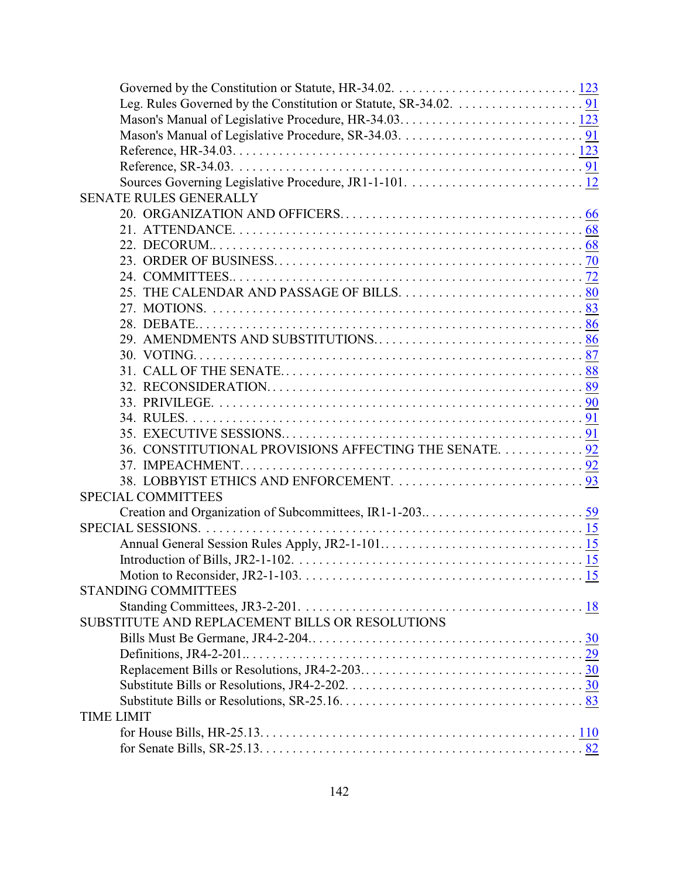Governed by the Constitution or Statute, HR-34.02. . . . . . . . . . . . . . . . . . . . . . . . . . . 123
Leg. Rules Governed by the Constitution or Statute, SR-34.02. . . . . . . . . . . . . . . . . . . . 91
Mason's Manual of Legislative Procedure, HR-34.03. . . . . . . . . . . . . . . . . . . . . . . . . . . 123
Mason's Manual of Legislative Procedure, SR-34.03. . . . . . . . . . . . . . . . . . . . . . . . . . . . 91
Reference, HR-34.03. . . . . . . . . . . . . . . . . . . . . . . . . . . . . . . . . . . . . . . . . . . . . . . . . . 123
Reference, SR-34.03. . . . . . . . . . . . . . . . . . . . . . . . . . . . . . . . . . . . . . . . . . . . . . . . . . . 91
Sources Governing Legislative Procedure, JR1-1-101. . . . . . . . . . . . . . . . . . . . . . . . . . . 12

SENATE RULES GENERALLY
20. ORGANIZATION AND OFFICERS. . . . . . . . . . . . . . . . . . . . . . . . . . . . . . . . . . . . . 66
21. ATTENDANCE. . . . . . . . . . . . . . . . . . . . . . . . . . . . . . . . . . . . . . . . . . . . . . . . . . . 68
22. DECORUM.. . . . . . . . . . . . . . . . . . . . . . . . . . . . . . . . . . . . . . . . . . . . . . . . . . . . 68
23. ORDER OF BUSINESS. . . . . . . . . . . . . . . . . . . . . . . . . . . . . . . . . . . . . . . . . . . . . 70
24. COMMITTEES.. . . . . . . . . . . . . . . . . . . . . . . . . . . . . . . . . . . . . . . . . . . . . . . . . . 72
25. THE CALENDAR AND PASSAGE OF BILLS. . . . . . . . . . . . . . . . . . . . . . . . . . . . 80
27. MOTIONS. . . . . . . . . . . . . . . . . . . . . . . . . . . . . . . . . . . . . . . . . . . . . . . . . . . . . . 83
28. DEBATE.. . . . . . . . . . . . . . . . . . . . . . . . . . . . . . . . . . . . . . . . . . . . . . . . . . . . . . 86
29. AMENDMENTS AND SUBSTITUTIONS.. . . . . . . . . . . . . . . . . . . . . . . . . . . . . . . . 86
30. VOTING. . . . . . . . . . . . . . . . . . . . . . . . . . . . . . . . . . . . . . . . . . . . . . . . . . . . . . . . 87
31. CALL OF THE SENATE. . . . . . . . . . . . . . . . . . . . . . . . . . . . . . . . . . . . . . . . . . . . . 88
32. RECONSIDERATION. . . . . . . . . . . . . . . . . . . . . . . . . . . . . . . . . . . . . . . . . . . . . . . 89
33. PRIVILEGE. . . . . . . . . . . . . . . . . . . . . . . . . . . . . . . . . . . . . . . . . . . . . . . . . . . . . . 90
34. RULES. . . . . . . . . . . . . . . . . . . . . . . . . . . . . . . . . . . . . . . . . . . . . . . . . . . . . . . . . 91
35. EXECUTIVE SESSIONS.. . . . . . . . . . . . . . . . . . . . . . . . . . . . . . . . . . . . . . . . . . . . 91
36. CONSTITUTIONAL PROVISIONS AFFECTING THE SENATE. . . . . . . . . . . . . 92
37. IMPEACHMENT. . . . . . . . . . . . . . . . . . . . . . . . . . . . . . . . . . . . . . . . . . . . . . . . . . . 92
38. LOBBYIST ETHICS AND ENFORCEMENT. . . . . . . . . . . . . . . . . . . . . . . . . . . . . 93

SPECIAL COMMITTEES
Creation and Organization of Subcommittees, IR1-1-203.. . . . . . . . . . . . . . . . . . . . . . . 59

SPECIAL SESSIONS. . . . . . . . . . . . . . . . . . . . . . . . . . . . . . . . . . . . . . . . . . . . . . . . . . . . . . . 15
Annual General Session Rules Apply, JR2-1-101.. . . . . . . . . . . . . . . . . . . . . . . . . . . . . 15
Introduction of Bills, JR2-1-102. . . . . . . . . . . . . . . . . . . . . . . . . . . . . . . . . . . . . . . . . . . 15
Motion to Reconsider, JR2-1-103. . . . . . . . . . . . . . . . . . . . . . . . . . . . . . . . . . . . . . . . . . 15

STANDING COMMITTEES
Standing Committees, JR3-2-201. . . . . . . . . . . . . . . . . . . . . . . . . . . . . . . . . . . . . . . . . . 18

SUBSTITUTE AND REPLACEMENT BILLS OR RESOLUTIONS
Bills Must Be Germane, JR4-2-204.. . . . . . . . . . . . . . . . . . . . . . . . . . . . . . . . . . . . . . . . 30
Definitions, JR4-2-201.. . . . . . . . . . . . . . . . . . . . . . . . . . . . . . . . . . . . . . . . . . . . . . . . . 29
Replacement Bills or Resolutions, JR4-2-203.. . . . . . . . . . . . . . . . . . . . . . . . . . . . . . . . 30
Substitute Bills or Resolutions, JR4-2-202. . . . . . . . . . . . . . . . . . . . . . . . . . . . . . . . . . . 30
Substitute Bills or Resolutions, SR-25.16. . . . . . . . . . . . . . . . . . . . . . . . . . . . . . . . . . . . 83

TIME LIMIT
for House Bills, HR-25.13. . . . . . . . . . . . . . . . . . . . . . . . . . . . . . . . . . . . . . . . . . . . . . . 110
for Senate Bills, SR-25.13. . . . . . . . . . . . . . . . . . . . . . . . . . . . . . . . . . . . . . . . . . . . . . . 82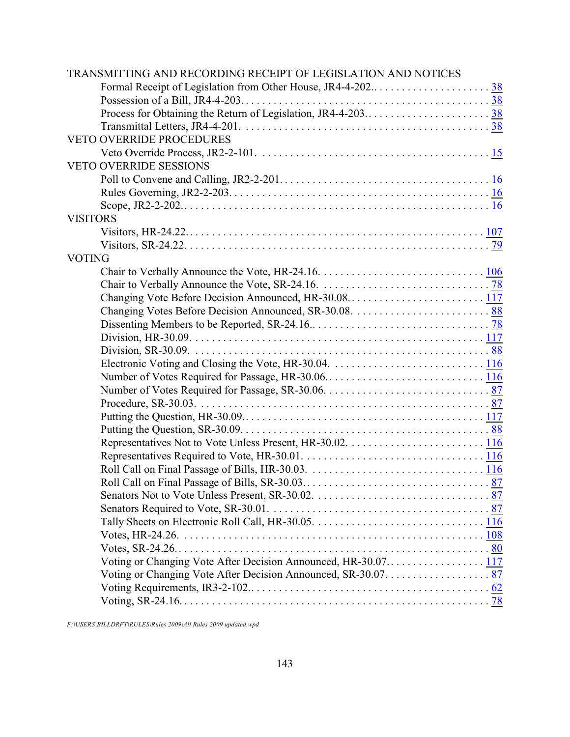TRANSMITTING AND RECORDING RECEIPT OF LEGISLATION AND NOTICES

- Formal Receipt of Legislation from Other House, JR4-4-202.. . . . . . . . . . . . . . . . . . . . . 38
- Possession of a Bill, JR4-4-203. . . . . . . . . . . . . . . . . . . . . . . . . . . . . . . . . . . . . . . . . . . . 38
- Process for Obtaining the Return of Legislation, JR4-4-203. . . . . . . . . . . . . . . . . . . . . . . 38
- Transmittal Letters, JR4-4-201. . . . . . . . . . . . . . . . . . . . . . . . . . . . . . . . . . . . . . . . . . . . 38

VETO OVERRIDE PROCEDURES

- Veto Override Process, JR2-2-101. . . . . . . . . . . . . . . . . . . . . . . . . . . . . . . . . . . . . . . . . 15

VETO OVERRIDE SESSIONS

- Poll to Convene and Calling, JR2-2-201. . . . . . . . . . . . . . . . . . . . . . . . . . . . . . . . . . . . . . 16
- Rules Governing, JR2-2-203. . . . . . . . . . . . . . . . . . . . . . . . . . . . . . . . . . . . . . . . . . . . . . 16
- Scope, JR2-2-202.. . . . . . . . . . . . . . . . . . . . . . . . . . . . . . . . . . . . . . . . . . . . . . . . . . . . . 16

VISITORS

- Visitors, HR-24.22.. . . . . . . . . . . . . . . . . . . . . . . . . . . . . . . . . . . . . . . . . . . . . . . . . . . 107
- Visitors, SR-24.22. . . . . . . . . . . . . . . . . . . . . . . . . . . . . . . . . . . . . . . . . . . . . . . . . . . . . . 79

VOTING

- Chair to Verbally Announce the Vote, HR-24.16. . . . . . . . . . . . . . . . . . . . . . . . . . . . . . 106
- Chair to Verbally Announce the Vote, SR-24.16. . . . . . . . . . . . . . . . . . . . . . . . . . . . . . . 78
- Changing Vote Before Decision Announced, HR-30.08.. . . . . . . . . . . . . . . . . . . . . . . . 117
- Changing Votes Before Decision Announced, SR-30.08. . . . . . . . . . . . . . . . . . . . . . . . . 88
- Dissenting Members to be Reported, SR-24.16.. . . . . . . . . . . . . . . . . . . . . . . . . . . . . . . 78
- Division, HR-30.09. . . . . . . . . . . . . . . . . . . . . . . . . . . . . . . . . . . . . . . . . . . . . . . . . . . . 117
- Division, SR-30.09. . . . . . . . . . . . . . . . . . . . . . . . . . . . . . . . . . . . . . . . . . . . . . . . . . . . . 88
- Electronic Voting and Closing the Vote, HR-30.04. . . . . . . . . . . . . . . . . . . . . . . . . . . . 116
- Number of Votes Required for Passage, HR-30.06.. . . . . . . . . . . . . . . . . . . . . . . . . . . . 116
- Number of Votes Required for Passage, SR-30.06. . . . . . . . . . . . . . . . . . . . . . . . . . . . . . 87
- Procedure, SR-30.03. . . . . . . . . . . . . . . . . . . . . . . . . . . . . . . . . . . . . . . . . . . . . . . . . . . . 87
- Putting the Question, HR-30.09.. . . . . . . . . . . . . . . . . . . . . . . . . . . . . . . . . . . . . . . . . . 117
- Putting the Question, SR-30.09.. . . . . . . . . . . . . . . . . . . . . . . . . . . . . . . . . . . . . . . . . . . . 88
- Representatives Not to Vote Unless Present, HR-30.02. . . . . . . . . . . . . . . . . . . . . . . . . 116
- Representatives Required to Vote, HR-30.01. . . . . . . . . . . . . . . . . . . . . . . . . . . . . . . . . 116
- Roll Call on Final Passage of Bills, HR-30.03. . . . . . . . . . . . . . . . . . . . . . . . . . . . . . . . 116
- Roll Call on Final Passage of Bills, SR-30.03.. . . . . . . . . . . . . . . . . . . . . . . . . . . . . . . . . 87
- Senators Not to Vote Unless Present, SR-30.02. . . . . . . . . . . . . . . . . . . . . . . . . . . . . . . . 87
- Senators Required to Vote, SR-30.01. . . . . . . . . . . . . . . . . . . . . . . . . . . . . . . . . . . . . . . . 87
- Tally Sheets on Electronic Roll Call, HR-30.05. . . . . . . . . . . . . . . . . . . . . . . . . . . . . . . 116
- Votes, HR-24.26. . . . . . . . . . . . . . . . . . . . . . . . . . . . . . . . . . . . . . . . . . . . . . . . . . . . . . 108
- Votes, SR-24.26.. . . . . . . . . . . . . . . . . . . . . . . . . . . . . . . . . . . . . . . . . . . . . . . . . . . . . . . 80
- Voting or Changing Vote After Decision Announced, HR-30.07.. . . . . . . . . . . . . . . . . . 117
- Voting or Changing Vote After Decision Announced, SR-30.07. . . . . . . . . . . . . . . . . . . . 87
- Voting Requirements, IR3-2-102.. . . . . . . . . . . . . . . . . . . . . . . . . . . . . . . . . . . . . . . . . . . 62
- Voting, SR-24.16.. . . . . . . . . . . . . . . . . . . . . . . . . . . . . . . . . . . . . . . . . . . . . . . . . . . . . . 78

*F:\USERS\BILLDRFT\RULES\Rules 2009\All Rules 2009 updated.wpd*